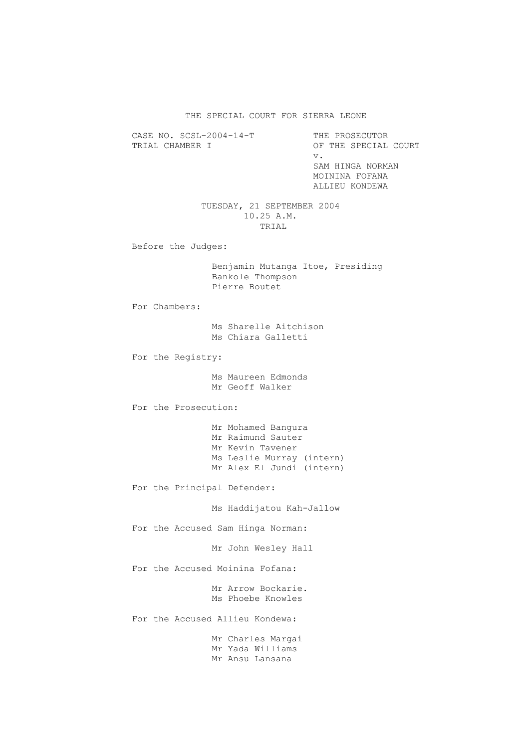# THE SPECIAL COURT FOR SIERRA LEONE

CASE NO. SCSL-2004-14-T
TRIAL CHAMBER I

THE PROSECUTOR
OF THE SPECIAL COURT
v.
SAM HINGA NORMAN
MOININA FOFANA
ALLIEU KONDEWA

TUESDAY, 21 SEPTEMBER 2004
10.25 A.M.
TRIAL

Before the Judges:

Benjamin Mutanga Itoe, Presiding
Bankole Thompson
Pierre Boutet

For Chambers:

Ms Sharelle Aitchison
Ms Chiara Galletti

For the Registry:

Ms Maureen Edmonds
Mr Geoff Walker

For the Prosecution:

Mr Mohamed Bangura
Mr Raimund Sauter
Mr Kevin Tavener
Ms Leslie Murray (intern)
Mr Alex El Jundi (intern)

For the Principal Defender:

Ms Haddijatou Kah-Jallow

For the Accused Sam Hinga Norman:

Mr John Wesley Hall

For the Accused Moinina Fofana:

Mr Arrow Bockarie.
Ms Phoebe Knowles

For the Accused Allieu Kondewa:

Mr Charles Margai
Mr Yada Williams
Mr Ansu Lansana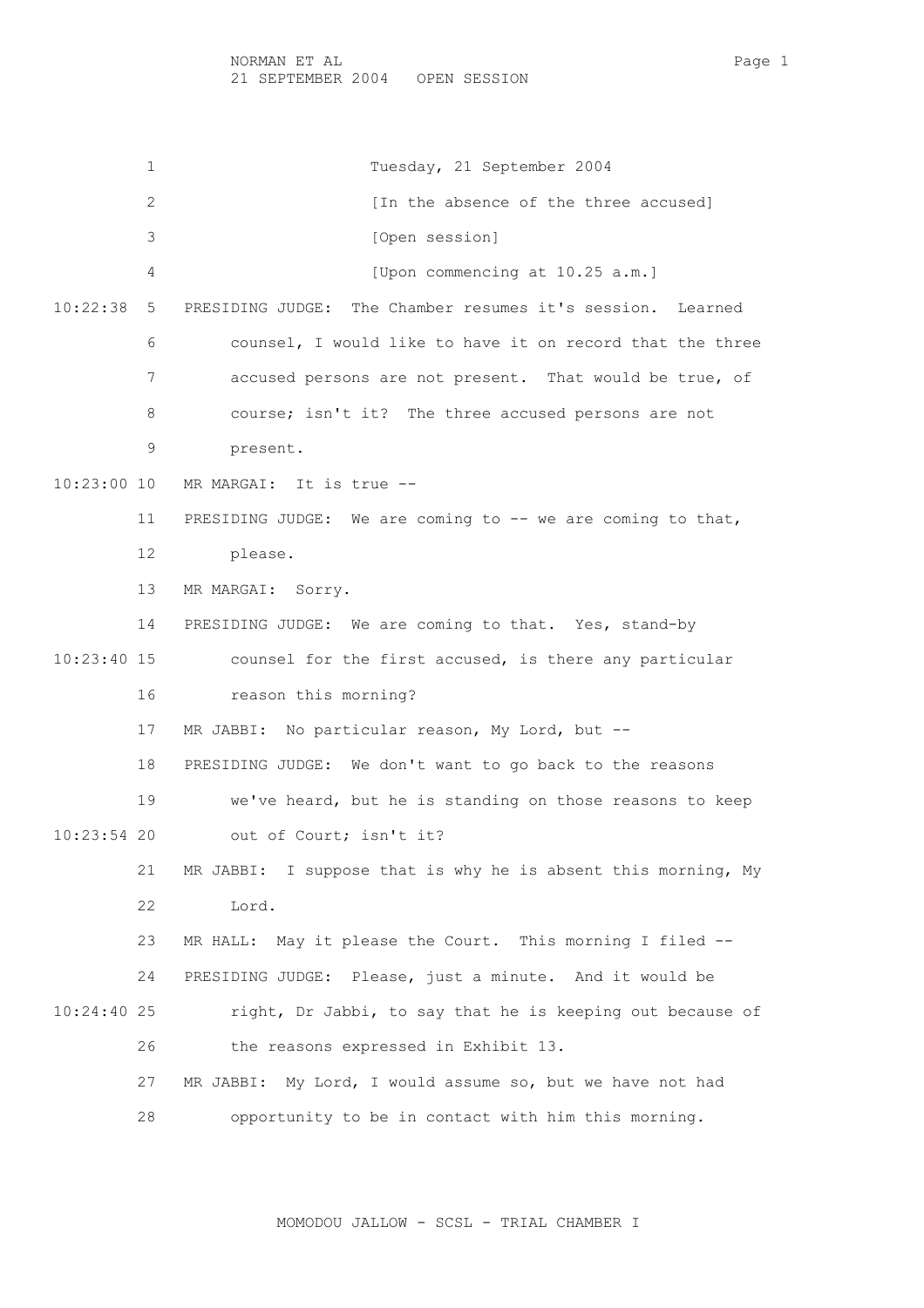1 Tuesday, 21 September 2004

2 [In the absence of the three accused]

3 [Open session]

4 [Upon commencing at 10.25 a.m.]

10:22:38 5 PRESIDING JUDGE: The Chamber resumes it's session. Learned

6 counsel, I would like to have it on record that the three

7 accused persons are not present. That would be true, of

8 course; isn't it? The three accused persons are not

9 present.

10:23:00 10 MR MARGAI: It is true --

11 PRESIDING JUDGE: We are coming to -- we are coming to that,

12 please.

13 MR MARGAI: Sorry.

14 PRESIDING JUDGE: We are coming to that. Yes, stand-by

10:23:40 15 counsel for the first accused, is there any particular

16 reason this morning?

17 MR JABBI: No particular reason, My Lord, but --

18 PRESIDING JUDGE: We don't want to go back to the reasons

19 we've heard, but he is standing on those reasons to keep

10:23:54 20 out of Court; isn't it?

21 MR JABBI: I suppose that is why he is absent this morning, My

22 Lord.

23 MR HALL: May it please the Court. This morning I filed --

24 PRESIDING JUDGE: Please, just a minute. And it would be

10:24:40 25 right, Dr Jabbi, to say that he is keeping out because of

26 the reasons expressed in Exhibit 13.

27 MR JABBI: My Lord, I would assume so, but we have not had

28 opportunity to be in contact with him this morning.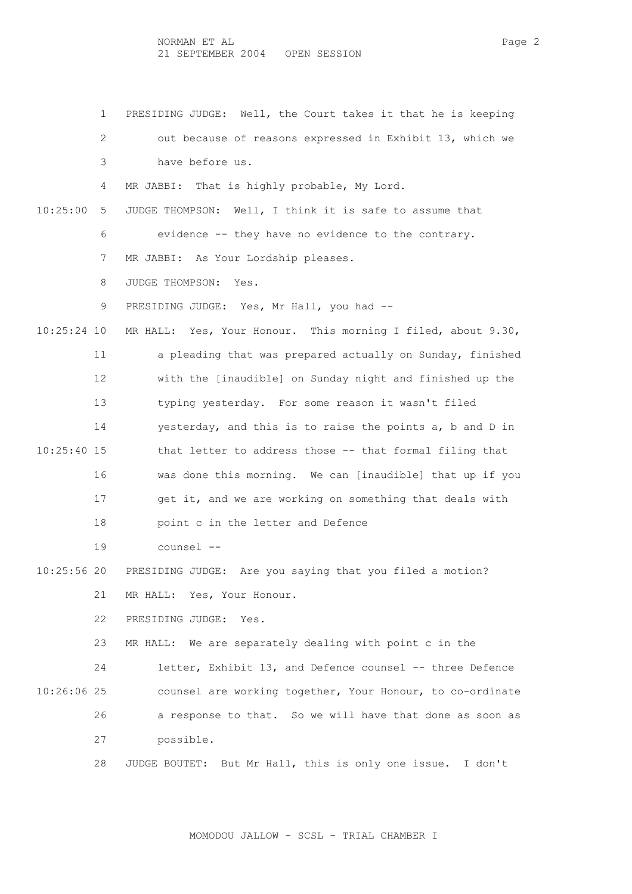1 PRESIDING JUDGE: Well, the Court takes it that he is keeping

2 out because of reasons expressed in Exhibit 13, which we

3 have before us.

4 MR JABBI: That is highly probable, My Lord.

10:25:00 5 JUDGE THOMPSON: Well, I think it is safe to assume that

6 evidence -- they have no evidence to the contrary.

7 MR JABBI: As Your Lordship pleases.

8 JUDGE THOMPSON: Yes.

9 PRESIDING JUDGE: Yes, Mr Hall, you had --

10:25:24 10 MR HALL: Yes, Your Honour. This morning I filed, about 9.30,

11 a pleading that was prepared actually on Sunday, finished

12 with the [inaudible] on Sunday night and finished up the

13 typing yesterday. For some reason it wasn't filed

14 yesterday, and this is to raise the points a, b and D in

10:25:40 15 that letter to address those -- that formal filing that

16 was done this morning. We can [inaudible] that up if you

17 get it, and we are working on something that deals with

18 point c in the letter and Defence

19 counsel --

10:25:56 20 PRESIDING JUDGE: Are you saying that you filed a motion?

21 MR HALL: Yes, Your Honour.

22 PRESIDING JUDGE: Yes.

23 MR HALL: We are separately dealing with point c in the

24 letter, Exhibit 13, and Defence counsel -- three Defence

10:26:06 25 counsel are working together, Your Honour, to co-ordinate

26 a response to that. So we will have that done as soon as

27 possible.

28 JUDGE BOUTET: But Mr Hall, this is only one issue. I don't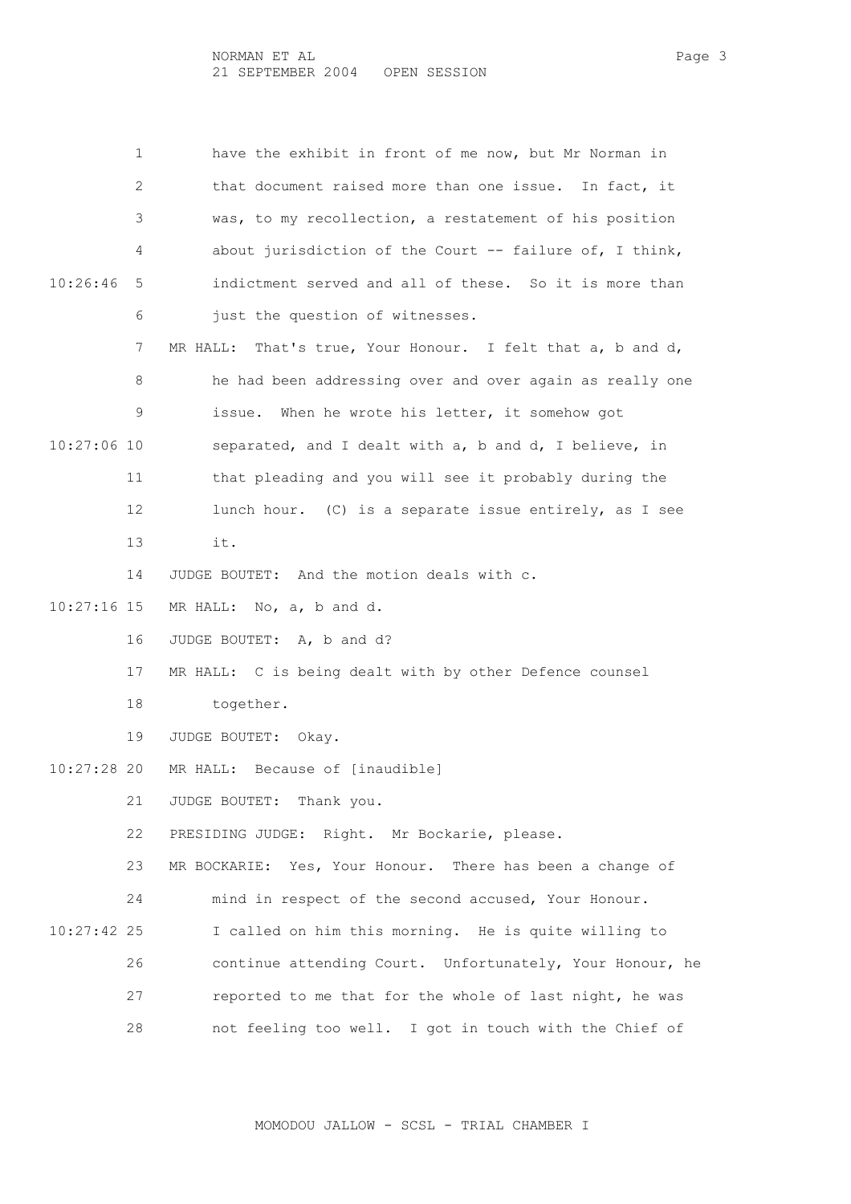have the exhibit in front of me now, but Mr Norman in that document raised more than one issue. In fact, it was, to my recollection, a restatement of his position about jurisdiction of the Court -- failure of, I think, indictment served and all of these. So it is more than just the question of witnesses.

MR HALL: That's true, Your Honour. I felt that a, b and d, he had been addressing over and over again as really one issue. When he wrote his letter, it somehow got separated, and I dealt with a, b and d, I believe, in that pleading and you will see it probably during the lunch hour. (C) is a separate issue entirely, as I see it.

JUDGE BOUTET: And the motion deals with c.

MR HALL: No, a, b and d.

JUDGE BOUTET: A, b and d?

MR HALL: C is being dealt with by other Defence counsel together.

JUDGE BOUTET: Okay.

MR HALL: Because of [inaudible]

JUDGE BOUTET: Thank you.

PRESIDING JUDGE: Right. Mr Bockarie, please.

MR BOCKARIE: Yes, Your Honour. There has been a change of mind in respect of the second accused, Your Honour. I called on him this morning. He is quite willing to continue attending Court. Unfortunately, Your Honour, he reported to me that for the whole of last night, he was not feeling too well. I got in touch with the Chief of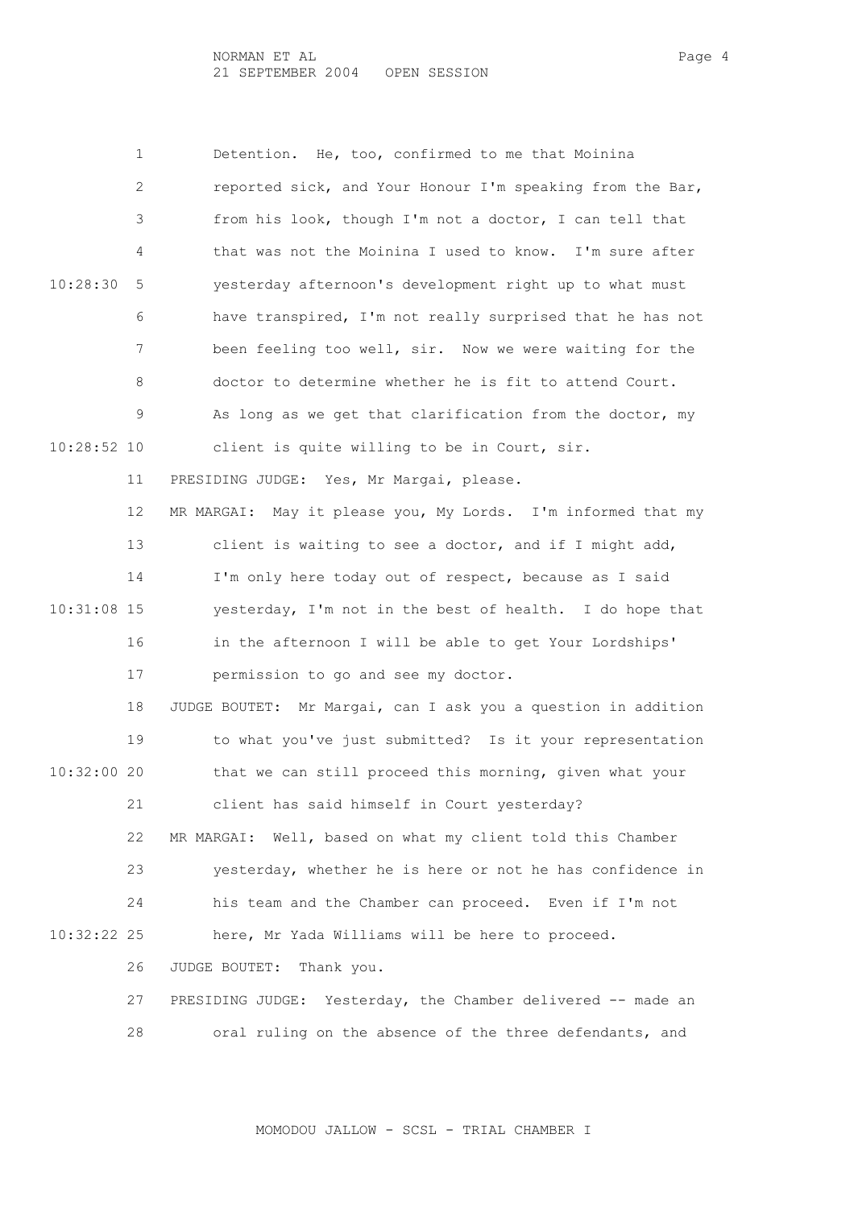Detention. He, too, confirmed to me that Moinina reported sick, and Your Honour I'm speaking from the Bar, from his look, though I'm not a doctor, I can tell that that was not the Moinina I used to know. I'm sure after yesterday afternoon's development right up to what must have transpired, I'm not really surprised that he has not been feeling too well, sir. Now we were waiting for the doctor to determine whether he is fit to attend Court. As long as we get that clarification from the doctor, my client is quite willing to be in Court, sir.

PRESIDING JUDGE: Yes, Mr Margai, please.

MR MARGAI: May it please you, My Lords. I'm informed that my client is waiting to see a doctor, and if I might add, I'm only here today out of respect, because as I said yesterday, I'm not in the best of health. I do hope that in the afternoon I will be able to get Your Lordships' permission to go and see my doctor.

JUDGE BOUTET: Mr Margai, can I ask you a question in addition to what you've just submitted? Is it your representation that we can still proceed this morning, given what your client has said himself in Court yesterday?

MR MARGAI: Well, based on what my client told this Chamber yesterday, whether he is here or not he has confidence in his team and the Chamber can proceed. Even if I'm not here, Mr Yada Williams will be here to proceed.

JUDGE BOUTET: Thank you.

PRESIDING JUDGE: Yesterday, the Chamber delivered -- made an oral ruling on the absence of the three defendants, and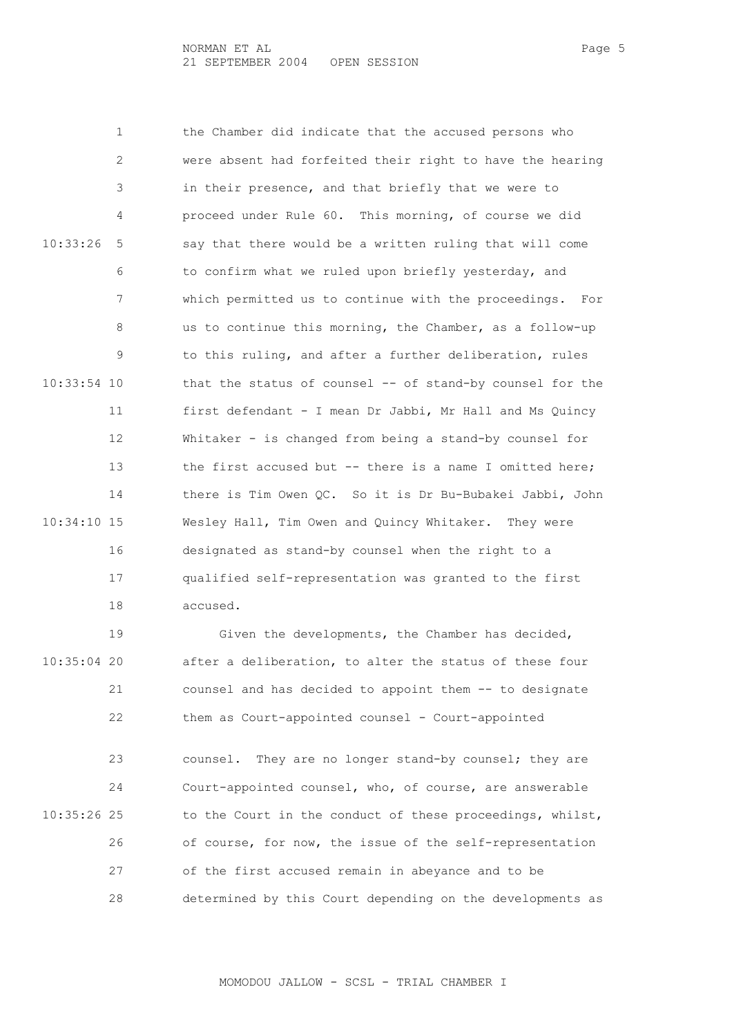the Chamber did indicate that the accused persons who were absent had forfeited their right to have the hearing in their presence, and that briefly that we were to proceed under Rule 60. This morning, of course we did say that there would be a written ruling that will come to confirm what we ruled upon briefly yesterday, and which permitted us to continue with the proceedings. For us to continue this morning, the Chamber, as a follow-up to this ruling, and after a further deliberation, rules that the status of counsel -- of stand-by counsel for the first defendant - I mean Dr Jabbi, Mr Hall and Ms Quincy Whitaker - is changed from being a stand-by counsel for the first accused but -- there is a name I omitted here; there is Tim Owen QC. So it is Dr Bu-Bubakei Jabbi, John Wesley Hall, Tim Owen and Quincy Whitaker. They were designated as stand-by counsel when the right to a qualified self-representation was granted to the first accused.

Given the developments, the Chamber has decided, after a deliberation, to alter the status of these four counsel and has decided to appoint them -- to designate them as Court-appointed counsel - Court-appointed counsel. They are no longer stand-by counsel; they are Court-appointed counsel, who, of course, are answerable to the Court in the conduct of these proceedings, whilst, of course, for now, the issue of the self-representation of the first accused remain in abeyance and to be determined by this Court depending on the developments as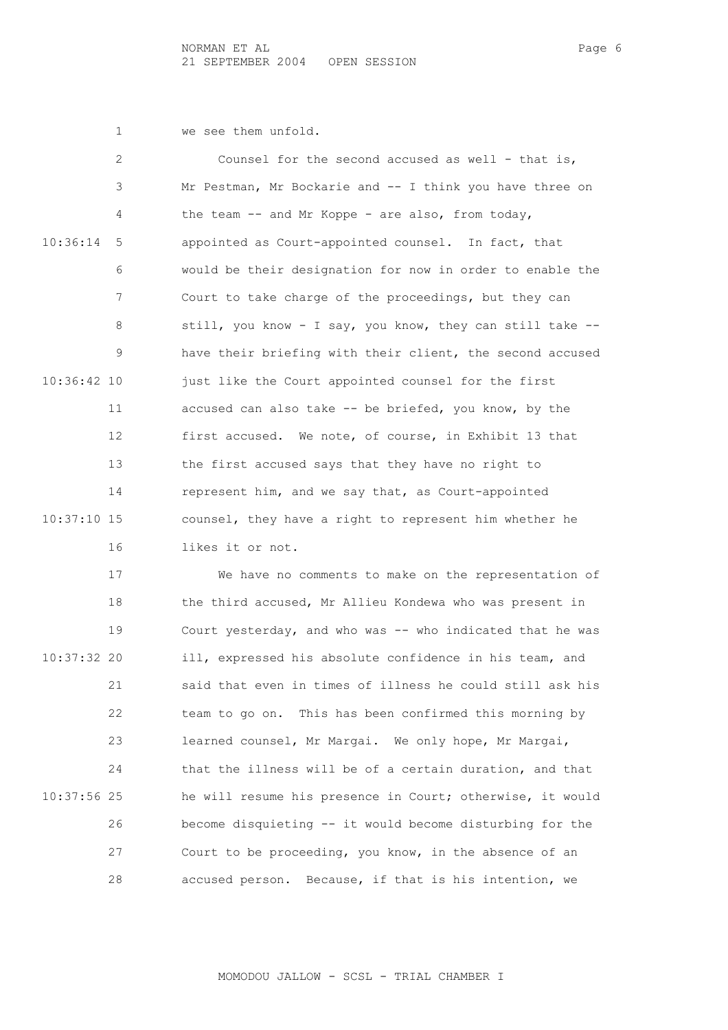we see them unfold.

Counsel for the second accused as well - that is, Mr Pestman, Mr Bockarie and -- I think you have three on the team -- and Mr Koppe - are also, from today, appointed as Court-appointed counsel. In fact, that would be their designation for now in order to enable the Court to take charge of the proceedings, but they can still, you know - I say, you know, they can still take -- have their briefing with their client, the second accused just like the Court appointed counsel for the first accused can also take -- be briefed, you know, by the first accused. We note, of course, in Exhibit 13 that the first accused says that they have no right to represent him, and we say that, as Court-appointed counsel, they have a right to represent him whether he likes it or not.

We have no comments to make on the representation of the third accused, Mr Allieu Kondewa who was present in Court yesterday, and who was -- who indicated that he was ill, expressed his absolute confidence in his team, and said that even in times of illness he could still ask his team to go on. This has been confirmed this morning by learned counsel, Mr Margai. We only hope, Mr Margai, that the illness will be of a certain duration, and that he will resume his presence in Court; otherwise, it would become disquieting -- it would become disturbing for the Court to be proceeding, you know, in the absence of an accused person. Because, if that is his intention, we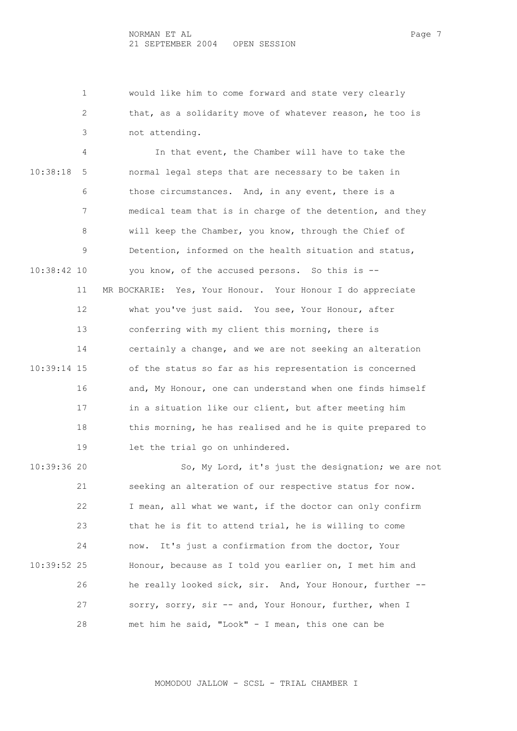would like him to come forward and state very clearly that, as a solidarity move of whatever reason, he too is not attending.

In that event, the Chamber will have to take the normal legal steps that are necessary to be taken in those circumstances. And, in any event, there is a medical team that is in charge of the detention, and they will keep the Chamber, you know, through the Chief of Detention, informed on the health situation and status, you know, of the accused persons. So this is --

MR BOCKARIE: Yes, Your Honour. Your Honour I do appreciate what you've just said. You see, Your Honour, after conferring with my client this morning, there is certainly a change, and we are not seeking an alteration of the status so far as his representation is concerned and, My Honour, one can understand when one finds himself in a situation like our client, but after meeting him this morning, he has realised and he is quite prepared to let the trial go on unhindered.

So, My Lord, it's just the designation; we are not seeking an alteration of our respective status for now. I mean, all what we want, if the doctor can only confirm that he is fit to attend trial, he is willing to come now. It's just a confirmation from the doctor, Your Honour, because as I told you earlier on, I met him and he really looked sick, sir. And, Your Honour, further -- sorry, sorry, sir -- and, Your Honour, further, when I met him he said, "Look" - I mean, this one can be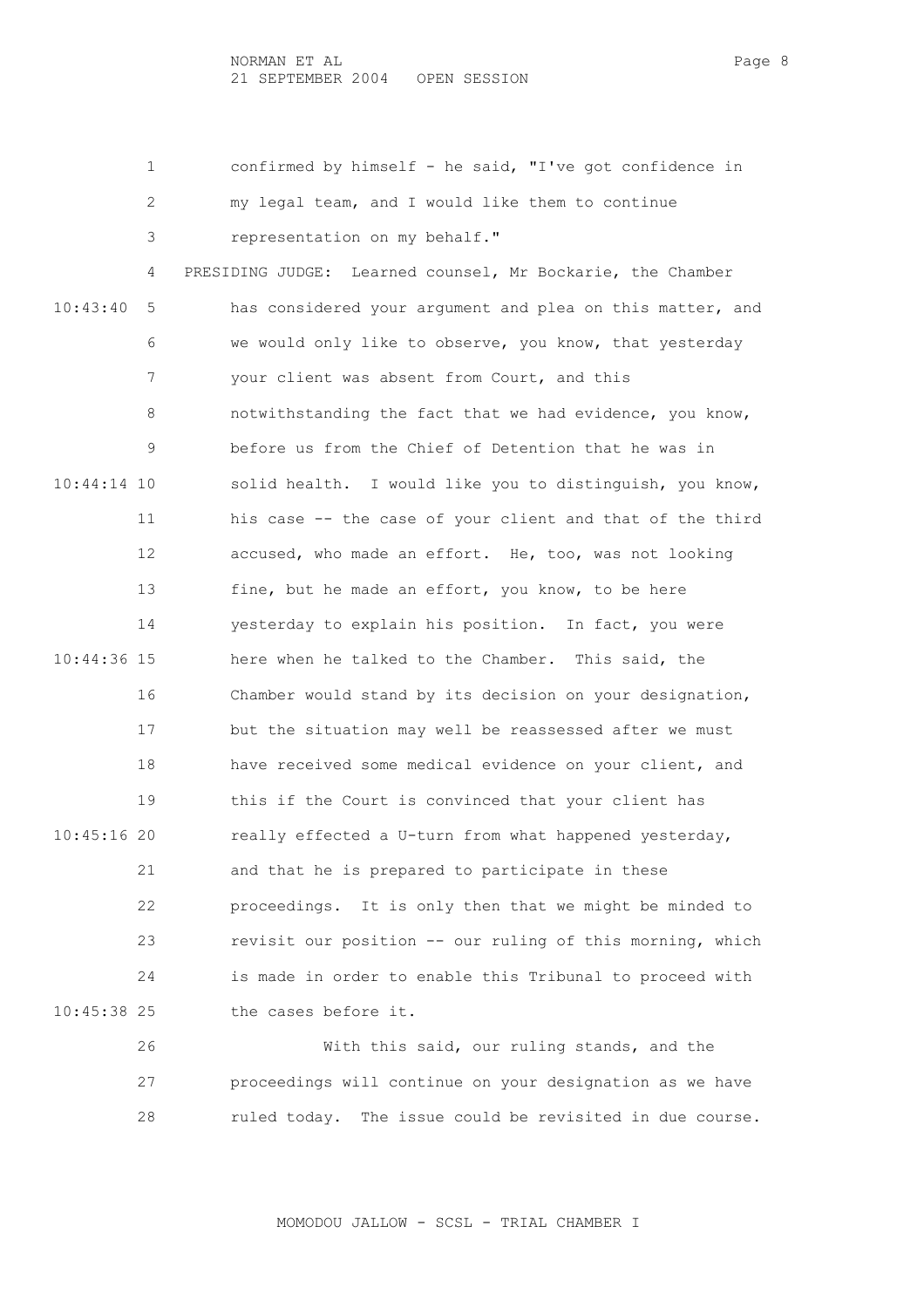confirmed by himself - he said, "I've got confidence in my legal team, and I would like them to continue representation on my behalf."

PRESIDING JUDGE: Learned counsel, Mr Bockarie, the Chamber has considered your argument and plea on this matter, and we would only like to observe, you know, that yesterday your client was absent from Court, and this notwithstanding the fact that we had evidence, you know, before us from the Chief of Detention that he was in solid health. I would like you to distinguish, you know, his case -- the case of your client and that of the third accused, who made an effort. He, too, was not looking fine, but he made an effort, you know, to be here yesterday to explain his position. In fact, you were here when he talked to the Chamber. This said, the Chamber would stand by its decision on your designation, but the situation may well be reassessed after we must have received some medical evidence on your client, and this if the Court is convinced that your client has really effected a U-turn from what happened yesterday, and that he is prepared to participate in these proceedings. It is only then that we might be minded to revisit our position -- our ruling of this morning, which is made in order to enable this Tribunal to proceed with the cases before it.

With this said, our ruling stands, and the proceedings will continue on your designation as we have ruled today. The issue could be revisited in due course.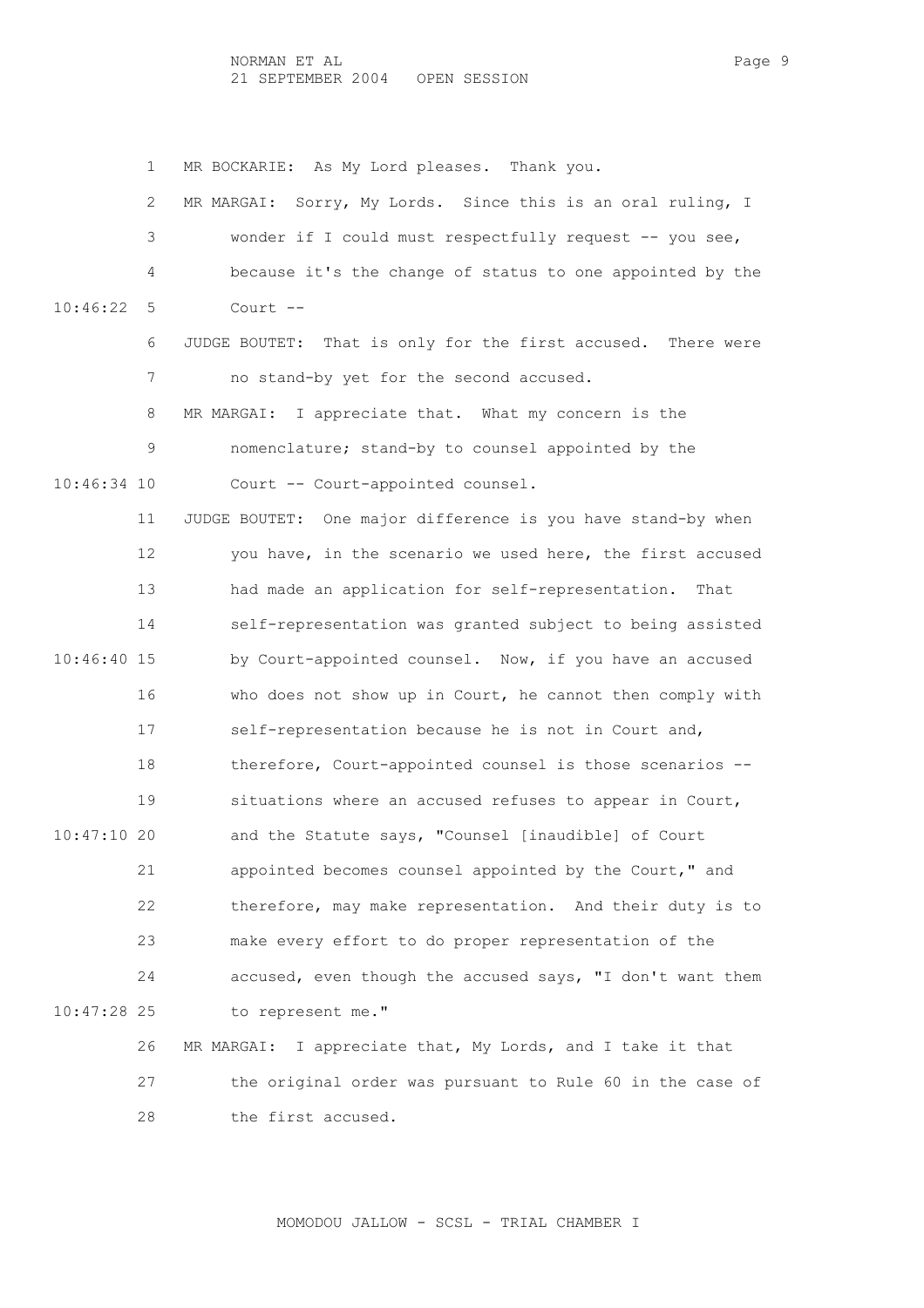MR BOCKARIE: As My Lord pleases. Thank you.

MR MARGAI: Sorry, My Lords. Since this is an oral ruling, I wonder if I could must respectfully request -- you see, because it's the change of status to one appointed by the Court --

JUDGE BOUTET: That is only for the first accused. There were no stand-by yet for the second accused.

MR MARGAI: I appreciate that. What my concern is the nomenclature; stand-by to counsel appointed by the Court -- Court-appointed counsel.

JUDGE BOUTET: One major difference is you have stand-by when you have, in the scenario we used here, the first accused had made an application for self-representation. That self-representation was granted subject to being assisted by Court-appointed counsel. Now, if you have an accused who does not show up in Court, he cannot then comply with self-representation because he is not in Court and, therefore, Court-appointed counsel is those scenarios -- situations where an accused refuses to appear in Court, and the Statute says, "Counsel [inaudible] of Court appointed becomes counsel appointed by the Court," and therefore, may make representation. And their duty is to make every effort to do proper representation of the accused, even though the accused says, "I don't want them to represent me."

MR MARGAI: I appreciate that, My Lords, and I take it that the original order was pursuant to Rule 60 in the case of the first accused.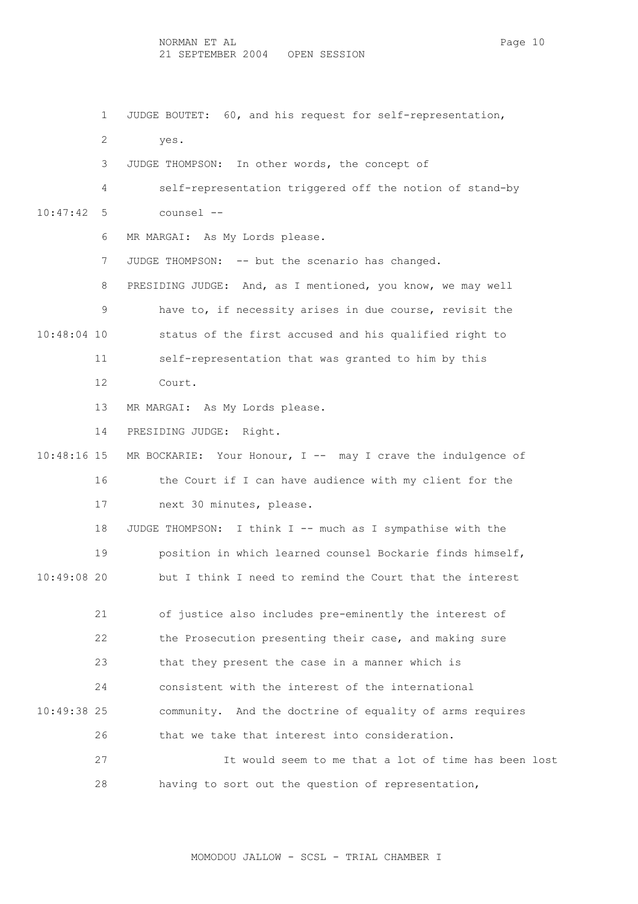JUDGE BOUTET: 60, and his request for self-representation, yes.

JUDGE THOMPSON: In other words, the concept of self-representation triggered off the notion of stand-by counsel --

MR MARGAI: As My Lords please.

JUDGE THOMPSON: -- but the scenario has changed.

PRESIDING JUDGE: And, as I mentioned, you know, we may well have to, if necessity arises in due course, revisit the status of the first accused and his qualified right to self-representation that was granted to him by this Court.

MR MARGAI: As My Lords please.

PRESIDING JUDGE: Right.

MR BOCKARIE: Your Honour, I -- may I crave the indulgence of the Court if I can have audience with my client for the next 30 minutes, please.

JUDGE THOMPSON: I think I -- much as I sympathise with the position in which learned counsel Bockarie finds himself, but I think I need to remind the Court that the interest of justice also includes pre-eminently the interest of the Prosecution presenting their case, and making sure that they present the case in a manner which is consistent with the interest of the international community. And the doctrine of equality of arms requires that we take that interest into consideration.

It would seem to me that a lot of time has been lost having to sort out the question of representation,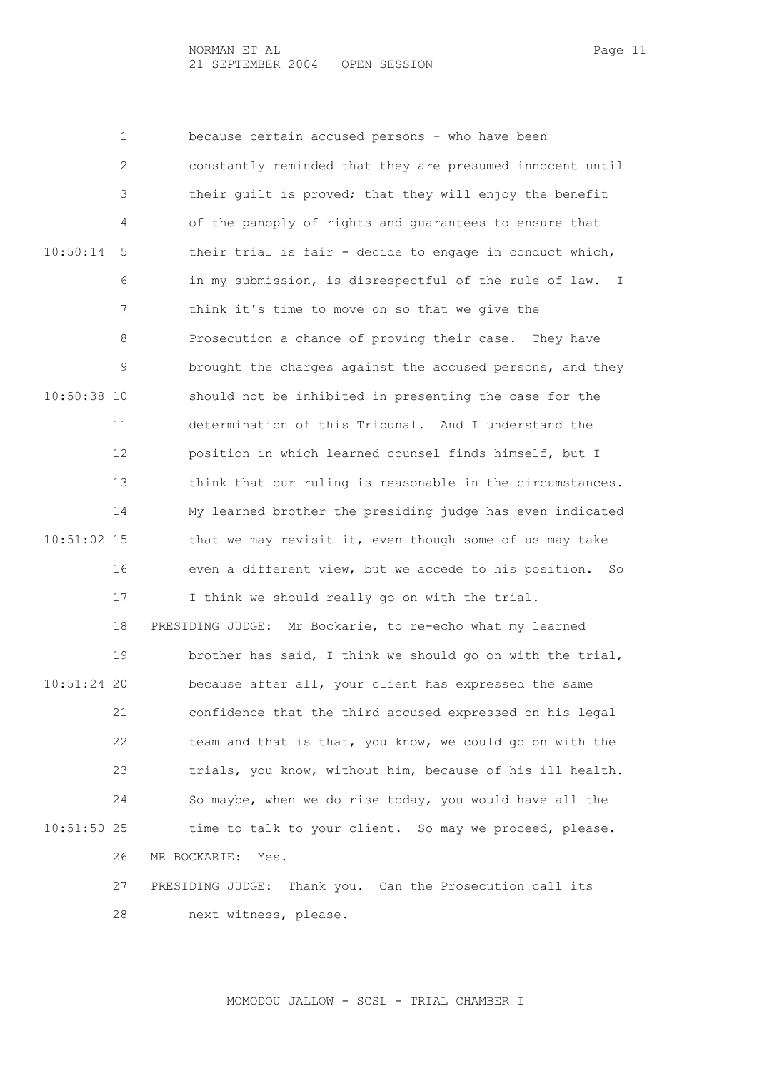because certain accused persons - who have been constantly reminded that they are presumed innocent until their guilt is proved; that they will enjoy the benefit of the panoply of rights and guarantees to ensure that their trial is fair - decide to engage in conduct which, in my submission, is disrespectful of the rule of law. I think it's time to move on so that we give the Prosecution a chance of proving their case. They have brought the charges against the accused persons, and they should not be inhibited in presenting the case for the determination of this Tribunal. And I understand the position in which learned counsel finds himself, but I think that our ruling is reasonable in the circumstances. My learned brother the presiding judge has even indicated that we may revisit it, even though some of us may take even a different view, but we accede to his position. So I think we should really go on with the trial.

PRESIDING JUDGE: Mr Bockarie, to re-echo what my learned brother has said, I think we should go on with the trial, because after all, your client has expressed the same confidence that the third accused expressed on his legal team and that is that, you know, we could go on with the trials, you know, without him, because of his ill health. So maybe, when we do rise today, you would have all the time to talk to your client. So may we proceed, please.

MR BOCKARIE: Yes.

PRESIDING JUDGE: Thank you. Can the Prosecution call its next witness, please.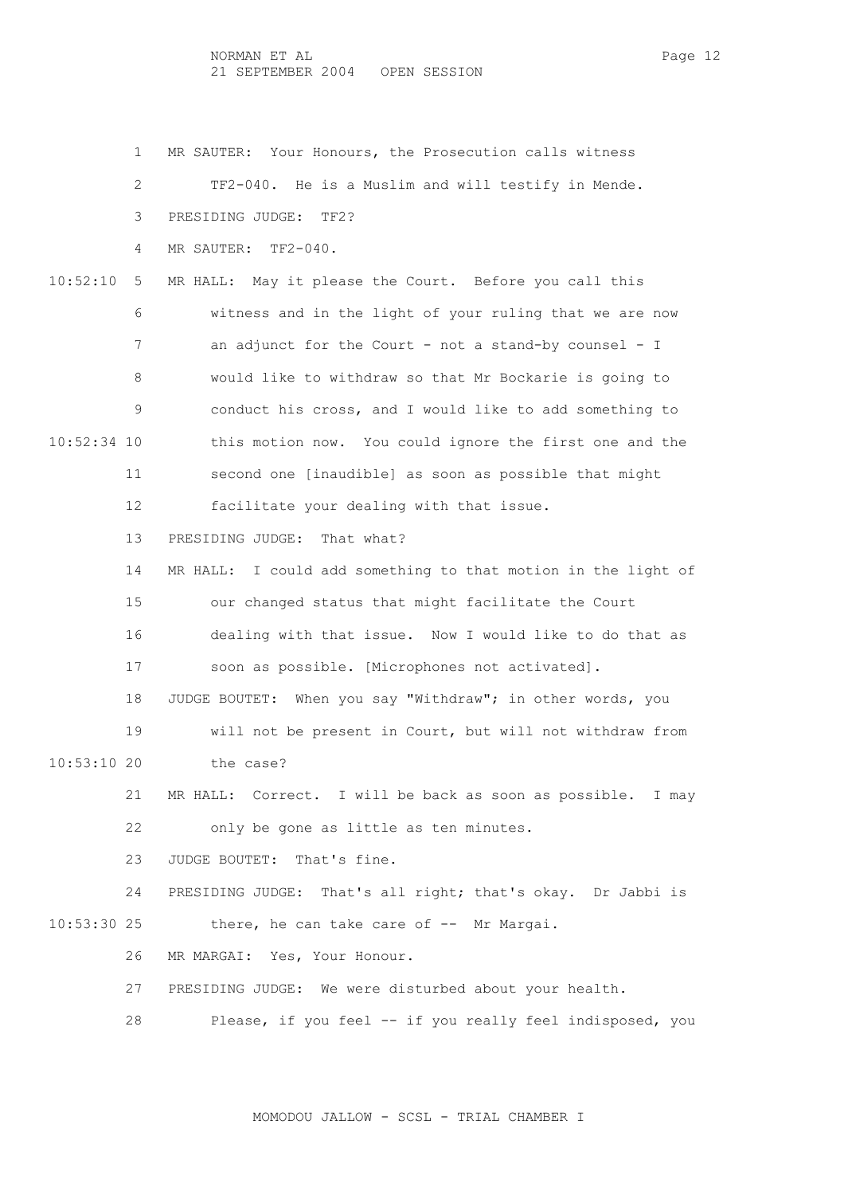1 MR SAUTER: Your Honours, the Prosecution calls witness
2 TF2-040. He is a Muslim and will testify in Mende.
3 PRESIDING JUDGE: TF2?
4 MR SAUTER: TF2-040.
10:52:10 5 MR HALL: May it please the Court. Before you call this
6 witness and in the light of your ruling that we are now
7 an adjunct for the Court - not a stand-by counsel - I
8 would like to withdraw so that Mr Bockarie is going to
9 conduct his cross, and I would like to add something to
10:52:34 10 this motion now. You could ignore the first one and the
11 second one [inaudible] as soon as possible that might
12 facilitate your dealing with that issue.
13 PRESIDING JUDGE: That what?
14 MR HALL: I could add something to that motion in the light of
15 our changed status that might facilitate the Court
16 dealing with that issue. Now I would like to do that as
17 soon as possible. [Microphones not activated].
18 JUDGE BOUTET: When you say "Withdraw"; in other words, you
19 will not be present in Court, but will not withdraw from
10:53:10 20 the case?
21 MR HALL: Correct. I will be back as soon as possible. I may
22 only be gone as little as ten minutes.
23 JUDGE BOUTET: That's fine.
24 PRESIDING JUDGE: That's all right; that's okay. Dr Jabbi is
10:53:30 25 there, he can take care of -- Mr Margai.
26 MR MARGAI: Yes, Your Honour.
27 PRESIDING JUDGE: We were disturbed about your health.
28 Please, if you feel -- if you really feel indisposed, you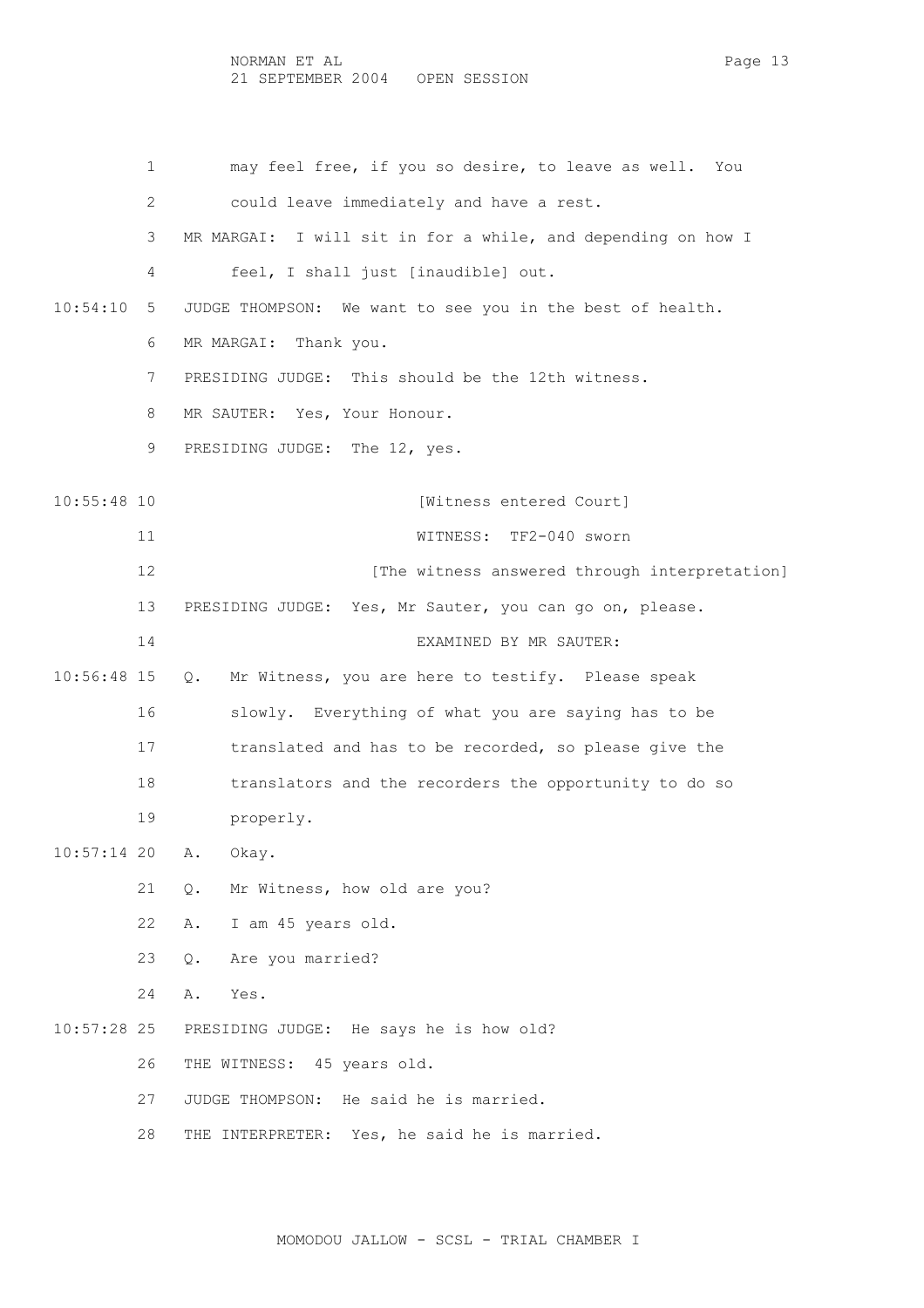1 may feel free, if you so desire, to leave as well. You
2 could leave immediately and have a rest.
3 MR MARGAI: I will sit in for a while, and depending on how I
4 feel, I shall just [inaudible] out.
10:54:10 5 JUDGE THOMPSON: We want to see you in the best of health.
6 MR MARGAI: Thank you.
7 PRESIDING JUDGE: This should be the 12th witness.
8 MR SAUTER: Yes, Your Honour.
9 PRESIDING JUDGE: The 12, yes.
10:55:48 10 [Witness entered Court]
11 WITNESS: TF2-040 sworn
12 [The witness answered through interpretation]
13 PRESIDING JUDGE: Yes, Mr Sauter, you can go on, please.
14 EXAMINED BY MR SAUTER:
10:56:48 15 Q. Mr Witness, you are here to testify. Please speak
16 slowly. Everything of what you are saying has to be
17 translated and has to be recorded, so please give the
18 translators and the recorders the opportunity to do so
19 properly.
10:57:14 20 A. Okay.
21 Q. Mr Witness, how old are you?
22 A. I am 45 years old.
23 Q. Are you married?
24 A. Yes.
10:57:28 25 PRESIDING JUDGE: He says he is how old?
26 THE WITNESS: 45 years old.
27 JUDGE THOMPSON: He said he is married.
28 THE INTERPRETER: Yes, he said he is married.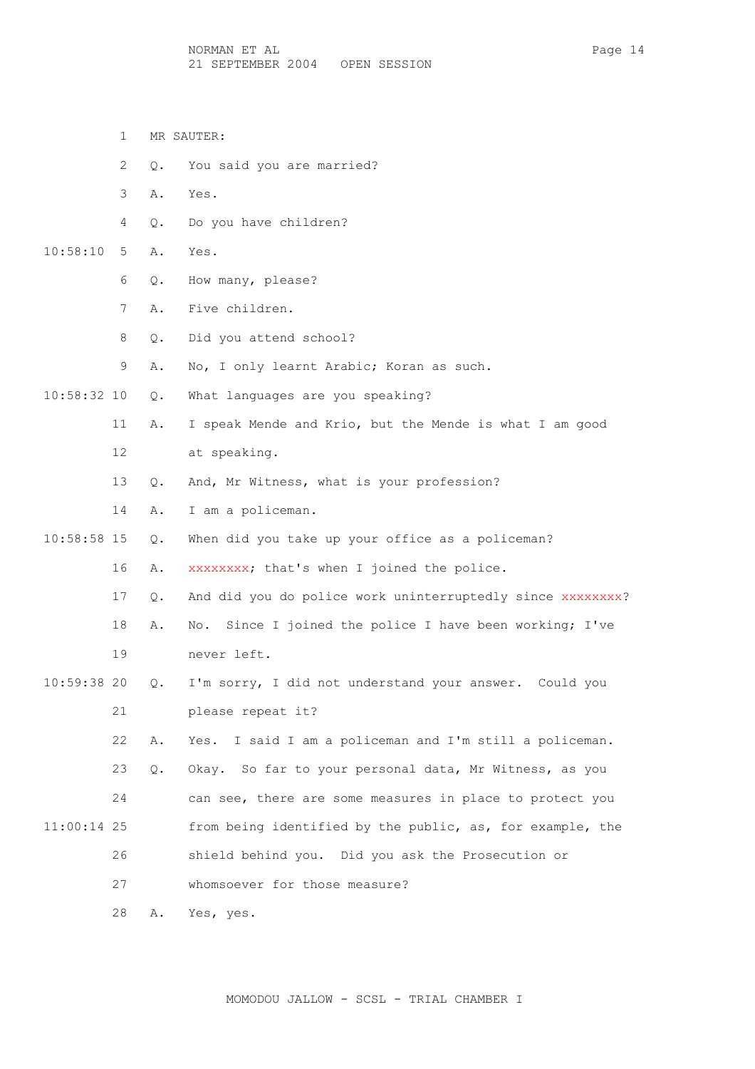MR SAUTER:

Q. You said you are married?

A. Yes.

Q. Do you have children?

A. Yes.

Q. How many, please?

A. Five children.

Q. Did you attend school?

A. No, I only learnt Arabic; Koran as such.

Q. What languages are you speaking?

A. I speak Mende and Krio, but the Mende is what I am good at speaking.

Q. And, Mr Witness, what is your profession?

A. I am a policeman.

Q. When did you take up your office as a policeman?

A. xxxxxxxx; that's when I joined the police.

Q. And did you do police work uninterruptedly since xxxxxxxx?

A. No. Since I joined the police I have been working; I've never left.

Q. I'm sorry, I did not understand your answer. Could you please repeat it?

A. Yes. I said I am a policeman and I'm still a policeman.

Q. Okay. So far to your personal data, Mr Witness, as you can see, there are some measures in place to protect you from being identified by the public, as, for example, the shield behind you. Did you ask the Prosecution or whomsoever for those measure?

A. Yes, yes.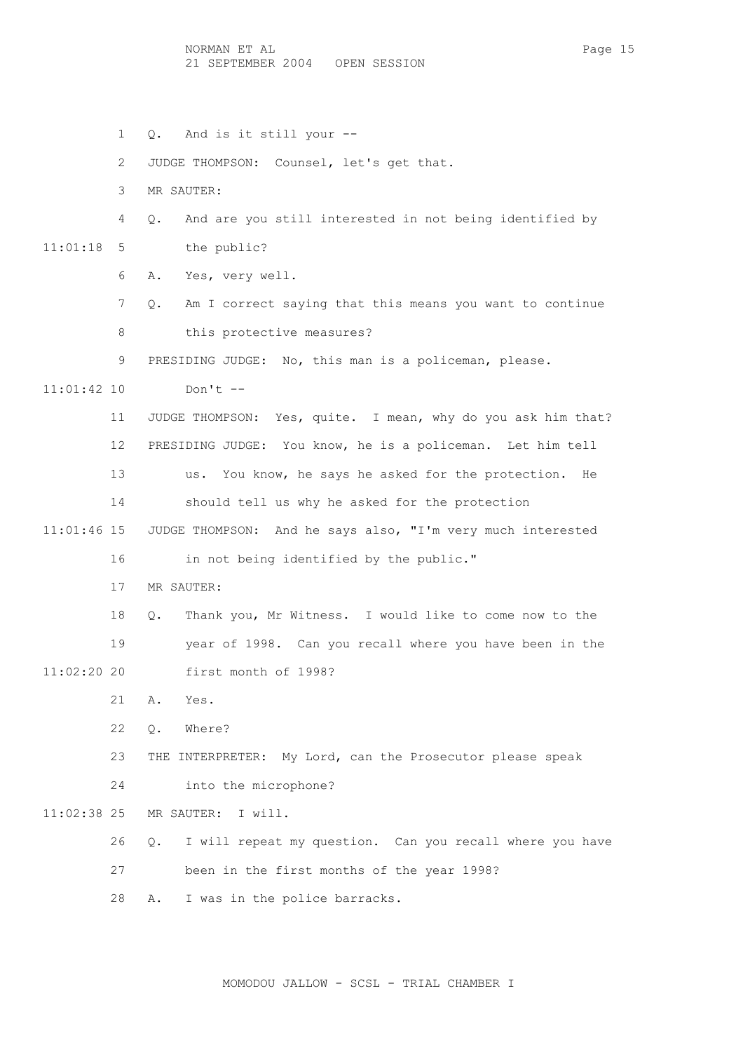1 Q. And is it still your --

2 JUDGE THOMPSON: Counsel, let's get that.

3 MR SAUTER:

4 Q. And are you still interested in not being identified by

11:01:18 5 the public?

6 A. Yes, very well.

7 Q. Am I correct saying that this means you want to continue

8 this protective measures?

9 PRESIDING JUDGE: No, this man is a policeman, please.

11:01:42 10 Don't --

11 JUDGE THOMPSON: Yes, quite. I mean, why do you ask him that?

12 PRESIDING JUDGE: You know, he is a policeman. Let him tell

13 us. You know, he says he asked for the protection. He

14 should tell us why he asked for the protection

11:01:46 15 JUDGE THOMPSON: And he says also, "I'm very much interested

16 in not being identified by the public."

17 MR SAUTER:

18 Q. Thank you, Mr Witness. I would like to come now to the

19 year of 1998. Can you recall where you have been in the

11:02:20 20 first month of 1998?

21 A. Yes.

22 Q. Where?

23 THE INTERPRETER: My Lord, can the Prosecutor please speak

24 into the microphone?

11:02:38 25 MR SAUTER: I will.

26 Q. I will repeat my question. Can you recall where you have

27 been in the first months of the year 1998?

28 A. I was in the police barracks.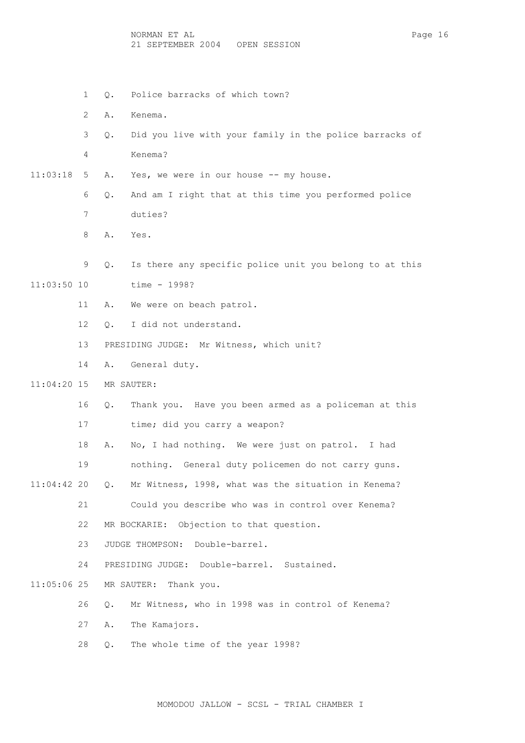1 Q. Police barracks of which town?

2 A. Kenema.

3 Q. Did you live with your family in the police barracks of

4 Kenema?

11:03:18 5 A. Yes, we were in our house -- my house.

6 Q. And am I right that at this time you performed police

7 duties?

8 A. Yes.

9 Q. Is there any specific police unit you belong to at this

11:03:50 10 time - 1998?

11 A. We were on beach patrol.

12 Q. I did not understand.

13 PRESIDING JUDGE: Mr Witness, which unit?

14 A. General duty.

11:04:20 15 MR SAUTER:

16 Q. Thank you. Have you been armed as a policeman at this

17 time; did you carry a weapon?

18 A. No, I had nothing. We were just on patrol. I had

19 nothing. General duty policemen do not carry guns.

11:04:42 20 Q. Mr Witness, 1998, what was the situation in Kenema?

21 Could you describe who was in control over Kenema?

22 MR BOCKARIE: Objection to that question.

23 JUDGE THOMPSON: Double-barrel.

24 PRESIDING JUDGE: Double-barrel. Sustained.

11:05:06 25 MR SAUTER: Thank you.

26 Q. Mr Witness, who in 1998 was in control of Kenema?

27 A. The Kamajors.

28 Q. The whole time of the year 1998?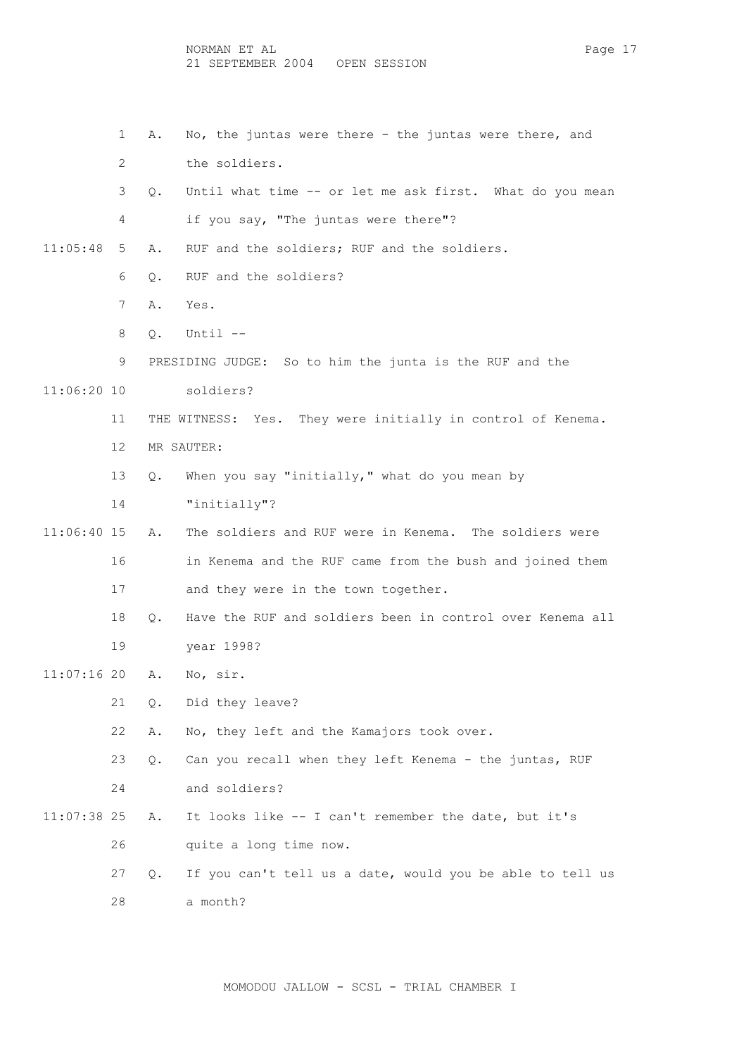1 A. No, the juntas were there - the juntas were there, and
2 the soldiers.
3 Q. Until what time -- or let me ask first. What do you mean
4 if you say, "The juntas were there"?
11:05:48 5 A. RUF and the soldiers; RUF and the soldiers.
6 Q. RUF and the soldiers?
7 A. Yes.
8 Q. Until --
9 PRESIDING JUDGE: So to him the junta is the RUF and the
11:06:20 10 soldiers?
11 THE WITNESS: Yes. They were initially in control of Kenema.
12 MR SAUTER:
13 Q. When you say "initially," what do you mean by
14 "initially"?
11:06:40 15 A. The soldiers and RUF were in Kenema. The soldiers were
16 in Kenema and the RUF came from the bush and joined them
17 and they were in the town together.
18 Q. Have the RUF and soldiers been in control over Kenema all
19 year 1998?
11:07:16 20 A. No, sir.
21 Q. Did they leave?
22 A. No, they left and the Kamajors took over.
23 Q. Can you recall when they left Kenema - the juntas, RUF
24 and soldiers?
11:07:38 25 A. It looks like -- I can't remember the date, but it's
26 quite a long time now.
27 Q. If you can't tell us a date, would you be able to tell us
28 a month?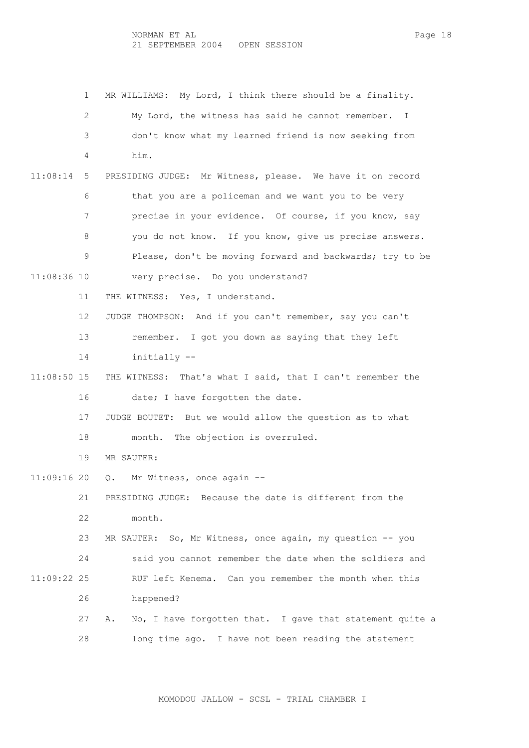1 MR WILLIAMS: My Lord, I think there should be a finality.
2 My Lord, the witness has said he cannot remember. I
3 don't know what my learned friend is now seeking from
4 him.

11:08:14 5 PRESIDING JUDGE: Mr Witness, please. We have it on record
6 that you are a policeman and we want you to be very
7 precise in your evidence. Of course, if you know, say
8 you do not know. If you know, give us precise answers.
9 Please, don't be moving forward and backwards; try to be

11:08:36 10 very precise. Do you understand?
11 THE WITNESS: Yes, I understand.
12 JUDGE THOMPSON: And if you can't remember, say you can't
13 remember. I got you down as saying that they left
14 initially --

11:08:50 15 THE WITNESS: That's what I said, that I can't remember the
16 date; I have forgotten the date.
17 JUDGE BOUTET: But we would allow the question as to what
18 month. The objection is overruled.
19 MR SAUTER:

11:09:16 20 Q. Mr Witness, once again --
21 PRESIDING JUDGE: Because the date is different from the
22 month.
23 MR SAUTER: So, Mr Witness, once again, my question -- you
24 said you cannot remember the date when the soldiers and

11:09:22 25 RUF left Kenema. Can you remember the month when this
26 happened?
27 A. No, I have forgotten that. I gave that statement quite a
28 long time ago. I have not been reading the statement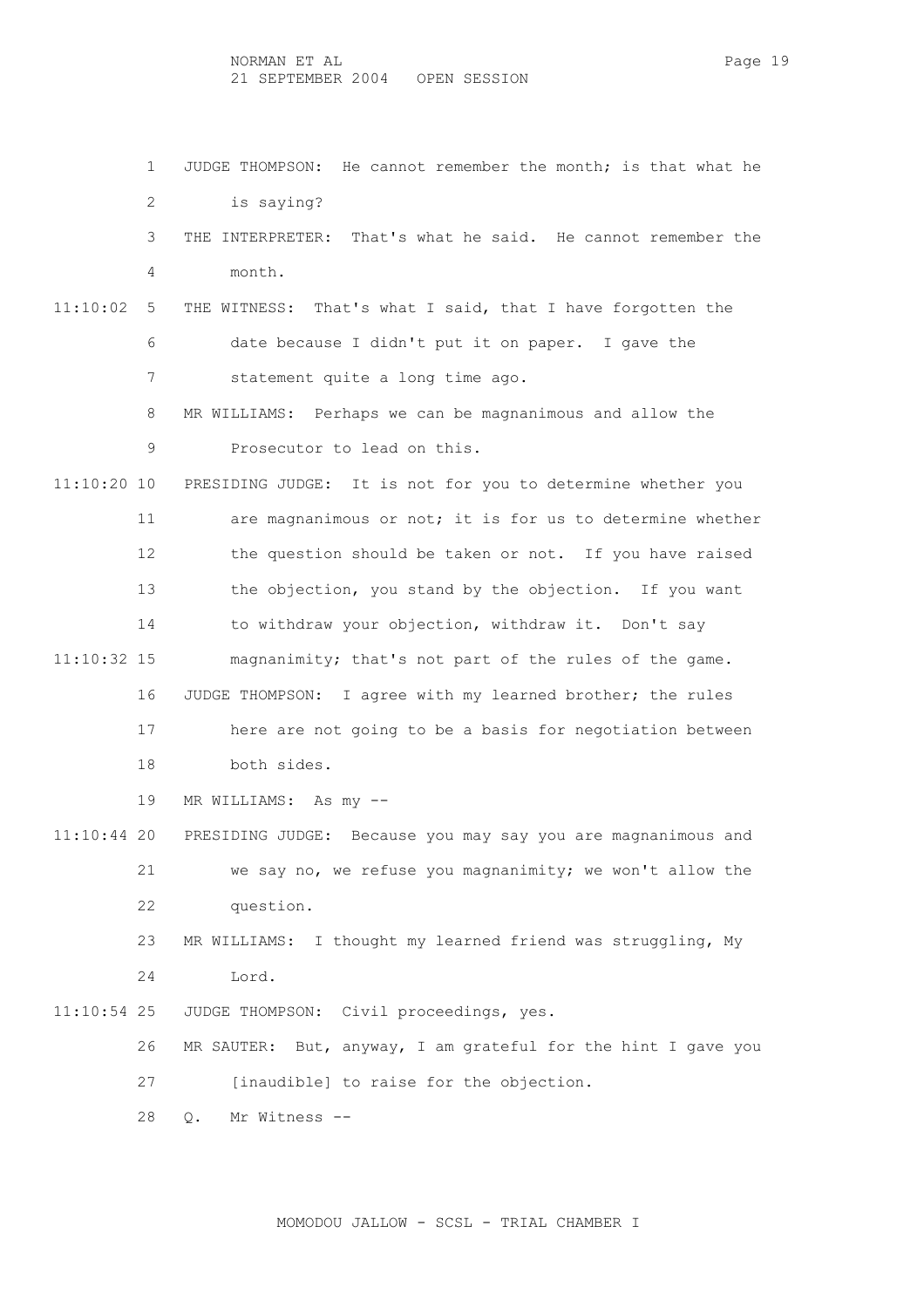1 JUDGE THOMPSON: He cannot remember the month; is that what he
2 is saying?
3 THE INTERPRETER: That's what he said. He cannot remember the
4 month.

11:10:02 5 THE WITNESS: That's what I said, that I have forgotten the
6 date because I didn't put it on paper. I gave the
7 statement quite a long time ago.
8 MR WILLIAMS: Perhaps we can be magnanimous and allow the
9 Prosecutor to lead on this.

11:10:20 10 PRESIDING JUDGE: It is not for you to determine whether you
11 are magnanimous or not; it is for us to determine whether
12 the question should be taken or not. If you have raised
13 the objection, you stand by the objection. If you want
14 to withdraw your objection, withdraw it. Don't say

11:10:32 15 magnanimity; that's not part of the rules of the game.
16 JUDGE THOMPSON: I agree with my learned brother; the rules
17 here are not going to be a basis for negotiation between
18 both sides.
19 MR WILLIAMS: As my --

11:10:44 20 PRESIDING JUDGE: Because you may say you are magnanimous and
21 we say no, we refuse you magnanimity; we won't allow the
22 question.
23 MR WILLIAMS: I thought my learned friend was struggling, My
24 Lord.

11:10:54 25 JUDGE THOMPSON: Civil proceedings, yes.
26 MR SAUTER: But, anyway, I am grateful for the hint I gave you
27 [inaudible] to raise for the objection.
28 Q. Mr Witness --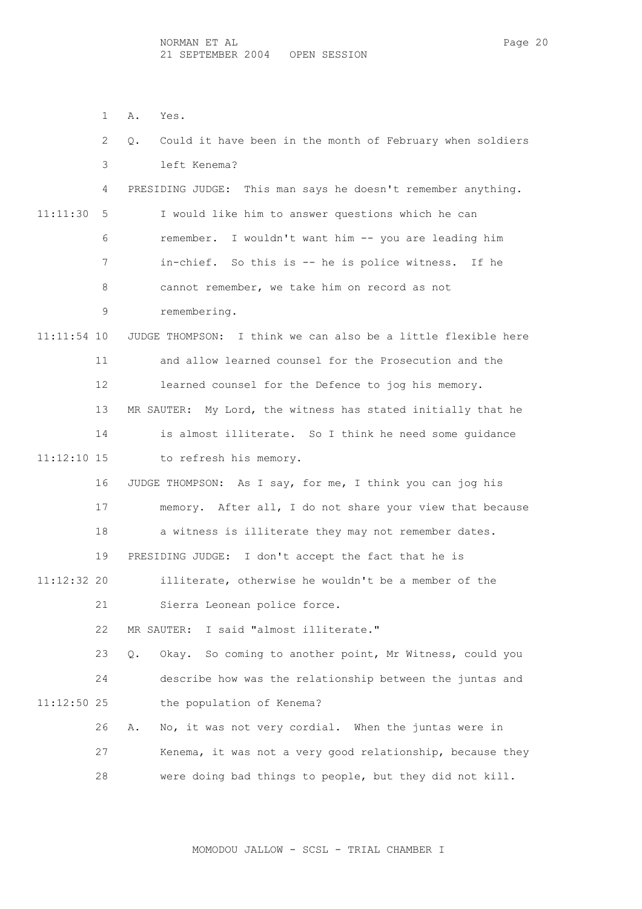A. Yes.

Q. Could it have been in the month of February when soldiers left Kenema?

PRESIDING JUDGE: This man says he doesn't remember anything. I would like him to answer questions which he can remember. I wouldn't want him -- you are leading him in-chief. So this is -- he is police witness. If he cannot remember, we take him on record as not remembering.

JUDGE THOMPSON: I think we can also be a little flexible here and allow learned counsel for the Prosecution and the learned counsel for the Defence to jog his memory.

MR SAUTER: My Lord, the witness has stated initially that he is almost illiterate. So I think he need some guidance to refresh his memory.

JUDGE THOMPSON: As I say, for me, I think you can jog his memory. After all, I do not share your view that because a witness is illiterate they may not remember dates.

PRESIDING JUDGE: I don't accept the fact that he is illiterate, otherwise he wouldn't be a member of the Sierra Leonean police force.

MR SAUTER: I said "almost illiterate."

Q. Okay. So coming to another point, Mr Witness, could you describe how was the relationship between the juntas and the population of Kenema?

A. No, it was not very cordial. When the juntas were in Kenema, it was not a very good relationship, because they were doing bad things to people, but they did not kill.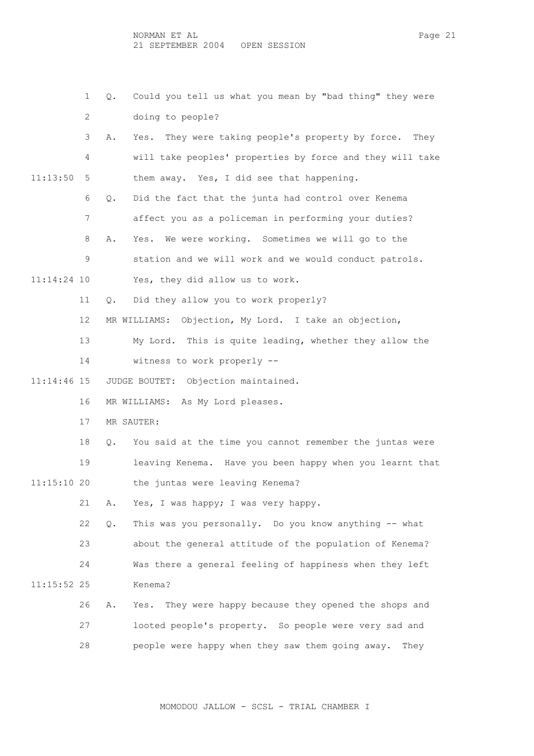1 Q. Could you tell us what you mean by "bad thing" they were
2 doing to people?
3 A. Yes. They were taking people's property by force. They
4 will take peoples' properties by force and they will take
11:13:50 5 them away. Yes, I did see that happening.
6 Q. Did the fact that the junta had control over Kenema
7 affect you as a policeman in performing your duties?
8 A. Yes. We were working. Sometimes we will go to the
9 station and we will work and we would conduct patrols.
11:14:24 10 Yes, they did allow us to work.
11 Q. Did they allow you to work properly?
12 MR WILLIAMS: Objection, My Lord. I take an objection,
13 My Lord. This is quite leading, whether they allow the
14 witness to work properly --
11:14:46 15 JUDGE BOUTET: Objection maintained.
16 MR WILLIAMS: As My Lord pleases.
17 MR SAUTER:
18 Q. You said at the time you cannot remember the juntas were
19 leaving Kenema. Have you been happy when you learnt that
11:15:10 20 the juntas were leaving Kenema?
21 A. Yes, I was happy; I was very happy.
22 Q. This was you personally. Do you know anything -- what
23 about the general attitude of the population of Kenema?
24 Was there a general feeling of happiness when they left
11:15:52 25 Kenema?
26 A. Yes. They were happy because they opened the shops and
27 looted people's property. So people were very sad and
28 people were happy when they saw them going away. They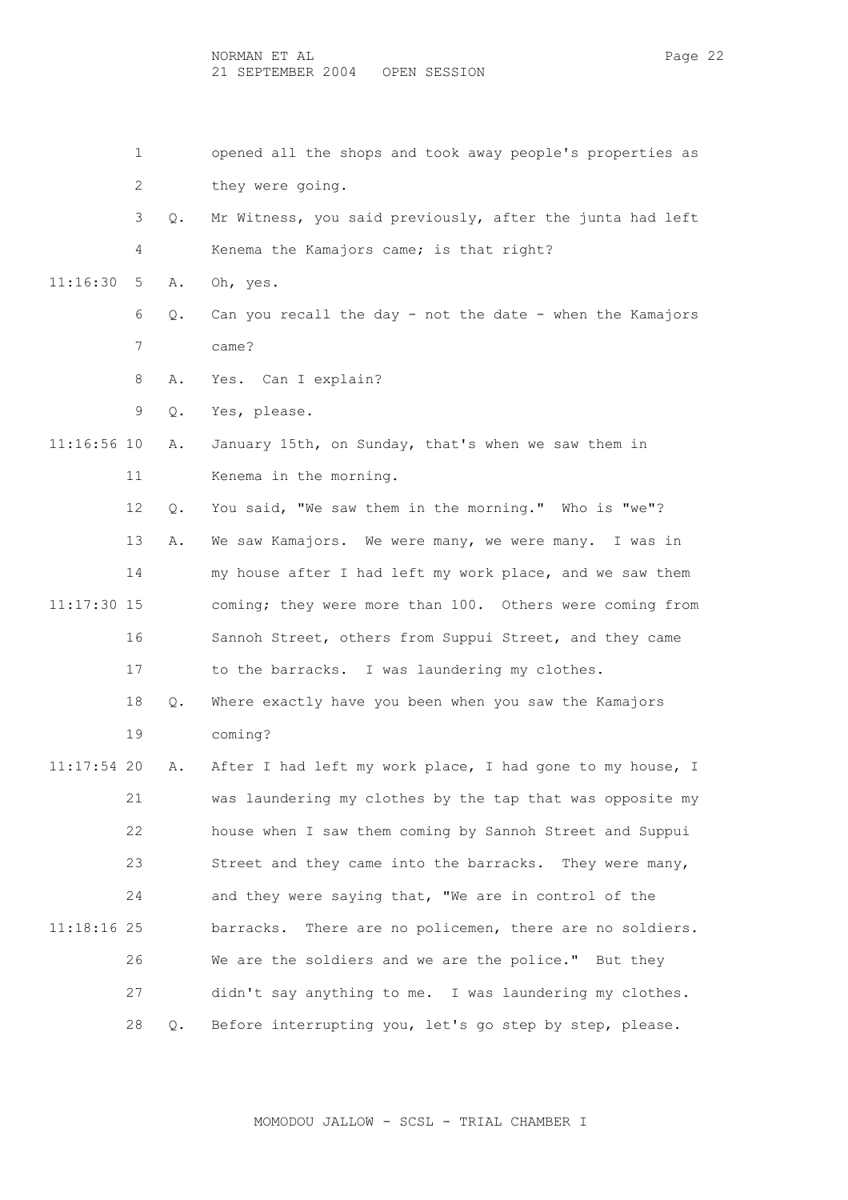opened all the shops and took away people's properties as they were going.

Q. Mr Witness, you said previously, after the junta had left Kenema the Kamajors came; is that right?

A. Oh, yes.

Q. Can you recall the day - not the date - when the Kamajors came?

A. Yes. Can I explain?

Q. Yes, please.

A. January 15th, on Sunday, that's when we saw them in Kenema in the morning.

Q. You said, "We saw them in the morning." Who is "we"?

A. We saw Kamajors. We were many, we were many. I was in my house after I had left my work place, and we saw them coming; they were more than 100. Others were coming from Sannoh Street, others from Suppui Street, and they came to the barracks. I was laundering my clothes.

Q. Where exactly have you been when you saw the Kamajors coming?

A. After I had left my work place, I had gone to my house, I was laundering my clothes by the tap that was opposite my house when I saw them coming by Sannoh Street and Suppui Street and they came into the barracks. They were many, and they were saying that, "We are in control of the barracks. There are no policemen, there are no soldiers. We are the soldiers and we are the police." But they didn't say anything to me. I was laundering my clothes.

Q. Before interrupting you, let's go step by step, please.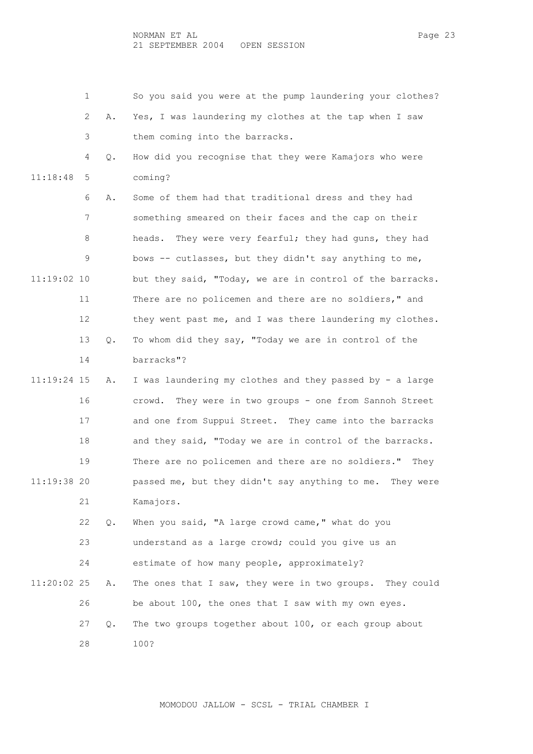So you said you were at the pump laundering your clothes?

A. Yes, I was laundering my clothes at the tap when I saw them coming into the barracks.

Q. How did you recognise that they were Kamajors who were coming?

A. Some of them had that traditional dress and they had something smeared on their faces and the cap on their heads. They were very fearful; they had guns, they had bows -- cutlasses, but they didn't say anything to me, but they said, "Today, we are in control of the barracks. There are no policemen and there are no soldiers," and they went past me, and I was there laundering my clothes.

Q. To whom did they say, "Today we are in control of the barracks"?

A. I was laundering my clothes and they passed by - a large crowd. They were in two groups - one from Sannoh Street and one from Suppui Street. They came into the barracks and they said, "Today we are in control of the barracks. There are no policemen and there are no soldiers." They passed me, but they didn't say anything to me. They were Kamajors.

Q. When you said, "A large crowd came," what do you understand as a large crowd; could you give us an estimate of how many people, approximately?

A. The ones that I saw, they were in two groups. They could be about 100, the ones that I saw with my own eyes.

Q. The two groups together about 100, or each group about 100?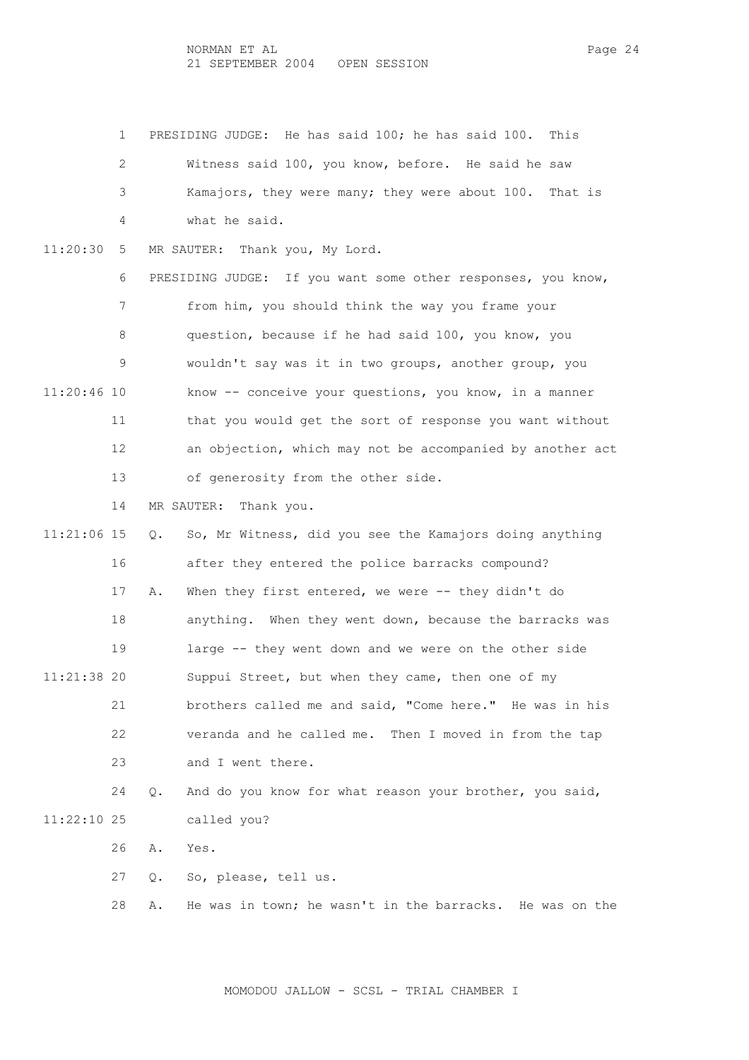1 PRESIDING JUDGE: He has said 100; he has said 100. This
2 Witness said 100, you know, before. He said he saw
3 Kamajors, they were many; they were about 100. That is
4 what he said.

11:20:30 5 MR SAUTER: Thank you, My Lord.

6 PRESIDING JUDGE: If you want some other responses, you know,
7 from him, you should think the way you frame your
8 question, because if he had said 100, you know, you
9 wouldn't say was it in two groups, another group, you
11:20:46 10 know -- conceive your questions, you know, in a manner
11 that you would get the sort of response you want without
12 an objection, which may not be accompanied by another act
13 of generosity from the other side.

14 MR SAUTER: Thank you.

11:21:06 15 Q. So, Mr Witness, did you see the Kamajors doing anything
16 after they entered the police barracks compound?

17 A. When they first entered, we were -- they didn't do
18 anything. When they went down, because the barracks was
19 large -- they went down and we were on the other side
11:21:38 20 Suppui Street, but when they came, then one of my
21 brothers called me and said, "Come here." He was in his
22 veranda and he called me. Then I moved in from the tap
23 and I went there.

24 Q. And do you know for what reason your brother, you said,
11:22:10 25 called you?

26 A. Yes.

27 Q. So, please, tell us.

28 A. He was in town; he wasn't in the barracks. He was on the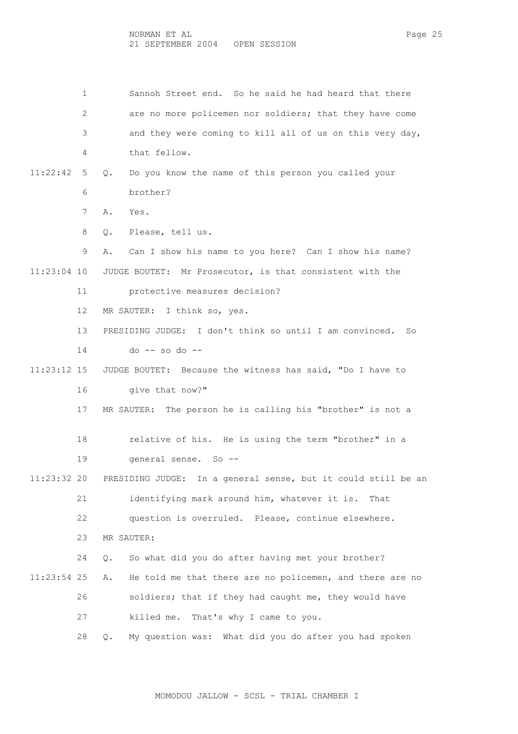1 Sannoh Street end. So he said he had heard that there
2 are no more policemen nor soldiers; that they have come
3 and they were coming to kill all of us on this very day,
4 that fellow.

11:22:42 5 Q. Do you know the name of this person you called your
6 brother?

7 A. Yes.

8 Q. Please, tell us.

9 A. Can I show his name to you here? Can I show his name?

11:23:04 10 JUDGE BOUTET: Mr Prosecutor, is that consistent with the
11 protective measures decision?

12 MR SAUTER: I think so, yes.

13 PRESIDING JUDGE: I don't think so until I am convinced. So
14 do -- so do --

11:23:12 15 JUDGE BOUTET: Because the witness has said, "Do I have to
16 give that now?"

17 MR SAUTER: The person he is calling his "brother" is not a
18 relative of his. He is using the term "brother" in a
19 general sense. So --

11:23:32 20 PRESIDING JUDGE: In a general sense, but it could still be an
21 identifying mark around him, whatever it is. That
22 question is overruled. Please, continue elsewhere.

23 MR SAUTER:

24 Q. So what did you do after having met your brother?

11:23:54 25 A. He told me that there are no policemen, and there are no
26 soldiers; that if they had caught me, they would have
27 killed me. That's why I came to you.

28 Q. My question was: What did you do after you had spoken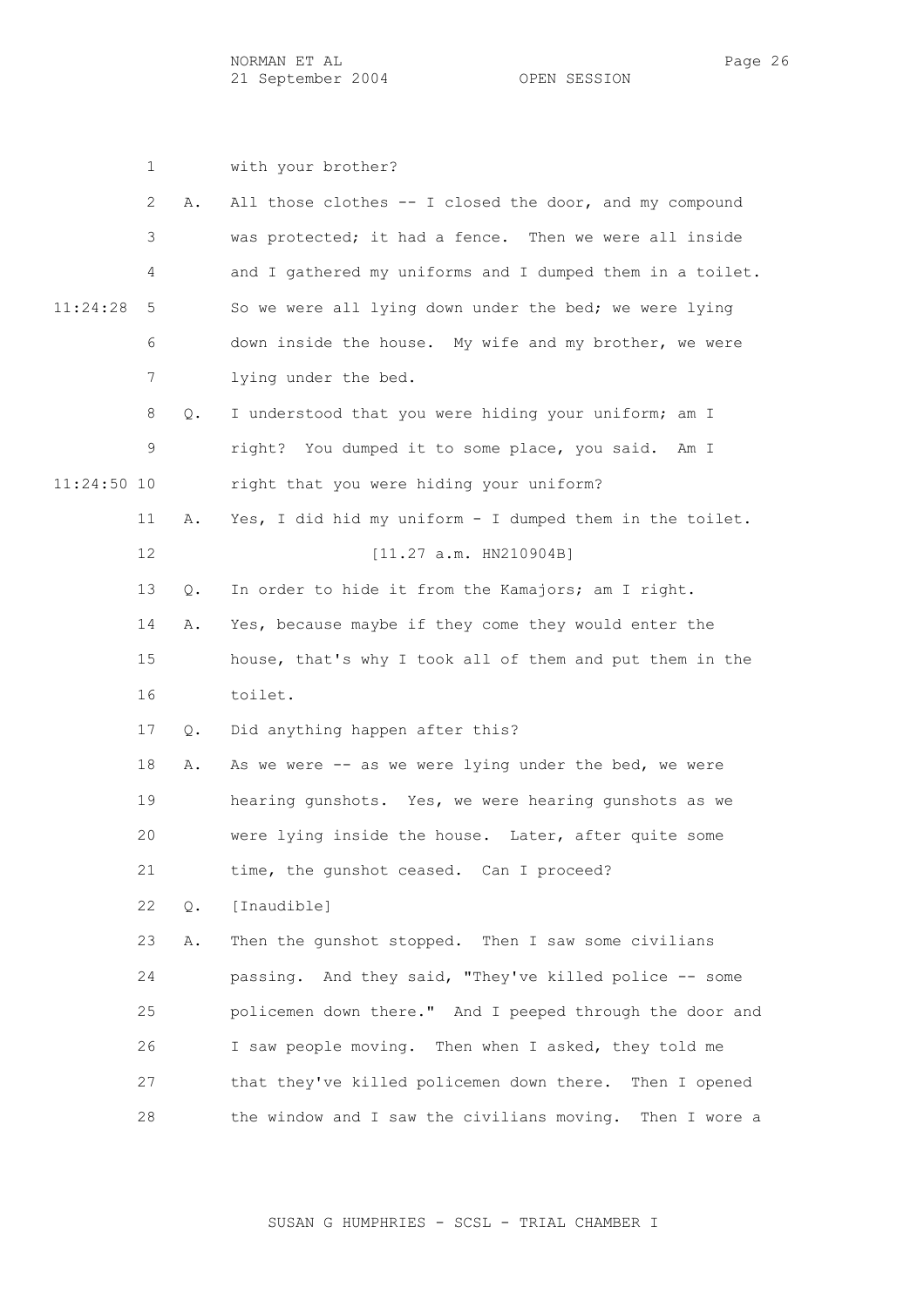1 with your brother?

2 A. All those clothes -- I closed the door, and my compound

3 was protected; it had a fence. Then we were all inside

4 and I gathered my uniforms and I dumped them in a toilet.

11:24:28 5 So we were all lying down under the bed; we were lying

6 down inside the house. My wife and my brother, we were

7 lying under the bed.

8 Q. I understood that you were hiding your uniform; am I

9 right? You dumped it to some place, you said. Am I

11:24:50 10 right that you were hiding your uniform?

11 A. Yes, I did hid my uniform - I dumped them in the toilet.

12 [11.27 a.m. HN210904B]

13 Q. In order to hide it from the Kamajors; am I right.

14 A. Yes, because maybe if they come they would enter the

15 house, that's why I took all of them and put them in the

16 toilet.

17 Q. Did anything happen after this?

18 A. As we were -- as we were lying under the bed, we were

19 hearing gunshots. Yes, we were hearing gunshots as we

20 were lying inside the house. Later, after quite some

21 time, the gunshot ceased. Can I proceed?

22 Q. [Inaudible]

23 A. Then the gunshot stopped. Then I saw some civilians

24 passing. And they said, "They've killed police -- some

25 policemen down there." And I peeped through the door and

26 I saw people moving. Then when I asked, they told me

27 that they've killed policemen down there. Then I opened

28 the window and I saw the civilians moving. Then I wore a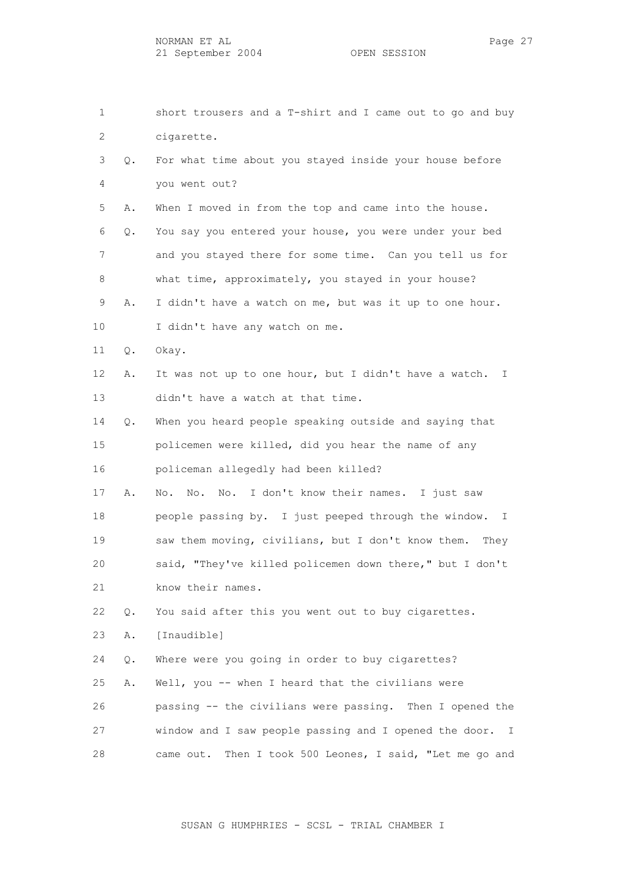1 short trousers and a T-shirt and I came out to go and buy
2 cigarette.
3 Q. For what time about you stayed inside your house before
4 you went out?
5 A. When I moved in from the top and came into the house.
6 Q. You say you entered your house, you were under your bed
7 and you stayed there for some time. Can you tell us for
8 what time, approximately, you stayed in your house?
9 A. I didn't have a watch on me, but was it up to one hour.
10 I didn't have any watch on me.
11 Q. Okay.
12 A. It was not up to one hour, but I didn't have a watch. I
13 didn't have a watch at that time.
14 Q. When you heard people speaking outside and saying that
15 policemen were killed, did you hear the name of any
16 policeman allegedly had been killed?
17 A. No. No. No. I don't know their names. I just saw
18 people passing by. I just peeped through the window. I
19 saw them moving, civilians, but I don't know them. They
20 said, "They've killed policemen down there," but I don't
21 know their names.
22 Q. You said after this you went out to buy cigarettes.
23 A. [Inaudible]
24 Q. Where were you going in order to buy cigarettes?
25 A. Well, you -- when I heard that the civilians were
26 passing -- the civilians were passing. Then I opened the
27 window and I saw people passing and I opened the door. I
28 came out. Then I took 500 Leones, I said, "Let me go and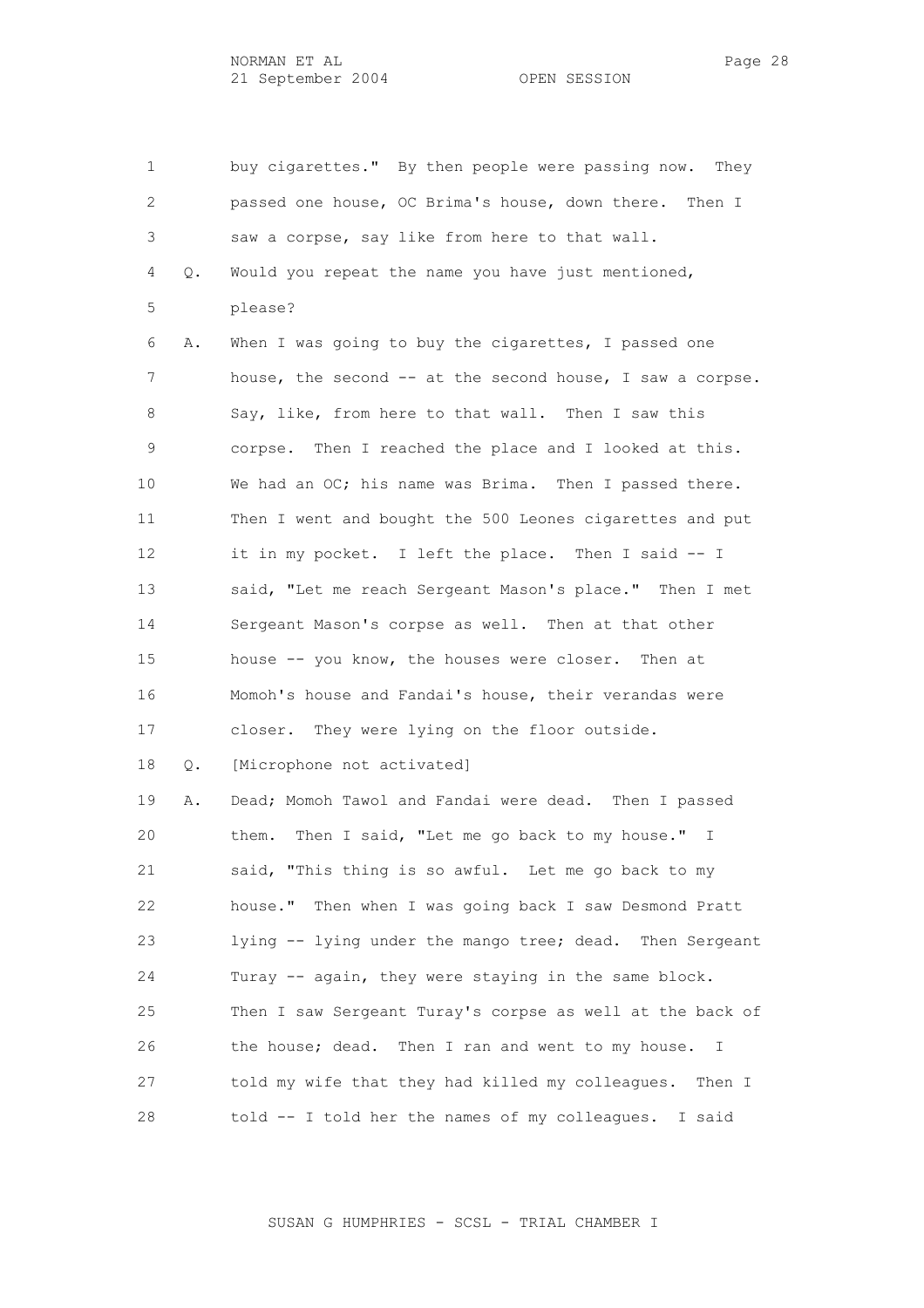1 buy cigarettes." By then people were passing now. They
2 passed one house, OC Brima's house, down there. Then I
3 saw a corpse, say like from here to that wall.
4 Q. Would you repeat the name you have just mentioned,
5 please?
6 A. When I was going to buy the cigarettes, I passed one
7 house, the second -- at the second house, I saw a corpse.
8 Say, like, from here to that wall. Then I saw this
9 corpse. Then I reached the place and I looked at this.
10 We had an OC; his name was Brima. Then I passed there.
11 Then I went and bought the 500 Leones cigarettes and put
12 it in my pocket. I left the place. Then I said -- I
13 said, "Let me reach Sergeant Mason's place." Then I met
14 Sergeant Mason's corpse as well. Then at that other
15 house -- you know, the houses were closer. Then at
16 Momoh's house and Fandai's house, their verandas were
17 closer. They were lying on the floor outside.
18 Q. [Microphone not activated]
19 A. Dead; Momoh Tawol and Fandai were dead. Then I passed
20 them. Then I said, "Let me go back to my house." I
21 said, "This thing is so awful. Let me go back to my
22 house." Then when I was going back I saw Desmond Pratt
23 lying -- lying under the mango tree; dead. Then Sergeant
24 Turay -- again, they were staying in the same block.
25 Then I saw Sergeant Turay's corpse as well at the back of
26 the house; dead. Then I ran and went to my house. I
27 told my wife that they had killed my colleagues. Then I
28 told -- I told her the names of my colleagues. I said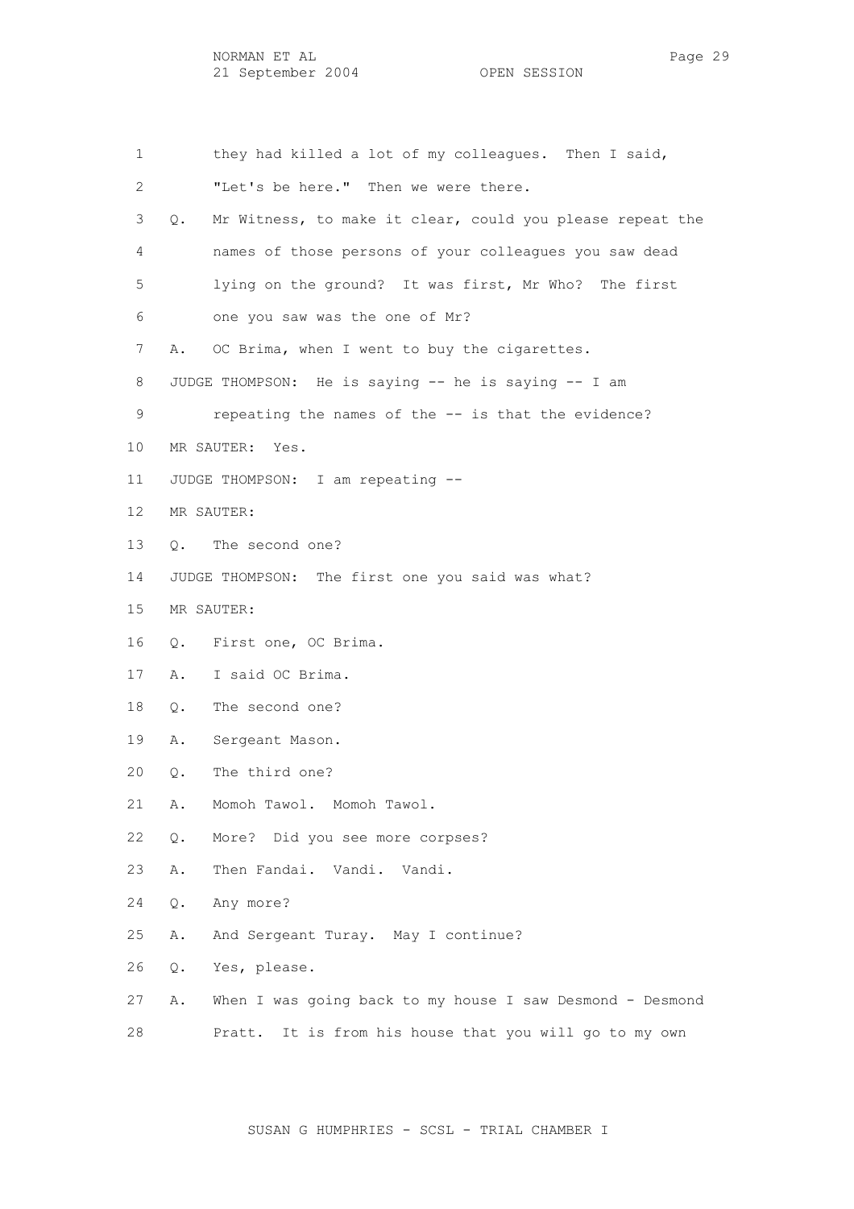1 they had killed a lot of my colleagues. Then I said,
2 "Let's be here." Then we were there.
3 Q. Mr Witness, to make it clear, could you please repeat the
4 names of those persons of your colleagues you saw dead
5 lying on the ground? It was first, Mr Who? The first
6 one you saw was the one of Mr?
7 A. OC Brima, when I went to buy the cigarettes.
8 JUDGE THOMPSON: He is saying -- he is saying -- I am
9 repeating the names of the -- is that the evidence?
10 MR SAUTER: Yes.
11 JUDGE THOMPSON: I am repeating --
12 MR SAUTER:
13 Q. The second one?
14 JUDGE THOMPSON: The first one you said was what?
15 MR SAUTER:
16 Q. First one, OC Brima.
17 A. I said OC Brima.
18 Q. The second one?
19 A. Sergeant Mason.
20 Q. The third one?
21 A. Momoh Tawol. Momoh Tawol.
22 Q. More? Did you see more corpses?
23 A. Then Fandai. Vandi. Vandi.
24 Q. Any more?
25 A. And Sergeant Turay. May I continue?
26 Q. Yes, please.
27 A. When I was going back to my house I saw Desmond - Desmond
28 Pratt. It is from his house that you will go to my own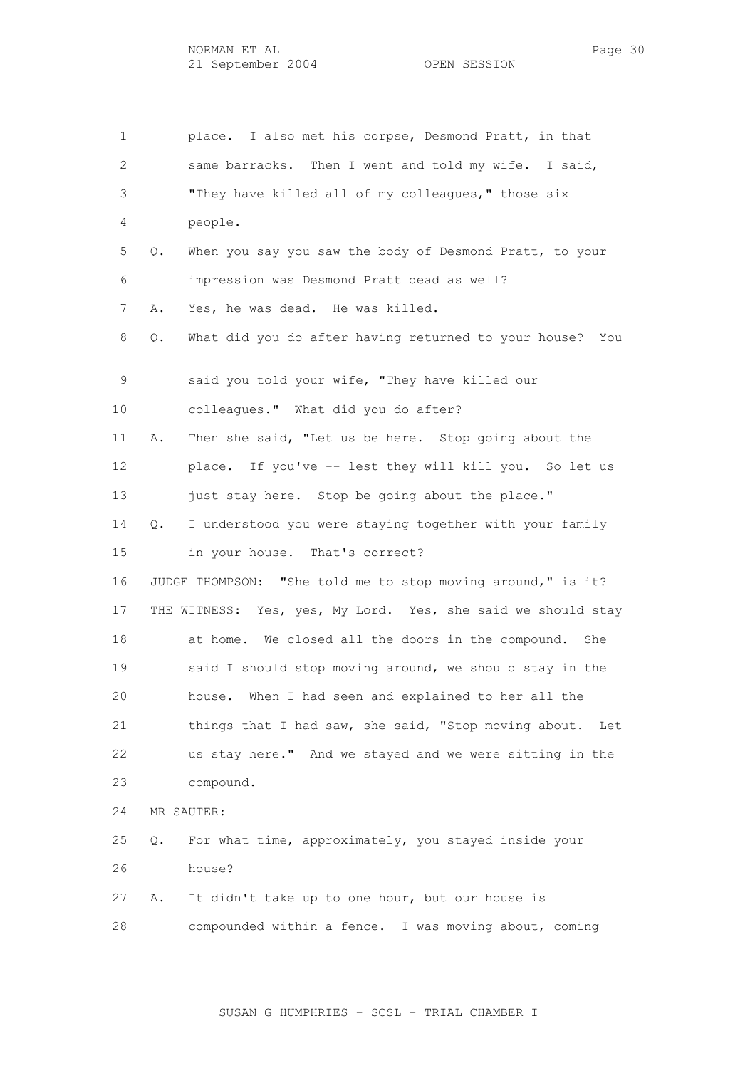1 place. I also met his corpse, Desmond Pratt, in that
2 same barracks. Then I went and told my wife. I said,
3 "They have killed all of my colleagues," those six
4 people.
5 Q. When you say you saw the body of Desmond Pratt, to your
6 impression was Desmond Pratt dead as well?
7 A. Yes, he was dead. He was killed.
8 Q. What did you do after having returned to your house? You
9 said you told your wife, "They have killed our
10 colleagues." What did you do after?
11 A. Then she said, "Let us be here. Stop going about the
12 place. If you've -- lest they will kill you. So let us
13 just stay here. Stop be going about the place."
14 Q. I understood you were staying together with your family
15 in your house. That's correct?
16 JUDGE THOMPSON: "She told me to stop moving around," is it?
17 THE WITNESS: Yes, yes, My Lord. Yes, she said we should stay
18 at home. We closed all the doors in the compound. She
19 said I should stop moving around, we should stay in the
20 house. When I had seen and explained to her all the
21 things that I had saw, she said, "Stop moving about. Let
22 us stay here." And we stayed and we were sitting in the
23 compound.
24 MR SAUTER:
25 Q. For what time, approximately, you stayed inside your
26 house?
27 A. It didn't take up to one hour, but our house is
28 compounded within a fence. I was moving about, coming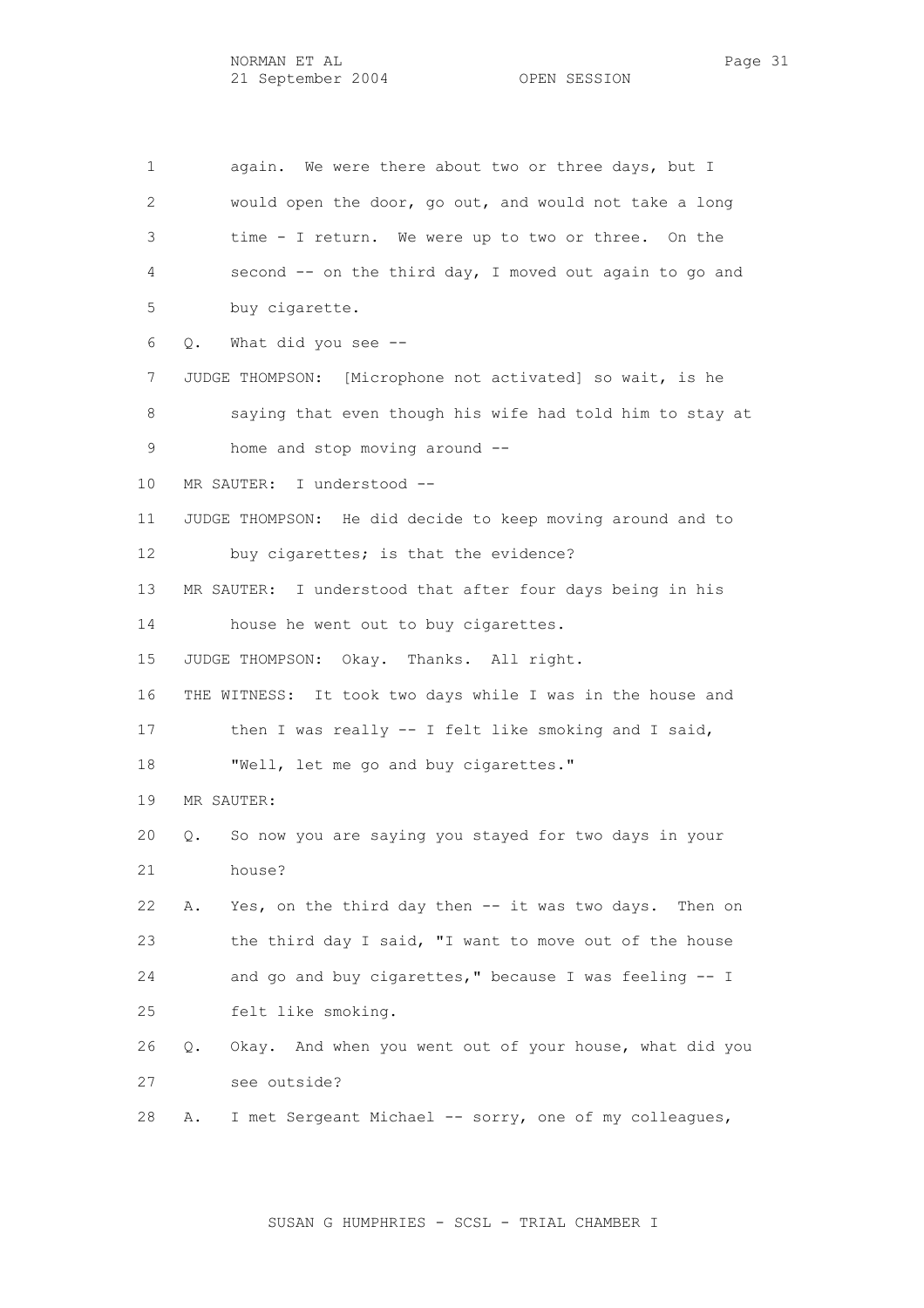1 again. We were there about two or three days, but I
2 would open the door, go out, and would not take a long
3 time - I return. We were up to two or three. On the
4 second -- on the third day, I moved out again to go and
5 buy cigarette.
6 Q. What did you see --
7 JUDGE THOMPSON: [Microphone not activated] so wait, is he
8 saying that even though his wife had told him to stay at
9 home and stop moving around --
10 MR SAUTER: I understood --
11 JUDGE THOMPSON: He did decide to keep moving around and to
12 buy cigarettes; is that the evidence?
13 MR SAUTER: I understood that after four days being in his
14 house he went out to buy cigarettes.
15 JUDGE THOMPSON: Okay. Thanks. All right.
16 THE WITNESS: It took two days while I was in the house and
17 then I was really -- I felt like smoking and I said,
18 "Well, let me go and buy cigarettes."
19 MR SAUTER:
20 Q. So now you are saying you stayed for two days in your
21 house?
22 A. Yes, on the third day then -- it was two days. Then on
23 the third day I said, "I want to move out of the house
24 and go and buy cigarettes," because I was feeling -- I
25 felt like smoking.
26 Q. Okay. And when you went out of your house, what did you
27 see outside?
28 A. I met Sergeant Michael -- sorry, one of my colleagues,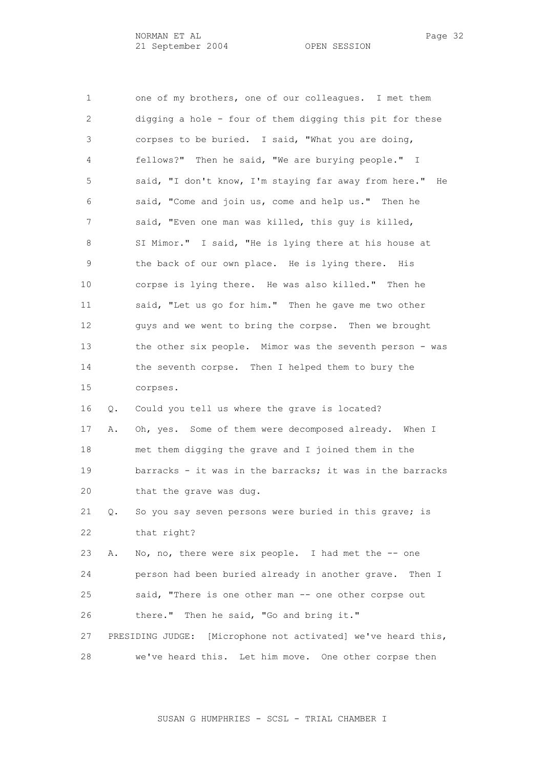1 one of my brothers, one of our colleagues. I met them
2 digging a hole - four of them digging this pit for these
3 corpses to be buried. I said, "What you are doing,
4 fellows?" Then he said, "We are burying people." I
5 said, "I don't know, I'm staying far away from here." He
6 said, "Come and join us, come and help us." Then he
7 said, "Even one man was killed, this guy is killed,
8 SI Mimor." I said, "He is lying there at his house at
9 the back of our own place. He is lying there. His
10 corpse is lying there. He was also killed." Then he
11 said, "Let us go for him." Then he gave me two other
12 guys and we went to bring the corpse. Then we brought
13 the other six people. Mimor was the seventh person - was
14 the seventh corpse. Then I helped them to bury the
15 corpses.

16 Q. Could you tell us where the grave is located?

17 A. Oh, yes. Some of them were decomposed already. When I
18 met them digging the grave and I joined them in the
19 barracks - it was in the barracks; it was in the barracks
20 that the grave was dug.

21 Q. So you say seven persons were buried in this grave; is
22 that right?

23 A. No, no, there were six people. I had met the -- one
24 person had been buried already in another grave. Then I
25 said, "There is one other man -- one other corpse out
26 there." Then he said, "Go and bring it."

27 PRESIDING JUDGE: [Microphone not activated] we've heard this,
28 we've heard this. Let him move. One other corpse then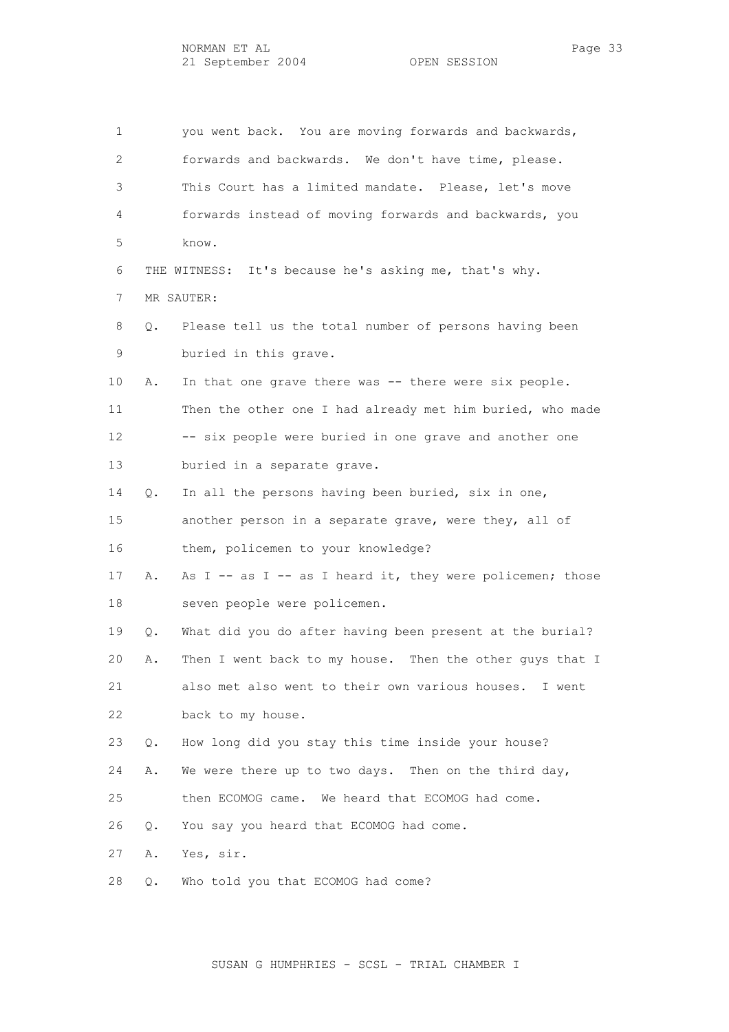1 you went back. You are moving forwards and backwards,
2 forwards and backwards. We don't have time, please.
3 This Court has a limited mandate. Please, let's move
4 forwards instead of moving forwards and backwards, you
5 know.
6 THE WITNESS: It's because he's asking me, that's why.
7 MR SAUTER:
8 Q. Please tell us the total number of persons having been
9 buried in this grave.
10 A. In that one grave there was -- there were six people.
11 Then the other one I had already met him buried, who made
12 -- six people were buried in one grave and another one
13 buried in a separate grave.
14 Q. In all the persons having been buried, six in one,
15 another person in a separate grave, were they, all of
16 them, policemen to your knowledge?
17 A. As I -- as I -- as I heard it, they were policemen; those
18 seven people were policemen.
19 Q. What did you do after having been present at the burial?
20 A. Then I went back to my house. Then the other guys that I
21 also met also went to their own various houses. I went
22 back to my house.
23 Q. How long did you stay this time inside your house?
24 A. We were there up to two days. Then on the third day,
25 then ECOMOG came. We heard that ECOMOG had come.
26 Q. You say you heard that ECOMOG had come.
27 A. Yes, sir.
28 Q. Who told you that ECOMOG had come?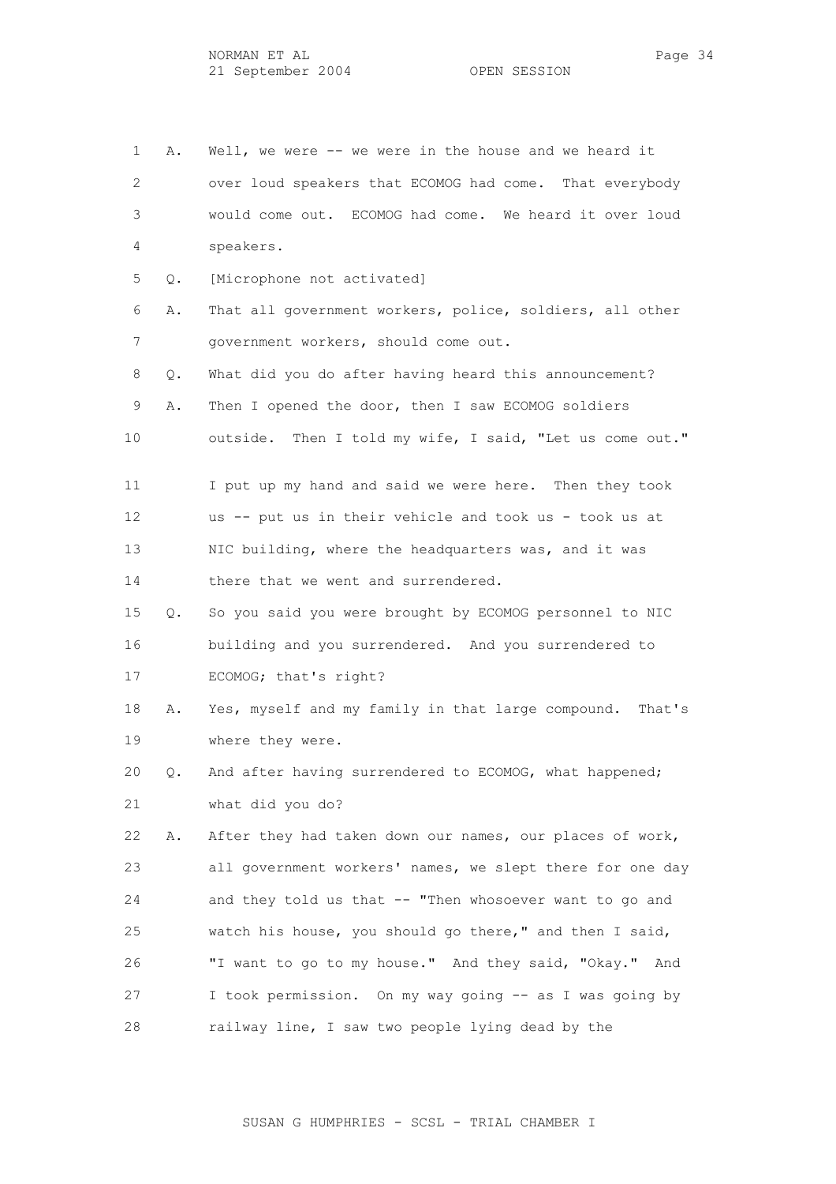1 A. Well, we were -- we were in the house and we heard it
2 over loud speakers that ECOMOG had come. That everybody
3 would come out. ECOMOG had come. We heard it over loud
4 speakers.
5 Q. [Microphone not activated]
6 A. That all government workers, police, soldiers, all other
7 government workers, should come out.
8 Q. What did you do after having heard this announcement?
9 A. Then I opened the door, then I saw ECOMOG soldiers
10 outside. Then I told my wife, I said, "Let us come out."
11 I put up my hand and said we were here. Then they took
12 us -- put us in their vehicle and took us - took us at
13 NIC building, where the headquarters was, and it was
14 there that we went and surrendered.
15 Q. So you said you were brought by ECOMOG personnel to NIC
16 building and you surrendered. And you surrendered to
17 ECOMOG; that's right?
18 A. Yes, myself and my family in that large compound. That's
19 where they were.
20 Q. And after having surrendered to ECOMOG, what happened;
21 what did you do?
22 A. After they had taken down our names, our places of work,
23 all government workers' names, we slept there for one day
24 and they told us that -- "Then whosoever want to go and
25 watch his house, you should go there," and then I said,
26 "I want to go to my house." And they said, "Okay." And
27 I took permission. On my way going -- as I was going by
28 railway line, I saw two people lying dead by the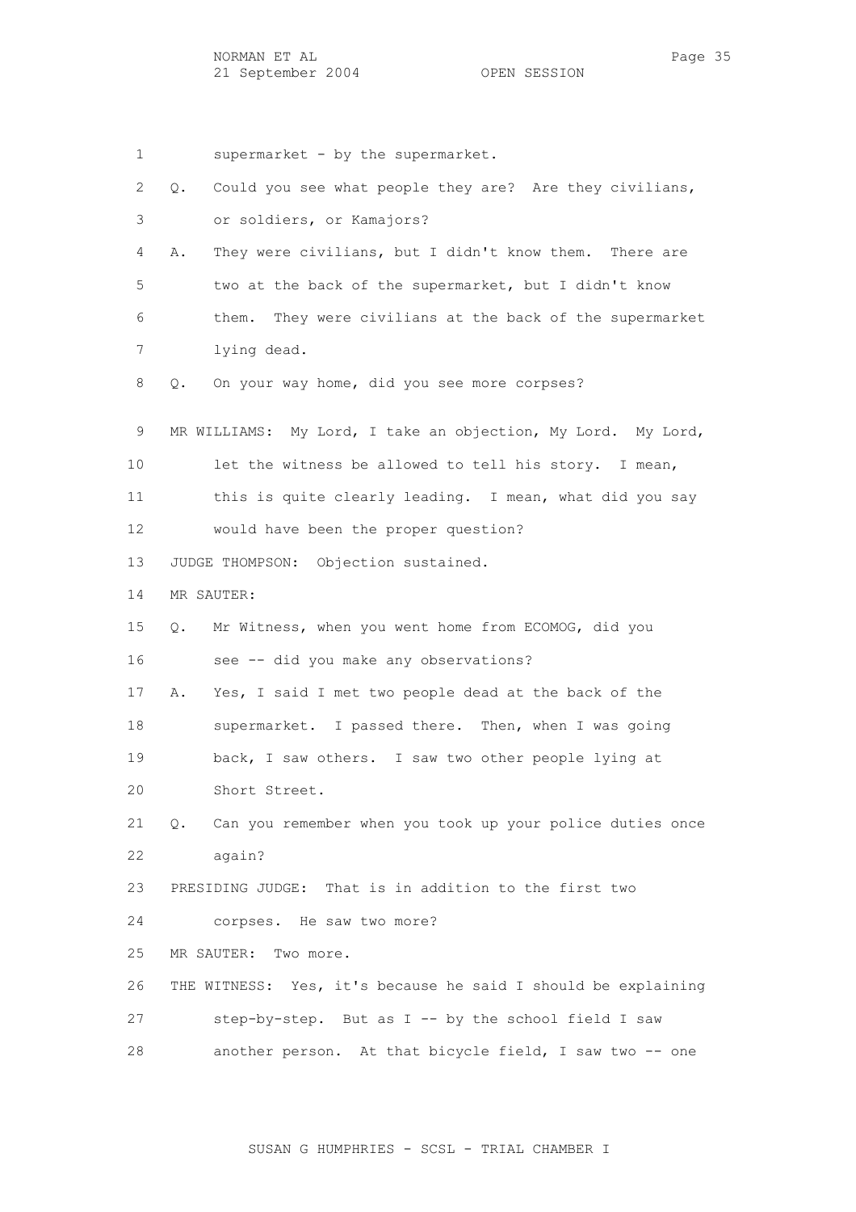1 supermarket - by the supermarket.

2 Q. Could you see what people they are? Are they civilians,

3 or soldiers, or Kamajors?

4 A. They were civilians, but I didn't know them. There are

5 two at the back of the supermarket, but I didn't know

6 them. They were civilians at the back of the supermarket

7 lying dead.

8 Q. On your way home, did you see more corpses?

9 MR WILLIAMS: My Lord, I take an objection, My Lord. My Lord,

10 let the witness be allowed to tell his story. I mean,

11 this is quite clearly leading. I mean, what did you say

12 would have been the proper question?

13 JUDGE THOMPSON: Objection sustained.

14 MR SAUTER:

15 Q. Mr Witness, when you went home from ECOMOG, did you

16 see -- did you make any observations?

17 A. Yes, I said I met two people dead at the back of the

18 supermarket. I passed there. Then, when I was going

19 back, I saw others. I saw two other people lying at

20 Short Street.

21 Q. Can you remember when you took up your police duties once

22 again?

23 PRESIDING JUDGE: That is in addition to the first two

24 corpses. He saw two more?

25 MR SAUTER: Two more.

26 THE WITNESS: Yes, it's because he said I should be explaining

27 step-by-step. But as I -- by the school field I saw

28 another person. At that bicycle field, I saw two -- one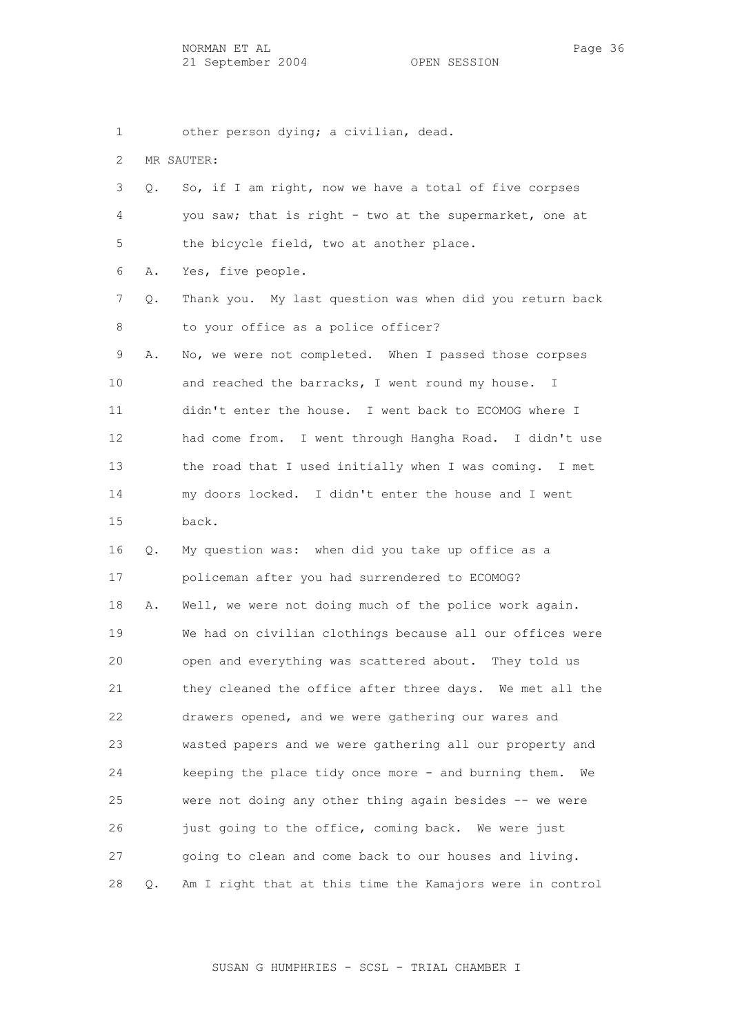1 other person dying; a civilian, dead.

2 MR SAUTER:

3 Q. So, if I am right, now we have a total of five corpses

4 you saw; that is right - two at the supermarket, one at

5 the bicycle field, two at another place.

6 A. Yes, five people.

7 Q. Thank you. My last question was when did you return back

8 to your office as a police officer?

9 A. No, we were not completed. When I passed those corpses

10 and reached the barracks, I went round my house. I

11 didn't enter the house. I went back to ECOMOG where I

12 had come from. I went through Hangha Road. I didn't use

13 the road that I used initially when I was coming. I met

14 my doors locked. I didn't enter the house and I went

15 back.

16 Q. My question was: when did you take up office as a

17 policeman after you had surrendered to ECOMOG?

18 A. Well, we were not doing much of the police work again.

19 We had on civilian clothings because all our offices were

20 open and everything was scattered about. They told us

21 they cleaned the office after three days. We met all the

22 drawers opened, and we were gathering our wares and

23 wasted papers and we were gathering all our property and

24 keeping the place tidy once more - and burning them. We

25 were not doing any other thing again besides -- we were

26 just going to the office, coming back. We were just

27 going to clean and come back to our houses and living.

28 Q. Am I right that at this time the Kamajors were in control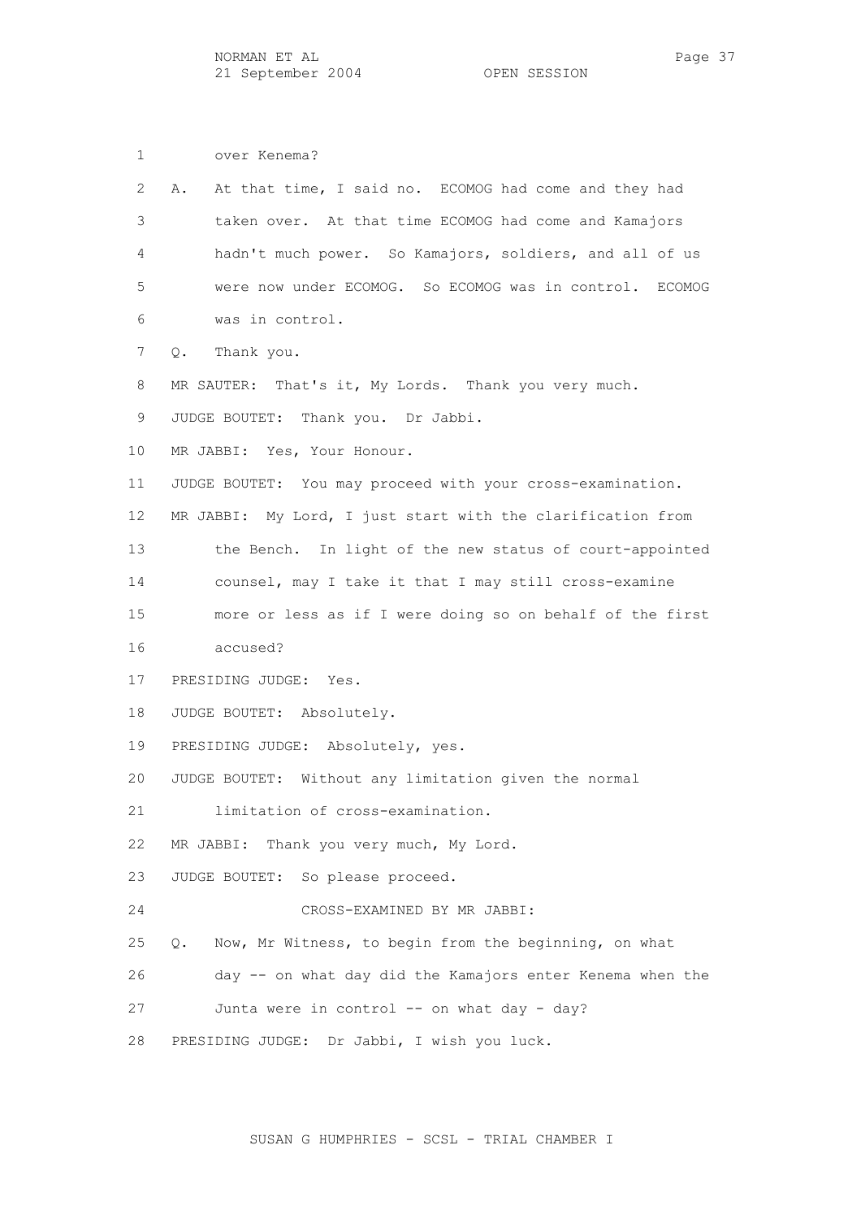over Kenema?

A. At that time, I said no. ECOMOG had come and they had taken over. At that time ECOMOG had come and Kamajors hadn't much power. So Kamajors, soldiers, and all of us were now under ECOMOG. So ECOMOG was in control. ECOMOG was in control.

Q. Thank you.

MR SAUTER: That's it, My Lords. Thank you very much.

JUDGE BOUTET: Thank you. Dr Jabbi.

MR JABBI: Yes, Your Honour.

JUDGE BOUTET: You may proceed with your cross-examination.

MR JABBI: My Lord, I just start with the clarification from the Bench. In light of the new status of court-appointed counsel, may I take it that I may still cross-examine more or less as if I were doing so on behalf of the first accused?

PRESIDING JUDGE: Yes.

JUDGE BOUTET: Absolutely.

PRESIDING JUDGE: Absolutely, yes.

JUDGE BOUTET: Without any limitation given the normal limitation of cross-examination.

MR JABBI: Thank you very much, My Lord.

JUDGE BOUTET: So please proceed.

CROSS-EXAMINED BY MR JABBI:

Q. Now, Mr Witness, to begin from the beginning, on what day -- on what day did the Kamajors enter Kenema when the Junta were in control -- on what day - day?

PRESIDING JUDGE: Dr Jabbi, I wish you luck.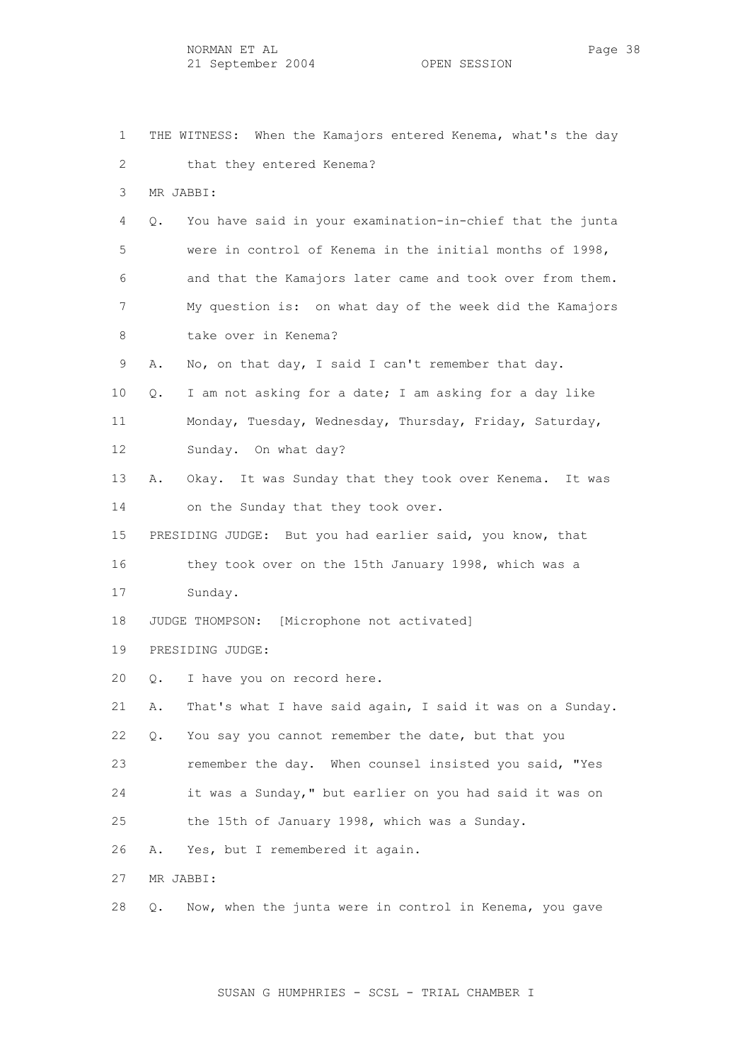1 THE WITNESS: When the Kamajors entered Kenema, what's the day
2 that they entered Kenema?
3 MR JABBI:
4 Q. You have said in your examination-in-chief that the junta
5 were in control of Kenema in the initial months of 1998,
6 and that the Kamajors later came and took over from them.
7 My question is: on what day of the week did the Kamajors
8 take over in Kenema?
9 A. No, on that day, I said I can't remember that day.
10 Q. I am not asking for a date; I am asking for a day like
11 Monday, Tuesday, Wednesday, Thursday, Friday, Saturday,
12 Sunday. On what day?
13 A. Okay. It was Sunday that they took over Kenema. It was
14 on the Sunday that they took over.
15 PRESIDING JUDGE: But you had earlier said, you know, that
16 they took over on the 15th January 1998, which was a
17 Sunday.
18 JUDGE THOMPSON: [Microphone not activated]
19 PRESIDING JUDGE:
20 Q. I have you on record here.
21 A. That's what I have said again, I said it was on a Sunday.
22 Q. You say you cannot remember the date, but that you
23 remember the day. When counsel insisted you said, "Yes
24 it was a Sunday," but earlier on you had said it was on
25 the 15th of January 1998, which was a Sunday.
26 A. Yes, but I remembered it again.
27 MR JABBI:
28 Q. Now, when the junta were in control in Kenema, you gave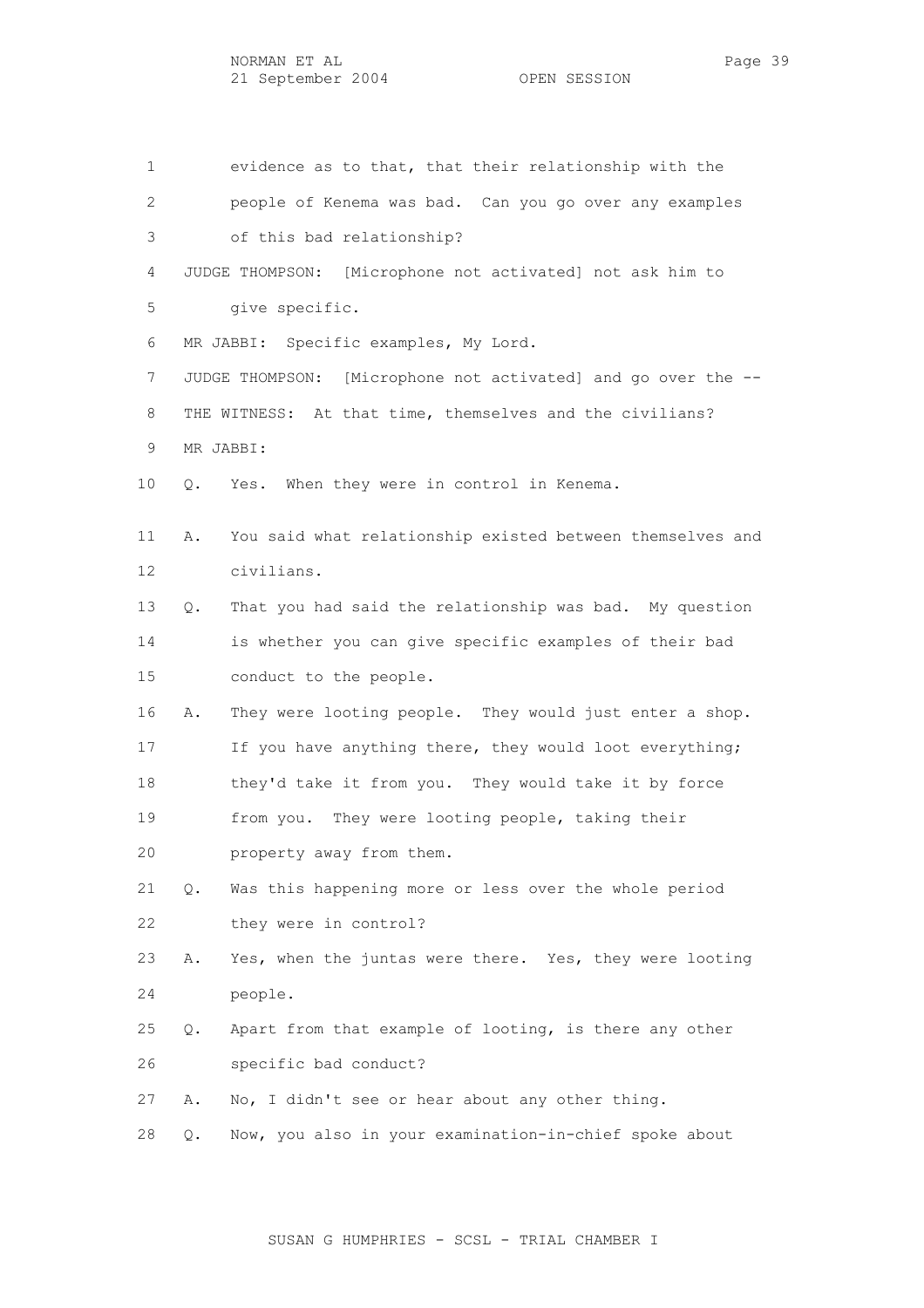1 evidence as to that, that their relationship with the
2 people of Kenema was bad. Can you go over any examples
3 of this bad relationship?
4 JUDGE THOMPSON: [Microphone not activated] not ask him to
5 give specific.
6 MR JABBI: Specific examples, My Lord.
7 JUDGE THOMPSON: [Microphone not activated] and go over the --
8 THE WITNESS: At that time, themselves and the civilians?
9 MR JABBI:
10 Q. Yes. When they were in control in Kenema.
11 A. You said what relationship existed between themselves and
12 civilians.
13 Q. That you had said the relationship was bad. My question
14 is whether you can give specific examples of their bad
15 conduct to the people.
16 A. They were looting people. They would just enter a shop.
17 If you have anything there, they would loot everything;
18 they'd take it from you. They would take it by force
19 from you. They were looting people, taking their
20 property away from them.
21 Q. Was this happening more or less over the whole period
22 they were in control?
23 A. Yes, when the juntas were there. Yes, they were looting
24 people.
25 Q. Apart from that example of looting, is there any other
26 specific bad conduct?
27 A. No, I didn't see or hear about any other thing.
28 Q. Now, you also in your examination-in-chief spoke about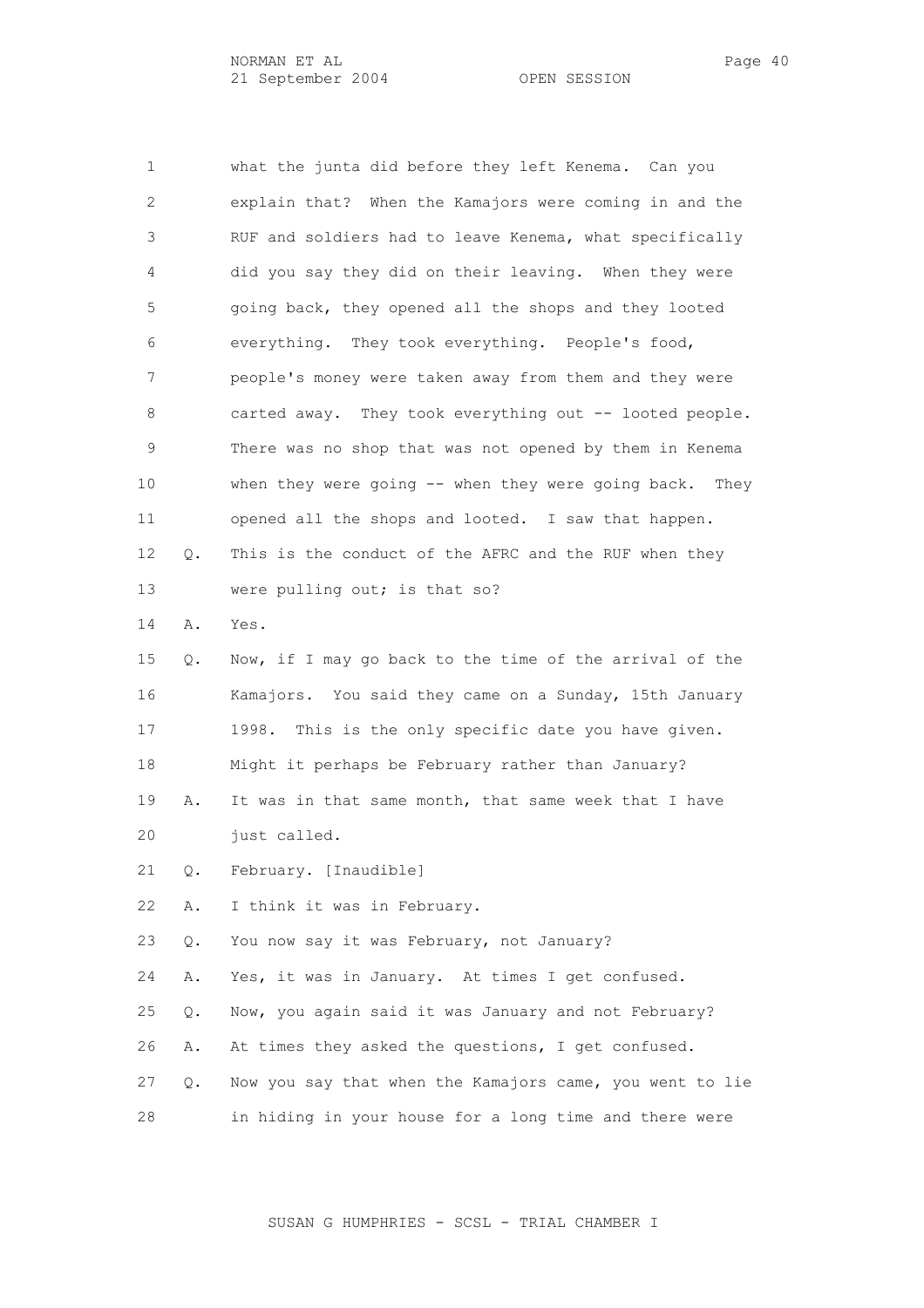1 what the junta did before they left Kenema. Can you
2 explain that? When the Kamajors were coming in and the
3 RUF and soldiers had to leave Kenema, what specifically
4 did you say they did on their leaving. When they were
5 going back, they opened all the shops and they looted
6 everything. They took everything. People's food,
7 people's money were taken away from them and they were
8 carted away. They took everything out -- looted people.
9 There was no shop that was not opened by them in Kenema
10 when they were going -- when they were going back. They
11 opened all the shops and looted. I saw that happen.
12 Q. This is the conduct of the AFRC and the RUF when they
13 were pulling out; is that so?
14 A. Yes.
15 Q. Now, if I may go back to the time of the arrival of the
16 Kamajors. You said they came on a Sunday, 15th January
17 1998. This is the only specific date you have given.
18 Might it perhaps be February rather than January?
19 A. It was in that same month, that same week that I have
20 just called.
21 Q. February. [Inaudible]
22 A. I think it was in February.
23 Q. You now say it was February, not January?
24 A. Yes, it was in January. At times I get confused.
25 Q. Now, you again said it was January and not February?
26 A. At times they asked the questions, I get confused.
27 Q. Now you say that when the Kamajors came, you went to lie
28 in hiding in your house for a long time and there were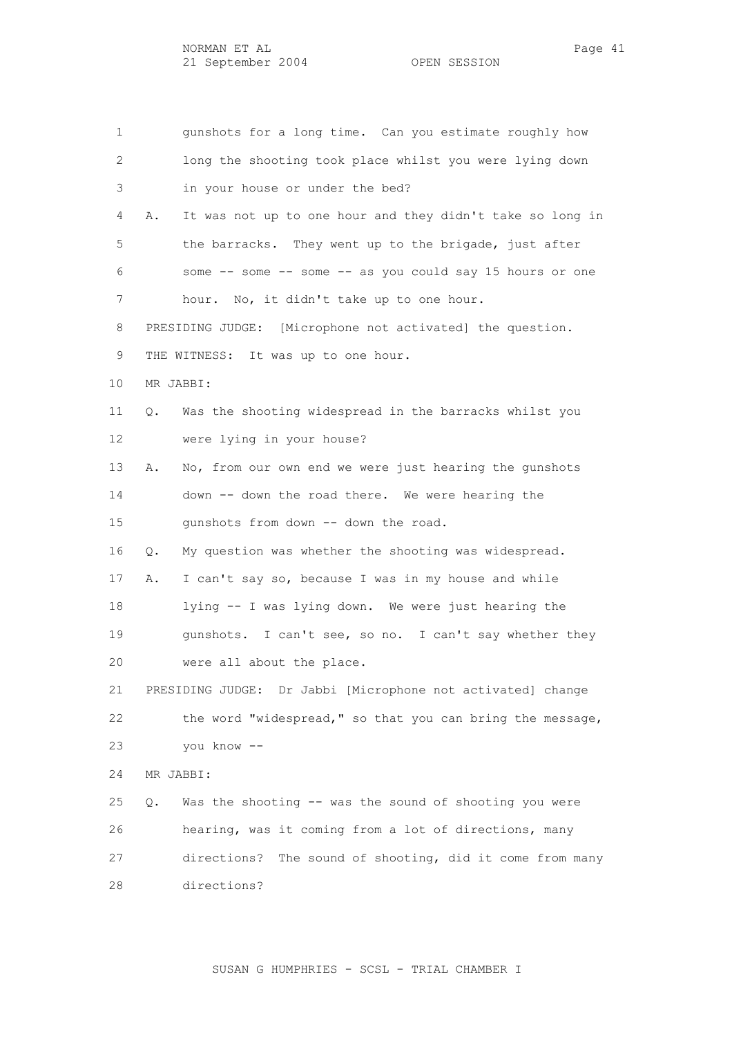1 gunshots for a long time. Can you estimate roughly how
2 long the shooting took place whilst you were lying down
3 in your house or under the bed?

4 A. It was not up to one hour and they didn't take so long in
5 the barracks. They went up to the brigade, just after
6 some -- some -- some -- as you could say 15 hours or one
7 hour. No, it didn't take up to one hour.

8 PRESIDING JUDGE: [Microphone not activated] the question.

9 THE WITNESS: It was up to one hour.

10 MR JABBI:

11 Q. Was the shooting widespread in the barracks whilst you
12 were lying in your house?

13 A. No, from our own end we were just hearing the gunshots
14 down -- down the road there. We were hearing the
15 gunshots from down -- down the road.

16 Q. My question was whether the shooting was widespread.

17 A. I can't say so, because I was in my house and while
18 lying -- I was lying down. We were just hearing the
19 gunshots. I can't see, so no. I can't say whether they
20 were all about the place.

21 PRESIDING JUDGE: Dr Jabbi [Microphone not activated] change
22 the word "widespread," so that you can bring the message,
23 you know --

24 MR JABBI:

25 Q. Was the shooting -- was the sound of shooting you were
26 hearing, was it coming from a lot of directions, many
27 directions? The sound of shooting, did it come from many
28 directions?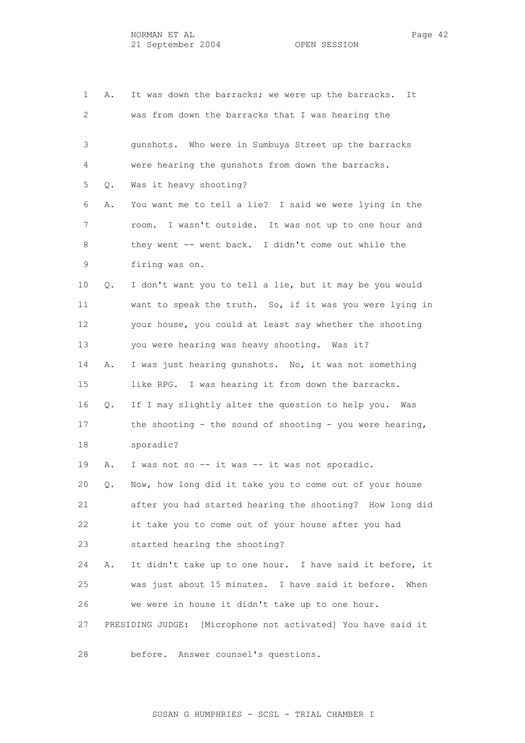1 A. It was down the barracks; we were up the barracks. It
2 was from down the barracks that I was hearing the
3 gunshots. Who were in Sumbuya Street up the barracks
4 were hearing the gunshots from down the barracks.
5 Q. Was it heavy shooting?
6 A. You want me to tell a lie? I said we were lying in the
7 room. I wasn't outside. It was not up to one hour and
8 they went -- went back. I didn't come out while the
9 firing was on.
10 Q. I don't want you to tell a lie, but it may be you would
11 want to speak the truth. So, if it was you were lying in
12 your house, you could at least say whether the shooting
13 you were hearing was heavy shooting. Was it?
14 A. I was just hearing gunshots. No, it was not something
15 like RPG. I was hearing it from down the barracks.
16 Q. If I may slightly alter the question to help you. Was
17 the shooting - the sound of shooting - you were hearing,
18 sporadic?
19 A. I was not so -- it was -- it was not sporadic.
20 Q. Now, how long did it take you to come out of your house
21 after you had started hearing the shooting? How long did
22 it take you to come out of your house after you had
23 started hearing the shooting?
24 A. It didn't take up to one hour. I have said it before, it
25 was just about 15 minutes. I have said it before. When
26 we were in house it didn't take up to one hour.
27 PRESIDING JUDGE: [Microphone not activated] You have said it
28 before. Answer counsel's questions.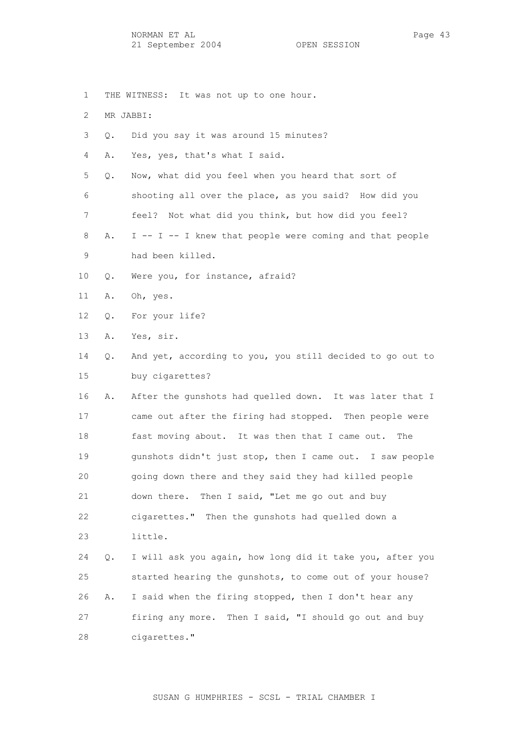1 THE WITNESS: It was not up to one hour.

2 MR JABBI:

3 Q. Did you say it was around 15 minutes?

4 A. Yes, yes, that's what I said.

5 Q. Now, what did you feel when you heard that sort of
6 shooting all over the place, as you said? How did you
7 feel? Not what did you think, but how did you feel?

8 A. I -- I -- I knew that people were coming and that people
9 had been killed.

10 Q. Were you, for instance, afraid?

11 A. Oh, yes.

12 Q. For your life?

13 A. Yes, sir.

14 Q. And yet, according to you, you still decided to go out to
15 buy cigarettes?

16 A. After the gunshots had quelled down. It was later that I
17 came out after the firing had stopped. Then people were
18 fast moving about. It was then that I came out. The
19 gunshots didn't just stop, then I came out. I saw people
20 going down there and they said they had killed people
21 down there. Then I said, "Let me go out and buy
22 cigarettes." Then the gunshots had quelled down a
23 little.

24 Q. I will ask you again, how long did it take you, after you
25 started hearing the gunshots, to come out of your house?

26 A. I said when the firing stopped, then I don't hear any
27 firing any more. Then I said, "I should go out and buy
28 cigarettes."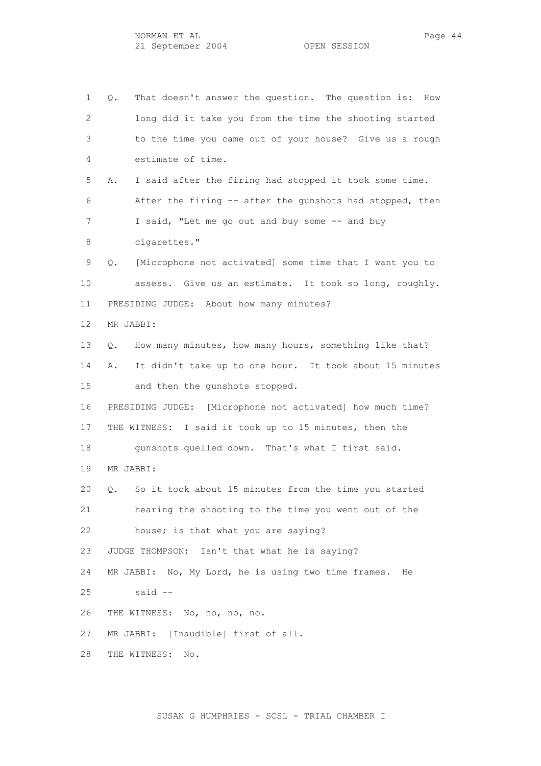Q. That doesn't answer the question. The question is: How long did it take you from the time the shooting started to the time you came out of your house? Give us a rough estimate of time.

A. I said after the firing had stopped it took some time. After the firing -- after the gunshots had stopped, then I said, "Let me go out and buy some -- and buy cigarettes."

Q. [Microphone not activated] some time that I want you to assess. Give us an estimate. It took so long, roughly.

PRESIDING JUDGE: About how many minutes?

MR JABBI:

Q. How many minutes, how many hours, something like that?

A. It didn't take up to one hour. It took about 15 minutes and then the gunshots stopped.

PRESIDING JUDGE: [Microphone not activated] how much time?

THE WITNESS: I said it took up to 15 minutes, then the gunshots quelled down. That's what I first said.

MR JABBI:

Q. So it took about 15 minutes from the time you started hearing the shooting to the time you went out of the house; is that what you are saying?

JUDGE THOMPSON: Isn't that what he is saying?

MR JABBI: No, My Lord, he is using two time frames. He said --

THE WITNESS: No, no, no, no.

MR JABBI: [Inaudible] first of all.

THE WITNESS: No.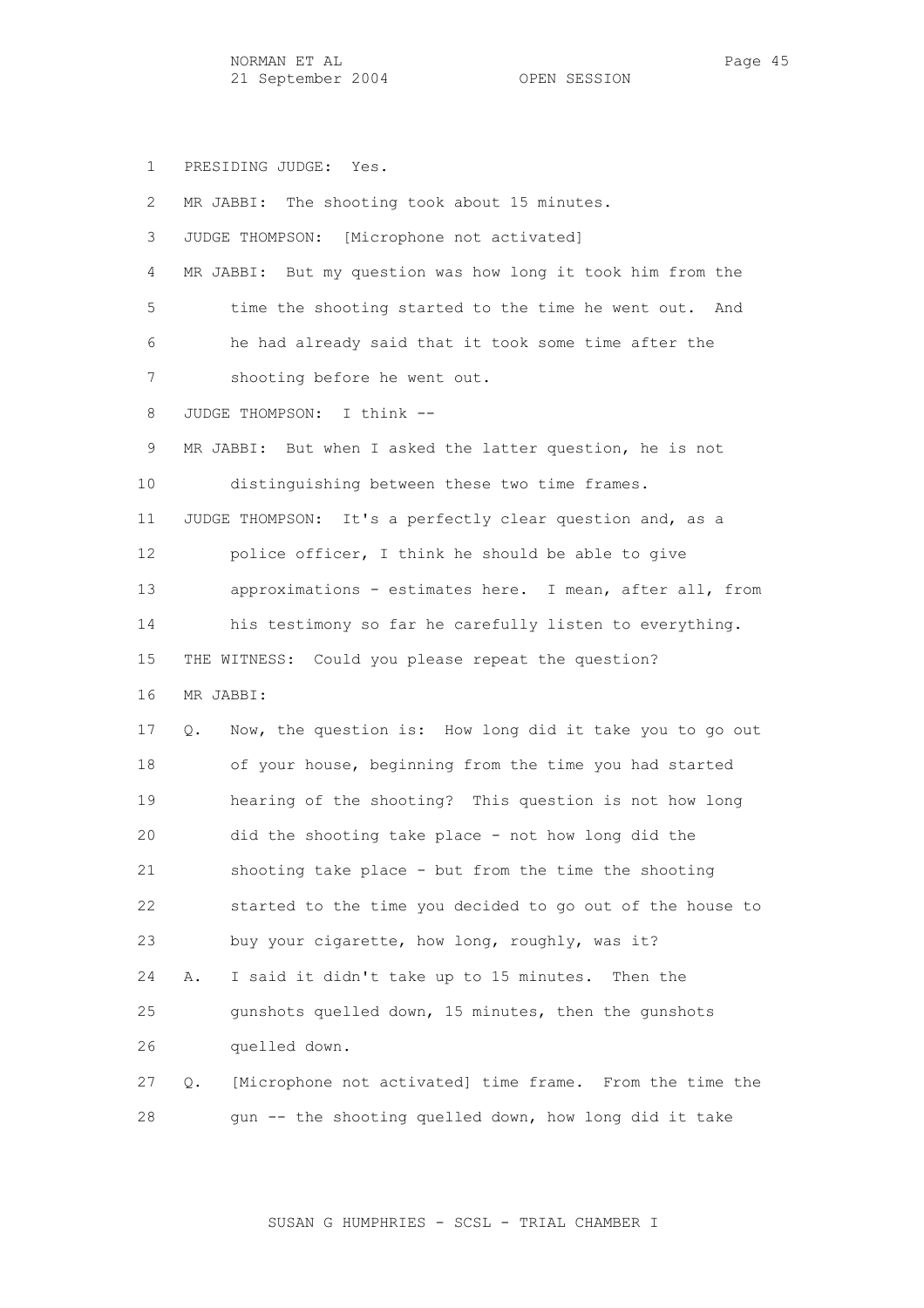1 PRESIDING JUDGE: Yes.

2 MR JABBI: The shooting took about 15 minutes.

3 JUDGE THOMPSON: [Microphone not activated]

4 MR JABBI: But my question was how long it took him from the
5 time the shooting started to the time he went out. And
6 he had already said that it took some time after the
7 shooting before he went out.

8 JUDGE THOMPSON: I think --

9 MR JABBI: But when I asked the latter question, he is not
10 distinguishing between these two time frames.

11 JUDGE THOMPSON: It's a perfectly clear question and, as a
12 police officer, I think he should be able to give
13 approximations - estimates here. I mean, after all, from
14 his testimony so far he carefully listen to everything.

15 THE WITNESS: Could you please repeat the question?

16 MR JABBI:

17 Q. Now, the question is: How long did it take you to go out
18 of your house, beginning from the time you had started
19 hearing of the shooting? This question is not how long
20 did the shooting take place - not how long did the
21 shooting take place - but from the time the shooting
22 started to the time you decided to go out of the house to
23 buy your cigarette, how long, roughly, was it?

24 A. I said it didn't take up to 15 minutes. Then the
25 gunshots quelled down, 15 minutes, then the gunshots
26 quelled down.

27 Q. [Microphone not activated] time frame. From the time the
28 gun -- the shooting quelled down, how long did it take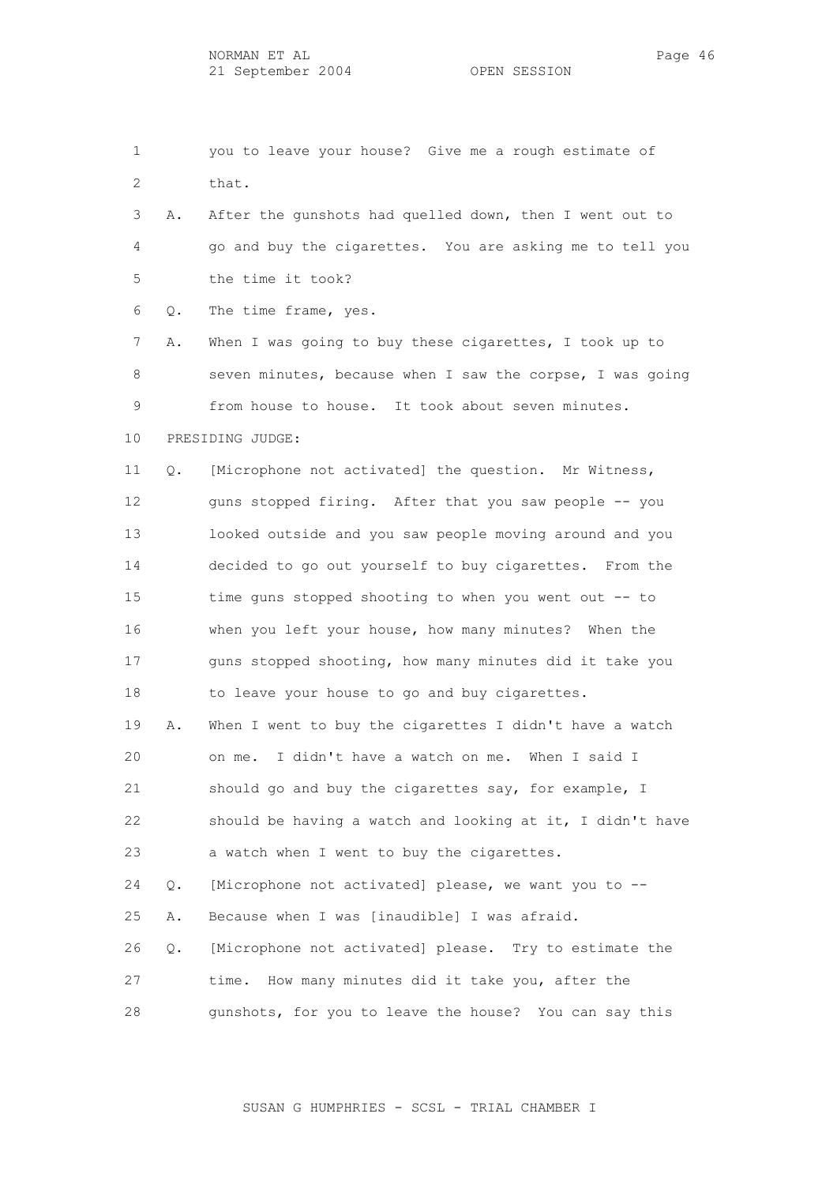1 you to leave your house? Give me a rough estimate of
2 that.

3 A. After the gunshots had quelled down, then I went out to
4 go and buy the cigarettes. You are asking me to tell you
5 the time it took?

6 Q. The time frame, yes.

7 A. When I was going to buy these cigarettes, I took up to
8 seven minutes, because when I saw the corpse, I was going
9 from house to house. It took about seven minutes.

10 PRESIDING JUDGE:

11 Q. [Microphone not activated] the question. Mr Witness,
12 guns stopped firing. After that you saw people -- you
13 looked outside and you saw people moving around and you
14 decided to go out yourself to buy cigarettes. From the
15 time guns stopped shooting to when you went out -- to
16 when you left your house, how many minutes? When the
17 guns stopped shooting, how many minutes did it take you
18 to leave your house to go and buy cigarettes.

19 A. When I went to buy the cigarettes I didn't have a watch
20 on me. I didn't have a watch on me. When I said I
21 should go and buy the cigarettes say, for example, I
22 should be having a watch and looking at it, I didn't have
23 a watch when I went to buy the cigarettes.

24 Q. [Microphone not activated] please, we want you to --

25 A. Because when I was [inaudible] I was afraid.

26 Q. [Microphone not activated] please. Try to estimate the
27 time. How many minutes did it take you, after the
28 gunshots, for you to leave the house? You can say this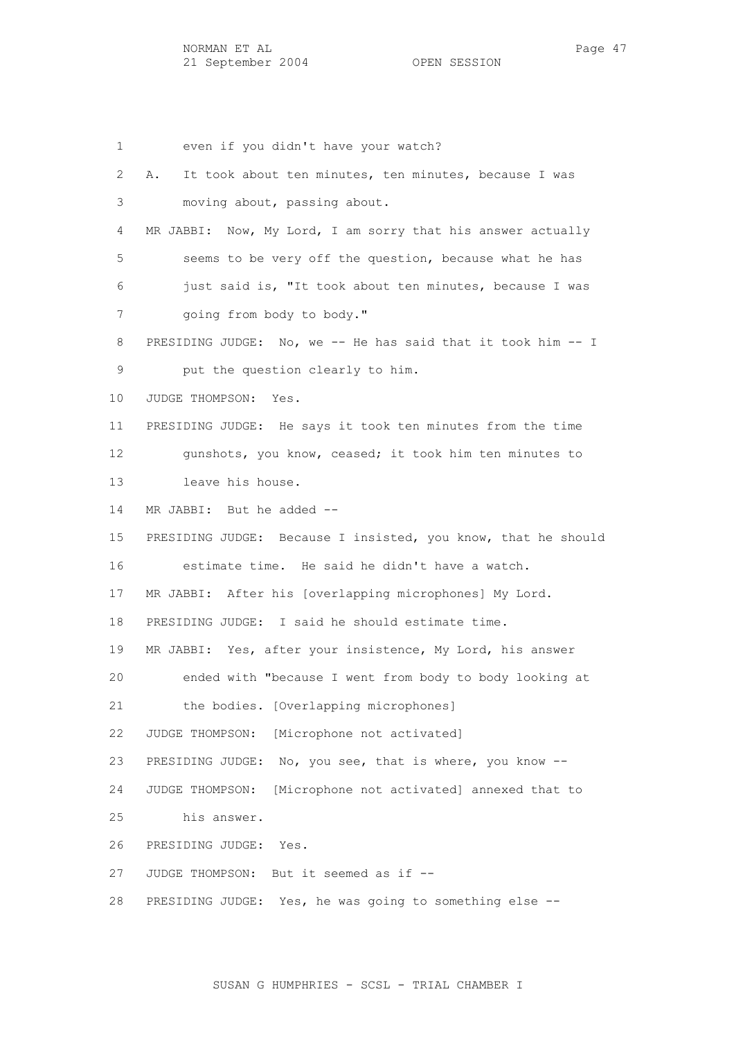1 even if you didn't have your watch?

2 A. It took about ten minutes, ten minutes, because I was

3 moving about, passing about.

4 MR JABBI: Now, My Lord, I am sorry that his answer actually

5 seems to be very off the question, because what he has

6 just said is, "It took about ten minutes, because I was

7 going from body to body."

8 PRESIDING JUDGE: No, we -- He has said that it took him -- I

9 put the question clearly to him.

10 JUDGE THOMPSON: Yes.

11 PRESIDING JUDGE: He says it took ten minutes from the time

12 gunshots, you know, ceased; it took him ten minutes to

13 leave his house.

14 MR JABBI: But he added --

15 PRESIDING JUDGE: Because I insisted, you know, that he should

16 estimate time. He said he didn't have a watch.

17 MR JABBI: After his [overlapping microphones] My Lord.

18 PRESIDING JUDGE: I said he should estimate time.

19 MR JABBI: Yes, after your insistence, My Lord, his answer

20 ended with "because I went from body to body looking at

21 the bodies. [Overlapping microphones]

22 JUDGE THOMPSON: [Microphone not activated]

23 PRESIDING JUDGE: No, you see, that is where, you know --

24 JUDGE THOMPSON: [Microphone not activated] annexed that to

25 his answer.

26 PRESIDING JUDGE: Yes.

27 JUDGE THOMPSON: But it seemed as if --

28 PRESIDING JUDGE: Yes, he was going to something else --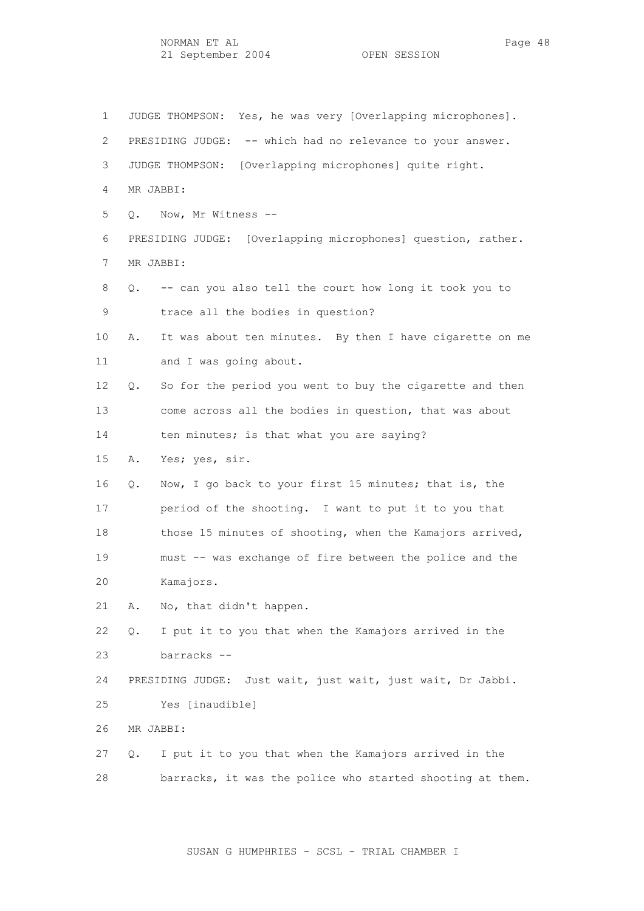1 JUDGE THOMPSON: Yes, he was very [Overlapping microphones].

2 PRESIDING JUDGE: -- which had no relevance to your answer.

3 JUDGE THOMPSON: [Overlapping microphones] quite right.

4 MR JABBI:

5 Q. Now, Mr Witness --

6 PRESIDING JUDGE: [Overlapping microphones] question, rather.

7 MR JABBI:

8 Q. -- can you also tell the court how long it took you to

9 trace all the bodies in question?

10 A. It was about ten minutes. By then I have cigarette on me

11 and I was going about.

12 Q. So for the period you went to buy the cigarette and then

13 come across all the bodies in question, that was about

14 ten minutes; is that what you are saying?

15 A. Yes; yes, sir.

16 Q. Now, I go back to your first 15 minutes; that is, the

17 period of the shooting. I want to put it to you that

18 those 15 minutes of shooting, when the Kamajors arrived,

19 must -- was exchange of fire between the police and the

20 Kamajors.

21 A. No, that didn't happen.

22 Q. I put it to you that when the Kamajors arrived in the

23 barracks --

24 PRESIDING JUDGE: Just wait, just wait, just wait, Dr Jabbi.

25 Yes [inaudible]

26 MR JABBI:

27 Q. I put it to you that when the Kamajors arrived in the

28 barracks, it was the police who started shooting at them.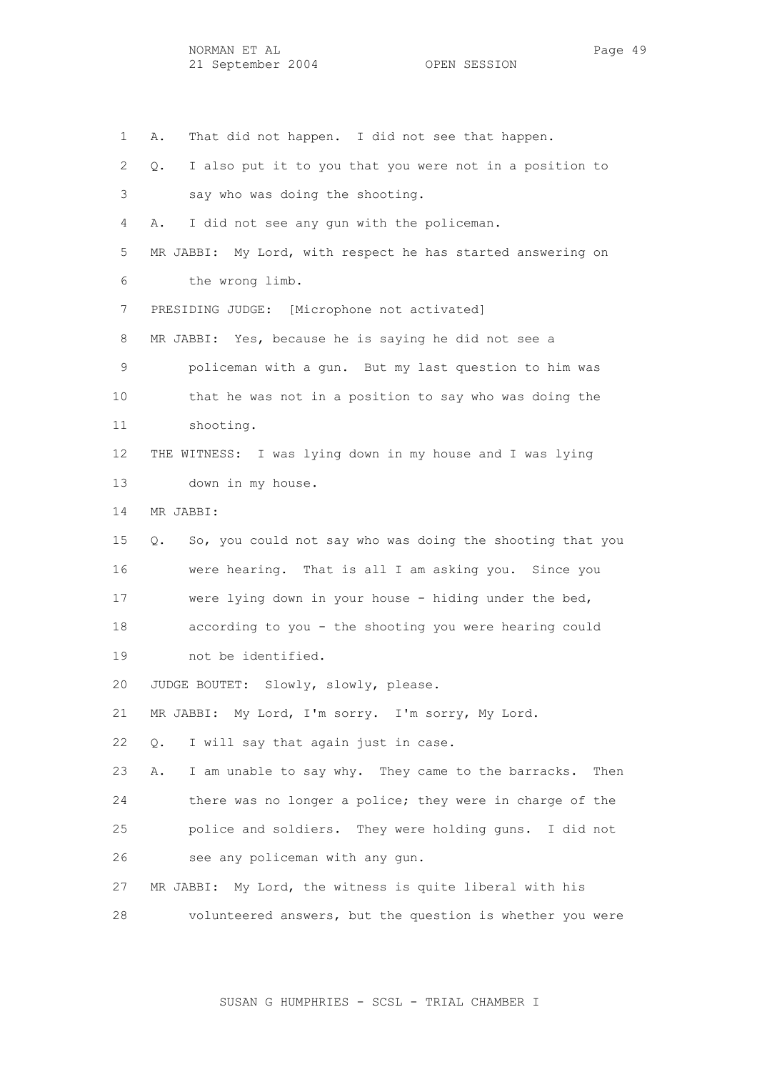1 A. That did not happen. I did not see that happen.

2 Q. I also put it to you that you were not in a position to

3 say who was doing the shooting.

4 A. I did not see any gun with the policeman.

5 MR JABBI: My Lord, with respect he has started answering on

6 the wrong limb.

7 PRESIDING JUDGE: [Microphone not activated]

8 MR JABBI: Yes, because he is saying he did not see a

9 policeman with a gun. But my last question to him was

10 that he was not in a position to say who was doing the

11 shooting.

12 THE WITNESS: I was lying down in my house and I was lying

13 down in my house.

14 MR JABBI:

15 Q. So, you could not say who was doing the shooting that you

16 were hearing. That is all I am asking you. Since you

17 were lying down in your house - hiding under the bed,

18 according to you - the shooting you were hearing could

19 not be identified.

20 JUDGE BOUTET: Slowly, slowly, please.

21 MR JABBI: My Lord, I'm sorry. I'm sorry, My Lord.

22 Q. I will say that again just in case.

23 A. I am unable to say why. They came to the barracks. Then

24 there was no longer a police; they were in charge of the

25 police and soldiers. They were holding guns. I did not

26 see any policeman with any gun.

27 MR JABBI: My Lord, the witness is quite liberal with his

28 volunteered answers, but the question is whether you were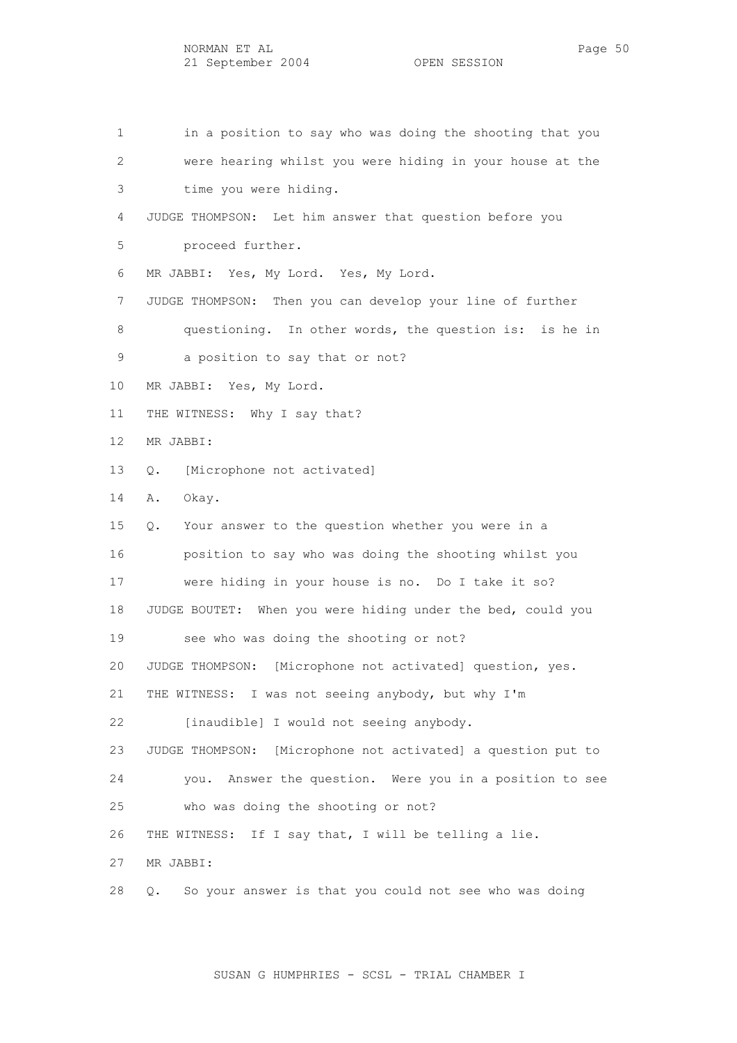1 in a position to say who was doing the shooting that you
2 were hearing whilst you were hiding in your house at the
3 time you were hiding.

4 JUDGE THOMPSON: Let him answer that question before you
5 proceed further.

6 MR JABBI: Yes, My Lord. Yes, My Lord.

7 JUDGE THOMPSON: Then you can develop your line of further
8 questioning. In other words, the question is: is he in
9 a position to say that or not?

10 MR JABBI: Yes, My Lord.

11 THE WITNESS: Why I say that?

12 MR JABBI:

13 Q. [Microphone not activated]

14 A. Okay.

15 Q. Your answer to the question whether you were in a
16 position to say who was doing the shooting whilst you
17 were hiding in your house is no. Do I take it so?

18 JUDGE BOUTET: When you were hiding under the bed, could you
19 see who was doing the shooting or not?

20 JUDGE THOMPSON: [Microphone not activated] question, yes.

21 THE WITNESS: I was not seeing anybody, but why I'm
22 [inaudible] I would not seeing anybody.

23 JUDGE THOMPSON: [Microphone not activated] a question put to
24 you. Answer the question. Were you in a position to see
25 who was doing the shooting or not?

26 THE WITNESS: If I say that, I will be telling a lie.

27 MR JABBI:

28 Q. So your answer is that you could not see who was doing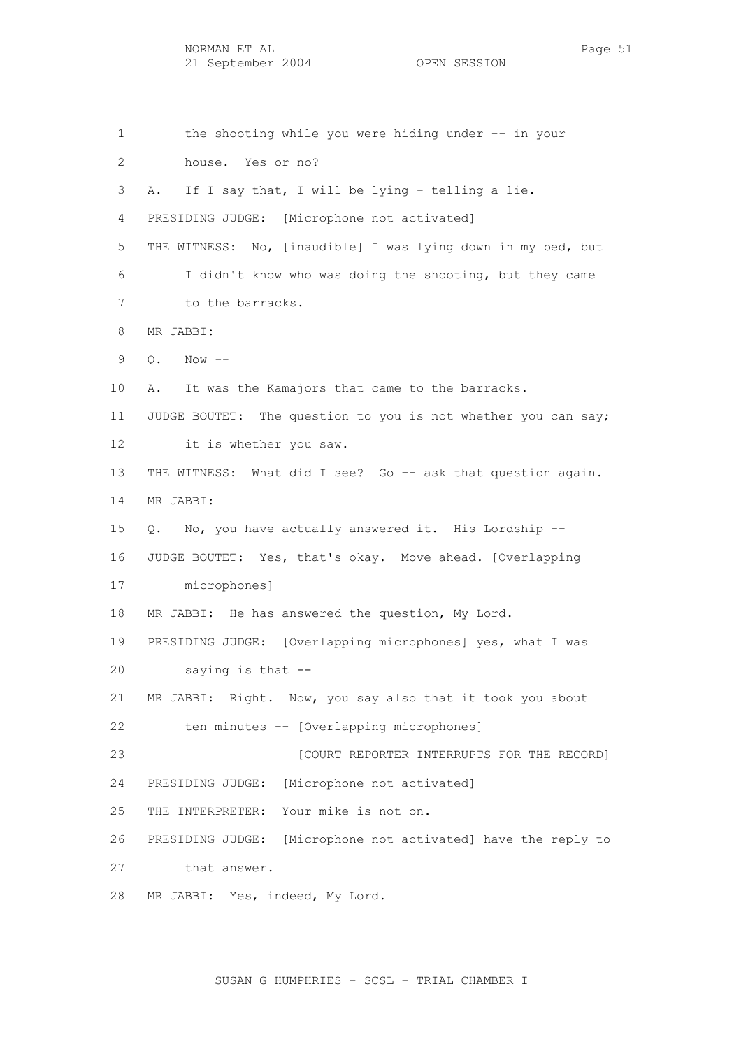1 the shooting while you were hiding under -- in your

2 house. Yes or no?

3 A. If I say that, I will be lying - telling a lie.

4 PRESIDING JUDGE: [Microphone not activated]

5 THE WITNESS: No, [inaudible] I was lying down in my bed, but

6 I didn't know who was doing the shooting, but they came

7 to the barracks.

8 MR JABBI:

9 Q. Now --

10 A. It was the Kamajors that came to the barracks.

11 JUDGE BOUTET: The question to you is not whether you can say;

12 it is whether you saw.

13 THE WITNESS: What did I see? Go -- ask that question again.

14 MR JABBI:

15 Q. No, you have actually answered it. His Lordship --

16 JUDGE BOUTET: Yes, that's okay. Move ahead. [Overlapping

17 microphones]

18 MR JABBI: He has answered the question, My Lord.

19 PRESIDING JUDGE: [Overlapping microphones] yes, what I was

20 saying is that --

21 MR JABBI: Right. Now, you say also that it took you about

22 ten minutes -- [Overlapping microphones]

23 [COURT REPORTER INTERRUPTS FOR THE RECORD]

24 PRESIDING JUDGE: [Microphone not activated]

25 THE INTERPRETER: Your mike is not on.

26 PRESIDING JUDGE: [Microphone not activated] have the reply to

27 that answer.

28 MR JABBI: Yes, indeed, My Lord.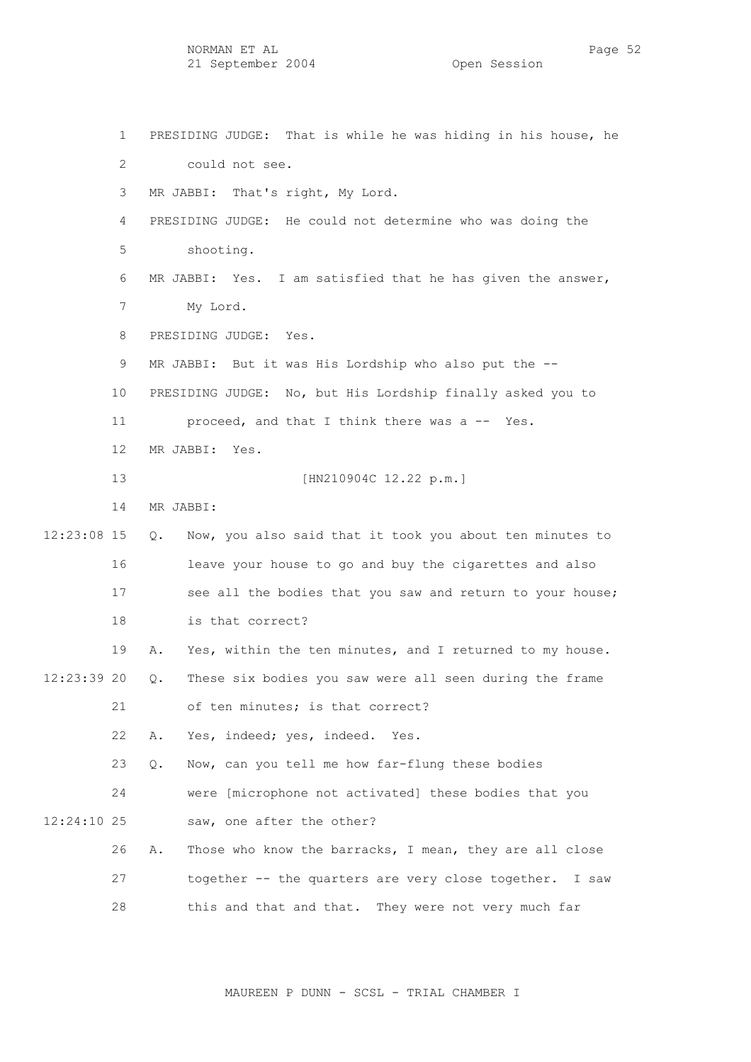1 PRESIDING JUDGE: That is while he was hiding in his house, he could not see.

3 MR JABBI: That's right, My Lord.

4 PRESIDING JUDGE: He could not determine who was doing the shooting.

6 MR JABBI: Yes. I am satisfied that he has given the answer, My Lord.

8 PRESIDING JUDGE: Yes.

9 MR JABBI: But it was His Lordship who also put the --

10 PRESIDING JUDGE: No, but His Lordship finally asked you to proceed, and that I think there was a -- Yes.

12 MR JABBI: Yes.

13 [HN210904C 12.22 p.m.]

14 MR JABBI:

12:23:08 15 Q. Now, you also said that it took you about ten minutes to leave your house to go and buy the cigarettes and also see all the bodies that you saw and return to your house; is that correct?

19 A. Yes, within the ten minutes, and I returned to my house.

12:23:39 20 Q. These six bodies you saw were all seen during the frame of ten minutes; is that correct?

22 A. Yes, indeed; yes, indeed. Yes.

23 Q. Now, can you tell me how far-flung these bodies were [microphone not activated] these bodies that you

12:24:10 25 saw, one after the other?

26 A. Those who know the barracks, I mean, they are all close together -- the quarters are very close together. I saw this and that and that. They were not very much far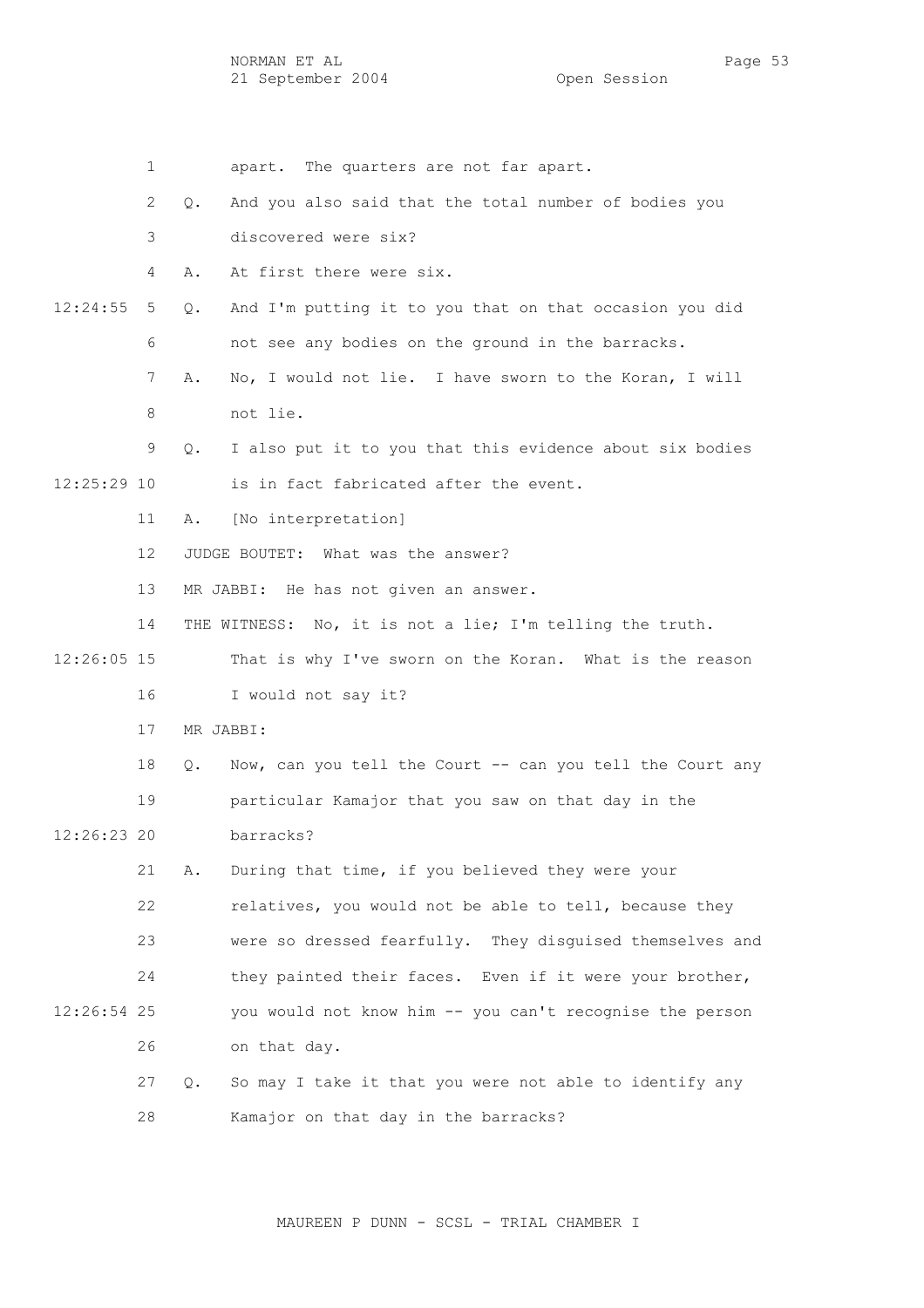1 apart. The quarters are not far apart.

2 Q. And you also said that the total number of bodies you

3 discovered were six?

4 A. At first there were six.

12:24:55 5 Q. And I'm putting it to you that on that occasion you did

6 not see any bodies on the ground in the barracks.

7 A. No, I would not lie. I have sworn to the Koran, I will

8 not lie.

9 Q. I also put it to you that this evidence about six bodies

12:25:29 10 is in fact fabricated after the event.

11 A. [No interpretation]

12 JUDGE BOUTET: What was the answer?

13 MR JABBI: He has not given an answer.

14 THE WITNESS: No, it is not a lie; I'm telling the truth.

12:26:05 15 That is why I've sworn on the Koran. What is the reason

16 I would not say it?

17 MR JABBI:

18 Q. Now, can you tell the Court -- can you tell the Court any

19 particular Kamajor that you saw on that day in the

12:26:23 20 barracks?

21 A. During that time, if you believed they were your

22 relatives, you would not be able to tell, because they

23 were so dressed fearfully. They disguised themselves and

24 they painted their faces. Even if it were your brother,

12:26:54 25 you would not know him -- you can't recognise the person

26 on that day.

27 Q. So may I take it that you were not able to identify any

28 Kamajor on that day in the barracks?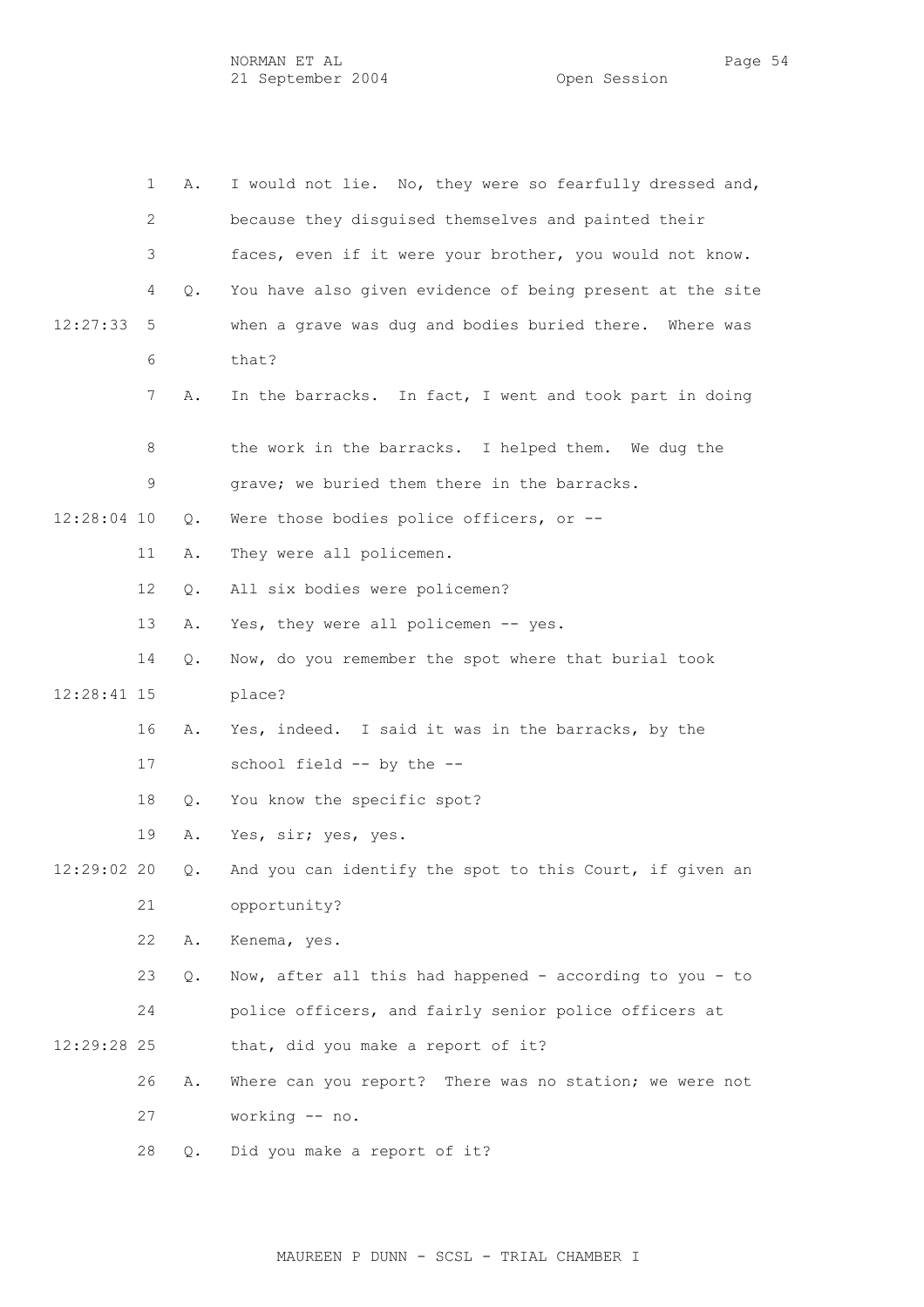1 A. I would not lie. No, they were so fearfully dressed and,

2 because they disguised themselves and painted their

3 faces, even if it were your brother, you would not know.

4 Q. You have also given evidence of being present at the site

12:27:33 5 when a grave was dug and bodies buried there. Where was

6 that?

7 A. In the barracks. In fact, I went and took part in doing

8 the work in the barracks. I helped them. We dug the

9 grave; we buried them there in the barracks.

12:28:04 10 Q. Were those bodies police officers, or --

11 A. They were all policemen.

12 Q. All six bodies were policemen?

13 A. Yes, they were all policemen -- yes.

14 Q. Now, do you remember the spot where that burial took

12:28:41 15 place?

16 A. Yes, indeed. I said it was in the barracks, by the

17 school field -- by the --

18 Q. You know the specific spot?

19 A. Yes, sir; yes, yes.

12:29:02 20 Q. And you can identify the spot to this Court, if given an

21 opportunity?

22 A. Kenema, yes.

23 Q. Now, after all this had happened - according to you - to

24 police officers, and fairly senior police officers at

12:29:28 25 that, did you make a report of it?

26 A. Where can you report? There was no station; we were not

27 working -- no.

28 Q. Did you make a report of it?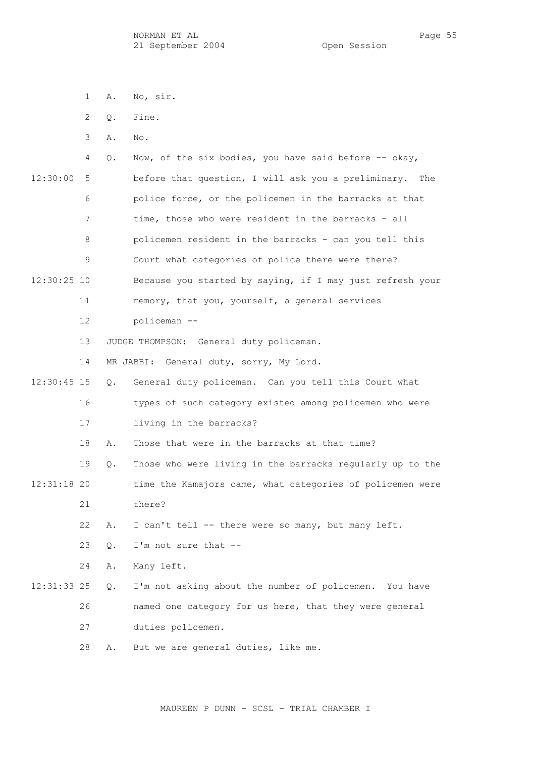1 A. No, sir.

2 Q. Fine.

3 A. No.

4 Q. Now, of the six bodies, you have said before -- okay,

12:30:00 5 before that question, I will ask you a preliminary. The

6 police force, or the policemen in the barracks at that

7 time, those who were resident in the barracks - all

8 policemen resident in the barracks - can you tell this

9 Court what categories of police there were there?

12:30:25 10 Because you started by saying, if I may just refresh your

11 memory, that you, yourself, a general services

12 policeman --

13 JUDGE THOMPSON: General duty policeman.

14 MR JABBI: General duty, sorry, My Lord.

12:30:45 15 Q. General duty policeman. Can you tell this Court what

16 types of such category existed among policemen who were

17 living in the barracks?

18 A. Those that were in the barracks at that time?

19 Q. Those who were living in the barracks regularly up to the

12:31:18 20 time the Kamajors came, what categories of policemen were

21 there?

22 A. I can't tell -- there were so many, but many left.

23 Q. I'm not sure that --

24 A. Many left.

12:31:33 25 Q. I'm not asking about the number of policemen. You have

26 named one category for us here, that they were general

27 duties policemen.

28 A. But we are general duties, like me.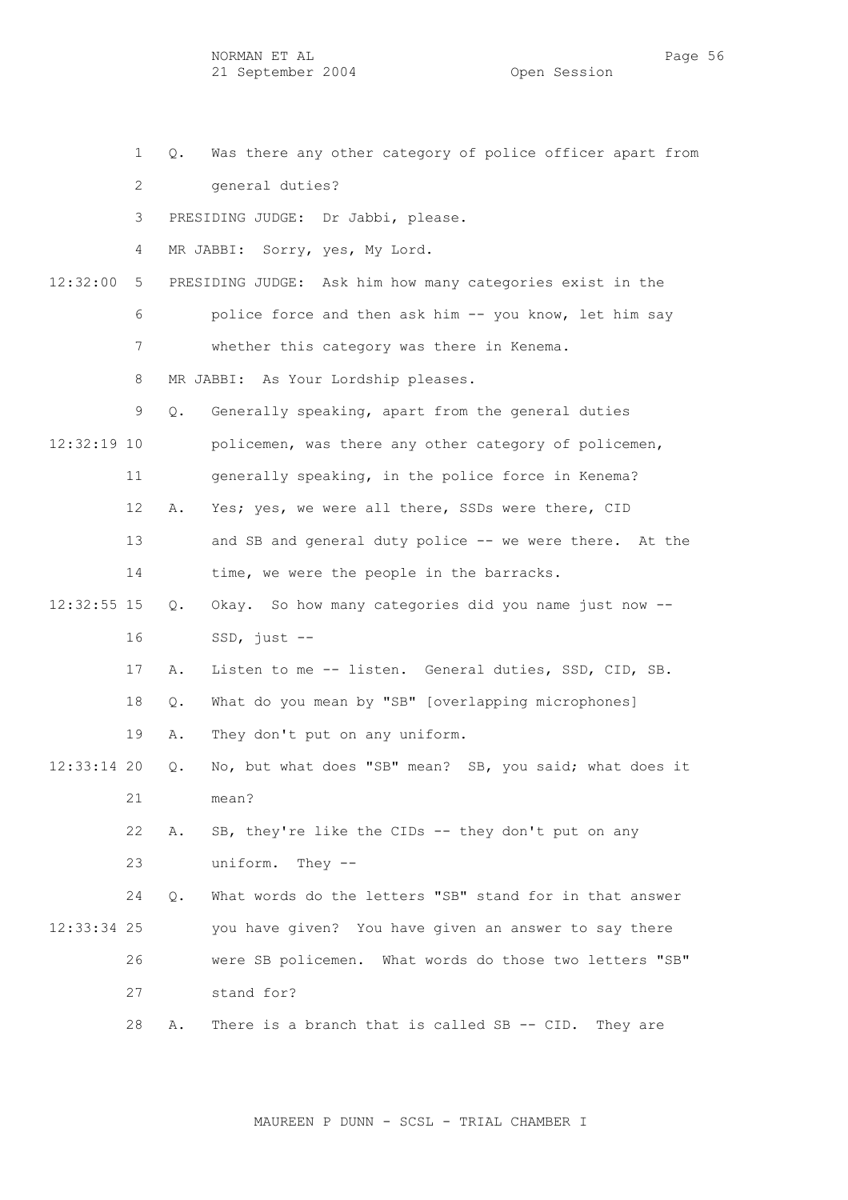1 Q. Was there any other category of police officer apart from
2 general duties?
3 PRESIDING JUDGE: Dr Jabbi, please.
4 MR JABBI: Sorry, yes, My Lord.
12:32:00 5 PRESIDING JUDGE: Ask him how many categories exist in the
6 police force and then ask him -- you know, let him say
7 whether this category was there in Kenema.
8 MR JABBI: As Your Lordship pleases.
9 Q. Generally speaking, apart from the general duties
12:32:19 10 policemen, was there any other category of policemen,
11 generally speaking, in the police force in Kenema?
12 A. Yes; yes, we were all there, SSDs were there, CID
13 and SB and general duty police -- we were there. At the
14 time, we were the people in the barracks.
12:32:55 15 Q. Okay. So how many categories did you name just now --
16 SSD, just --
17 A. Listen to me -- listen. General duties, SSD, CID, SB.
18 Q. What do you mean by "SB" [overlapping microphones]
19 A. They don't put on any uniform.
12:33:14 20 Q. No, but what does "SB" mean? SB, you said; what does it
21 mean?
22 A. SB, they're like the CIDs -- they don't put on any
23 uniform. They --
24 Q. What words do the letters "SB" stand for in that answer
12:33:34 25 you have given? You have given an answer to say there
26 were SB policemen. What words do those two letters "SB"
27 stand for?
28 A. There is a branch that is called SB -- CID. They are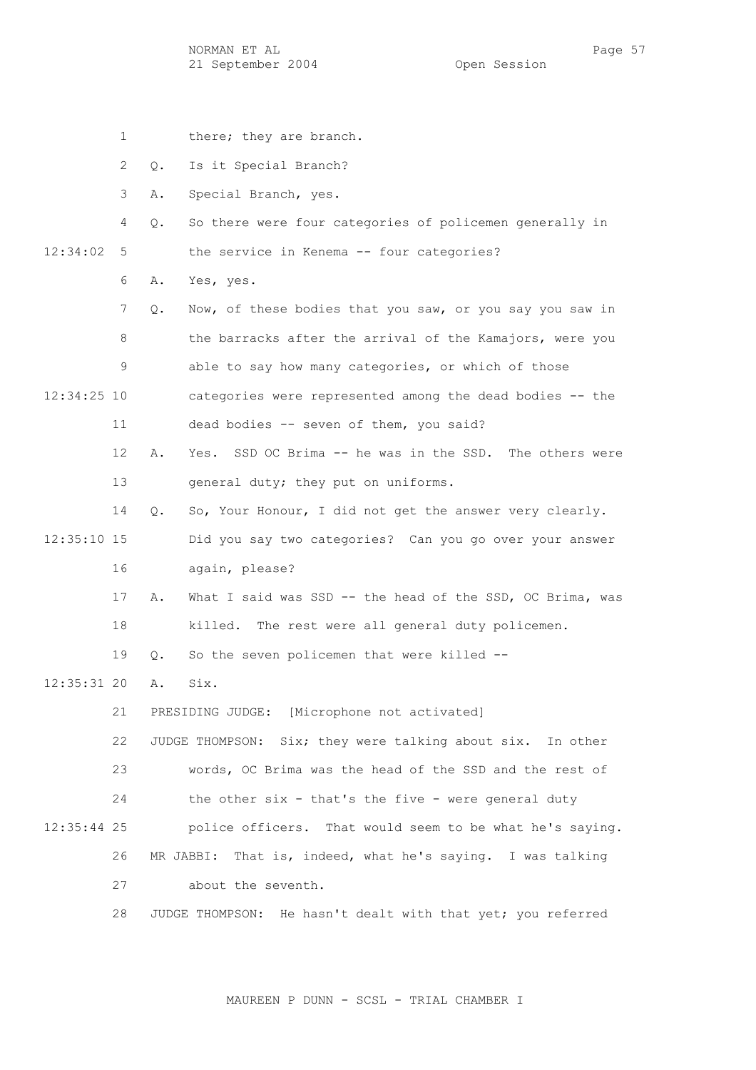1 there; they are branch.

2 Q. Is it Special Branch?

3 A. Special Branch, yes.

4 Q. So there were four categories of policemen generally in

12:34:02 5 the service in Kenema -- four categories?

6 A. Yes, yes.

7 Q. Now, of these bodies that you saw, or you say you saw in

8 the barracks after the arrival of the Kamajors, were you

9 able to say how many categories, or which of those

12:34:25 10 categories were represented among the dead bodies -- the

11 dead bodies -- seven of them, you said?

12 A. Yes. SSD OC Brima -- he was in the SSD. The others were

13 general duty; they put on uniforms.

14 Q. So, Your Honour, I did not get the answer very clearly.

12:35:10 15 Did you say two categories? Can you go over your answer

16 again, please?

17 A. What I said was SSD -- the head of the SSD, OC Brima, was

18 killed. The rest were all general duty policemen.

19 Q. So the seven policemen that were killed --

12:35:31 20 A. Six.

21 PRESIDING JUDGE: [Microphone not activated]

22 JUDGE THOMPSON: Six; they were talking about six. In other

23 words, OC Brima was the head of the SSD and the rest of

24 the other six - that's the five - were general duty

12:35:44 25 police officers. That would seem to be what he's saying.

26 MR JABBI: That is, indeed, what he's saying. I was talking

27 about the seventh.

28 JUDGE THOMPSON: He hasn't dealt with that yet; you referred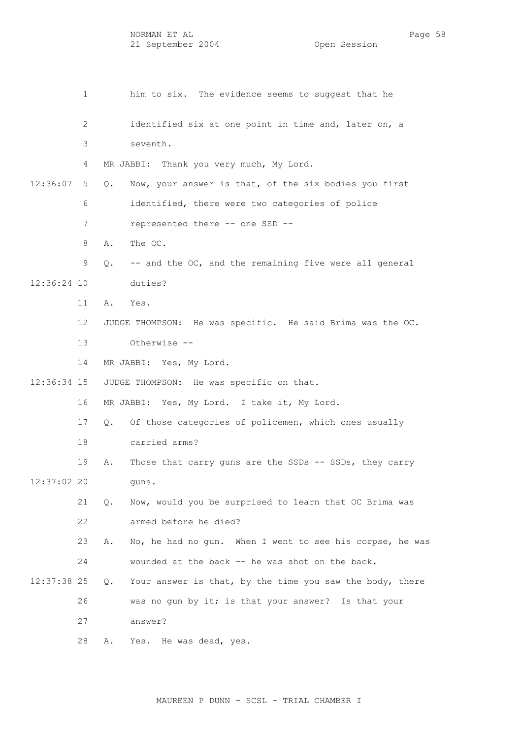1 him to six. The evidence seems to suggest that he

2 identified six at one point in time and, later on, a

3 seventh.

4 MR JABBI: Thank you very much, My Lord.

12:36:07 5 Q. Now, your answer is that, of the six bodies you first

6 identified, there were two categories of police

7 represented there -- one SSD --

8 A. The OC.

9 Q. -- and the OC, and the remaining five were all general

12:36:24 10 duties?

11 A. Yes.

12 JUDGE THOMPSON: He was specific. He said Brima was the OC.

13 Otherwise --

14 MR JABBI: Yes, My Lord.

12:36:34 15 JUDGE THOMPSON: He was specific on that.

16 MR JABBI: Yes, My Lord. I take it, My Lord.

17 Q. Of those categories of policemen, which ones usually

18 carried arms?

19 A. Those that carry guns are the SSDs -- SSDs, they carry

12:37:02 20 guns.

21 Q. Now, would you be surprised to learn that OC Brima was

22 armed before he died?

23 A. No, he had no gun. When I went to see his corpse, he was

24 wounded at the back -- he was shot on the back.

12:37:38 25 Q. Your answer is that, by the time you saw the body, there

26 was no gun by it; is that your answer? Is that your

27 answer?

28 A. Yes. He was dead, yes.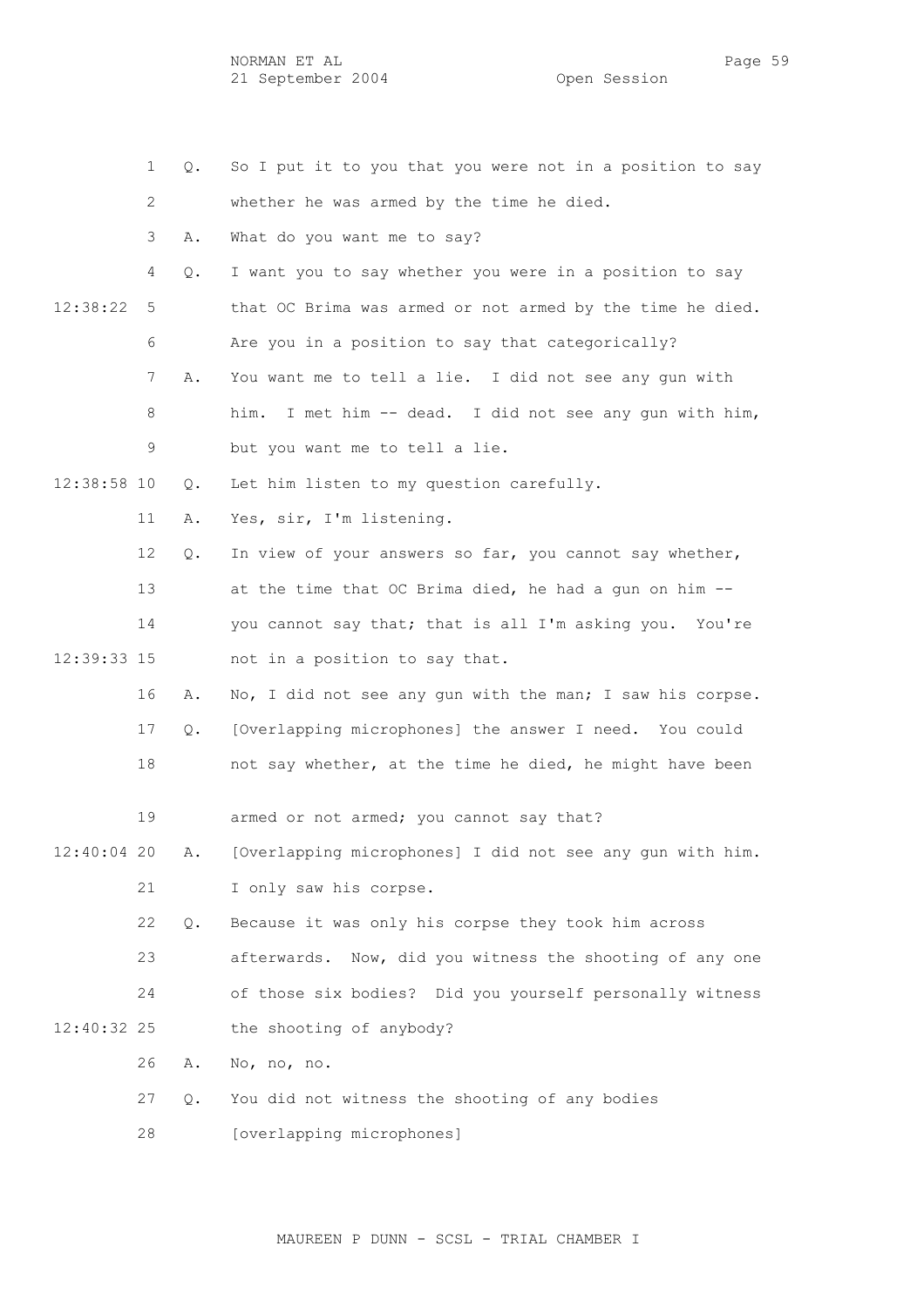1 Q. So I put it to you that you were not in a position to say
2 whether he was armed by the time he died.
3 A. What do you want me to say?
4 Q. I want you to say whether you were in a position to say
12:38:22 5 that OC Brima was armed or not armed by the time he died.
6 Are you in a position to say that categorically?
7 A. You want me to tell a lie. I did not see any gun with
8 him. I met him -- dead. I did not see any gun with him,
9 but you want me to tell a lie.
12:38:58 10 Q. Let him listen to my question carefully.
11 A. Yes, sir, I'm listening.
12 Q. In view of your answers so far, you cannot say whether,
13 at the time that OC Brima died, he had a gun on him --
14 you cannot say that; that is all I'm asking you. You're
12:39:33 15 not in a position to say that.
16 A. No, I did not see any gun with the man; I saw his corpse.
17 Q. [Overlapping microphones] the answer I need. You could
18 not say whether, at the time he died, he might have been
19 armed or not armed; you cannot say that?
12:40:04 20 A. [Overlapping microphones] I did not see any gun with him.
21 I only saw his corpse.
22 Q. Because it was only his corpse they took him across
23 afterwards. Now, did you witness the shooting of any one
24 of those six bodies? Did you yourself personally witness
12:40:32 25 the shooting of anybody?
26 A. No, no, no.
27 Q. You did not witness the shooting of any bodies
28 [overlapping microphones]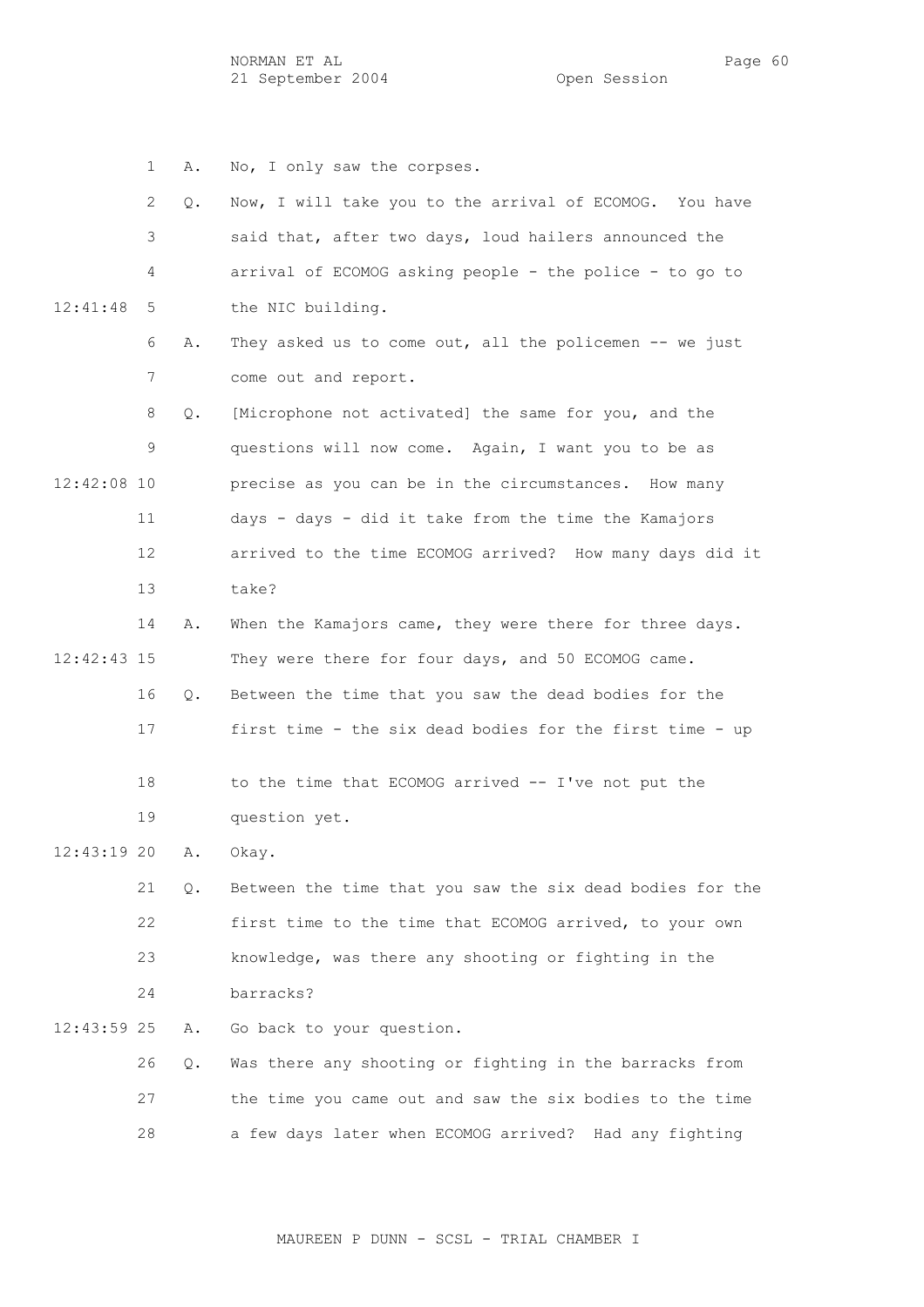1 A. No, I only saw the corpses.

2 Q. Now, I will take you to the arrival of ECOMOG. You have

3 said that, after two days, loud hailers announced the

4 arrival of ECOMOG asking people - the police - to go to

12:41:48 5 the NIC building.

6 A. They asked us to come out, all the policemen -- we just

7 come out and report.

8 Q. [Microphone not activated] the same for you, and the

9 questions will now come. Again, I want you to be as

12:42:08 10 precise as you can be in the circumstances. How many

11 days - days - did it take from the time the Kamajors

12 arrived to the time ECOMOG arrived? How many days did it

13 take?

14 A. When the Kamajors came, they were there for three days.

12:42:43 15 They were there for four days, and 50 ECOMOG came.

16 Q. Between the time that you saw the dead bodies for the

17 first time - the six dead bodies for the first time - up

18 to the time that ECOMOG arrived -- I've not put the

19 question yet.

12:43:19 20 A. Okay.

21 Q. Between the time that you saw the six dead bodies for the

22 first time to the time that ECOMOG arrived, to your own

23 knowledge, was there any shooting or fighting in the

24 barracks?

12:43:59 25 A. Go back to your question.

26 Q. Was there any shooting or fighting in the barracks from

27 the time you came out and saw the six bodies to the time

28 a few days later when ECOMOG arrived? Had any fighting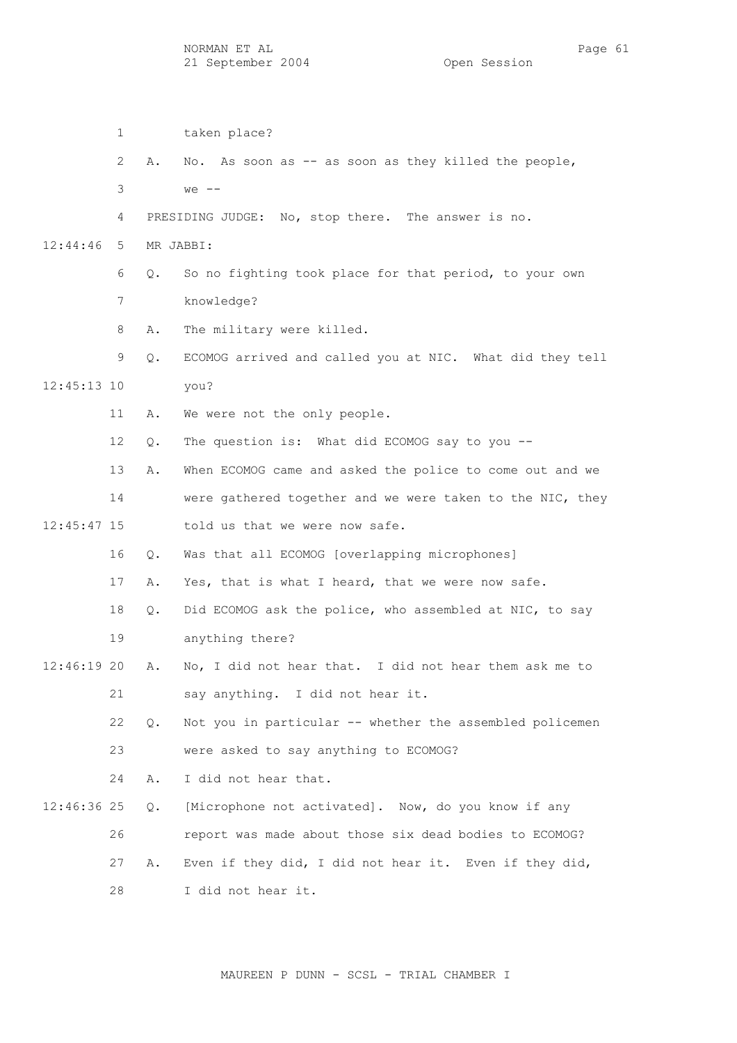1 taken place?

2 A. No. As soon as -- as soon as they killed the people,

3 we --

4 PRESIDING JUDGE: No, stop there. The answer is no.

12:44:46 5 MR JABBI:

6 Q. So no fighting took place for that period, to your own

7 knowledge?

8 A. The military were killed.

9 Q. ECOMOG arrived and called you at NIC. What did they tell

12:45:13 10 you?

11 A. We were not the only people.

12 Q. The question is: What did ECOMOG say to you --

13 A. When ECOMOG came and asked the police to come out and we

14 were gathered together and we were taken to the NIC, they

12:45:47 15 told us that we were now safe.

16 Q. Was that all ECOMOG [overlapping microphones]

17 A. Yes, that is what I heard, that we were now safe.

18 Q. Did ECOMOG ask the police, who assembled at NIC, to say

19 anything there?

12:46:19 20 A. No, I did not hear that. I did not hear them ask me to

21 say anything. I did not hear it.

22 Q. Not you in particular -- whether the assembled policemen

23 were asked to say anything to ECOMOG?

24 A. I did not hear that.

12:46:36 25 Q. [Microphone not activated]. Now, do you know if any

26 report was made about those six dead bodies to ECOMOG?

27 A. Even if they did, I did not hear it. Even if they did,

28 I did not hear it.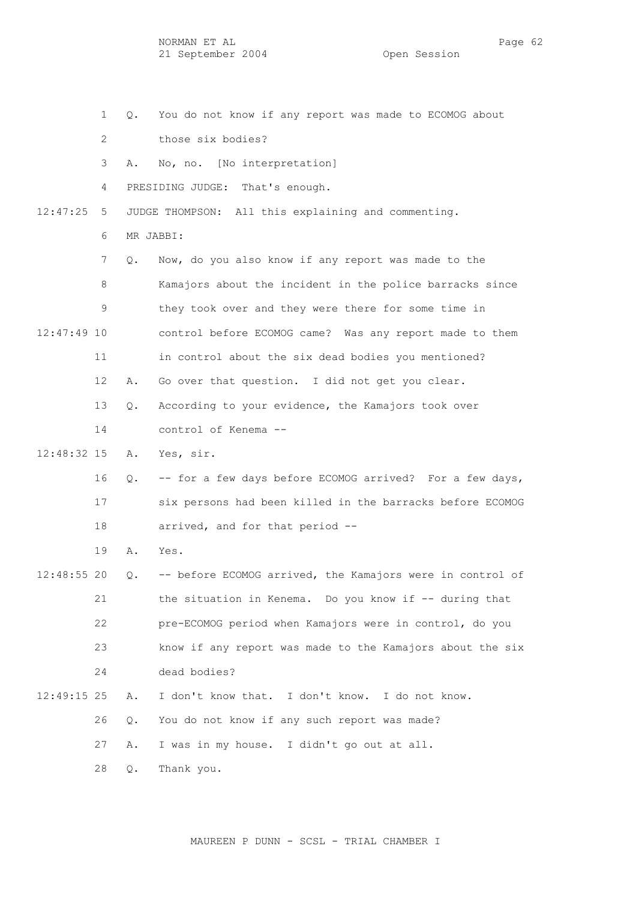1 Q. You do not know if any report was made to ECOMOG about
2 those six bodies?
3 A. No, no. [No interpretation]
4 PRESIDING JUDGE: That's enough.
12:47:25 5 JUDGE THOMPSON: All this explaining and commenting.
6 MR JABBI:
7 Q. Now, do you also know if any report was made to the
8 Kamajors about the incident in the police barracks since
9 they took over and they were there for some time in
12:47:49 10 control before ECOMOG came? Was any report made to them
11 in control about the six dead bodies you mentioned?
12 A. Go over that question. I did not get you clear.
13 Q. According to your evidence, the Kamajors took over
14 control of Kenema --
12:48:32 15 A. Yes, sir.
16 Q. -- for a few days before ECOMOG arrived? For a few days,
17 six persons had been killed in the barracks before ECOMOG
18 arrived, and for that period --
19 A. Yes.
12:48:55 20 Q. -- before ECOMOG arrived, the Kamajors were in control of
21 the situation in Kenema. Do you know if -- during that
22 pre-ECOMOG period when Kamajors were in control, do you
23 know if any report was made to the Kamajors about the six
24 dead bodies?
12:49:15 25 A. I don't know that. I don't know. I do not know.
26 Q. You do not know if any such report was made?
27 A. I was in my house. I didn't go out at all.
28 Q. Thank you.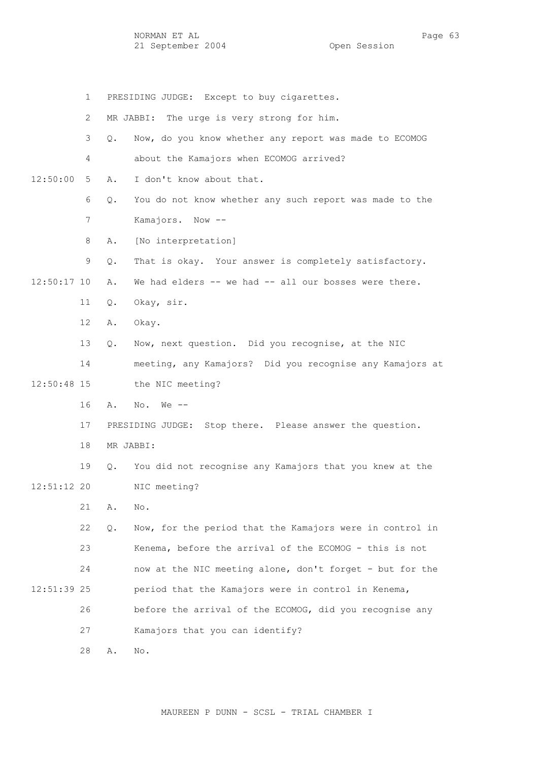PRESIDING JUDGE: Except to buy cigarettes.

MR JABBI: The urge is very strong for him.

Q. Now, do you know whether any report was made to ECOMOG about the Kamajors when ECOMOG arrived?

A. I don't know about that.

Q. You do not know whether any such report was made to the Kamajors. Now --

A. [No interpretation]

Q. That is okay. Your answer is completely satisfactory.

A. We had elders -- we had -- all our bosses were there.

Q. Okay, sir.

A. Okay.

Q. Now, next question. Did you recognise, at the NIC meeting, any Kamajors? Did you recognise any Kamajors at the NIC meeting?

A. No. We --

PRESIDING JUDGE: Stop there. Please answer the question.

MR JABBI:

Q. You did not recognise any Kamajors that you knew at the NIC meeting?

A. No.

Q. Now, for the period that the Kamajors were in control in Kenema, before the arrival of the ECOMOG - this is not now at the NIC meeting alone, don't forget - but for the period that the Kamajors were in control in Kenema, before the arrival of the ECOMOG, did you recognise any Kamajors that you can identify?

A. No.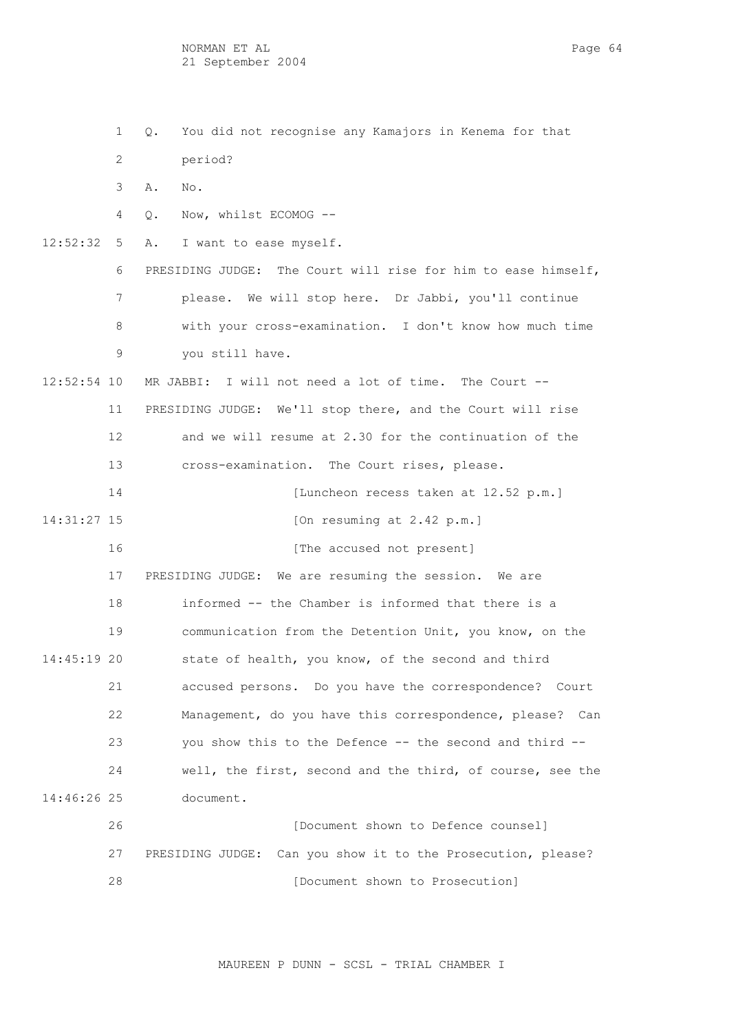1 Q. You did not recognise any Kamajors in Kenema for that

2 period?

3 A. No.

4 Q. Now, whilst ECOMOG --

12:52:32 5 A. I want to ease myself.

6 PRESIDING JUDGE: The Court will rise for him to ease himself,

7 please. We will stop here. Dr Jabbi, you'll continue

8 with your cross-examination. I don't know how much time

9 you still have.

12:52:54 10 MR JABBI: I will not need a lot of time. The Court --

11 PRESIDING JUDGE: We'll stop there, and the Court will rise

12 and we will resume at 2.30 for the continuation of the

13 cross-examination. The Court rises, please.

14 [Luncheon recess taken at 12.52 p.m.]

14:31:27 15 [On resuming at 2.42 p.m.]

16 [The accused not present]

17 PRESIDING JUDGE: We are resuming the session. We are

18 informed -- the Chamber is informed that there is a

19 communication from the Detention Unit, you know, on the

14:45:19 20 state of health, you know, of the second and third

21 accused persons. Do you have the correspondence? Court

22 Management, do you have this correspondence, please? Can

23 you show this to the Defence -- the second and third --

24 well, the first, second and the third, of course, see the

14:46:26 25 document.

26 [Document shown to Defence counsel]

27 PRESIDING JUDGE: Can you show it to the Prosecution, please?

28 [Document shown to Prosecution]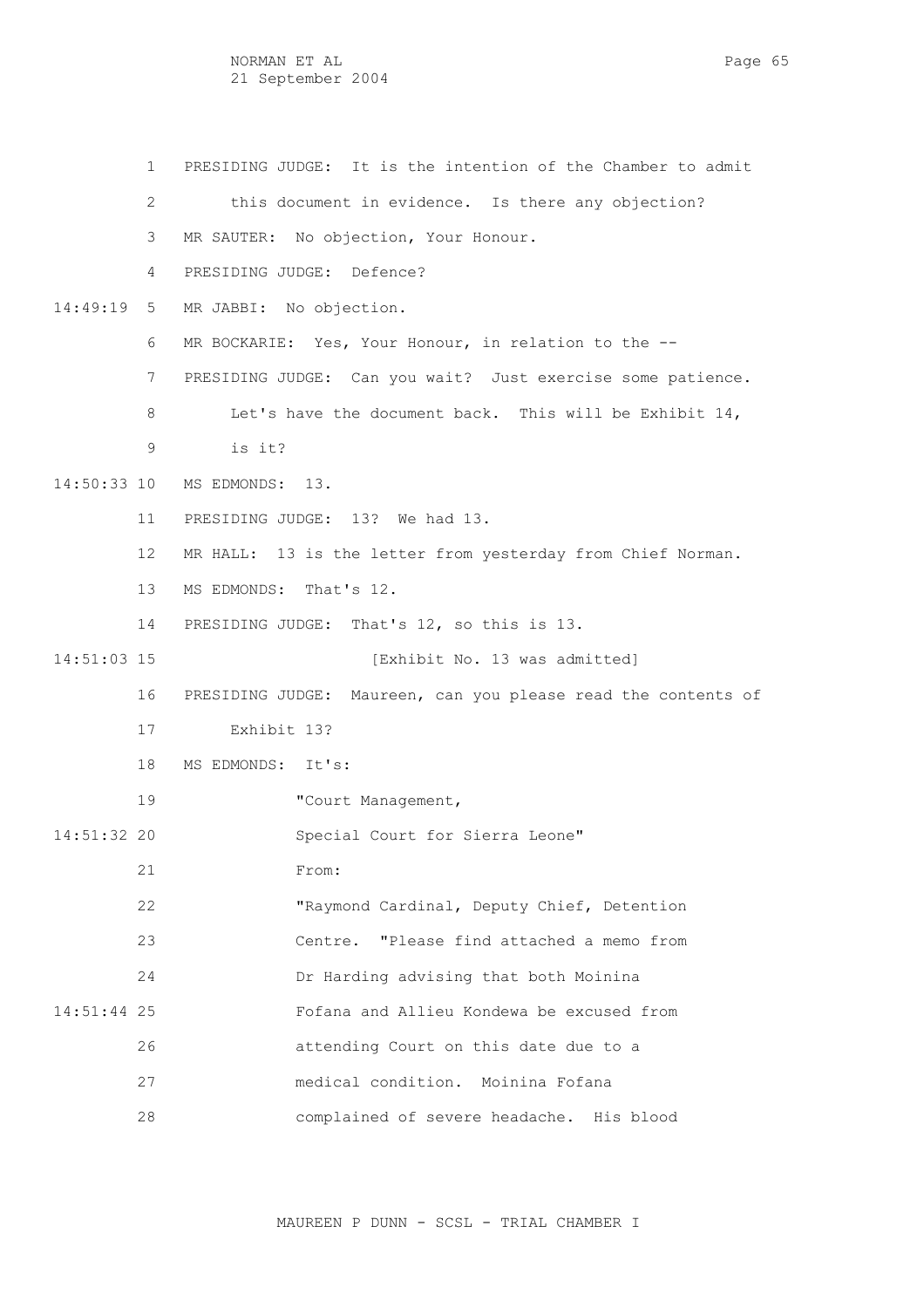1 PRESIDING JUDGE: It is the intention of the Chamber to admit

2 this document in evidence. Is there any objection?

3 MR SAUTER: No objection, Your Honour.

4 PRESIDING JUDGE: Defence?

14:49:19 5 MR JABBI: No objection.

6 MR BOCKARIE: Yes, Your Honour, in relation to the --

7 PRESIDING JUDGE: Can you wait? Just exercise some patience.

8 Let's have the document back. This will be Exhibit 14,

9 is it?

14:50:33 10 MS EDMONDS: 13.

11 PRESIDING JUDGE: 13? We had 13.

12 MR HALL: 13 is the letter from yesterday from Chief Norman.

13 MS EDMONDS: That's 12.

14 PRESIDING JUDGE: That's 12, so this is 13.

14:51:03 15 [Exhibit No. 13 was admitted]

16 PRESIDING JUDGE: Maureen, can you please read the contents of

17 Exhibit 13?

18 MS EDMONDS: It's:

19 "Court Management,

14:51:32 20 Special Court for Sierra Leone"

21 From:

22 "Raymond Cardinal, Deputy Chief, Detention

23 Centre. "Please find attached a memo from

24 Dr Harding advising that both Moinina

14:51:44 25 Fofana and Allieu Kondewa be excused from

26 attending Court on this date due to a

27 medical condition. Moinina Fofana

28 complained of severe headache. His blood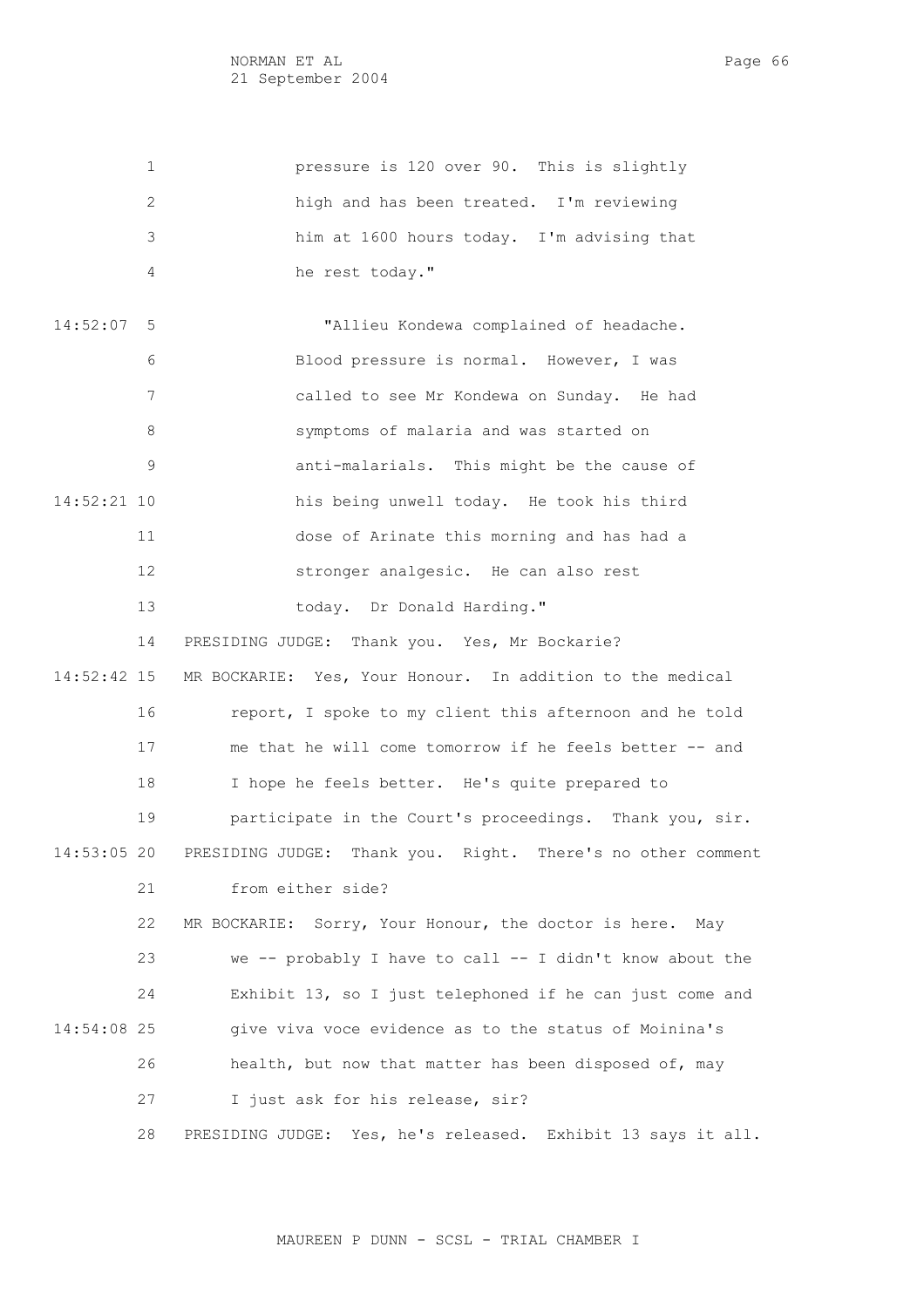1 pressure is 120 over 90. This is slightly
2 high and has been treated. I'm reviewing
3 him at 1600 hours today. I'm advising that
4 he rest today."

14:52:07 5 "Allieu Kondewa complained of headache.
6 Blood pressure is normal. However, I was
7 called to see Mr Kondewa on Sunday. He had
8 symptoms of malaria and was started on
9 anti-malarials. This might be the cause of
14:52:21 10 his being unwell today. He took his third
11 dose of Arinate this morning and has had a
12 stronger analgesic. He can also rest
13 today. Dr Donald Harding."

14 PRESIDING JUDGE: Thank you. Yes, Mr Bockarie?

14:52:42 15 MR BOCKARIE: Yes, Your Honour. In addition to the medical
16 report, I spoke to my client this afternoon and he told
17 me that he will come tomorrow if he feels better -- and
18 I hope he feels better. He's quite prepared to
19 participate in the Court's proceedings. Thank you, sir.

14:53:05 20 PRESIDING JUDGE: Thank you. Right. There's no other comment
21 from either side?

22 MR BOCKARIE: Sorry, Your Honour, the doctor is here. May
23 we -- probably I have to call -- I didn't know about the
24 Exhibit 13, so I just telephoned if he can just come and
14:54:08 25 give viva voce evidence as to the status of Moinina's
26 health, but now that matter has been disposed of, may
27 I just ask for his release, sir?

28 PRESIDING JUDGE: Yes, he's released. Exhibit 13 says it all.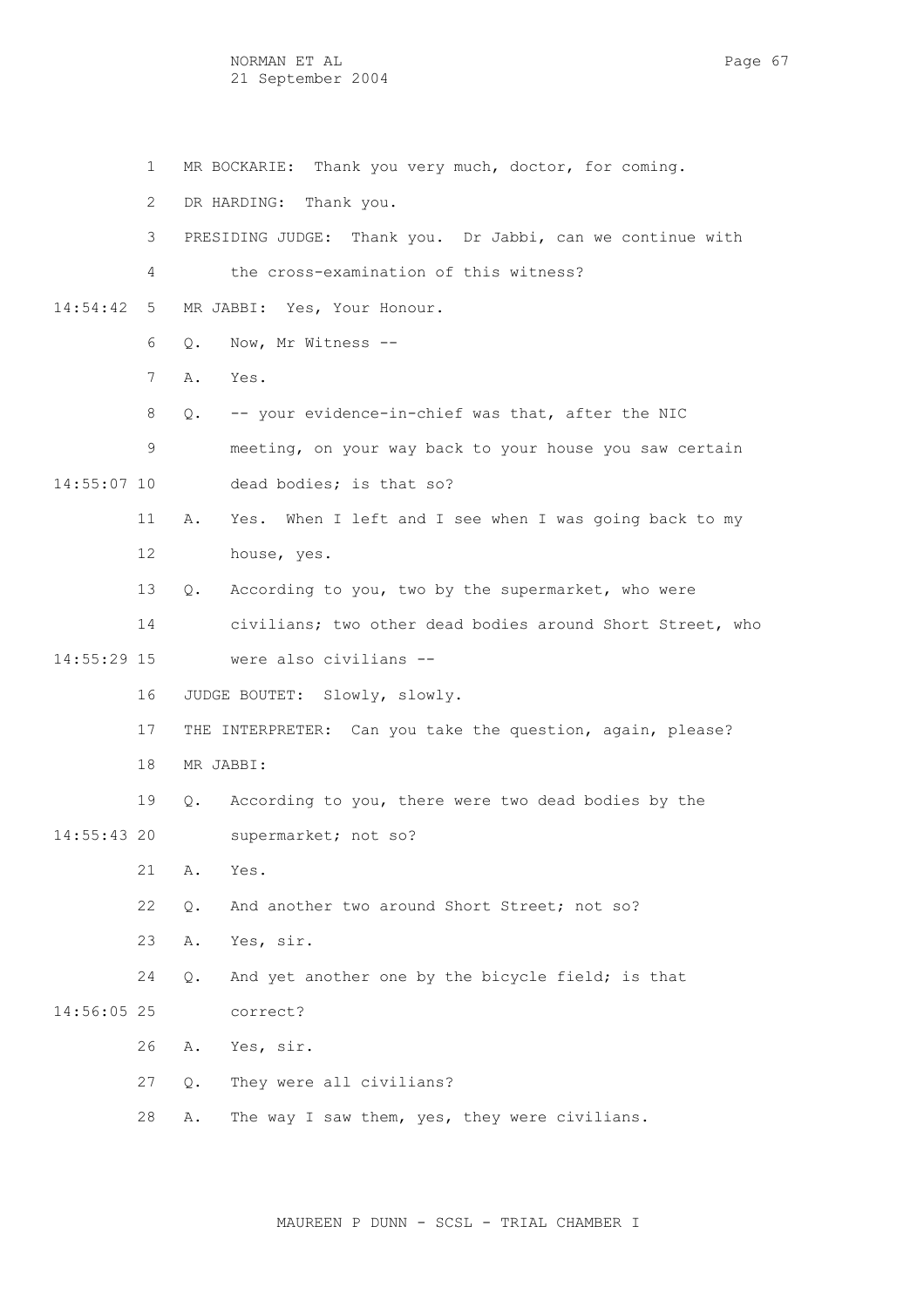1 MR BOCKARIE: Thank you very much, doctor, for coming.

2 DR HARDING: Thank you.

3 PRESIDING JUDGE: Thank you. Dr Jabbi, can we continue with

4 the cross-examination of this witness?

14:54:42 5 MR JABBI: Yes, Your Honour.

6 Q. Now, Mr Witness --

7 A. Yes.

8 Q. -- your evidence-in-chief was that, after the NIC

9 meeting, on your way back to your house you saw certain

14:55:07 10 dead bodies; is that so?

11 A. Yes. When I left and I see when I was going back to my

12 house, yes.

13 Q. According to you, two by the supermarket, who were

14 civilians; two other dead bodies around Short Street, who

14:55:29 15 were also civilians --

16 JUDGE BOUTET: Slowly, slowly.

17 THE INTERPRETER: Can you take the question, again, please?

18 MR JABBI:

19 Q. According to you, there were two dead bodies by the

14:55:43 20 supermarket; not so?

21 A. Yes.

22 Q. And another two around Short Street; not so?

23 A. Yes, sir.

24 Q. And yet another one by the bicycle field; is that

14:56:05 25 correct?

26 A. Yes, sir.

27 Q. They were all civilians?

28 A. The way I saw them, yes, they were civilians.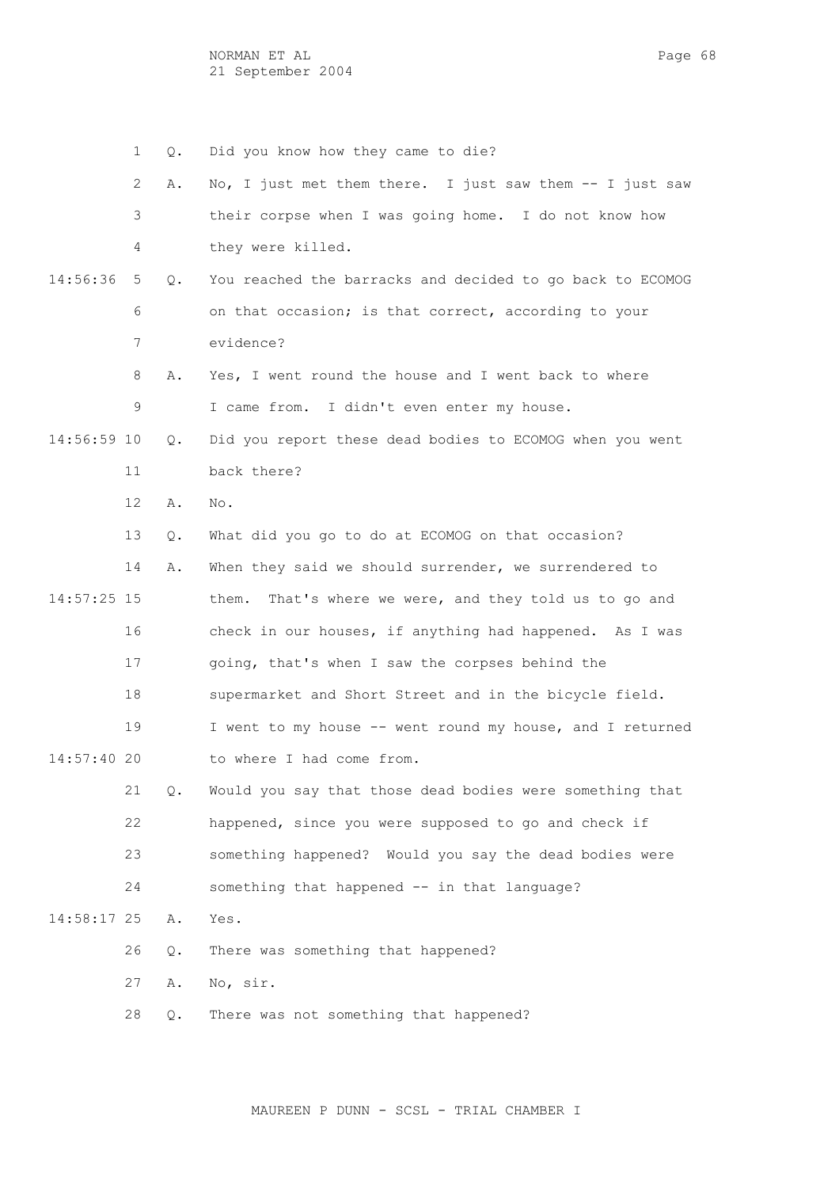1 Q. Did you know how they came to die?

2 A. No, I just met them there. I just saw them -- I just saw

3 their corpse when I was going home. I do not know how

4 they were killed.

14:56:36 5 Q. You reached the barracks and decided to go back to ECOMOG

6 on that occasion; is that correct, according to your

7 evidence?

8 A. Yes, I went round the house and I went back to where

9 I came from. I didn't even enter my house.

14:56:59 10 Q. Did you report these dead bodies to ECOMOG when you went

11 back there?

12 A. No.

13 Q. What did you go to do at ECOMOG on that occasion?

14 A. When they said we should surrender, we surrendered to

14:57:25 15 them. That's where we were, and they told us to go and

16 check in our houses, if anything had happened. As I was

17 going, that's when I saw the corpses behind the

18 supermarket and Short Street and in the bicycle field.

19 I went to my house -- went round my house, and I returned

14:57:40 20 to where I had come from.

21 Q. Would you say that those dead bodies were something that

22 happened, since you were supposed to go and check if

23 something happened? Would you say the dead bodies were

24 something that happened -- in that language?

14:58:17 25 A. Yes.

26 Q. There was something that happened?

27 A. No, sir.

28 Q. There was not something that happened?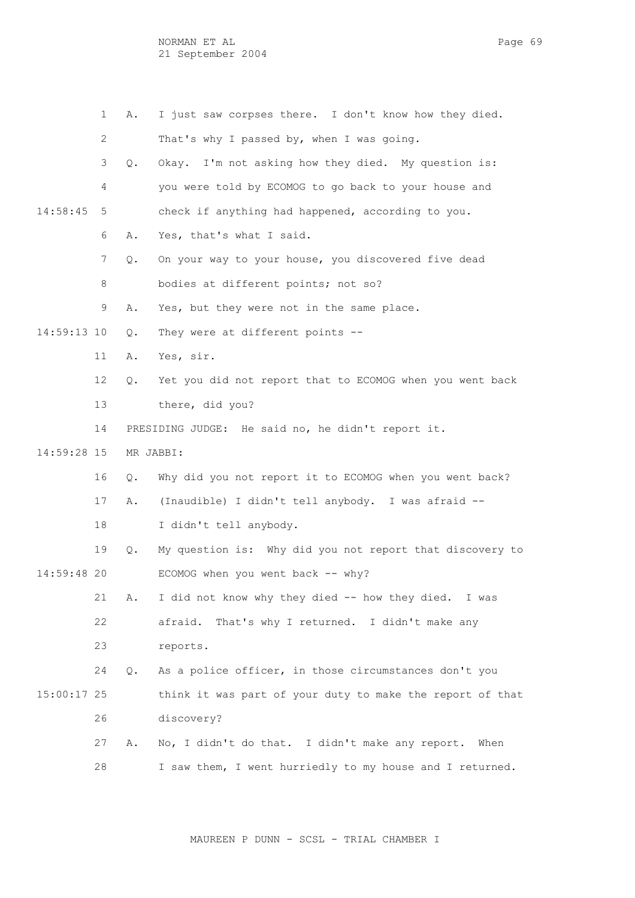1 A. I just saw corpses there. I don't know how they died.
2 That's why I passed by, when I was going.
3 Q. Okay. I'm not asking how they died. My question is:
4 you were told by ECOMOG to go back to your house and
14:58:45 5 check if anything had happened, according to you.
6 A. Yes, that's what I said.
7 Q. On your way to your house, you discovered five dead
8 bodies at different points; not so?
9 A. Yes, but they were not in the same place.
14:59:13 10 Q. They were at different points --
11 A. Yes, sir.
12 Q. Yet you did not report that to ECOMOG when you went back
13 there, did you?
14 PRESIDING JUDGE: He said no, he didn't report it.
14:59:28 15 MR JABBI:
16 Q. Why did you not report it to ECOMOG when you went back?
17 A. (Inaudible) I didn't tell anybody. I was afraid --
18 I didn't tell anybody.
19 Q. My question is: Why did you not report that discovery to
14:59:48 20 ECOMOG when you went back -- why?
21 A. I did not know why they died -- how they died. I was
22 afraid. That's why I returned. I didn't make any
23 reports.
24 Q. As a police officer, in those circumstances don't you
15:00:17 25 think it was part of your duty to make the report of that
26 discovery?
27 A. No, I didn't do that. I didn't make any report. When
28 I saw them, I went hurriedly to my house and I returned.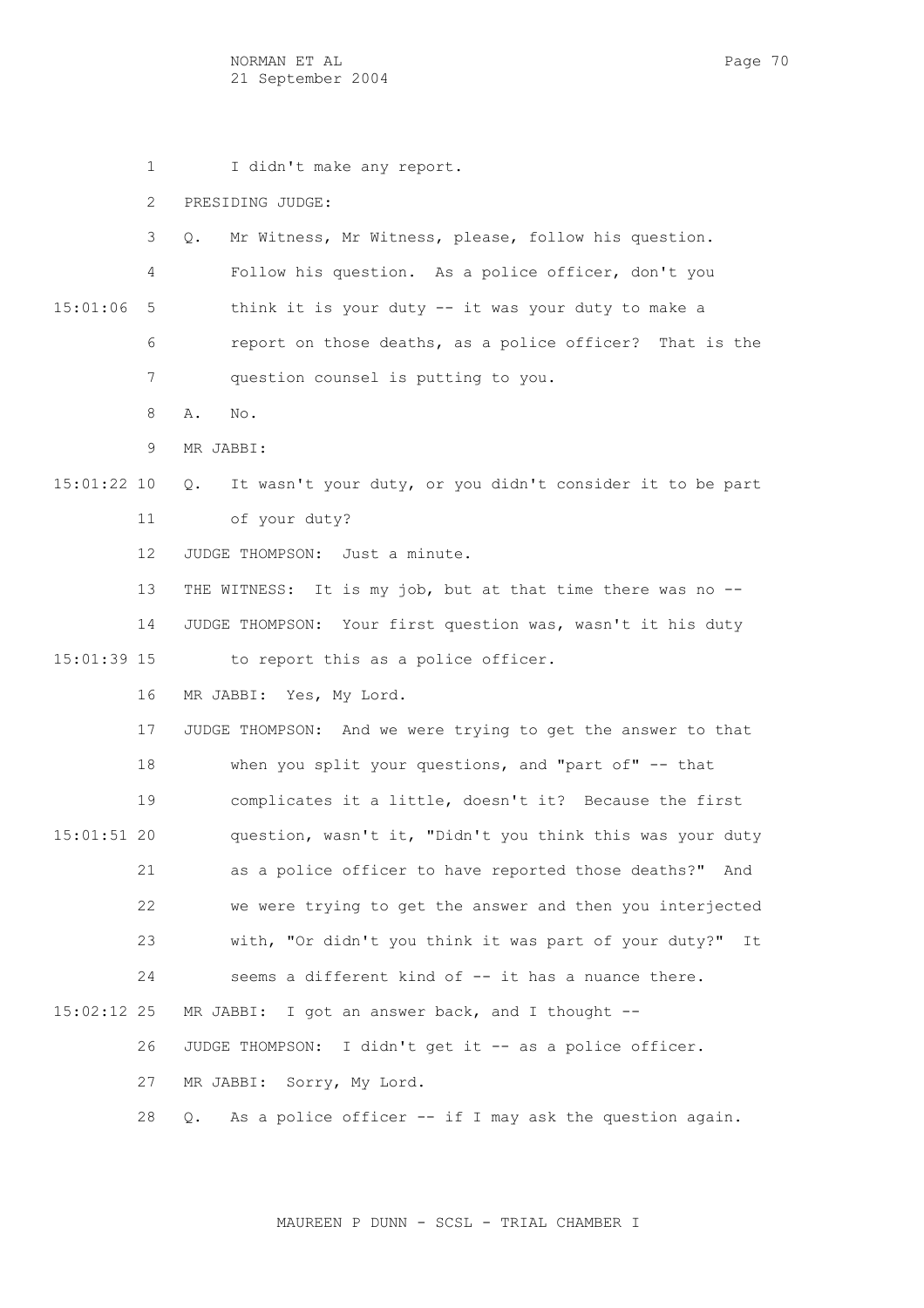1 I didn't make any report.

2 PRESIDING JUDGE:

3 Q. Mr Witness, Mr Witness, please, follow his question.

4 Follow his question. As a police officer, don't you

15:01:06 5 think it is your duty -- it was your duty to make a

6 report on those deaths, as a police officer? That is the

7 question counsel is putting to you.

8 A. No.

9 MR JABBI:

15:01:22 10 Q. It wasn't your duty, or you didn't consider it to be part

11 of your duty?

12 JUDGE THOMPSON: Just a minute.

13 THE WITNESS: It is my job, but at that time there was no --

14 JUDGE THOMPSON: Your first question was, wasn't it his duty

15:01:39 15 to report this as a police officer.

16 MR JABBI: Yes, My Lord.

17 JUDGE THOMPSON: And we were trying to get the answer to that

18 when you split your questions, and "part of" -- that

19 complicates it a little, doesn't it? Because the first

15:01:51 20 question, wasn't it, "Didn't you think this was your duty

21 as a police officer to have reported those deaths?" And

22 we were trying to get the answer and then you interjected

23 with, "Or didn't you think it was part of your duty?" It

24 seems a different kind of -- it has a nuance there.

15:02:12 25 MR JABBI: I got an answer back, and I thought --

26 JUDGE THOMPSON: I didn't get it -- as a police officer.

27 MR JABBI: Sorry, My Lord.

28 Q. As a police officer -- if I may ask the question again.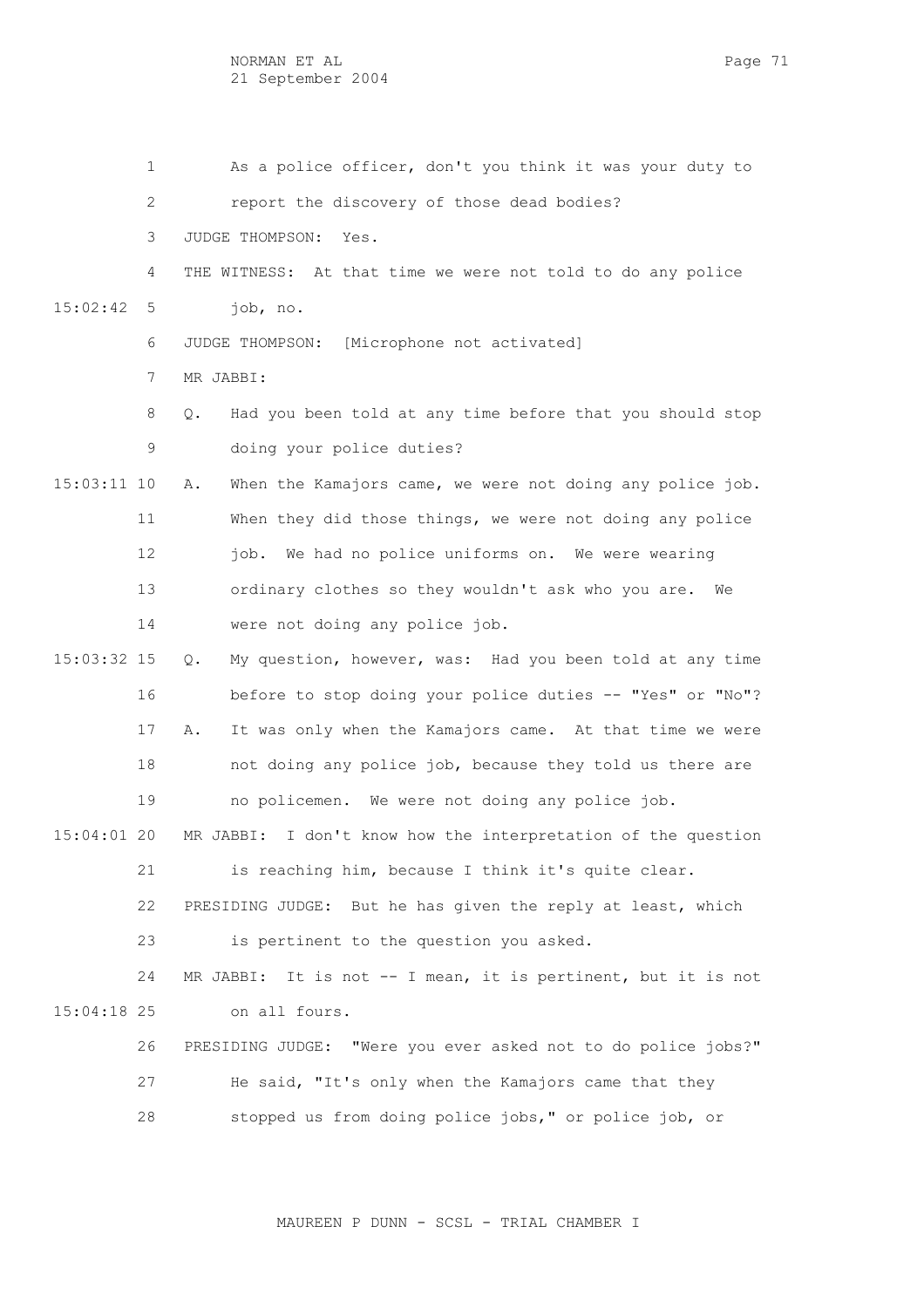1 As a police officer, don't you think it was your duty to

2 report the discovery of those dead bodies?

3 JUDGE THOMPSON: Yes.

4 THE WITNESS: At that time we were not told to do any police

15:02:42 5 job, no.

6 JUDGE THOMPSON: [Microphone not activated]

7 MR JABBI:

8 Q. Had you been told at any time before that you should stop

9 doing your police duties?

15:03:11 10 A. When the Kamajors came, we were not doing any police job.

11 When they did those things, we were not doing any police

12 job. We had no police uniforms on. We were wearing

13 ordinary clothes so they wouldn't ask who you are. We

14 were not doing any police job.

15:03:32 15 Q. My question, however, was: Had you been told at any time

16 before to stop doing your police duties -- "Yes" or "No"?

17 A. It was only when the Kamajors came. At that time we were

18 not doing any police job, because they told us there are

19 no policemen. We were not doing any police job.

15:04:01 20 MR JABBI: I don't know how the interpretation of the question

21 is reaching him, because I think it's quite clear.

22 PRESIDING JUDGE: But he has given the reply at least, which

23 is pertinent to the question you asked.

24 MR JABBI: It is not -- I mean, it is pertinent, but it is not

15:04:18 25 on all fours.

26 PRESIDING JUDGE: "Were you ever asked not to do police jobs?"

27 He said, "It's only when the Kamajors came that they

28 stopped us from doing police jobs," or police job, or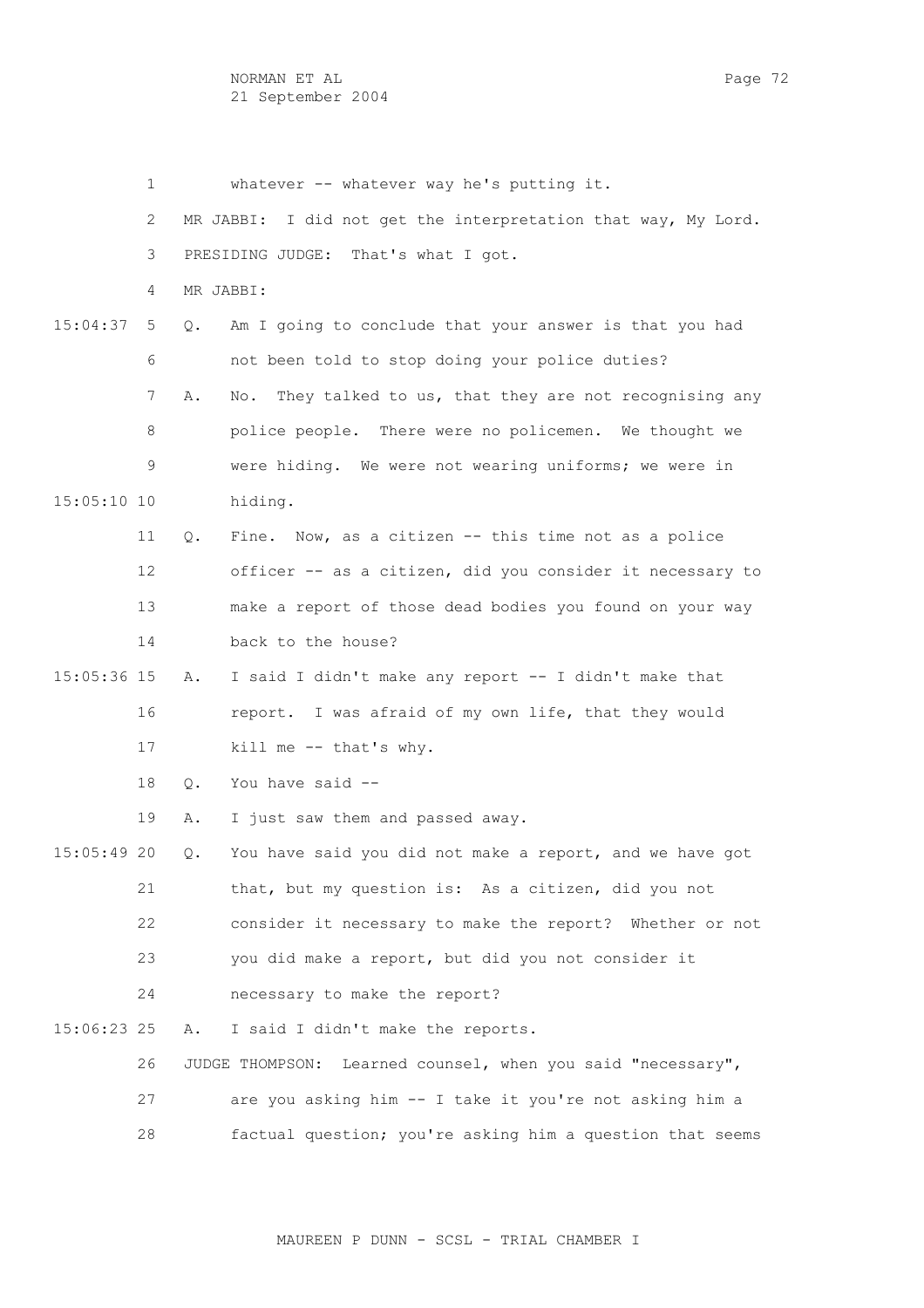1 whatever -- whatever way he's putting it.

2 MR JABBI: I did not get the interpretation that way, My Lord.

3 PRESIDING JUDGE: That's what I got.

4 MR JABBI:

15:04:37 5 Q. Am I going to conclude that your answer is that you had

6 not been told to stop doing your police duties?

7 A. No. They talked to us, that they are not recognising any

8 police people. There were no policemen. We thought we

9 were hiding. We were not wearing uniforms; we were in

15:05:10 10 hiding.

11 Q. Fine. Now, as a citizen -- this time not as a police

12 officer -- as a citizen, did you consider it necessary to

13 make a report of those dead bodies you found on your way

14 back to the house?

15:05:36 15 A. I said I didn't make any report -- I didn't make that

16 report. I was afraid of my own life, that they would

17 kill me -- that's why.

18 Q. You have said --

19 A. I just saw them and passed away.

15:05:49 20 Q. You have said you did not make a report, and we have got

21 that, but my question is: As a citizen, did you not

22 consider it necessary to make the report? Whether or not

23 you did make a report, but did you not consider it

24 necessary to make the report?

15:06:23 25 A. I said I didn't make the reports.

26 JUDGE THOMPSON: Learned counsel, when you said "necessary",

27 are you asking him -- I take it you're not asking him a

28 factual question; you're asking him a question that seems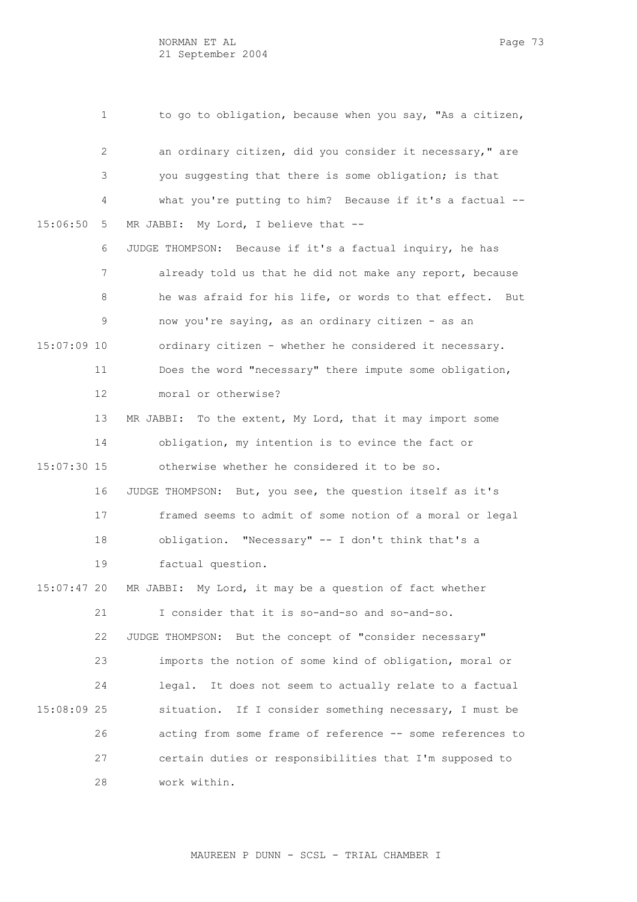1 to go to obligation, because when you say, "As a citizen,

2 an ordinary citizen, did you consider it necessary," are

3 you suggesting that there is some obligation; is that

4 what you're putting to him? Because if it's a factual --

15:06:50 5 MR JABBI: My Lord, I believe that --

6 JUDGE THOMPSON: Because if it's a factual inquiry, he has

7 already told us that he did not make any report, because

8 he was afraid for his life, or words to that effect. But

9 now you're saying, as an ordinary citizen - as an

15:07:09 10 ordinary citizen - whether he considered it necessary.

11 Does the word "necessary" there impute some obligation,

12 moral or otherwise?

13 MR JABBI: To the extent, My Lord, that it may import some

14 obligation, my intention is to evince the fact or

15:07:30 15 otherwise whether he considered it to be so.

16 JUDGE THOMPSON: But, you see, the question itself as it's

17 framed seems to admit of some notion of a moral or legal

18 obligation. "Necessary" -- I don't think that's a

19 factual question.

15:07:47 20 MR JABBI: My Lord, it may be a question of fact whether

21 I consider that it is so-and-so and so-and-so.

22 JUDGE THOMPSON: But the concept of "consider necessary"

23 imports the notion of some kind of obligation, moral or

24 legal. It does not seem to actually relate to a factual

15:08:09 25 situation. If I consider something necessary, I must be

26 acting from some frame of reference -- some references to

27 certain duties or responsibilities that I'm supposed to

28 work within.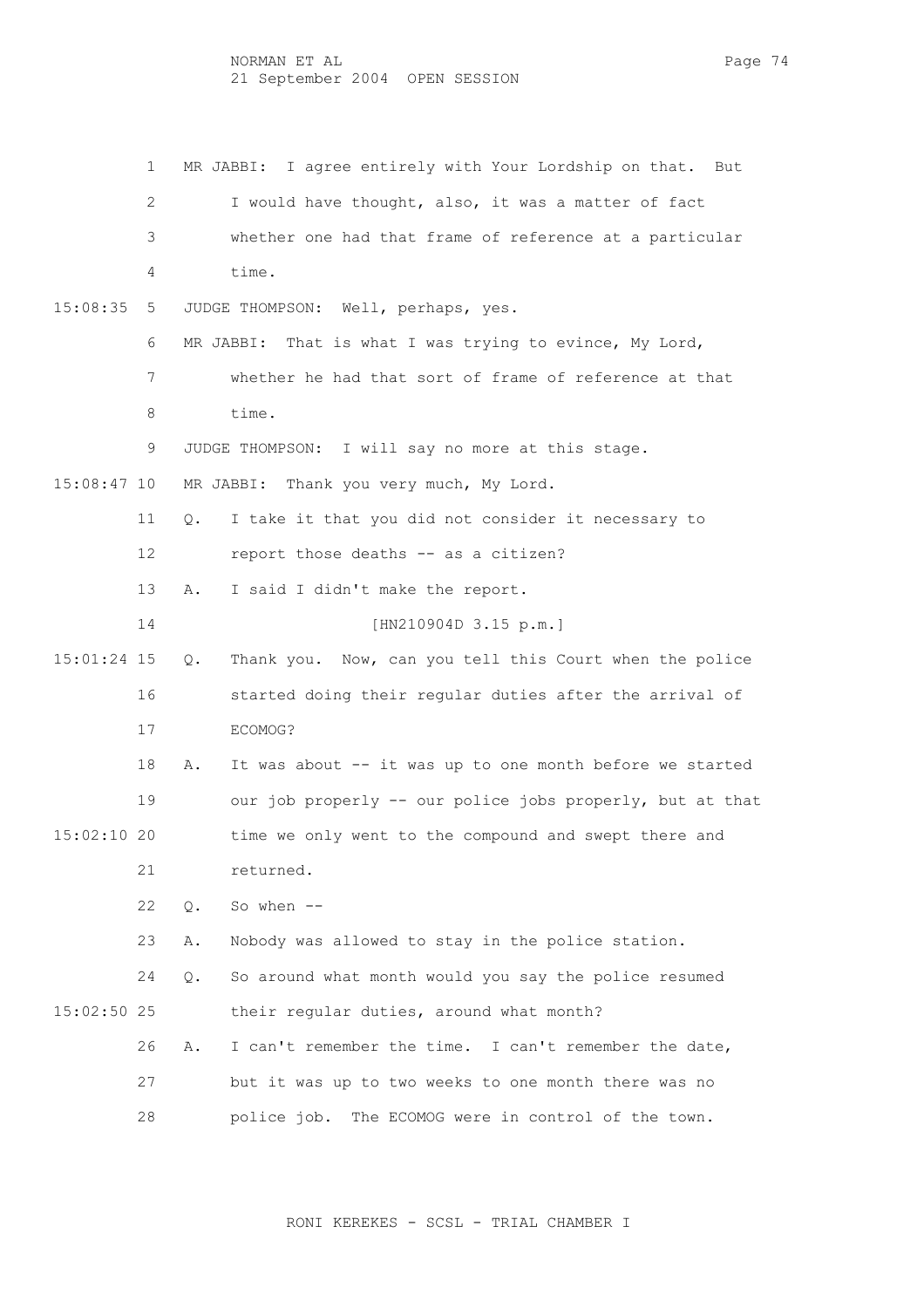MR JABBI: I agree entirely with Your Lordship on that. But I would have thought, also, it was a matter of fact whether one had that frame of reference at a particular time.

JUDGE THOMPSON: Well, perhaps, yes.

MR JABBI: That is what I was trying to evince, My Lord, whether he had that sort of frame of reference at that time.

JUDGE THOMPSON: I will say no more at this stage.

MR JABBI: Thank you very much, My Lord.

Q. I take it that you did not consider it necessary to report those deaths -- as a citizen?

A. I said I didn't make the report.

[HN210904D 3.15 p.m.]

Q. Thank you. Now, can you tell this Court when the police started doing their regular duties after the arrival of ECOMOG?

A. It was about -- it was up to one month before we started our job properly -- our police jobs properly, but at that time we only went to the compound and swept there and returned.

Q. So when --

A. Nobody was allowed to stay in the police station.

Q. So around what month would you say the police resumed their regular duties, around what month?

A. I can't remember the time. I can't remember the date, but it was up to two weeks to one month there was no police job. The ECOMOG were in control of the town.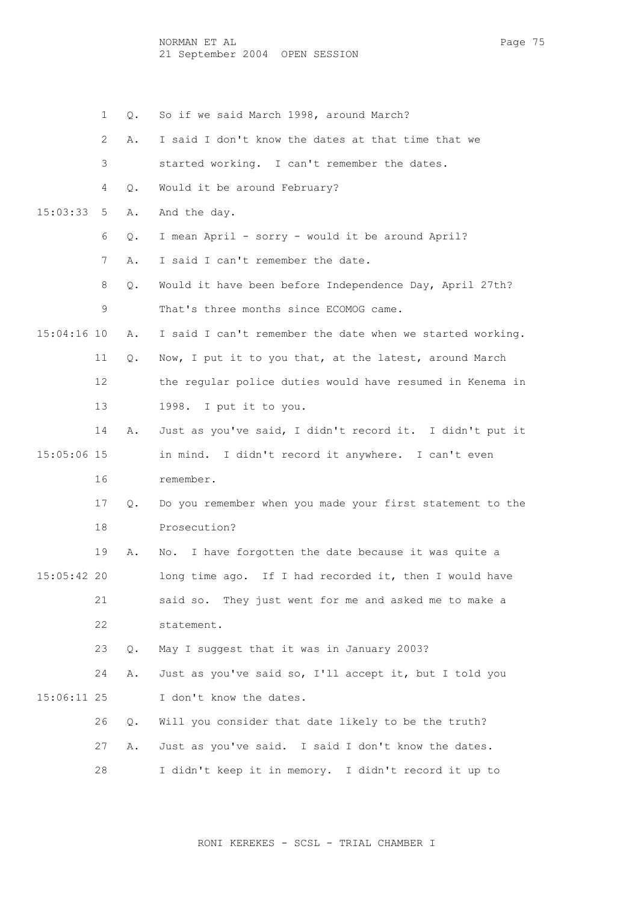1 Q. So if we said March 1998, around March?

2 A. I said I don't know the dates at that time that we

3 started working. I can't remember the dates.

4 Q. Would it be around February?

15:03:33 5 A. And the day.

6 Q. I mean April - sorry - would it be around April?

7 A. I said I can't remember the date.

8 Q. Would it have been before Independence Day, April 27th?

9 That's three months since ECOMOG came.

15:04:16 10 A. I said I can't remember the date when we started working.

11 Q. Now, I put it to you that, at the latest, around March

12 the regular police duties would have resumed in Kenema in

13 1998. I put it to you.

14 A. Just as you've said, I didn't record it. I didn't put it

15:05:06 15 in mind. I didn't record it anywhere. I can't even

16 remember.

17 Q. Do you remember when you made your first statement to the

18 Prosecution?

19 A. No. I have forgotten the date because it was quite a

15:05:42 20 long time ago. If I had recorded it, then I would have

21 said so. They just went for me and asked me to make a

22 statement.

23 Q. May I suggest that it was in January 2003?

24 A. Just as you've said so, I'll accept it, but I told you

15:06:11 25 I don't know the dates.

26 Q. Will you consider that date likely to be the truth?

27 A. Just as you've said. I said I don't know the dates.

28 I didn't keep it in memory. I didn't record it up to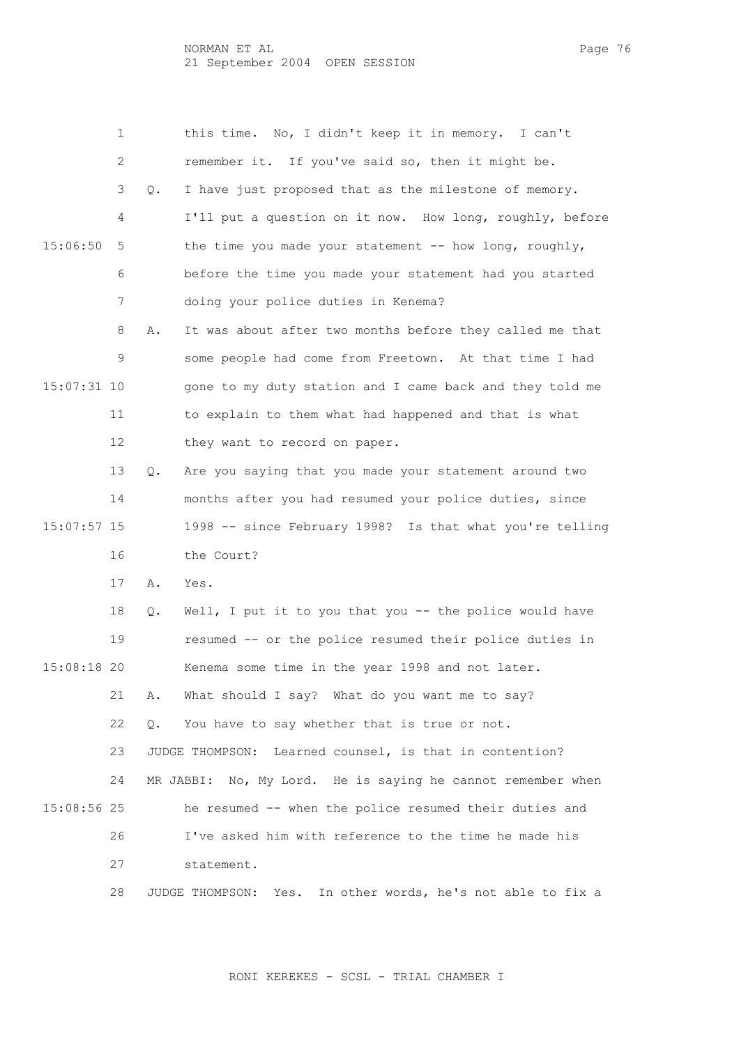1 this time. No, I didn't keep it in memory. I can't
2 remember it. If you've said so, then it might be.
3 Q. I have just proposed that as the milestone of memory.
4 I'll put a question on it now. How long, roughly, before
15:06:50 5 the time you made your statement -- how long, roughly,
6 before the time you made your statement had you started
7 doing your police duties in Kenema?
8 A. It was about after two months before they called me that
9 some people had come from Freetown. At that time I had
15:07:31 10 gone to my duty station and I came back and they told me
11 to explain to them what had happened and that is what
12 they want to record on paper.
13 Q. Are you saying that you made your statement around two
14 months after you had resumed your police duties, since
15:07:57 15 1998 -- since February 1998? Is that what you're telling
16 the Court?
17 A. Yes.
18 Q. Well, I put it to you that you -- the police would have
19 resumed -- or the police resumed their police duties in
15:08:18 20 Kenema some time in the year 1998 and not later.
21 A. What should I say? What do you want me to say?
22 Q. You have to say whether that is true or not.
23 JUDGE THOMPSON: Learned counsel, is that in contention?
24 MR JABBI: No, My Lord. He is saying he cannot remember when
15:08:56 25 he resumed -- when the police resumed their duties and
26 I've asked him with reference to the time he made his
27 statement.
28 JUDGE THOMPSON: Yes. In other words, he's not able to fix a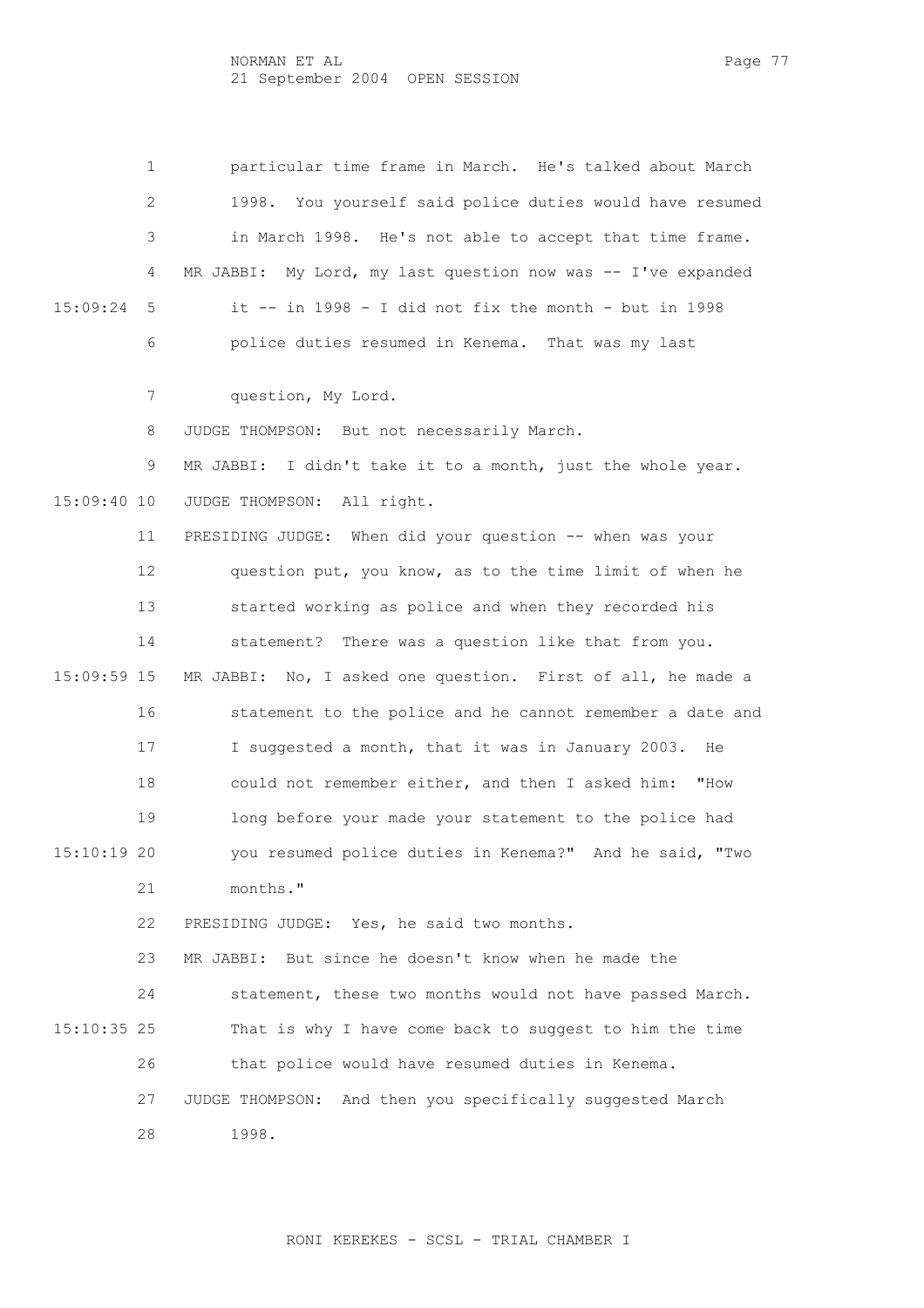particular time frame in March. He's talked about March 1998. You yourself said police duties would have resumed in March 1998. He's not able to accept that time frame.

MR JABBI: My Lord, my last question now was -- I've expanded it -- in 1998 - I did not fix the month - but in 1998 police duties resumed in Kenema. That was my last question, My Lord.

JUDGE THOMPSON: But not necessarily March.

MR JABBI: I didn't take it to a month, just the whole year.

JUDGE THOMPSON: All right.

PRESIDING JUDGE: When did your question -- when was your question put, you know, as to the time limit of when he started working as police and when they recorded his statement? There was a question like that from you.

MR JABBI: No, I asked one question. First of all, he made a statement to the police and he cannot remember a date and I suggested a month, that it was in January 2003. He could not remember either, and then I asked him: "How long before your made your statement to the police had you resumed police duties in Kenema?" And he said, "Two months."

PRESIDING JUDGE: Yes, he said two months.

MR JABBI: But since he doesn't know when he made the statement, these two months would not have passed March. That is why I have come back to suggest to him the time that police would have resumed duties in Kenema.

JUDGE THOMPSON: And then you specifically suggested March 1998.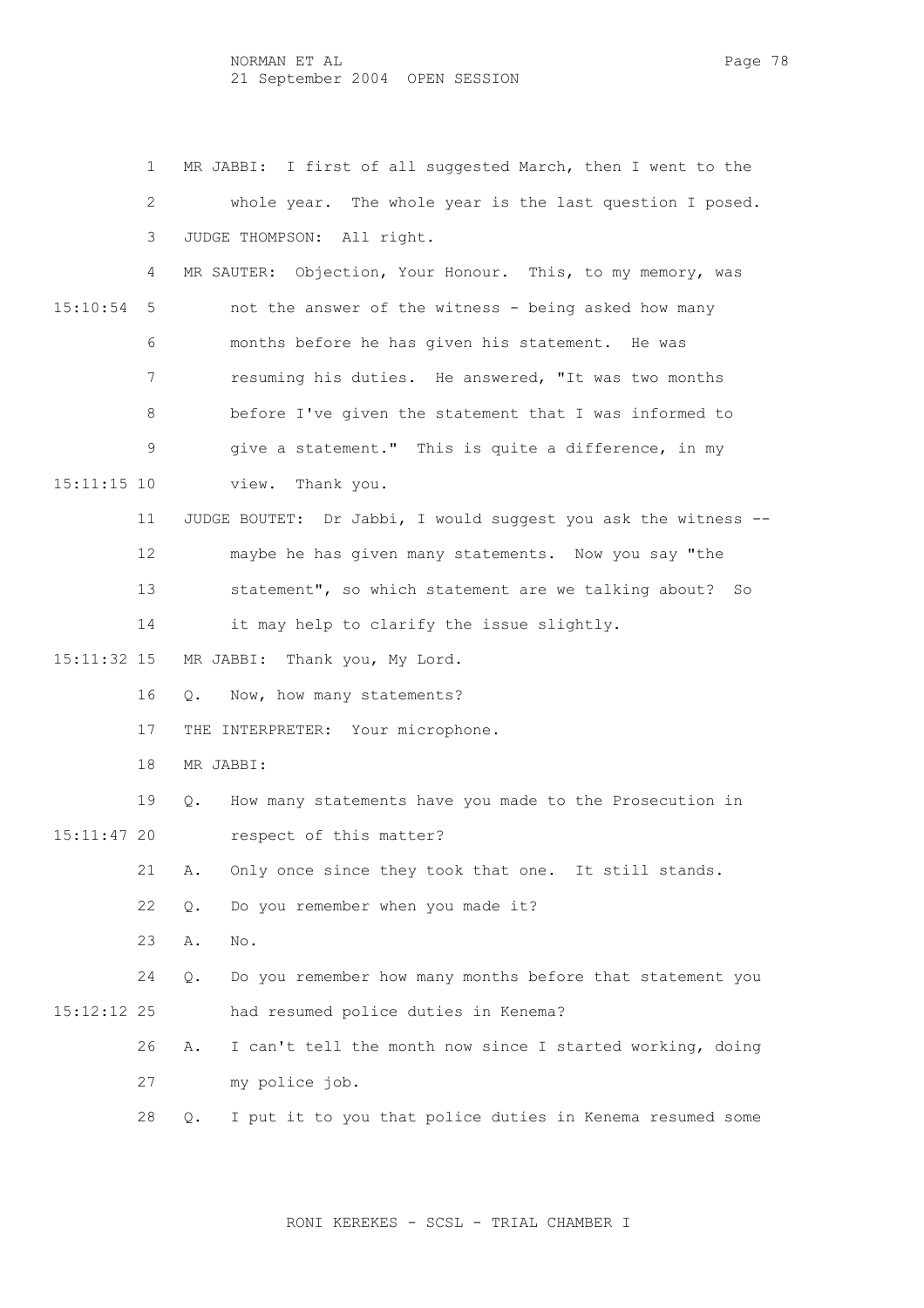1 MR JABBI: I first of all suggested March, then I went to the
2 whole year. The whole year is the last question I posed.
3 JUDGE THOMPSON: All right.
4 MR SAUTER: Objection, Your Honour. This, to my memory, was
15:10:54 5 not the answer of the witness - being asked how many
6 months before he has given his statement. He was
7 resuming his duties. He answered, "It was two months
8 before I've given the statement that I was informed to
9 give a statement." This is quite a difference, in my
15:11:15 10 view. Thank you.
11 JUDGE BOUTET: Dr Jabbi, I would suggest you ask the witness --
12 maybe he has given many statements. Now you say "the
13 statement", so which statement are we talking about? So
14 it may help to clarify the issue slightly.
15:11:32 15 MR JABBI: Thank you, My Lord.
16 Q. Now, how many statements?
17 THE INTERPRETER: Your microphone.
18 MR JABBI:
19 Q. How many statements have you made to the Prosecution in
15:11:47 20 respect of this matter?
21 A. Only once since they took that one. It still stands.
22 Q. Do you remember when you made it?
23 A. No.
24 Q. Do you remember how many months before that statement you
15:12:12 25 had resumed police duties in Kenema?
26 A. I can't tell the month now since I started working, doing
27 my police job.
28 Q. I put it to you that police duties in Kenema resumed some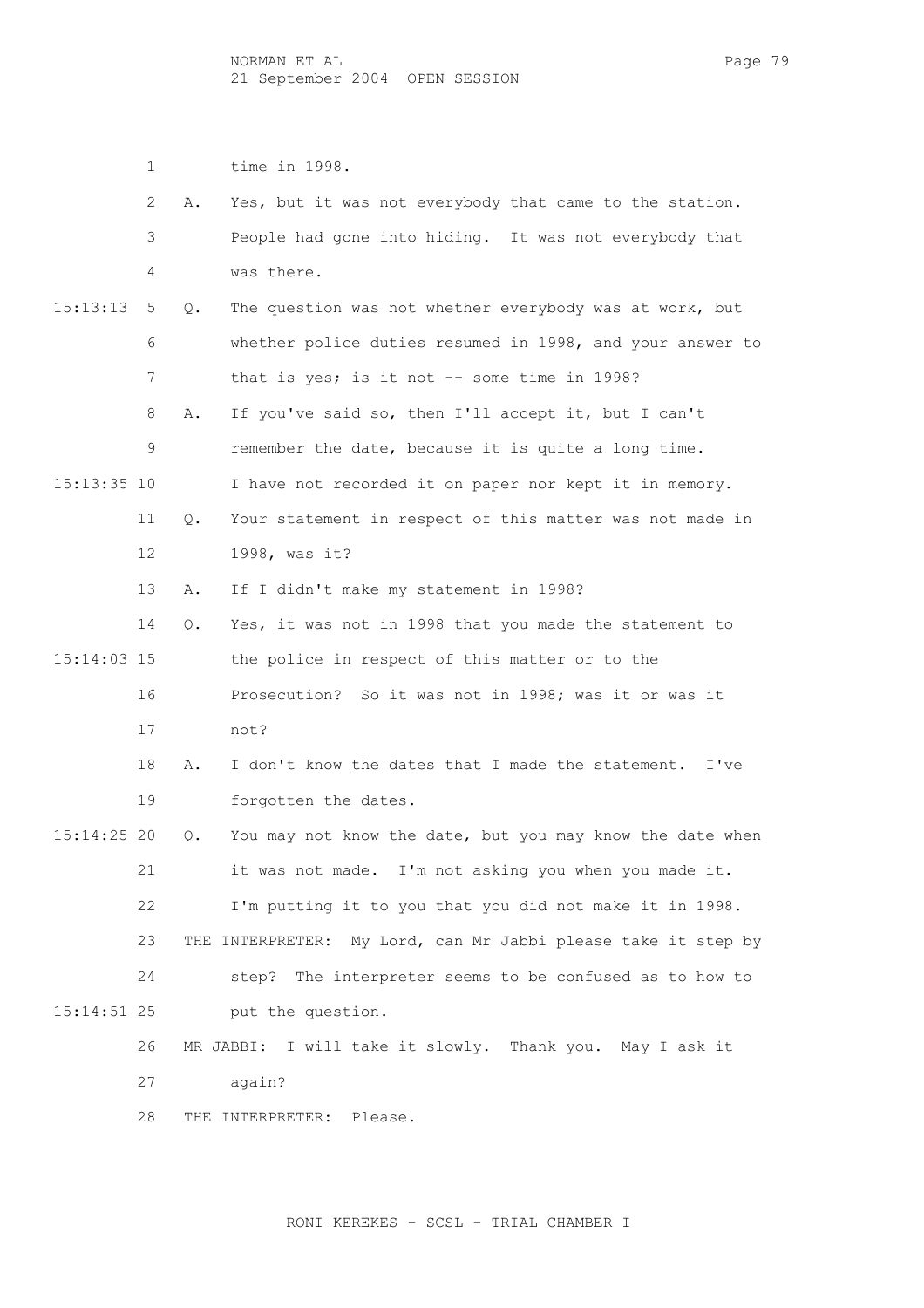time in 1998.

A. Yes, but it was not everybody that came to the station. People had gone into hiding. It was not everybody that was there.

Q. The question was not whether everybody was at work, but whether police duties resumed in 1998, and your answer to that is yes; is it not -- some time in 1998?

A. If you've said so, then I'll accept it, but I can't remember the date, because it is quite a long time. I have not recorded it on paper nor kept it in memory.

Q. Your statement in respect of this matter was not made in 1998, was it?

A. If I didn't make my statement in 1998?

Q. Yes, it was not in 1998 that you made the statement to the police in respect of this matter or to the Prosecution? So it was not in 1998; was it or was it not?

A. I don't know the dates that I made the statement. I've forgotten the dates.

Q. You may not know the date, but you may know the date when it was not made. I'm not asking you when you made it. I'm putting it to you that you did not make it in 1998.

THE INTERPRETER: My Lord, can Mr Jabbi please take it step by step? The interpreter seems to be confused as to how to put the question.

MR JABBI: I will take it slowly. Thank you. May I ask it again?

THE INTERPRETER: Please.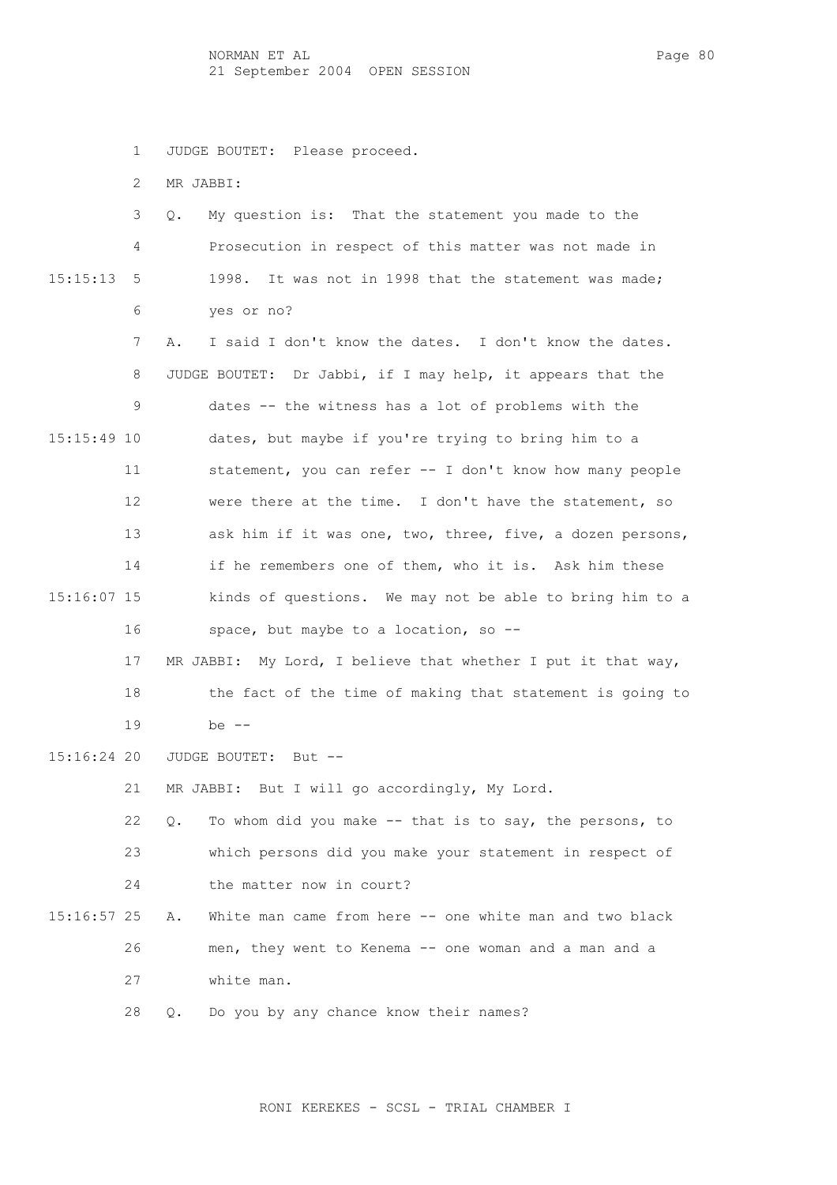1 JUDGE BOUTET: Please proceed.

2 MR JABBI:

3 Q. My question is: That the statement you made to the

4 Prosecution in respect of this matter was not made in

15:15:13 5 1998. It was not in 1998 that the statement was made;

6 yes or no?

7 A. I said I don't know the dates. I don't know the dates.

8 JUDGE BOUTET: Dr Jabbi, if I may help, it appears that the

9 dates -- the witness has a lot of problems with the

15:15:49 10 dates, but maybe if you're trying to bring him to a

11 statement, you can refer -- I don't know how many people

12 were there at the time. I don't have the statement, so

13 ask him if it was one, two, three, five, a dozen persons,

14 if he remembers one of them, who it is. Ask him these

15:16:07 15 kinds of questions. We may not be able to bring him to a

16 space, but maybe to a location, so --

17 MR JABBI: My Lord, I believe that whether I put it that way,

18 the fact of the time of making that statement is going to

19 be --

15:16:24 20 JUDGE BOUTET: But --

21 MR JABBI: But I will go accordingly, My Lord.

22 Q. To whom did you make -- that is to say, the persons, to

23 which persons did you make your statement in respect of

24 the matter now in court?

15:16:57 25 A. White man came from here -- one white man and two black

26 men, they went to Kenema -- one woman and a man and a

27 white man.

28 Q. Do you by any chance know their names?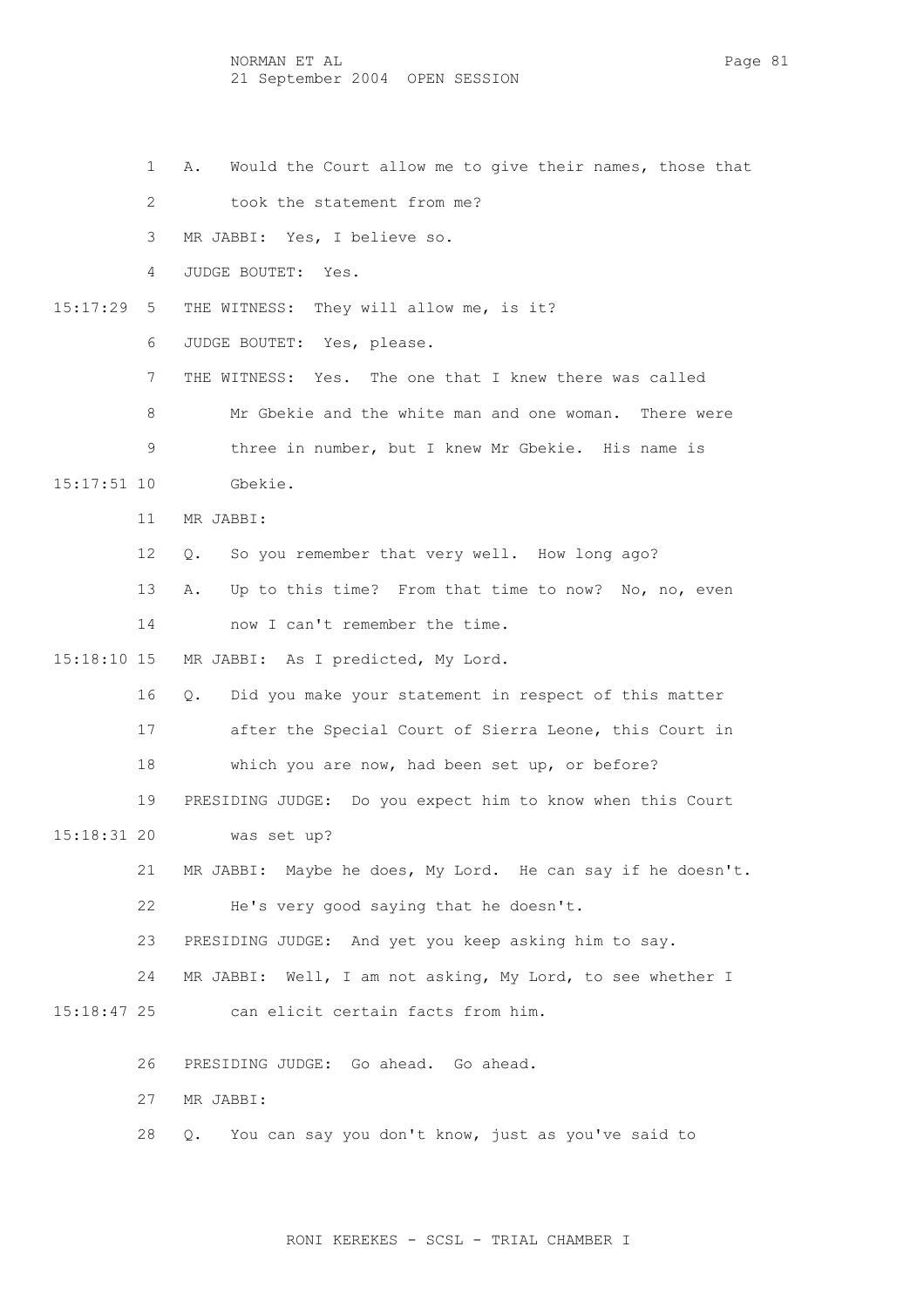1 A. Would the Court allow me to give their names, those that

2 took the statement from me?

3 MR JABBI: Yes, I believe so.

4 JUDGE BOUTET: Yes.

15:17:29 5 THE WITNESS: They will allow me, is it?

6 JUDGE BOUTET: Yes, please.

7 THE WITNESS: Yes. The one that I knew there was called

8 Mr Gbekie and the white man and one woman. There were

9 three in number, but I knew Mr Gbekie. His name is

15:17:51 10 Gbekie.

11 MR JABBI:

12 Q. So you remember that very well. How long ago?

13 A. Up to this time? From that time to now? No, no, even

14 now I can't remember the time.

15:18:10 15 MR JABBI: As I predicted, My Lord.

16 Q. Did you make your statement in respect of this matter

17 after the Special Court of Sierra Leone, this Court in

18 which you are now, had been set up, or before?

19 PRESIDING JUDGE: Do you expect him to know when this Court

15:18:31 20 was set up?

21 MR JABBI: Maybe he does, My Lord. He can say if he doesn't.

22 He's very good saying that he doesn't.

23 PRESIDING JUDGE: And yet you keep asking him to say.

24 MR JABBI: Well, I am not asking, My Lord, to see whether I

15:18:47 25 can elicit certain facts from him.

26 PRESIDING JUDGE: Go ahead. Go ahead.

27 MR JABBI:

28 Q. You can say you don't know, just as you've said to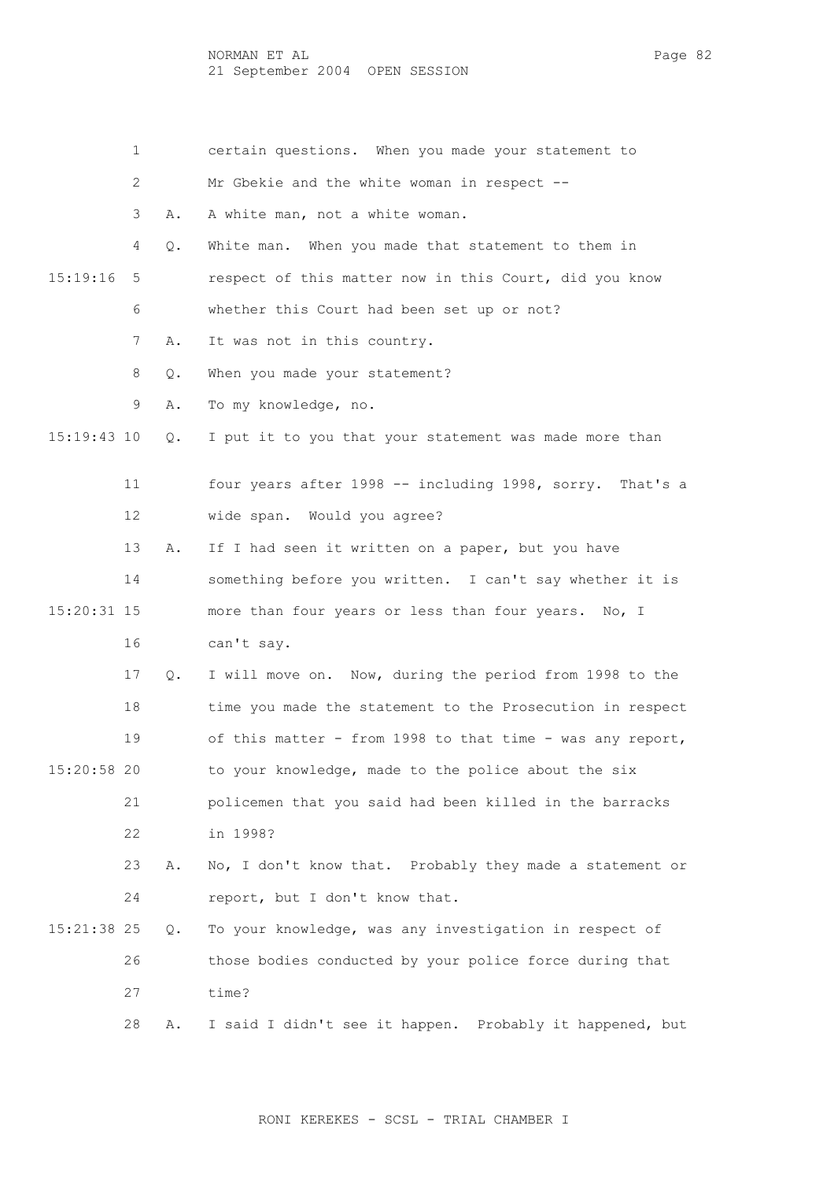1 certain questions. When you made your statement to

2 Mr Gbekie and the white woman in respect --

3 A. A white man, not a white woman.

4 Q. White man. When you made that statement to them in

15:19:16 5 respect of this matter now in this Court, did you know

6 whether this Court had been set up or not?

7 A. It was not in this country.

8 Q. When you made your statement?

9 A. To my knowledge, no.

15:19:43 10 Q. I put it to you that your statement was made more than

11 four years after 1998 -- including 1998, sorry. That's a

12 wide span. Would you agree?

13 A. If I had seen it written on a paper, but you have

14 something before you written. I can't say whether it is

15:20:31 15 more than four years or less than four years. No, I

16 can't say.

17 Q. I will move on. Now, during the period from 1998 to the

18 time you made the statement to the Prosecution in respect

19 of this matter - from 1998 to that time - was any report,

15:20:58 20 to your knowledge, made to the police about the six

21 policemen that you said had been killed in the barracks

22 in 1998?

23 A. No, I don't know that. Probably they made a statement or

24 report, but I don't know that.

15:21:38 25 Q. To your knowledge, was any investigation in respect of

26 those bodies conducted by your police force during that

27 time?

28 A. I said I didn't see it happen. Probably it happened, but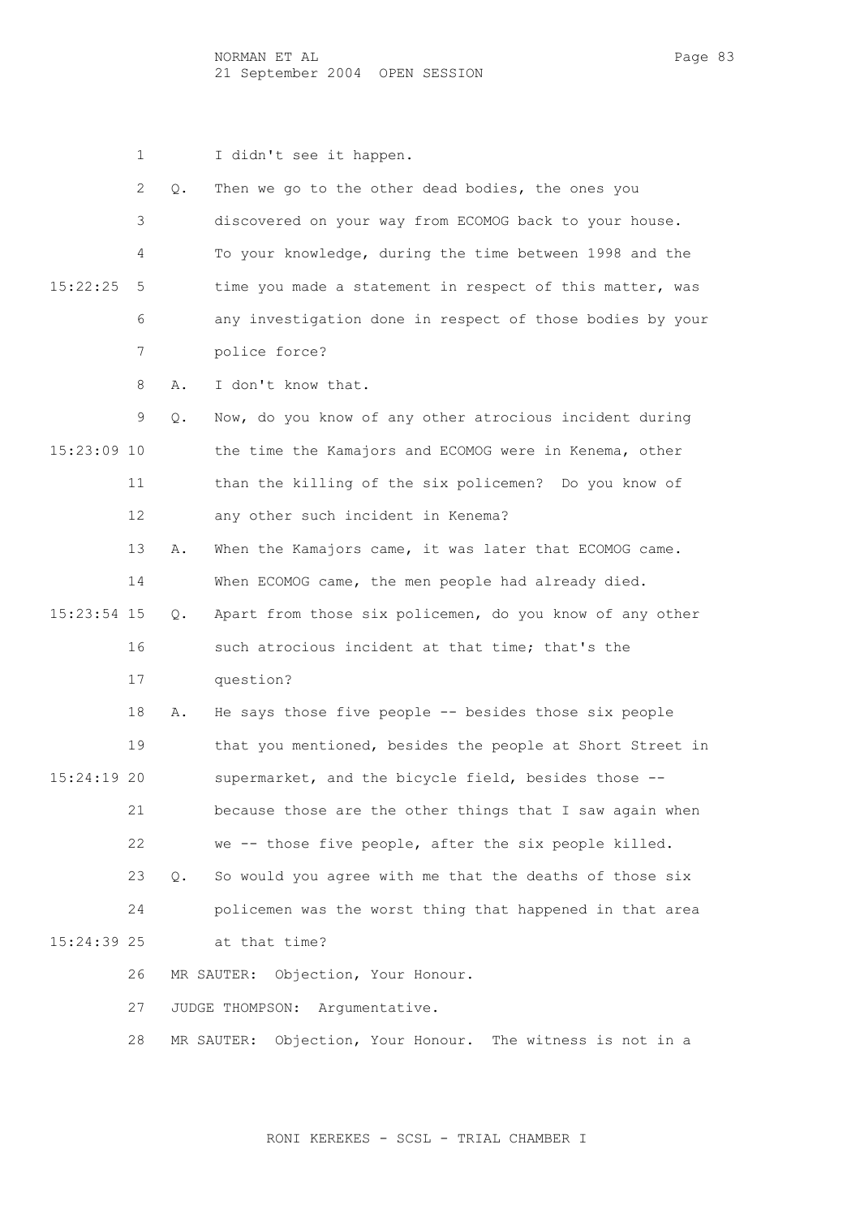1 I didn't see it happen.

2 Q. Then we go to the other dead bodies, the ones you

3 discovered on your way from ECOMOG back to your house.

4 To your knowledge, during the time between 1998 and the

15:22:25 5 time you made a statement in respect of this matter, was

6 any investigation done in respect of those bodies by your

7 police force?

8 A. I don't know that.

9 Q. Now, do you know of any other atrocious incident during

15:23:09 10 the time the Kamajors and ECOMOG were in Kenema, other

11 than the killing of the six policemen? Do you know of

12 any other such incident in Kenema?

13 A. When the Kamajors came, it was later that ECOMOG came.

14 When ECOMOG came, the men people had already died.

15:23:54 15 Q. Apart from those six policemen, do you know of any other

16 such atrocious incident at that time; that's the

17 question?

18 A. He says those five people -- besides those six people

19 that you mentioned, besides the people at Short Street in

15:24:19 20 supermarket, and the bicycle field, besides those --

21 because those are the other things that I saw again when

22 we -- those five people, after the six people killed.

23 Q. So would you agree with me that the deaths of those six

24 policemen was the worst thing that happened in that area

15:24:39 25 at that time?

26 MR SAUTER: Objection, Your Honour.

27 JUDGE THOMPSON: Argumentative.

28 MR SAUTER: Objection, Your Honour. The witness is not in a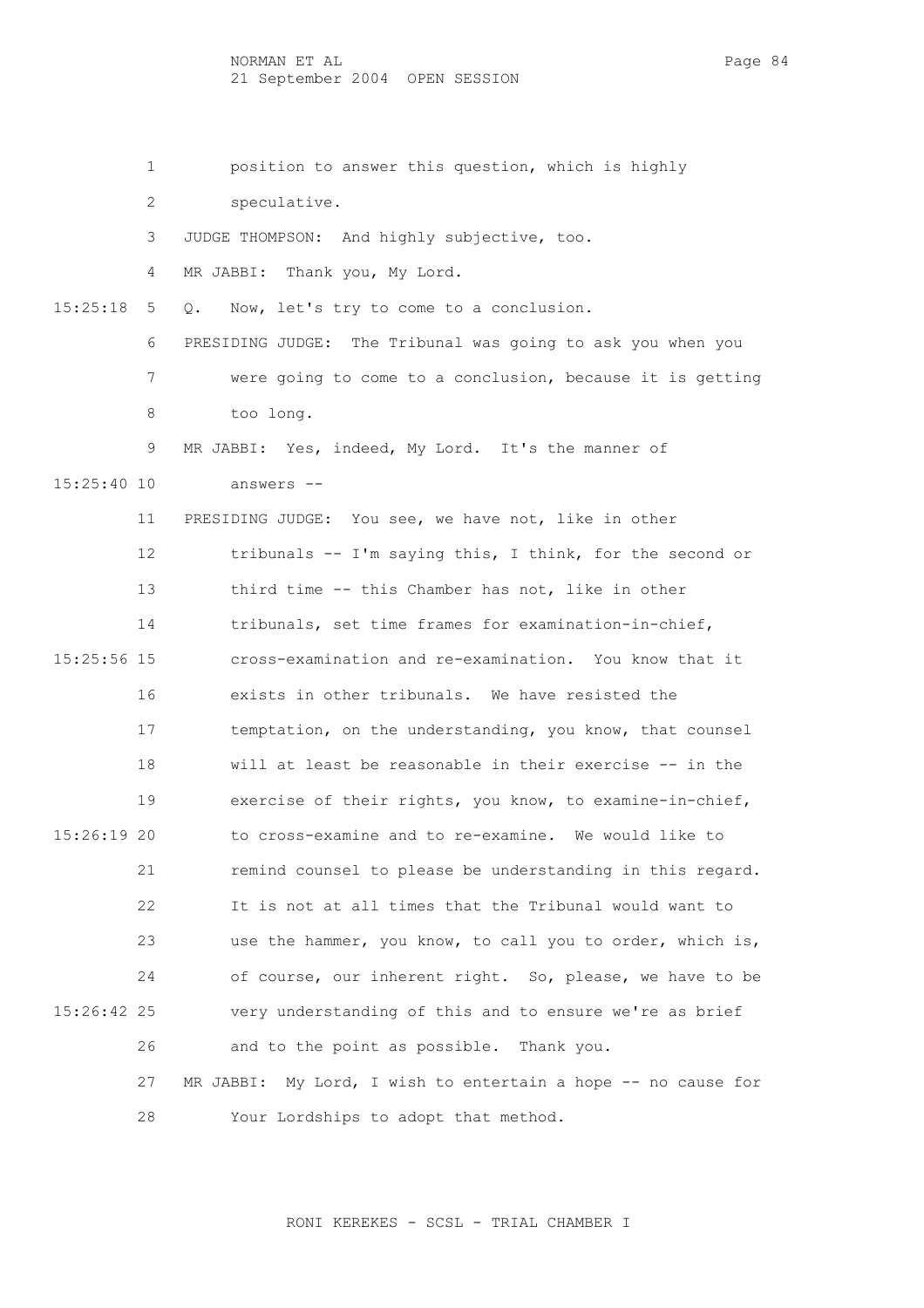position to answer this question, which is highly speculative.

JUDGE THOMPSON: And highly subjective, too.

MR JABBI: Thank you, My Lord.

Q. Now, let's try to come to a conclusion.

PRESIDING JUDGE: The Tribunal was going to ask you when you were going to come to a conclusion, because it is getting too long.

MR JABBI: Yes, indeed, My Lord. It's the manner of answers --

PRESIDING JUDGE: You see, we have not, like in other tribunals -- I'm saying this, I think, for the second or third time -- this Chamber has not, like in other tribunals, set time frames for examination-in-chief, cross-examination and re-examination. You know that it exists in other tribunals. We have resisted the temptation, on the understanding, you know, that counsel will at least be reasonable in their exercise -- in the exercise of their rights, you know, to examine-in-chief, to cross-examine and to re-examine. We would like to remind counsel to please be understanding in this regard. It is not at all times that the Tribunal would want to use the hammer, you know, to call you to order, which is, of course, our inherent right. So, please, we have to be very understanding of this and to ensure we're as brief and to the point as possible. Thank you.

MR JABBI: My Lord, I wish to entertain a hope -- no cause for Your Lordships to adopt that method.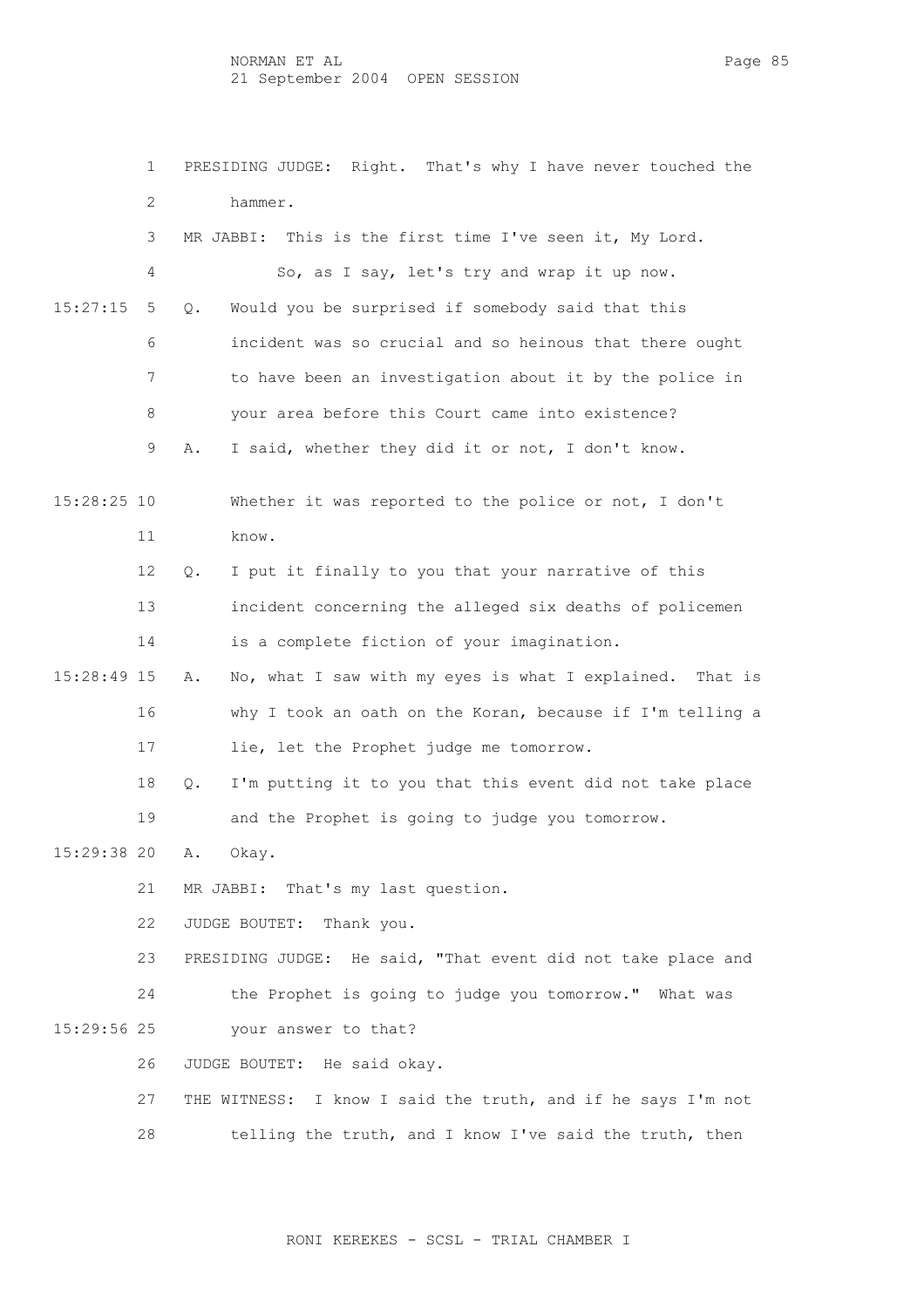1 PRESIDING JUDGE: Right. That's why I have never touched the
2 hammer.
3 MR JABBI: This is the first time I've seen it, My Lord.
4 So, as I say, let's try and wrap it up now.

15:27:15 5 Q. Would you be surprised if somebody said that this
6 incident was so crucial and so heinous that there ought
7 to have been an investigation about it by the police in
8 your area before this Court came into existence?
9 A. I said, whether they did it or not, I don't know.

15:28:25 10 Whether it was reported to the police or not, I don't
11 know.
12 Q. I put it finally to you that your narrative of this
13 incident concerning the alleged six deaths of policemen
14 is a complete fiction of your imagination.

15:28:49 15 A. No, what I saw with my eyes is what I explained. That is
16 why I took an oath on the Koran, because if I'm telling a
17 lie, let the Prophet judge me tomorrow.
18 Q. I'm putting it to you that this event did not take place
19 and the Prophet is going to judge you tomorrow.

15:29:38 20 A. Okay.
21 MR JABBI: That's my last question.
22 JUDGE BOUTET: Thank you.
23 PRESIDING JUDGE: He said, "That event did not take place and
24 the Prophet is going to judge you tomorrow." What was

15:29:56 25 your answer to that?
26 JUDGE BOUTET: He said okay.
27 THE WITNESS: I know I said the truth, and if he says I'm not
28 telling the truth, and I know I've said the truth, then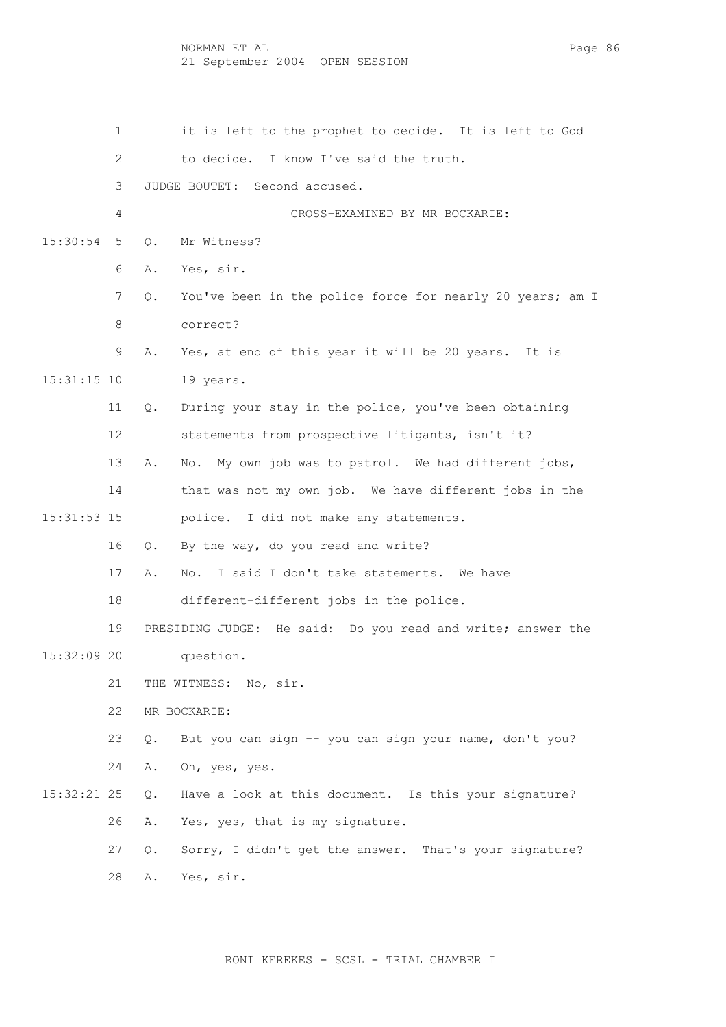1 it is left to the prophet to decide. It is left to God
2 to decide. I know I've said the truth.
3 JUDGE BOUTET: Second accused.
4 CROSS-EXAMINED BY MR BOCKARIE:
15:30:54 5 Q. Mr Witness?
6 A. Yes, sir.
7 Q. You've been in the police force for nearly 20 years; am I
8 correct?
9 A. Yes, at end of this year it will be 20 years. It is
15:31:15 10 19 years.
11 Q. During your stay in the police, you've been obtaining
12 statements from prospective litigants, isn't it?
13 A. No. My own job was to patrol. We had different jobs,
14 that was not my own job. We have different jobs in the
15:31:53 15 police. I did not make any statements.
16 Q. By the way, do you read and write?
17 A. No. I said I don't take statements. We have
18 different-different jobs in the police.
19 PRESIDING JUDGE: He said: Do you read and write; answer the
15:32:09 20 question.
21 THE WITNESS: No, sir.
22 MR BOCKARIE:
23 Q. But you can sign -- you can sign your name, don't you?
24 A. Oh, yes, yes.
15:32:21 25 Q. Have a look at this document. Is this your signature?
26 A. Yes, yes, that is my signature.
27 Q. Sorry, I didn't get the answer. That's your signature?
28 A. Yes, sir.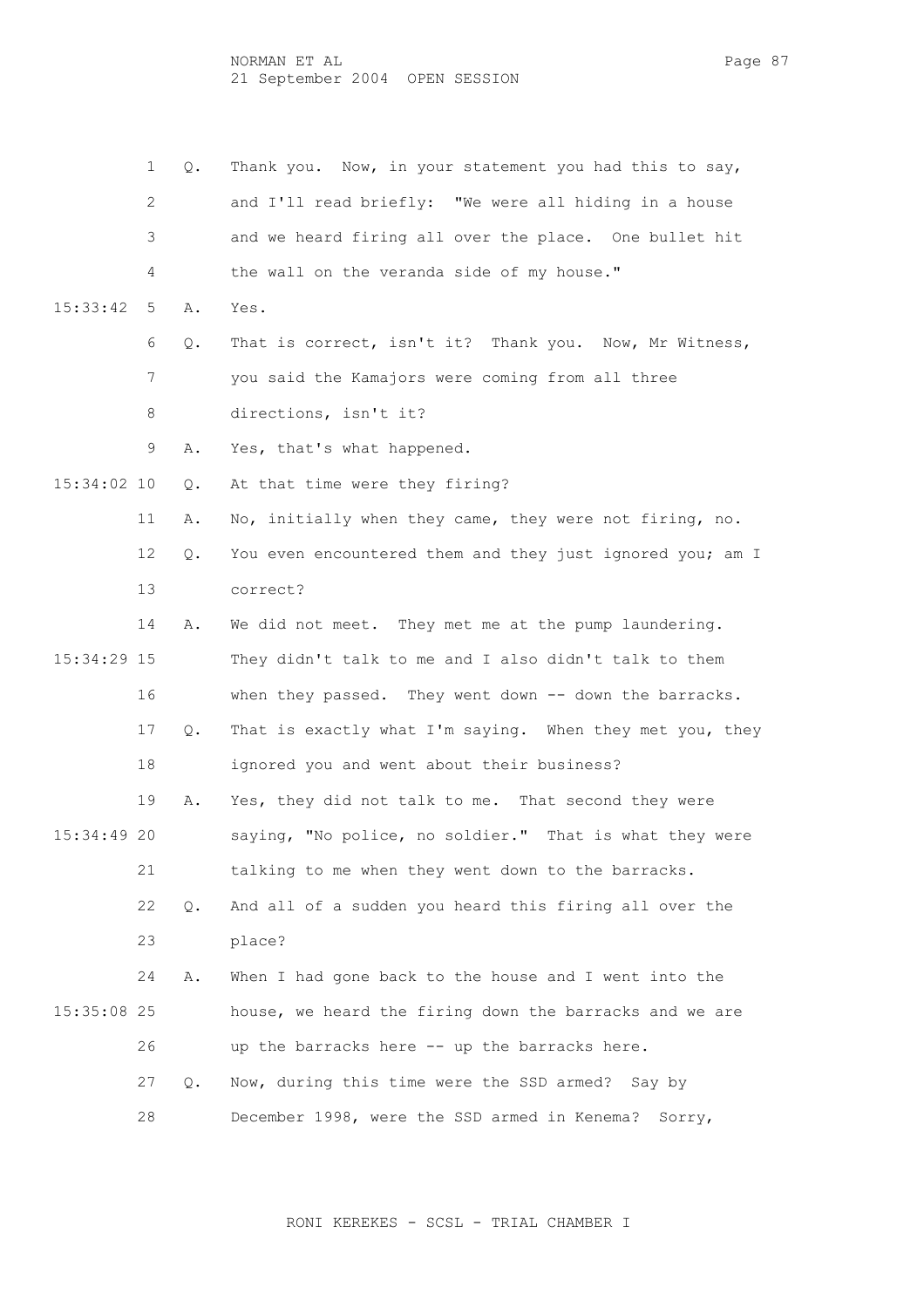1 Q. Thank you. Now, in your statement you had this to say,
2 and I'll read briefly: "We were all hiding in a house
3 and we heard firing all over the place. One bullet hit
4 the wall on the veranda side of my house."
15:33:42 5 A. Yes.
6 Q. That is correct, isn't it? Thank you. Now, Mr Witness,
7 you said the Kamajors were coming from all three
8 directions, isn't it?
9 A. Yes, that's what happened.
15:34:02 10 Q. At that time were they firing?
11 A. No, initially when they came, they were not firing, no.
12 Q. You even encountered them and they just ignored you; am I
13 correct?
14 A. We did not meet. They met me at the pump laundering.
15:34:29 15 They didn't talk to me and I also didn't talk to them
16 when they passed. They went down -- down the barracks.
17 Q. That is exactly what I'm saying. When they met you, they
18 ignored you and went about their business?
19 A. Yes, they did not talk to me. That second they were
15:34:49 20 saying, "No police, no soldier." That is what they were
21 talking to me when they went down to the barracks.
22 Q. And all of a sudden you heard this firing all over the
23 place?
24 A. When I had gone back to the house and I went into the
15:35:08 25 house, we heard the firing down the barracks and we are
26 up the barracks here -- up the barracks here.
27 Q. Now, during this time were the SSD armed? Say by
28 December 1998, were the SSD armed in Kenema? Sorry,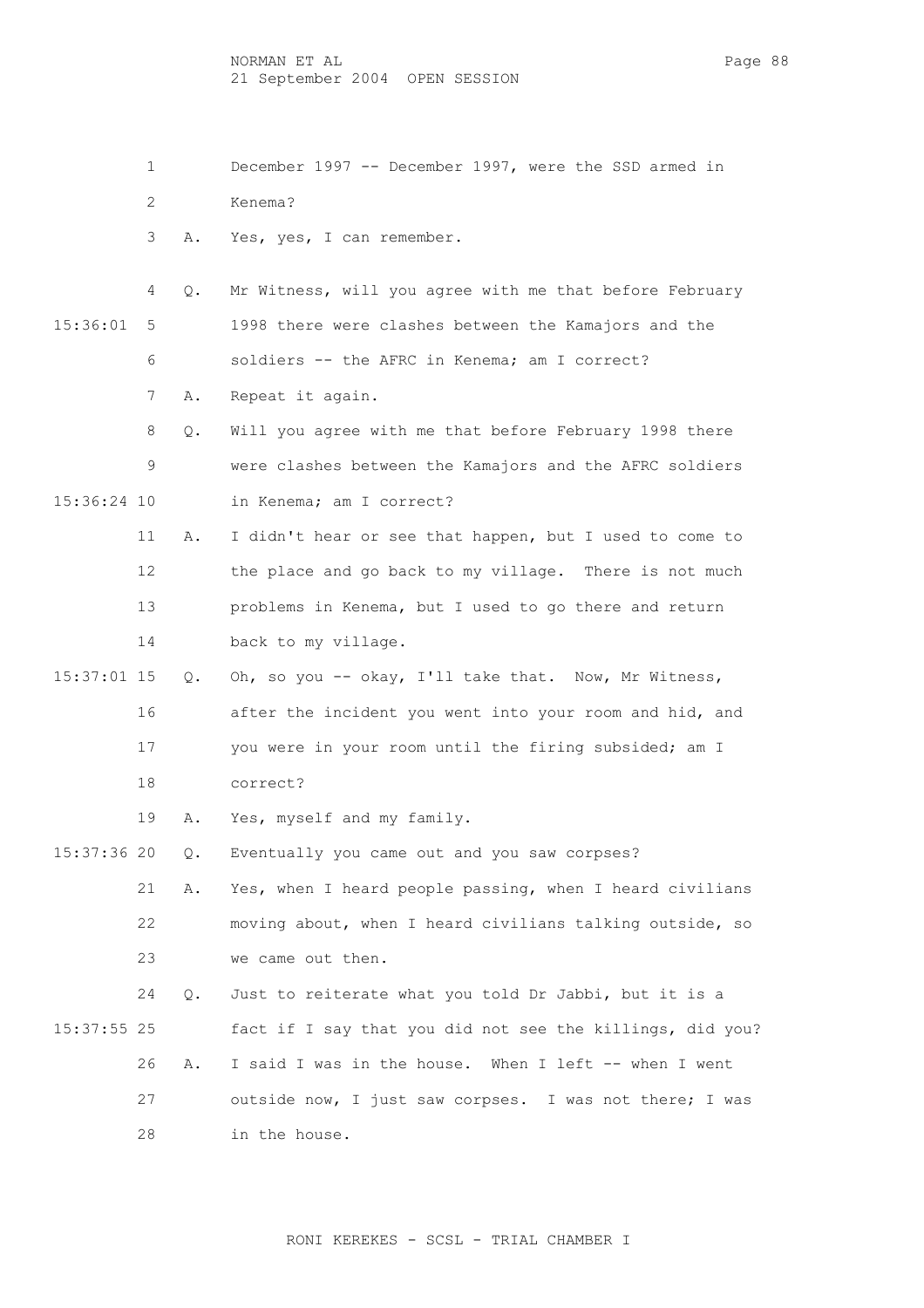1 December 1997 -- December 1997, were the SSD armed in

2 Kenema?

3 A. Yes, yes, I can remember.

4 Q. Mr Witness, will you agree with me that before February

15:36:01 5 1998 there were clashes between the Kamajors and the

6 soldiers -- the AFRC in Kenema; am I correct?

7 A. Repeat it again.

8 Q. Will you agree with me that before February 1998 there

9 were clashes between the Kamajors and the AFRC soldiers

15:36:24 10 in Kenema; am I correct?

11 A. I didn't hear or see that happen, but I used to come to

12 the place and go back to my village. There is not much

13 problems in Kenema, but I used to go there and return

14 back to my village.

15:37:01 15 Q. Oh, so you -- okay, I'll take that. Now, Mr Witness,

16 after the incident you went into your room and hid, and

17 you were in your room until the firing subsided; am I

18 correct?

19 A. Yes, myself and my family.

15:37:36 20 Q. Eventually you came out and you saw corpses?

21 A. Yes, when I heard people passing, when I heard civilians

22 moving about, when I heard civilians talking outside, so

23 we came out then.

24 Q. Just to reiterate what you told Dr Jabbi, but it is a

15:37:55 25 fact if I say that you did not see the killings, did you?

26 A. I said I was in the house. When I left -- when I went

27 outside now, I just saw corpses. I was not there; I was

28 in the house.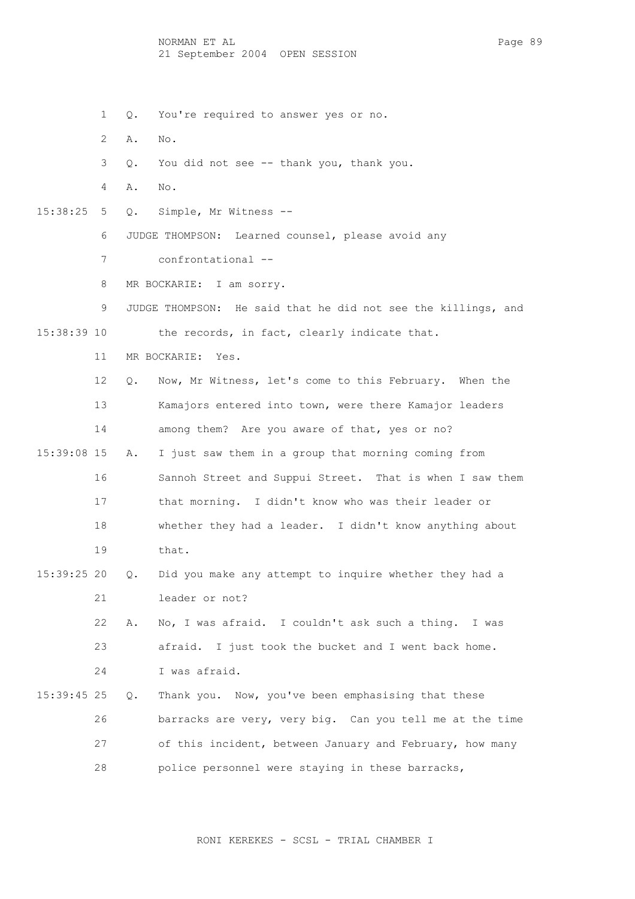1 Q. You're required to answer yes or no.

2 A. No.

3 Q. You did not see -- thank you, thank you.

4 A. No.

15:38:25 5 Q. Simple, Mr Witness --

6 JUDGE THOMPSON: Learned counsel, please avoid any

7 confrontational --

8 MR BOCKARIE: I am sorry.

9 JUDGE THOMPSON: He said that he did not see the killings, and

15:38:39 10 the records, in fact, clearly indicate that.

11 MR BOCKARIE: Yes.

12 Q. Now, Mr Witness, let's come to this February. When the

13 Kamajors entered into town, were there Kamajor leaders

14 among them? Are you aware of that, yes or no?

15:39:08 15 A. I just saw them in a group that morning coming from

16 Sannoh Street and Suppui Street. That is when I saw them

17 that morning. I didn't know who was their leader or

18 whether they had a leader. I didn't know anything about

19 that.

15:39:25 20 Q. Did you make any attempt to inquire whether they had a

21 leader or not?

22 A. No, I was afraid. I couldn't ask such a thing. I was

23 afraid. I just took the bucket and I went back home.

24 I was afraid.

15:39:45 25 Q. Thank you. Now, you've been emphasising that these

26 barracks are very, very big. Can you tell me at the time

27 of this incident, between January and February, how many

28 police personnel were staying in these barracks,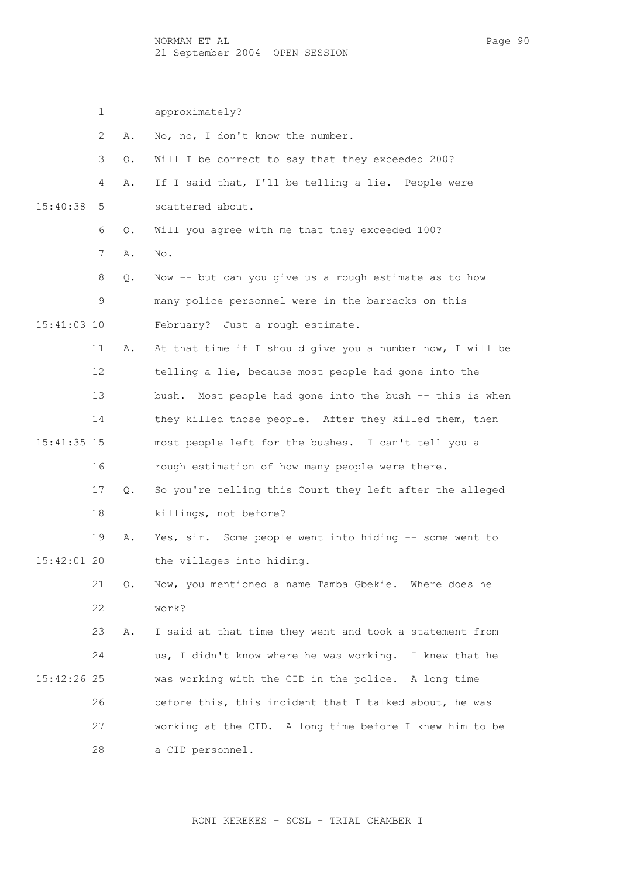1 approximately?

2 A. No, no, I don't know the number.

3 Q. Will I be correct to say that they exceeded 200?

4 A. If I said that, I'll be telling a lie. People were

15:40:38 5 scattered about.

6 Q. Will you agree with me that they exceeded 100?

7 A. No.

8 Q. Now -- but can you give us a rough estimate as to how

9 many police personnel were in the barracks on this

15:41:03 10 February? Just a rough estimate.

11 A. At that time if I should give you a number now, I will be

12 telling a lie, because most people had gone into the

13 bush. Most people had gone into the bush -- this is when

14 they killed those people. After they killed them, then

15:41:35 15 most people left for the bushes. I can't tell you a

16 rough estimation of how many people were there.

17 Q. So you're telling this Court they left after the alleged

18 killings, not before?

19 A. Yes, sir. Some people went into hiding -- some went to

15:42:01 20 the villages into hiding.

21 Q. Now, you mentioned a name Tamba Gbekie. Where does he

22 work?

23 A. I said at that time they went and took a statement from

24 us, I didn't know where he was working. I knew that he

15:42:26 25 was working with the CID in the police. A long time

26 before this, this incident that I talked about, he was

27 working at the CID. A long time before I knew him to be

28 a CID personnel.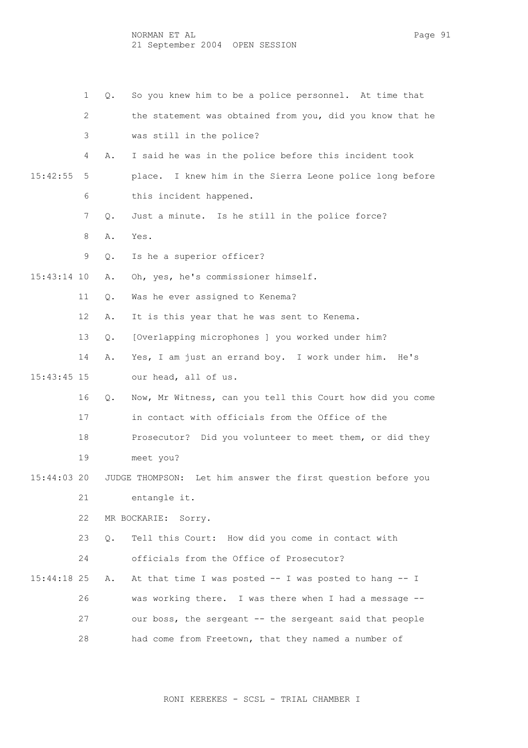1 Q. So you knew him to be a police personnel. At time that
2 the statement was obtained from you, did you know that he
3 was still in the police?
4 A. I said he was in the police before this incident took
15:42:55 5 place. I knew him in the Sierra Leone police long before
6 this incident happened.
7 Q. Just a minute. Is he still in the police force?
8 A. Yes.
9 Q. Is he a superior officer?
15:43:14 10 A. Oh, yes, he's commissioner himself.
11 Q. Was he ever assigned to Kenema?
12 A. It is this year that he was sent to Kenema.
13 Q. [Overlapping microphones ] you worked under him?
14 A. Yes, I am just an errand boy. I work under him. He's
15:43:45 15 our head, all of us.
16 Q. Now, Mr Witness, can you tell this Court how did you come
17 in contact with officials from the Office of the
18 Prosecutor? Did you volunteer to meet them, or did they
19 meet you?
15:44:03 20 JUDGE THOMPSON: Let him answer the first question before you
21 entangle it.
22 MR BOCKARIE: Sorry.
23 Q. Tell this Court: How did you come in contact with
24 officials from the Office of Prosecutor?
15:44:18 25 A. At that time I was posted -- I was posted to hang -- I
26 was working there. I was there when I had a message --
27 our boss, the sergeant -- the sergeant said that people
28 had come from Freetown, that they named a number of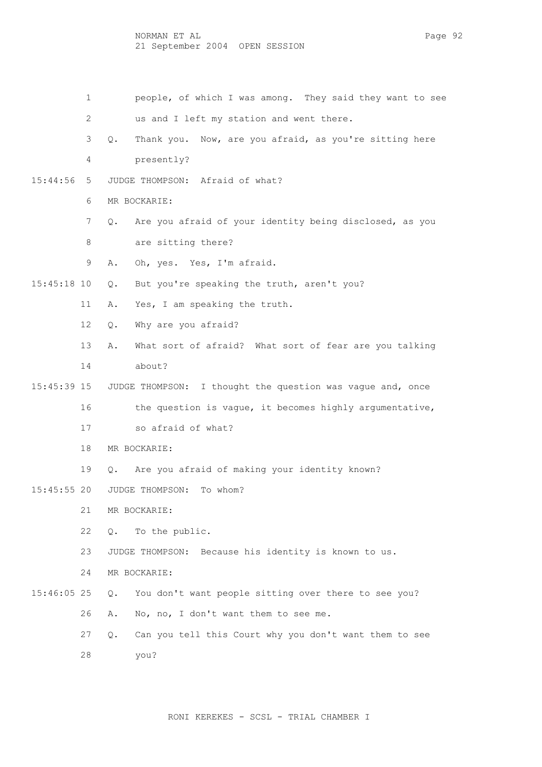people, of which I was among. They said they want to see us and I left my station and went there.

Q. Thank you. Now, are you afraid, as you're sitting here presently?

JUDGE THOMPSON: Afraid of what?

MR BOCKARIE:

Q. Are you afraid of your identity being disclosed, as you are sitting there?

A. Oh, yes. Yes, I'm afraid.

Q. But you're speaking the truth, aren't you?

A. Yes, I am speaking the truth.

Q. Why are you afraid?

A. What sort of afraid? What sort of fear are you talking about?

JUDGE THOMPSON: I thought the question was vague and, once the question is vague, it becomes highly argumentative, so afraid of what?

MR BOCKARIE:

Q. Are you afraid of making your identity known?

JUDGE THOMPSON: To whom?

MR BOCKARIE:

Q. To the public.

JUDGE THOMPSON: Because his identity is known to us.

MR BOCKARIE:

Q. You don't want people sitting over there to see you?

A. No, no, I don't want them to see me.

Q. Can you tell this Court why you don't want them to see you?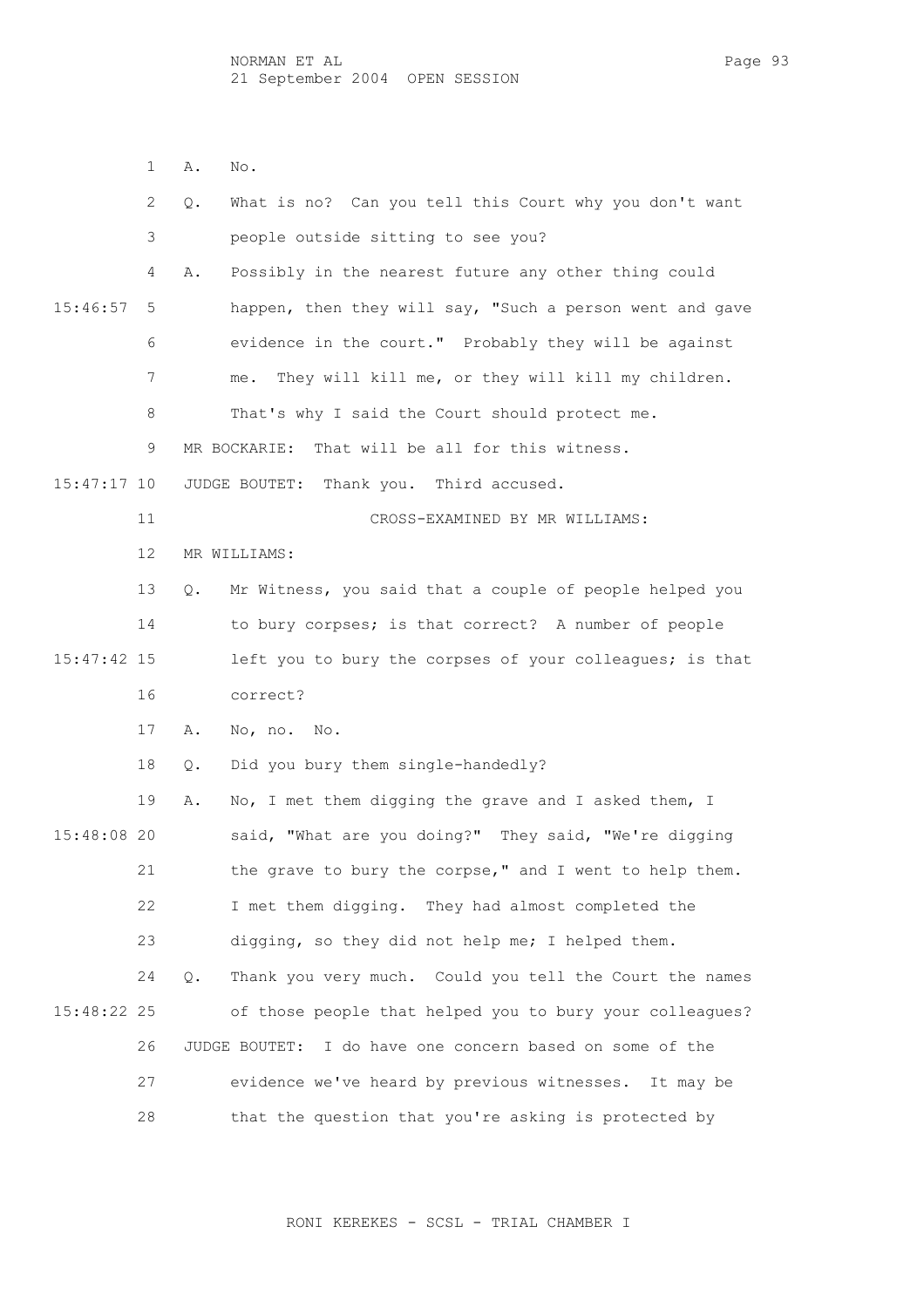1 A. No.

2 Q. What is no? Can you tell this Court why you don't want

3 people outside sitting to see you?

4 A. Possibly in the nearest future any other thing could

15:46:57 5 happen, then they will say, "Such a person went and gave

6 evidence in the court." Probably they will be against

7 me. They will kill me, or they will kill my children.

8 That's why I said the Court should protect me.

9 MR BOCKARIE: That will be all for this witness.

15:47:17 10 JUDGE BOUTET: Thank you. Third accused.

11 CROSS-EXAMINED BY MR WILLIAMS:

12 MR WILLIAMS:

13 Q. Mr Witness, you said that a couple of people helped you

14 to bury corpses; is that correct? A number of people

15:47:42 15 left you to bury the corpses of your colleagues; is that

16 correct?

17 A. No, no. No.

18 Q. Did you bury them single-handedly?

19 A. No, I met them digging the grave and I asked them, I

15:48:08 20 said, "What are you doing?" They said, "We're digging

21 the grave to bury the corpse," and I went to help them.

22 I met them digging. They had almost completed the

23 digging, so they did not help me; I helped them.

24 Q. Thank you very much. Could you tell the Court the names

15:48:22 25 of those people that helped you to bury your colleagues?

26 JUDGE BOUTET: I do have one concern based on some of the

27 evidence we've heard by previous witnesses. It may be

28 that the question that you're asking is protected by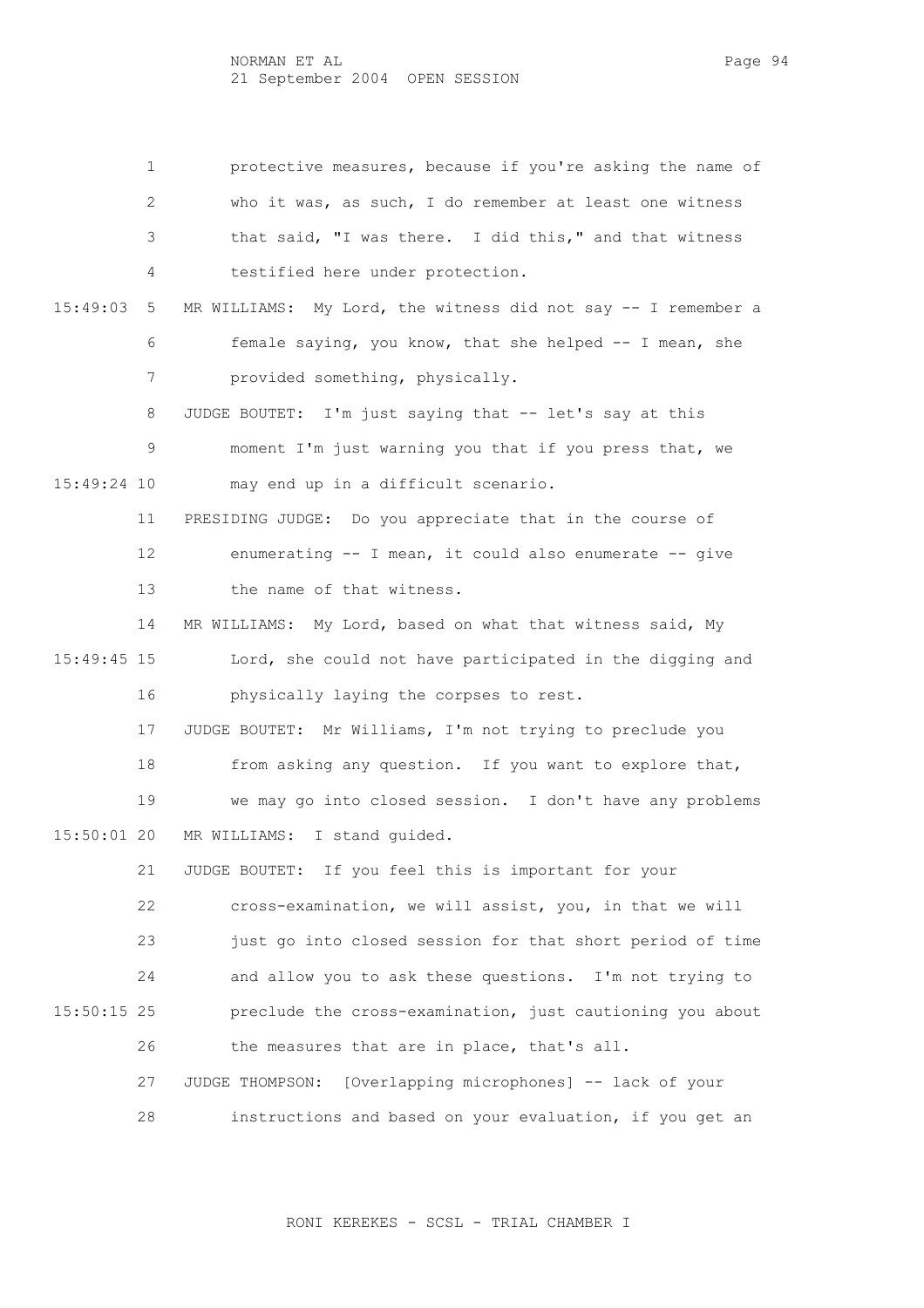1 protective measures, because if you're asking the name of
2 who it was, as such, I do remember at least one witness
3 that said, "I was there. I did this," and that witness
4 testified here under protection.

15:49:03 5 MR WILLIAMS: My Lord, the witness did not say -- I remember a
6 female saying, you know, that she helped -- I mean, she
7 provided something, physically.

8 JUDGE BOUTET: I'm just saying that -- let's say at this
9 moment I'm just warning you that if you press that, we
15:49:24 10 may end up in a difficult scenario.

11 PRESIDING JUDGE: Do you appreciate that in the course of
12 enumerating -- I mean, it could also enumerate -- give
13 the name of that witness.

14 MR WILLIAMS: My Lord, based on what that witness said, My
15:49:45 15 Lord, she could not have participated in the digging and
16 physically laying the corpses to rest.

17 JUDGE BOUTET: Mr Williams, I'm not trying to preclude you
18 from asking any question. If you want to explore that,
19 we may go into closed session. I don't have any problems

15:50:01 20 MR WILLIAMS: I stand guided.

21 JUDGE BOUTET: If you feel this is important for your
22 cross-examination, we will assist, you, in that we will
23 just go into closed session for that short period of time
24 and allow you to ask these questions. I'm not trying to
15:50:15 25 preclude the cross-examination, just cautioning you about
26 the measures that are in place, that's all.

27 JUDGE THOMPSON: [Overlapping microphones] -- lack of your
28 instructions and based on your evaluation, if you get an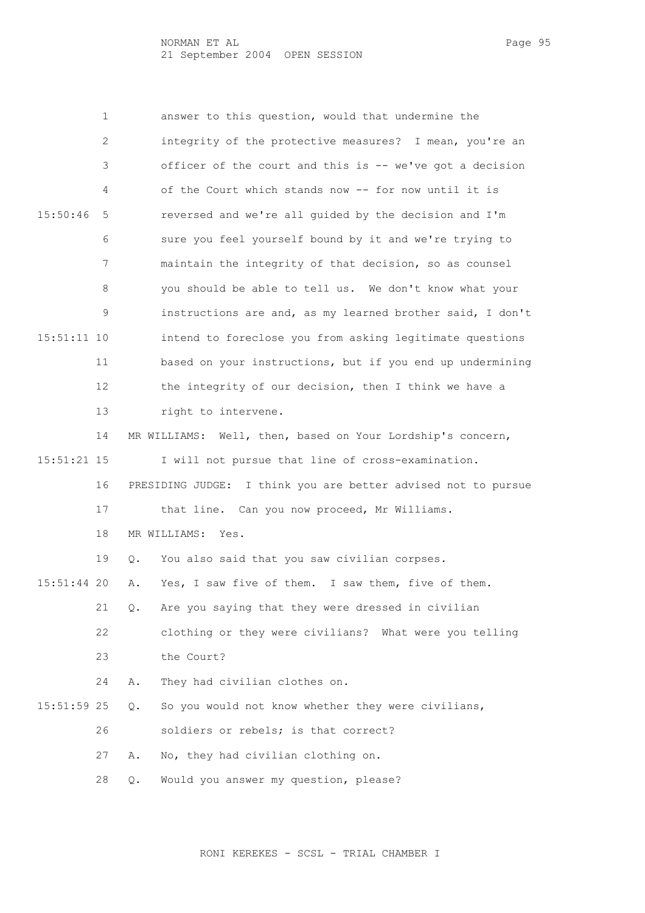answer to this question, would that undermine the integrity of the protective measures? I mean, you're an officer of the court and this is -- we've got a decision of the Court which stands now -- for now until it is reversed and we're all guided by the decision and I'm sure you feel yourself bound by it and we're trying to maintain the integrity of that decision, so as counsel you should be able to tell us. We don't know what your instructions are and, as my learned brother said, I don't intend to foreclose you from asking legitimate questions based on your instructions, but if you end up undermining the integrity of our decision, then I think we have a right to intervene.

MR WILLIAMS: Well, then, based on Your Lordship's concern, I will not pursue that line of cross-examination.

PRESIDING JUDGE: I think you are better advised not to pursue that line. Can you now proceed, Mr Williams.

MR WILLIAMS: Yes.

Q. You also said that you saw civilian corpses.

A. Yes, I saw five of them. I saw them, five of them.

Q. Are you saying that they were dressed in civilian clothing or they were civilians? What were you telling the Court?

A. They had civilian clothes on.

Q. So you would not know whether they were civilians, soldiers or rebels; is that correct?

A. No, they had civilian clothing on.

Q. Would you answer my question, please?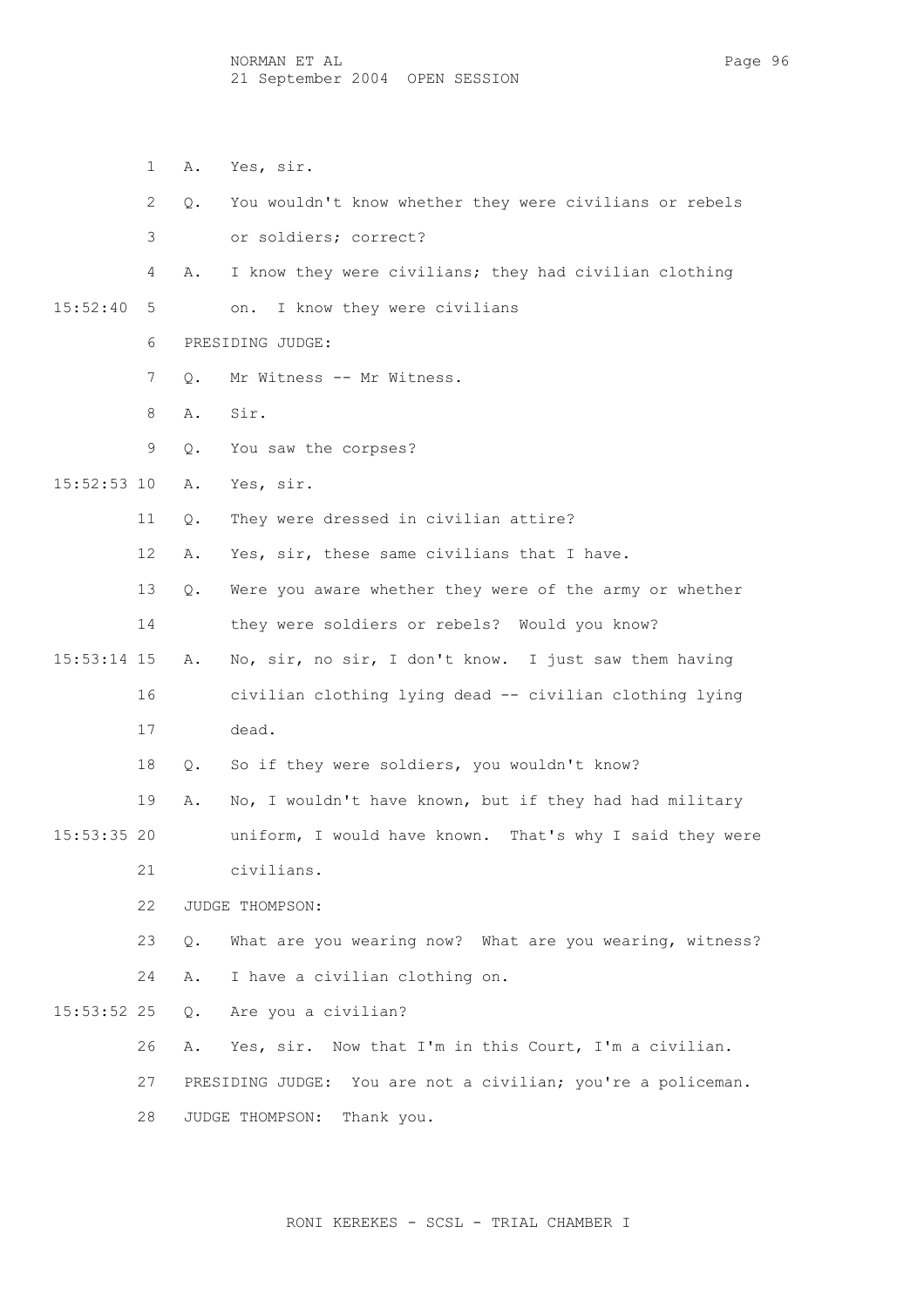1 A. Yes, sir.

2 Q. You wouldn't know whether they were civilians or rebels

3 or soldiers; correct?

4 A. I know they were civilians; they had civilian clothing

15:52:40 5 on. I know they were civilians

6 PRESIDING JUDGE:

7 Q. Mr Witness -- Mr Witness.

8 A. Sir.

9 Q. You saw the corpses?

15:52:53 10 A. Yes, sir.

11 Q. They were dressed in civilian attire?

12 A. Yes, sir, these same civilians that I have.

13 Q. Were you aware whether they were of the army or whether

14 they were soldiers or rebels? Would you know?

15:53:14 15 A. No, sir, no sir, I don't know. I just saw them having

16 civilian clothing lying dead -- civilian clothing lying

17 dead.

18 Q. So if they were soldiers, you wouldn't know?

19 A. No, I wouldn't have known, but if they had had military

15:53:35 20 uniform, I would have known. That's why I said they were

21 civilians.

22 JUDGE THOMPSON:

23 Q. What are you wearing now? What are you wearing, witness?

24 A. I have a civilian clothing on.

15:53:52 25 Q. Are you a civilian?

26 A. Yes, sir. Now that I'm in this Court, I'm a civilian.

27 PRESIDING JUDGE: You are not a civilian; you're a policeman.

28 JUDGE THOMPSON: Thank you.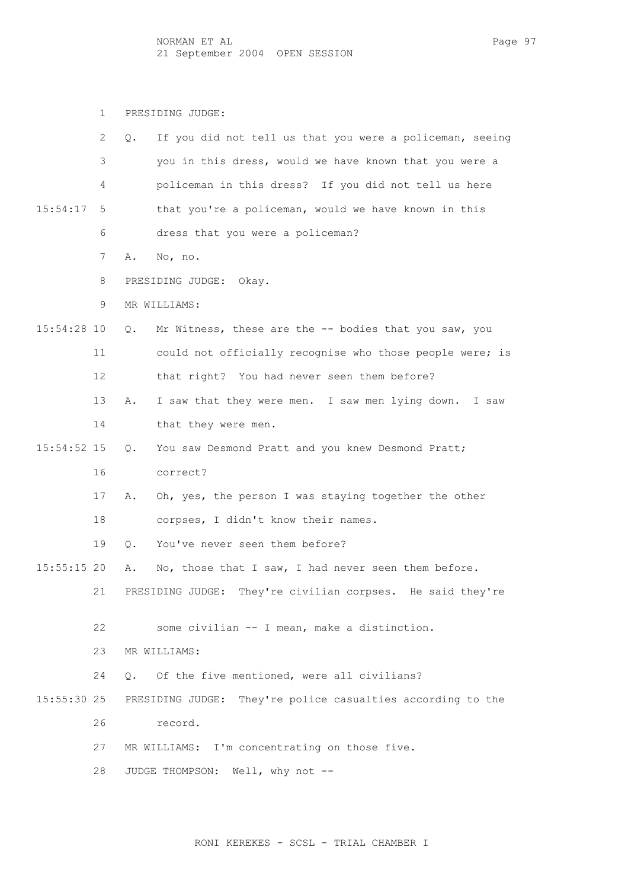PRESIDING JUDGE:

Q. If you did not tell us that you were a policeman, seeing you in this dress, would we have known that you were a policeman in this dress? If you did not tell us here that you're a policeman, would we have known in this dress that you were a policeman?

A. No, no.

PRESIDING JUDGE: Okay.

MR WILLIAMS:

Q. Mr Witness, these are the -- bodies that you saw, you could not officially recognise who those people were; is that right? You had never seen them before?

A. I saw that they were men. I saw men lying down. I saw that they were men.

Q. You saw Desmond Pratt and you knew Desmond Pratt; correct?

A. Oh, yes, the person I was staying together the other corpses, I didn't know their names.

Q. You've never seen them before?

A. No, those that I saw, I had never seen them before.

PRESIDING JUDGE: They're civilian corpses. He said they're some civilian -- I mean, make a distinction.

MR WILLIAMS:

Q. Of the five mentioned, were all civilians?

PRESIDING JUDGE: They're police casualties according to the record.

MR WILLIAMS: I'm concentrating on those five.

JUDGE THOMPSON: Well, why not --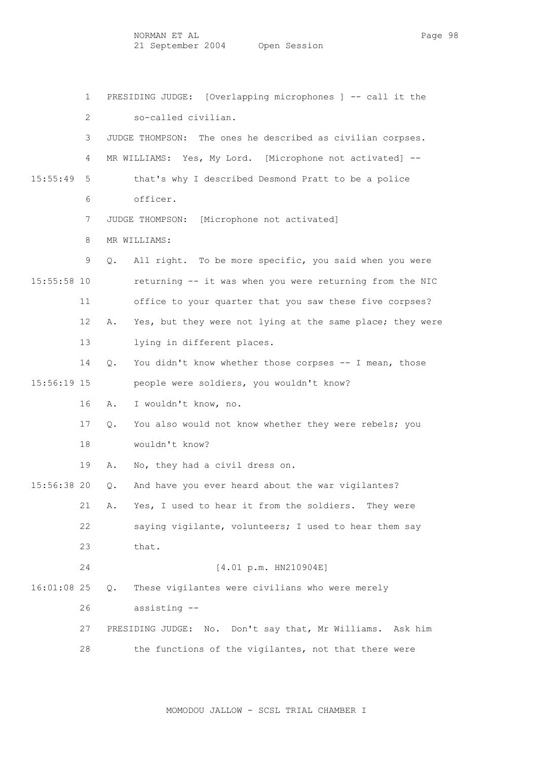1 PRESIDING JUDGE: [Overlapping microphones ] -- call it the
2 so-called civilian.
3 JUDGE THOMPSON: The ones he described as civilian corpses.
4 MR WILLIAMS: Yes, My Lord. [Microphone not activated] --
15:55:49 5 that's why I described Desmond Pratt to be a police
6 officer.
7 JUDGE THOMPSON: [Microphone not activated]
8 MR WILLIAMS:
9 Q. All right. To be more specific, you said when you were
15:55:58 10 returning -- it was when you were returning from the NIC
11 office to your quarter that you saw these five corpses?
12 A. Yes, but they were not lying at the same place; they were
13 lying in different places.
14 Q. You didn't know whether those corpses -- I mean, those
15:56:19 15 people were soldiers, you wouldn't know?
16 A. I wouldn't know, no.
17 Q. You also would not know whether they were rebels; you
18 wouldn't know?
19 A. No, they had a civil dress on.
15:56:38 20 Q. And have you ever heard about the war vigilantes?
21 A. Yes, I used to hear it from the soldiers. They were
22 saying vigilante, volunteers; I used to hear them say
23 that.
24 [4.01 p.m. HN210904E]
16:01:08 25 Q. These vigilantes were civilians who were merely
26 assisting --
27 PRESIDING JUDGE: No. Don't say that, Mr Williams. Ask him
28 the functions of the vigilantes, not that there were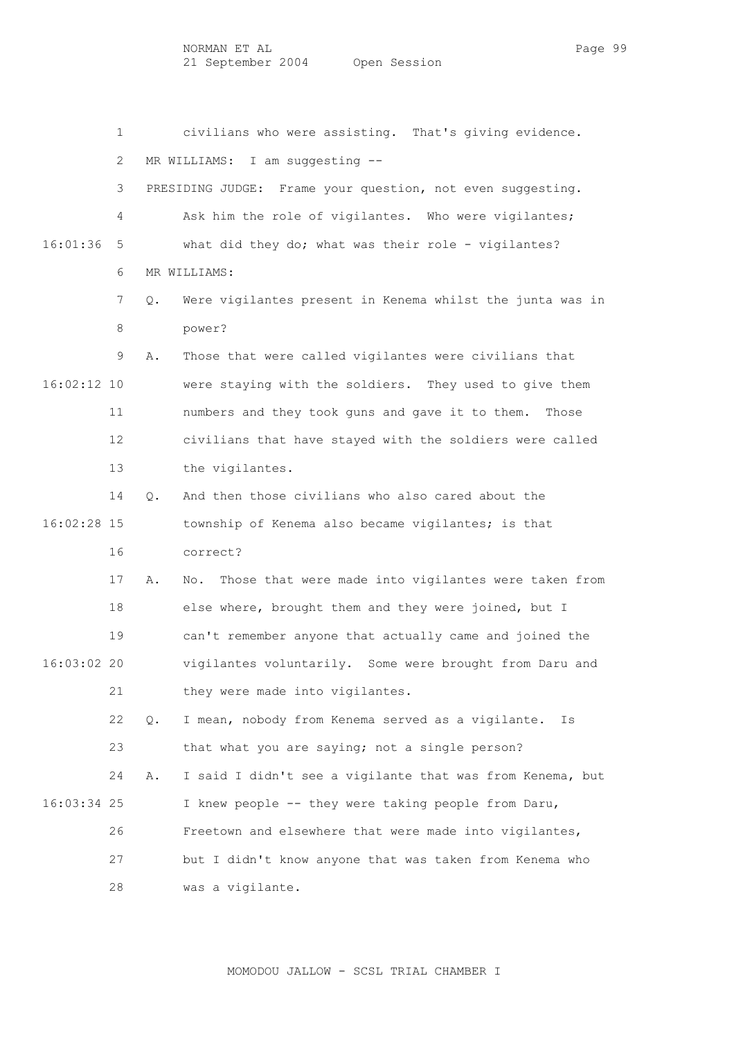civilians who were assisting. That's giving evidence.

MR WILLIAMS: I am suggesting --

PRESIDING JUDGE: Frame your question, not even suggesting. Ask him the role of vigilantes. Who were vigilantes; what did they do; what was their role - vigilantes?

MR WILLIAMS:

Q. Were vigilantes present in Kenema whilst the junta was in power?

A. Those that were called vigilantes were civilians that were staying with the soldiers. They used to give them numbers and they took guns and gave it to them. Those civilians that have stayed with the soldiers were called the vigilantes.

Q. And then those civilians who also cared about the township of Kenema also became vigilantes; is that correct?

A. No. Those that were made into vigilantes were taken from else where, brought them and they were joined, but I can't remember anyone that actually came and joined the vigilantes voluntarily. Some were brought from Daru and they were made into vigilantes.

Q. I mean, nobody from Kenema served as a vigilante. Is that what you are saying; not a single person?

A. I said I didn't see a vigilante that was from Kenema, but I knew people -- they were taking people from Daru, Freetown and elsewhere that were made into vigilantes, but I didn't know anyone that was taken from Kenema who was a vigilante.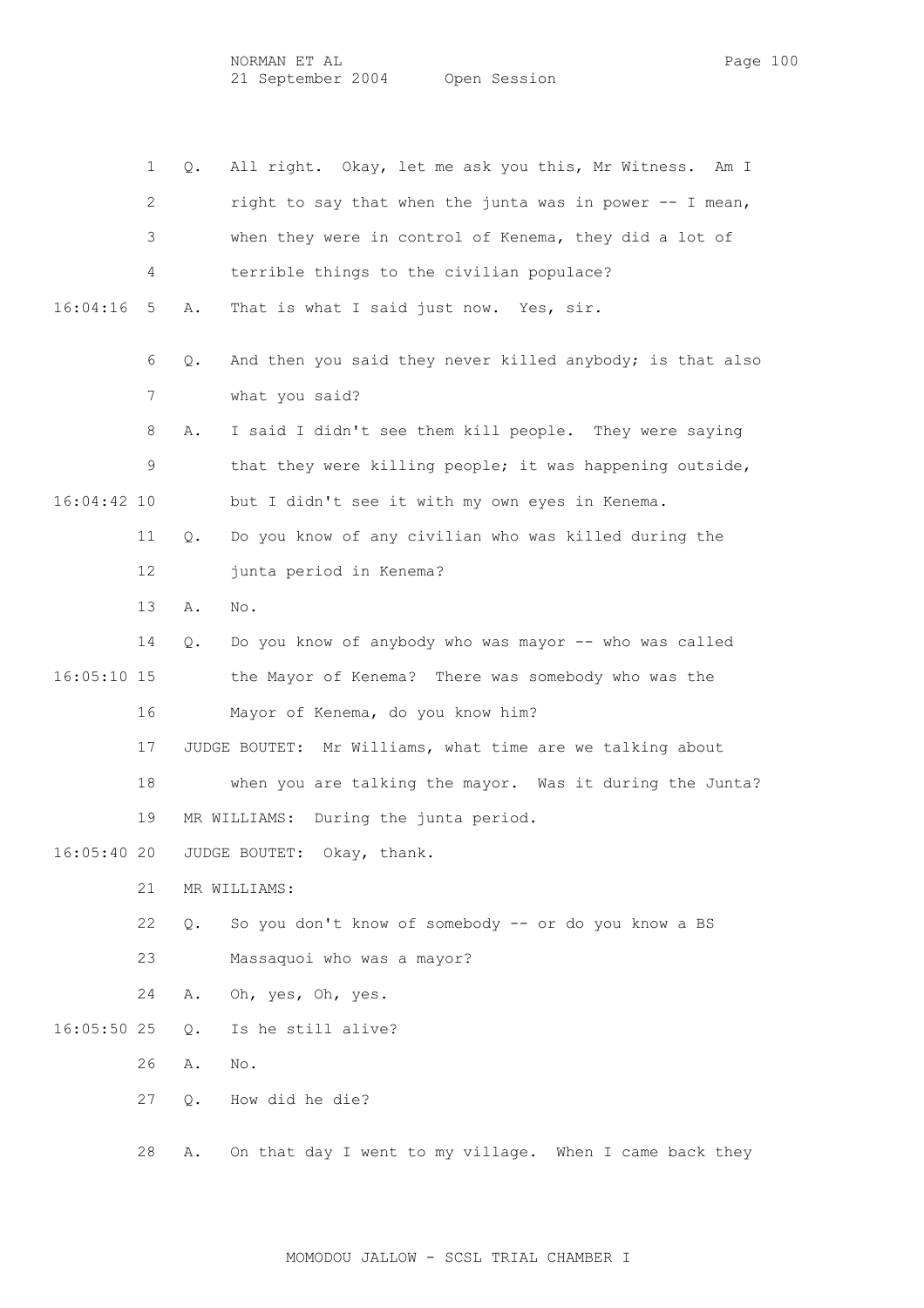1 Q. All right. Okay, let me ask you this, Mr Witness. Am I
2 right to say that when the junta was in power -- I mean,
3 when they were in control of Kenema, they did a lot of
4 terrible things to the civilian populace?

16:04:16 5 A. That is what I said just now. Yes, sir.

6 Q. And then you said they never killed anybody; is that also
7 what you said?

8 A. I said I didn't see them kill people. They were saying
9 that they were killing people; it was happening outside,

16:04:42 10 but I didn't see it with my own eyes in Kenema.

11 Q. Do you know of any civilian who was killed during the
12 junta period in Kenema?

13 A. No.

14 Q. Do you know of anybody who was mayor -- who was called

16:05:10 15 the Mayor of Kenema? There was somebody who was the
16 Mayor of Kenema, do you know him?

17 JUDGE BOUTET: Mr Williams, what time are we talking about
18 when you are talking the mayor. Was it during the Junta?

19 MR WILLIAMS: During the junta period.

16:05:40 20 JUDGE BOUTET: Okay, thank.

21 MR WILLIAMS:

22 Q. So you don't know of somebody -- or do you know a BS
23 Massaquoi who was a mayor?

24 A. Oh, yes, Oh, yes.

16:05:50 25 Q. Is he still alive?

26 A. No.

27 Q. How did he die?

28 A. On that day I went to my village. When I came back they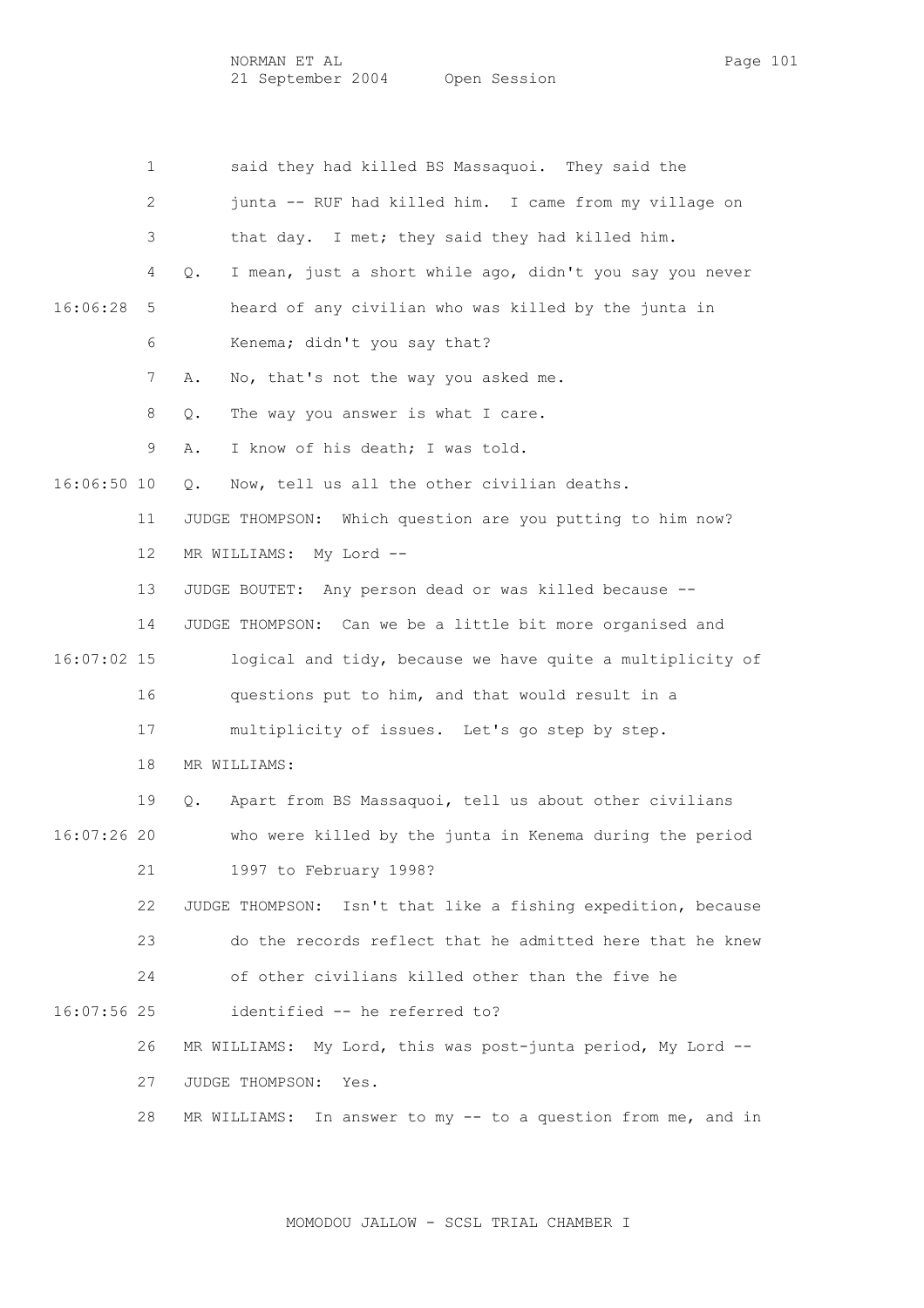said they had killed BS Massaquoi. They said the junta -- RUF had killed him. I came from my village on that day. I met; they said they had killed him.

Q. I mean, just a short while ago, didn't you say you never heard of any civilian who was killed by the junta in Kenema; didn't you say that?

A. No, that's not the way you asked me.

Q. The way you answer is what I care.

A. I know of his death; I was told.

Q. Now, tell us all the other civilian deaths.

JUDGE THOMPSON: Which question are you putting to him now?

MR WILLIAMS: My Lord --

JUDGE BOUTET: Any person dead or was killed because --

JUDGE THOMPSON: Can we be a little bit more organised and logical and tidy, because we have quite a multiplicity of questions put to him, and that would result in a multiplicity of issues. Let's go step by step.

MR WILLIAMS:

Q. Apart from BS Massaquoi, tell us about other civilians who were killed by the junta in Kenema during the period 1997 to February 1998?

JUDGE THOMPSON: Isn't that like a fishing expedition, because do the records reflect that he admitted here that he knew of other civilians killed other than the five he identified -- he referred to?

MR WILLIAMS: My Lord, this was post-junta period, My Lord --

JUDGE THOMPSON: Yes.

MR WILLIAMS: In answer to my -- to a question from me, and in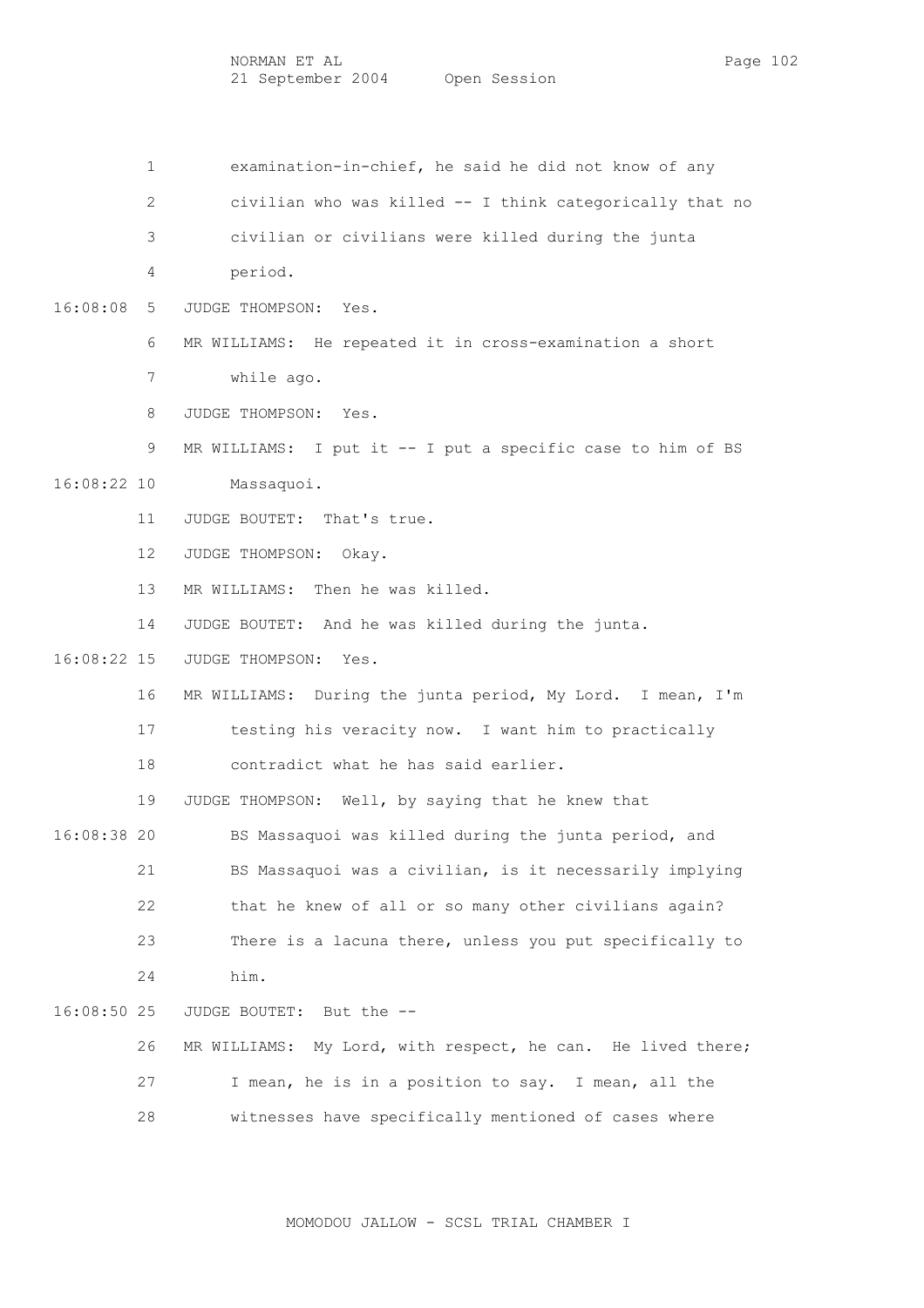examination-in-chief, he said he did not know of any civilian who was killed -- I think categorically that no civilian or civilians were killed during the junta period.

JUDGE THOMPSON: Yes.

MR WILLIAMS: He repeated it in cross-examination a short while ago.

JUDGE THOMPSON: Yes.

MR WILLIAMS: I put it -- I put a specific case to him of BS Massaquoi.

JUDGE BOUTET: That's true.

JUDGE THOMPSON: Okay.

MR WILLIAMS: Then he was killed.

JUDGE BOUTET: And he was killed during the junta.

JUDGE THOMPSON: Yes.

MR WILLIAMS: During the junta period, My Lord. I mean, I'm testing his veracity now. I want him to practically contradict what he has said earlier.

JUDGE THOMPSON: Well, by saying that he knew that BS Massaquoi was killed during the junta period, and BS Massaquoi was a civilian, is it necessarily implying that he knew of all or so many other civilians again? There is a lacuna there, unless you put specifically to him.

JUDGE BOUTET: But the --

MR WILLIAMS: My Lord, with respect, he can. He lived there; I mean, he is in a position to say. I mean, all the witnesses have specifically mentioned of cases where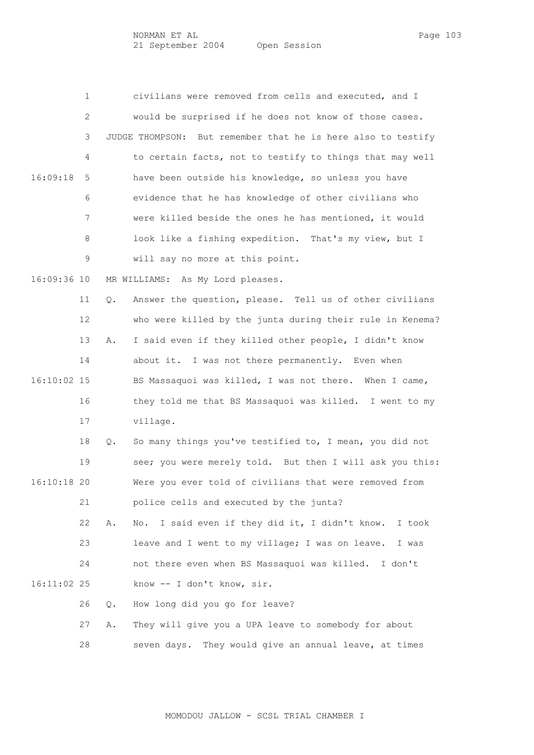1 civilians were removed from cells and executed, and I
2 would be surprised if he does not know of those cases.
3 JUDGE THOMPSON: But remember that he is here also to testify
4 to certain facts, not to testify to things that may well
16:09:18 5 have been outside his knowledge, so unless you have
6 evidence that he has knowledge of other civilians who
7 were killed beside the ones he has mentioned, it would
8 look like a fishing expedition. That's my view, but I
9 will say no more at this point.
16:09:36 10 MR WILLIAMS: As My Lord pleases.
11 Q. Answer the question, please. Tell us of other civilians
12 who were killed by the junta during their rule in Kenema?
13 A. I said even if they killed other people, I didn't know
14 about it. I was not there permanently. Even when
16:10:02 15 BS Massaquoi was killed, I was not there. When I came,
16 they told me that BS Massaquoi was killed. I went to my
17 village.
18 Q. So many things you've testified to, I mean, you did not
19 see; you were merely told. But then I will ask you this:
16:10:18 20 Were you ever told of civilians that were removed from
21 police cells and executed by the junta?
22 A. No. I said even if they did it, I didn't know. I took
23 leave and I went to my village; I was on leave. I was
24 not there even when BS Massaquoi was killed. I don't
16:11:02 25 know -- I don't know, sir.
26 Q. How long did you go for leave?
27 A. They will give you a UPA leave to somebody for about
28 seven days. They would give an annual leave, at times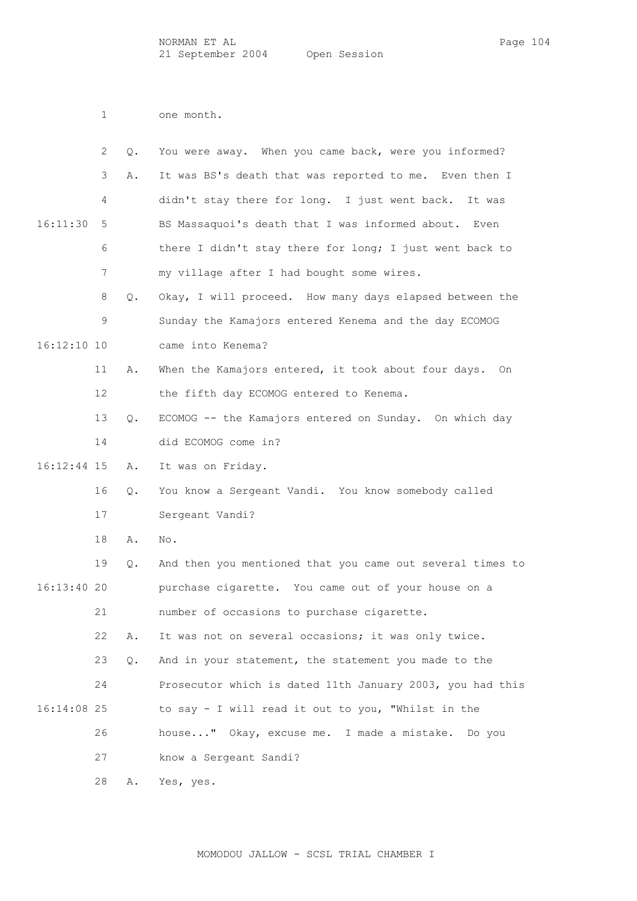1 one month.

2 Q. You were away. When you came back, were you informed?

3 A. It was BS's death that was reported to me. Even then I

4 didn't stay there for long. I just went back. It was

16:11:30 5 BS Massaquoi's death that I was informed about. Even

6 there I didn't stay there for long; I just went back to

7 my village after I had bought some wires.

8 Q. Okay, I will proceed. How many days elapsed between the

9 Sunday the Kamajors entered Kenema and the day ECOMOG

16:12:10 10 came into Kenema?

11 A. When the Kamajors entered, it took about four days. On

12 the fifth day ECOMOG entered to Kenema.

13 Q. ECOMOG -- the Kamajors entered on Sunday. On which day

14 did ECOMOG come in?

16:12:44 15 A. It was on Friday.

16 Q. You know a Sergeant Vandi. You know somebody called

17 Sergeant Vandi?

18 A. No.

19 Q. And then you mentioned that you came out several times to

16:13:40 20 purchase cigarette. You came out of your house on a

21 number of occasions to purchase cigarette.

22 A. It was not on several occasions; it was only twice.

23 Q. And in your statement, the statement you made to the

24 Prosecutor which is dated 11th January 2003, you had this

16:14:08 25 to say - I will read it out to you, "Whilst in the

26 house..." Okay, excuse me. I made a mistake. Do you

27 know a Sergeant Sandi?

28 A. Yes, yes.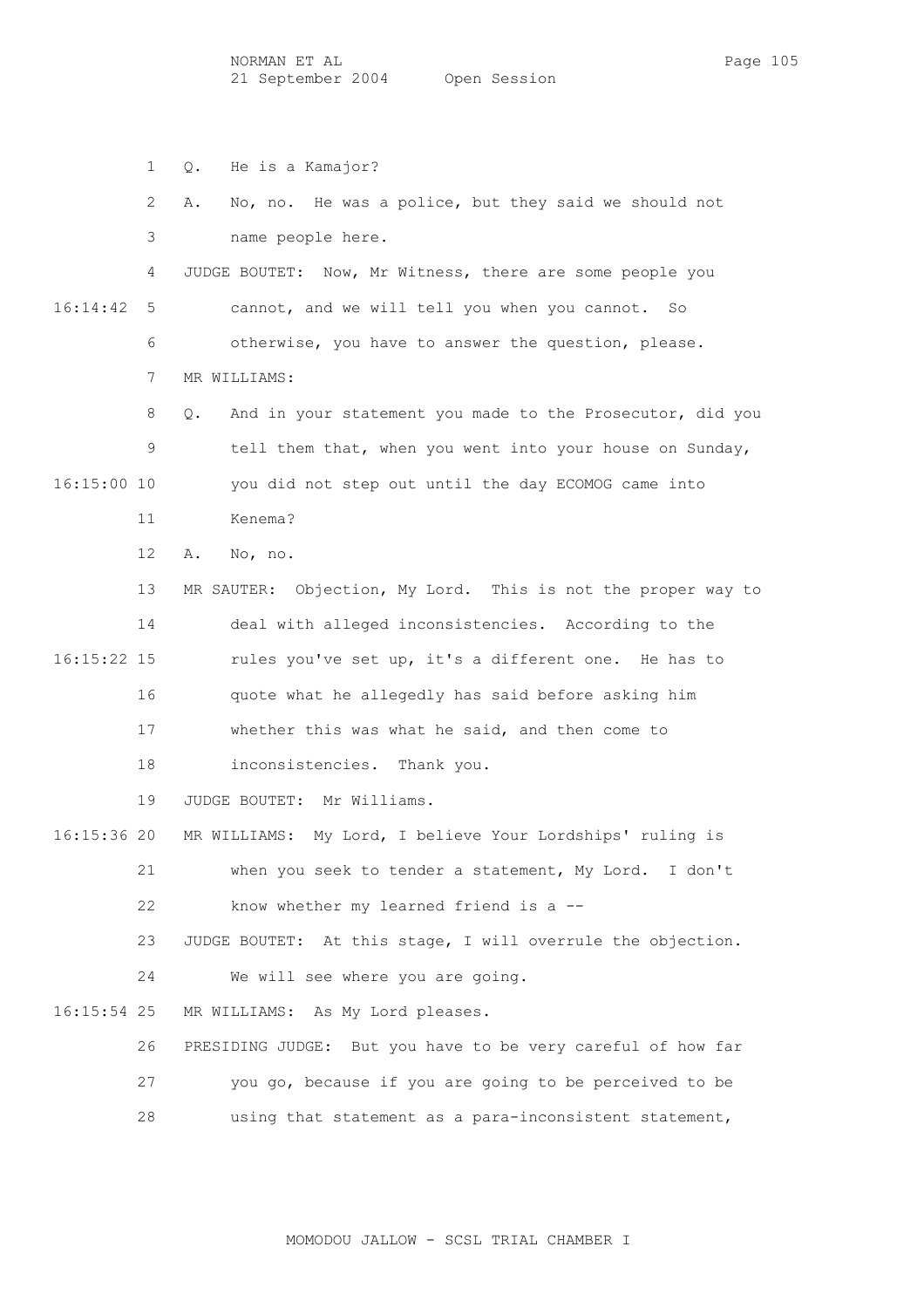1 Q. He is a Kamajor?

2 A. No, no. He was a police, but they said we should not

3 name people here.

4 JUDGE BOUTET: Now, Mr Witness, there are some people you

16:14:42 5 cannot, and we will tell you when you cannot. So

6 otherwise, you have to answer the question, please.

7 MR WILLIAMS:

8 Q. And in your statement you made to the Prosecutor, did you

9 tell them that, when you went into your house on Sunday,

16:15:00 10 you did not step out until the day ECOMOG came into

11 Kenema?

12 A. No, no.

13 MR SAUTER: Objection, My Lord. This is not the proper way to

14 deal with alleged inconsistencies. According to the

16:15:22 15 rules you've set up, it's a different one. He has to

16 quote what he allegedly has said before asking him

17 whether this was what he said, and then come to

18 inconsistencies. Thank you.

19 JUDGE BOUTET: Mr Williams.

16:15:36 20 MR WILLIAMS: My Lord, I believe Your Lordships' ruling is

21 when you seek to tender a statement, My Lord. I don't

22 know whether my learned friend is a --

23 JUDGE BOUTET: At this stage, I will overrule the objection.

24 We will see where you are going.

16:15:54 25 MR WILLIAMS: As My Lord pleases.

26 PRESIDING JUDGE: But you have to be very careful of how far

27 you go, because if you are going to be perceived to be

28 using that statement as a para-inconsistent statement,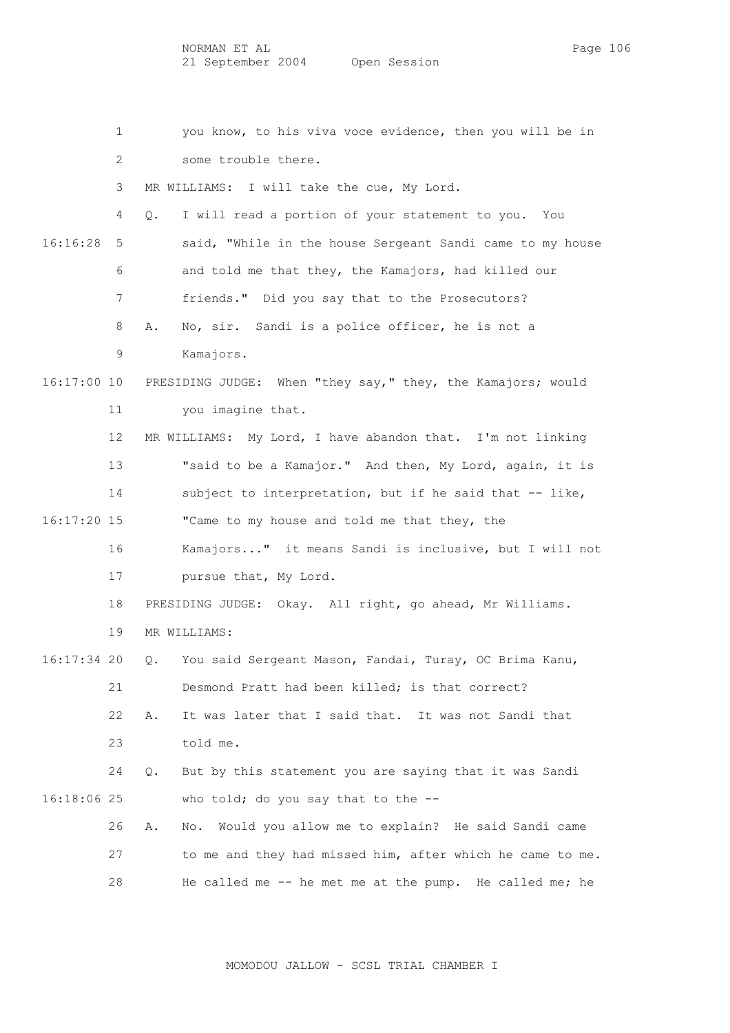1 you know, to his viva voce evidence, then you will be in
2 some trouble there.
3 MR WILLIAMS: I will take the cue, My Lord.
4 Q. I will read a portion of your statement to you. You
16:16:28 5 said, "While in the house Sergeant Sandi came to my house
6 and told me that they, the Kamajors, had killed our
7 friends." Did you say that to the Prosecutors?
8 A. No, sir. Sandi is a police officer, he is not a
9 Kamajors.
16:17:00 10 PRESIDING JUDGE: When "they say," they, the Kamajors; would
11 you imagine that.
12 MR WILLIAMS: My Lord, I have abandon that. I'm not linking
13 "said to be a Kamajor." And then, My Lord, again, it is
14 subject to interpretation, but if he said that -- like,
16:17:20 15 "Came to my house and told me that they, the
16 Kamajors..." it means Sandi is inclusive, but I will not
17 pursue that, My Lord.
18 PRESIDING JUDGE: Okay. All right, go ahead, Mr Williams.
19 MR WILLIAMS:
16:17:34 20 Q. You said Sergeant Mason, Fandai, Turay, OC Brima Kanu,
21 Desmond Pratt had been killed; is that correct?
22 A. It was later that I said that. It was not Sandi that
23 told me.
24 Q. But by this statement you are saying that it was Sandi
16:18:06 25 who told; do you say that to the --
26 A. No. Would you allow me to explain? He said Sandi came
27 to me and they had missed him, after which he came to me.
28 He called me -- he met me at the pump. He called me; he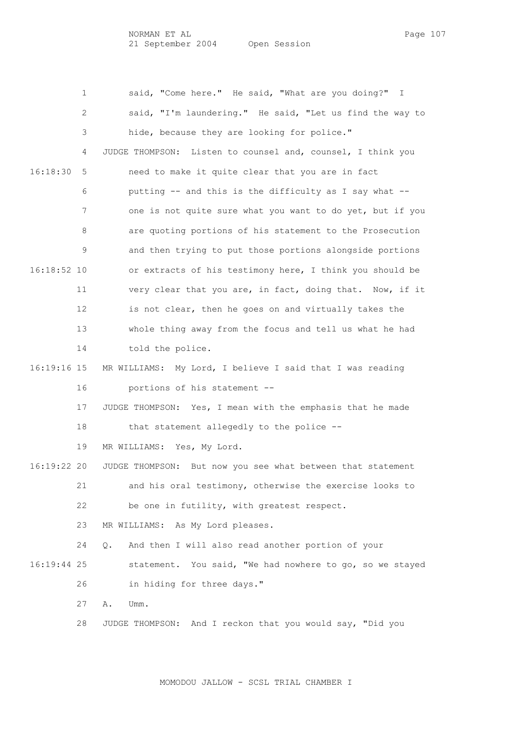1 said, "Come here." He said, "What are you doing?" I

2 said, "I'm laundering." He said, "Let us find the way to

3 hide, because they are looking for police."

4 JUDGE THOMPSON: Listen to counsel and, counsel, I think you

16:18:30 5 need to make it quite clear that you are in fact

6 putting -- and this is the difficulty as I say what --

7 one is not quite sure what you want to do yet, but if you

8 are quoting portions of his statement to the Prosecution

9 and then trying to put those portions alongside portions

16:18:52 10 or extracts of his testimony here, I think you should be

11 very clear that you are, in fact, doing that. Now, if it

12 is not clear, then he goes on and virtually takes the

13 whole thing away from the focus and tell us what he had

14 told the police.

16:19:16 15 MR WILLIAMS: My Lord, I believe I said that I was reading

16 portions of his statement --

17 JUDGE THOMPSON: Yes, I mean with the emphasis that he made

18 that statement allegedly to the police --

19 MR WILLIAMS: Yes, My Lord.

16:19:22 20 JUDGE THOMPSON: But now you see what between that statement

21 and his oral testimony, otherwise the exercise looks to

22 be one in futility, with greatest respect.

23 MR WILLIAMS: As My Lord pleases.

24 Q. And then I will also read another portion of your

16:19:44 25 statement. You said, "We had nowhere to go, so we stayed

26 in hiding for three days."

27 A. Umm.

28 JUDGE THOMPSON: And I reckon that you would say, "Did you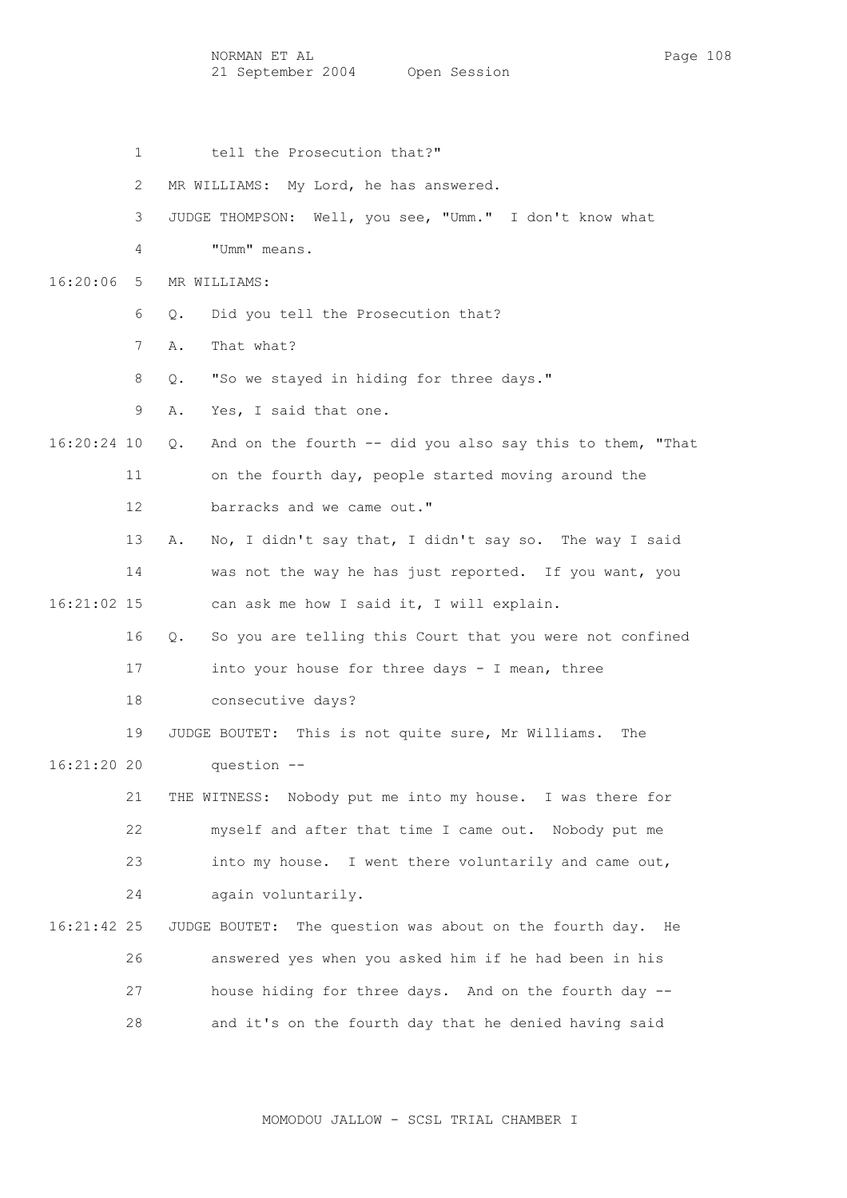1 tell the Prosecution that?"

2 MR WILLIAMS: My Lord, he has answered.

3 JUDGE THOMPSON: Well, you see, "Umm." I don't know what

4 "Umm" means.

16:20:06 5 MR WILLIAMS:

6 Q. Did you tell the Prosecution that?

7 A. That what?

8 Q. "So we stayed in hiding for three days."

9 A. Yes, I said that one.

16:20:24 10 Q. And on the fourth -- did you also say this to them, "That

11 on the fourth day, people started moving around the

12 barracks and we came out."

13 A. No, I didn't say that, I didn't say so. The way I said

14 was not the way he has just reported. If you want, you

16:21:02 15 can ask me how I said it, I will explain.

16 Q. So you are telling this Court that you were not confined

17 into your house for three days - I mean, three

18 consecutive days?

19 JUDGE BOUTET: This is not quite sure, Mr Williams. The

16:21:20 20 question --

21 THE WITNESS: Nobody put me into my house. I was there for

22 myself and after that time I came out. Nobody put me

23 into my house. I went there voluntarily and came out,

24 again voluntarily.

16:21:42 25 JUDGE BOUTET: The question was about on the fourth day. He

26 answered yes when you asked him if he had been in his

27 house hiding for three days. And on the fourth day --

28 and it's on the fourth day that he denied having said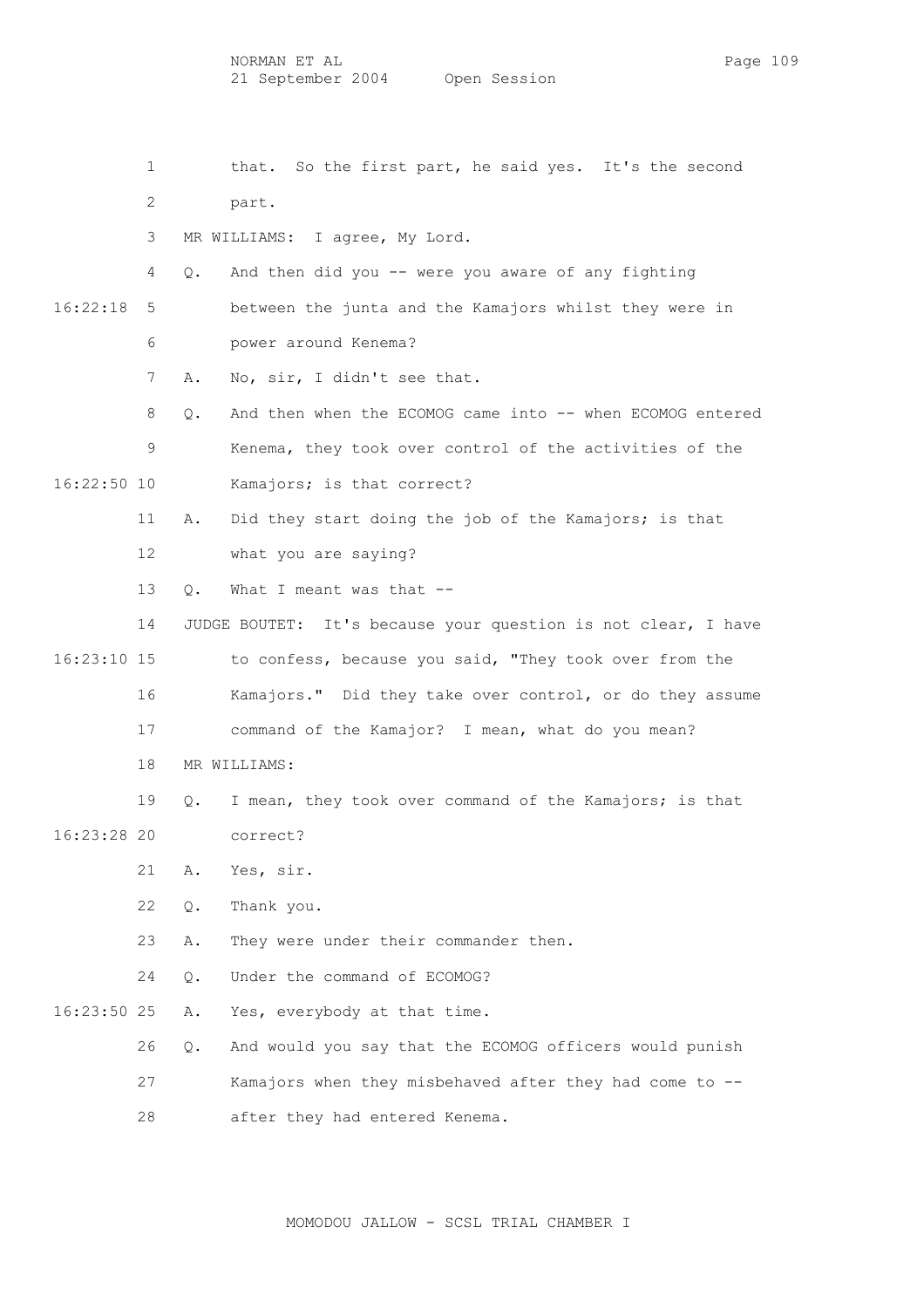1 that. So the first part, he said yes. It's the second
2 part.
3 MR WILLIAMS: I agree, My Lord.
4 Q. And then did you -- were you aware of any fighting
16:22:18 5 between the junta and the Kamajors whilst they were in
6 power around Kenema?
7 A. No, sir, I didn't see that.
8 Q. And then when the ECOMOG came into -- when ECOMOG entered
9 Kenema, they took over control of the activities of the
16:22:50 10 Kamajors; is that correct?
11 A. Did they start doing the job of the Kamajors; is that
12 what you are saying?
13 Q. What I meant was that --
14 JUDGE BOUTET: It's because your question is not clear, I have
16:23:10 15 to confess, because you said, "They took over from the
16 Kamajors." Did they take over control, or do they assume
17 command of the Kamajor? I mean, what do you mean?
18 MR WILLIAMS:
19 Q. I mean, they took over command of the Kamajors; is that
16:23:28 20 correct?
21 A. Yes, sir.
22 Q. Thank you.
23 A. They were under their commander then.
24 Q. Under the command of ECOMOG?
16:23:50 25 A. Yes, everybody at that time.
26 Q. And would you say that the ECOMOG officers would punish
27 Kamajors when they misbehaved after they had come to --
28 after they had entered Kenema.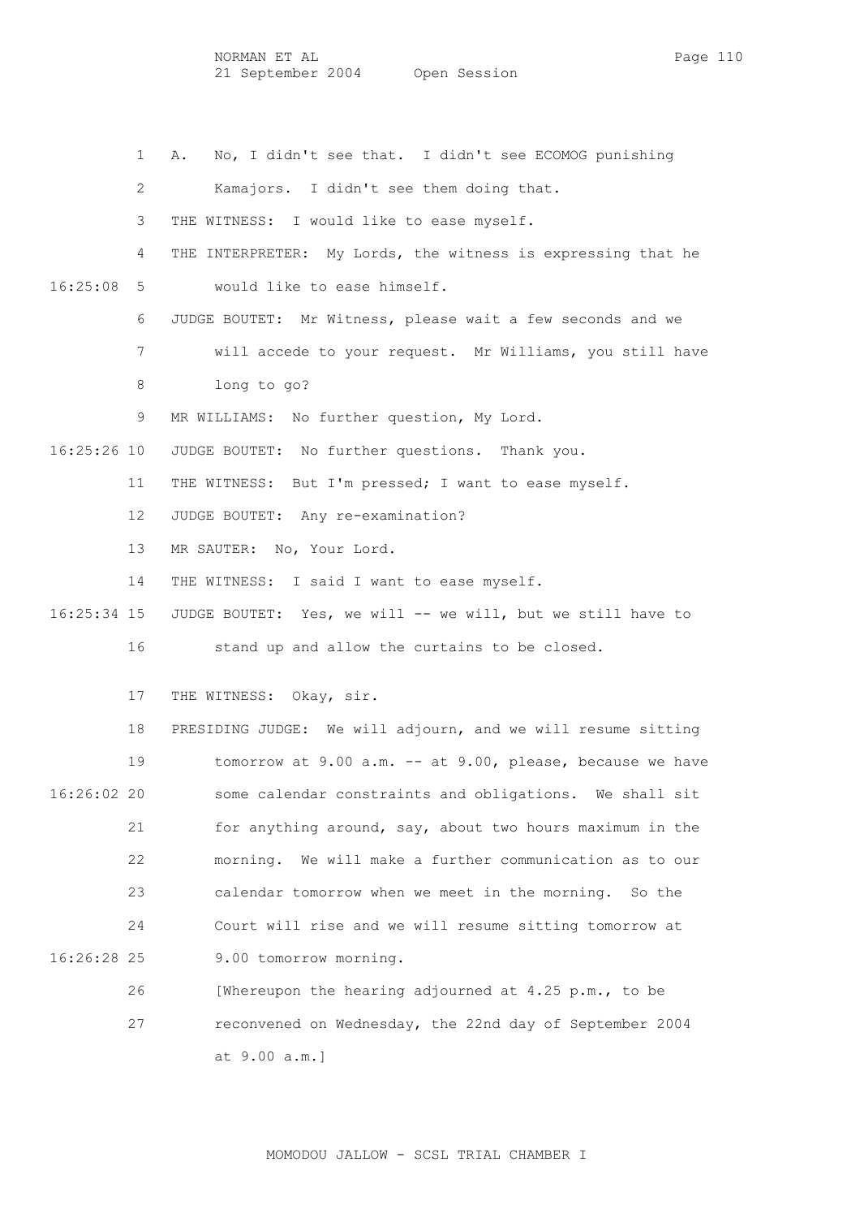1 A. No, I didn't see that. I didn't see ECOMOG punishing
2 Kamajors. I didn't see them doing that.
3 THE WITNESS: I would like to ease myself.
4 THE INTERPRETER: My Lords, the witness is expressing that he
16:25:08 5 would like to ease himself.
6 JUDGE BOUTET: Mr Witness, please wait a few seconds and we
7 will accede to your request. Mr Williams, you still have
8 long to go?
9 MR WILLIAMS: No further question, My Lord.
16:25:26 10 JUDGE BOUTET: No further questions. Thank you.
11 THE WITNESS: But I'm pressed; I want to ease myself.
12 JUDGE BOUTET: Any re-examination?
13 MR SAUTER: No, Your Lord.
14 THE WITNESS: I said I want to ease myself.
16:25:34 15 JUDGE BOUTET: Yes, we will -- we will, but we still have to
16 stand up and allow the curtains to be closed.
17 THE WITNESS: Okay, sir.
18 PRESIDING JUDGE: We will adjourn, and we will resume sitting
19 tomorrow at 9.00 a.m. -- at 9.00, please, because we have
16:26:02 20 some calendar constraints and obligations. We shall sit
21 for anything around, say, about two hours maximum in the
22 morning. We will make a further communication as to our
23 calendar tomorrow when we meet in the morning. So the
24 Court will rise and we will resume sitting tomorrow at
16:26:28 25 9.00 tomorrow morning.
26 [Whereupon the hearing adjourned at 4.25 p.m., to be
27 reconvened on Wednesday, the 22nd day of September 2004
at 9.00 a.m.]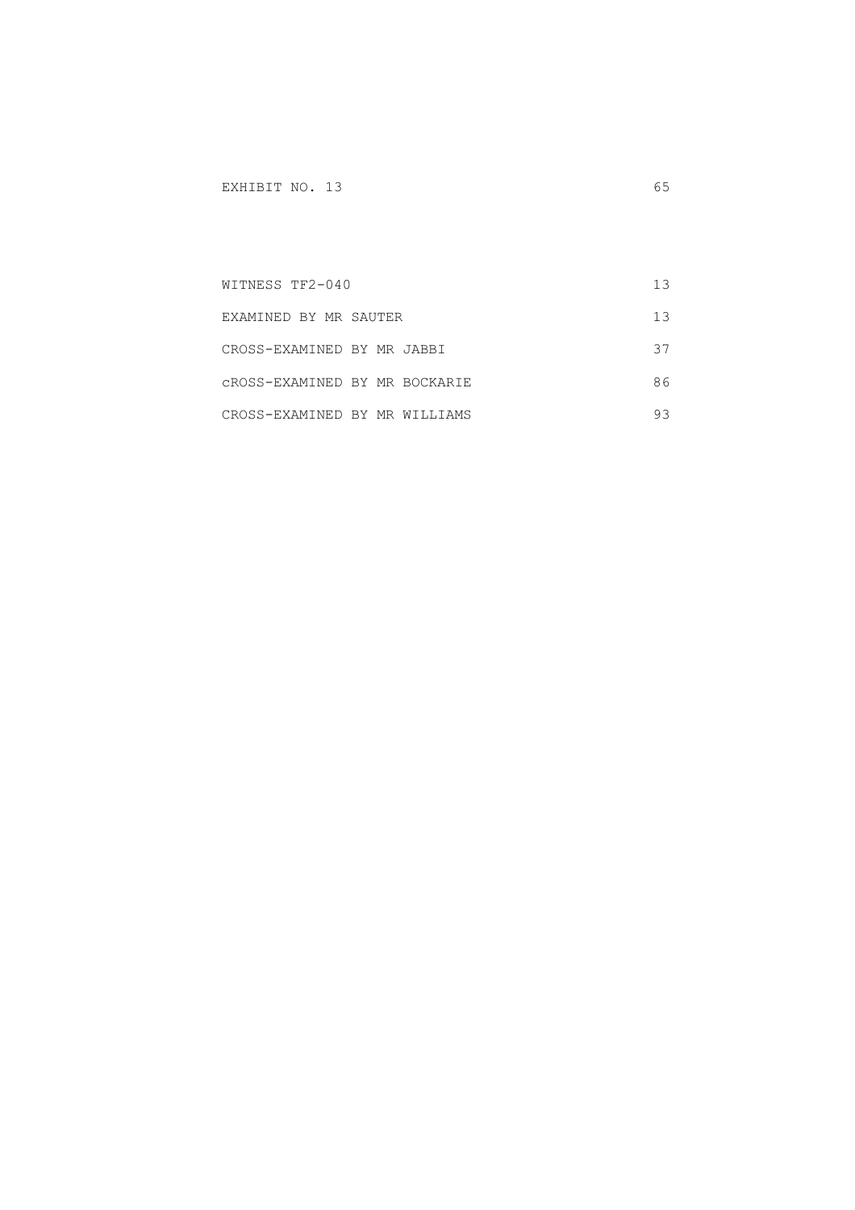| | |
|---|---|
| EXHIBIT NO. 13 | 65 |

| | |
|---|---|
| WITNESS TF2-040 | 13 |
| EXAMINED BY MR SAUTER | 13 |
| CROSS-EXAMINED BY MR JABBI | 37 |
| cROSS-EXAMINED BY MR BOCKARIE | 86 |
| CROSS-EXAMINED BY MR WILLIAMS | 93 |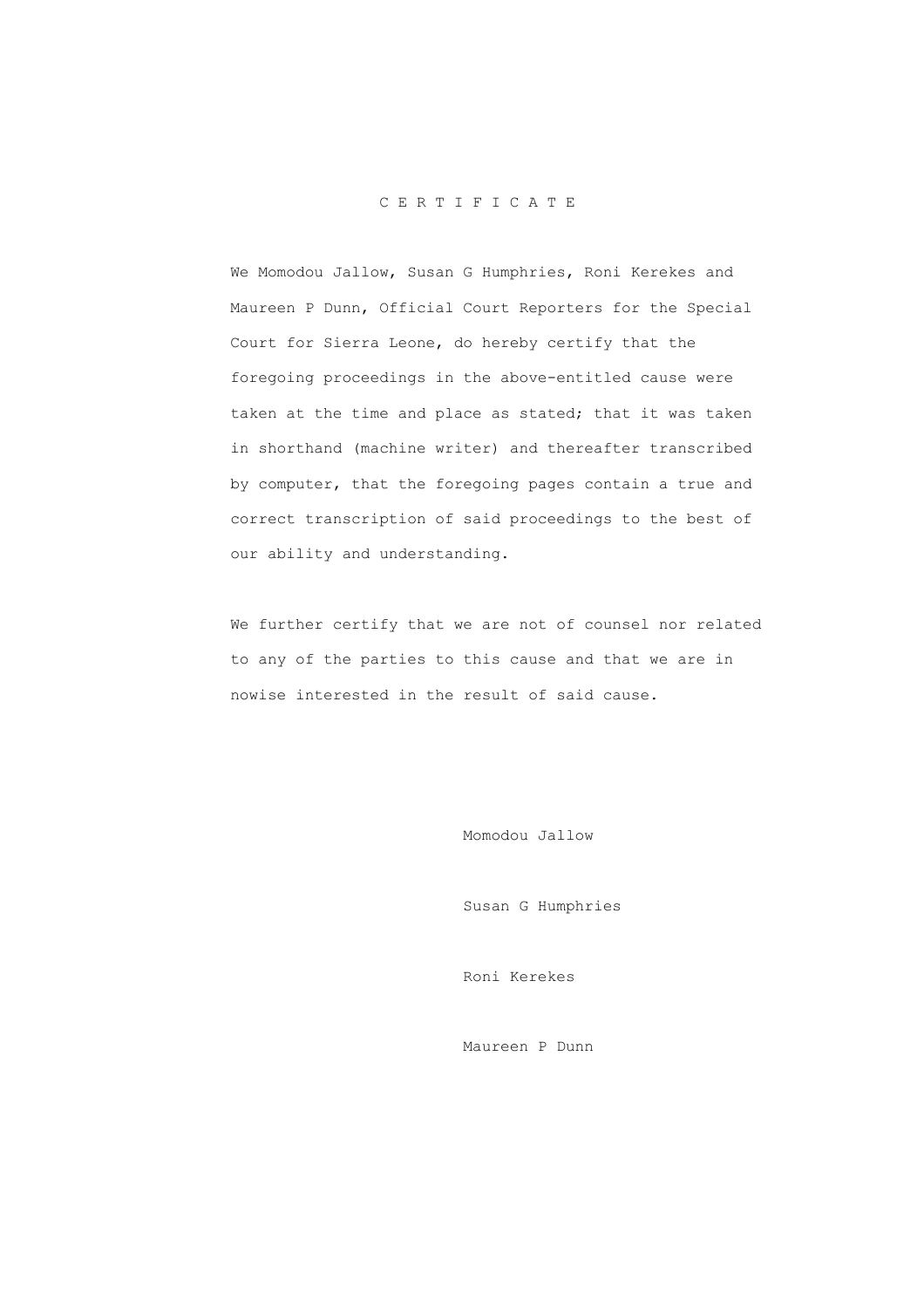# C E R T I F I C A T E

We Momodou Jallow, Susan G Humphries, Roni Kerekes and Maureen P Dunn, Official Court Reporters for the Special Court for Sierra Leone, do hereby certify that the foregoing proceedings in the above-entitled cause were taken at the time and place as stated; that it was taken in shorthand (machine writer) and thereafter transcribed by computer, that the foregoing pages contain a true and correct transcription of said proceedings to the best of our ability and understanding.

We further certify that we are not of counsel nor related to any of the parties to this cause and that we are in nowise interested in the result of said cause.

Momodou Jallow

Susan G Humphries

Roni Kerekes

Maureen P Dunn